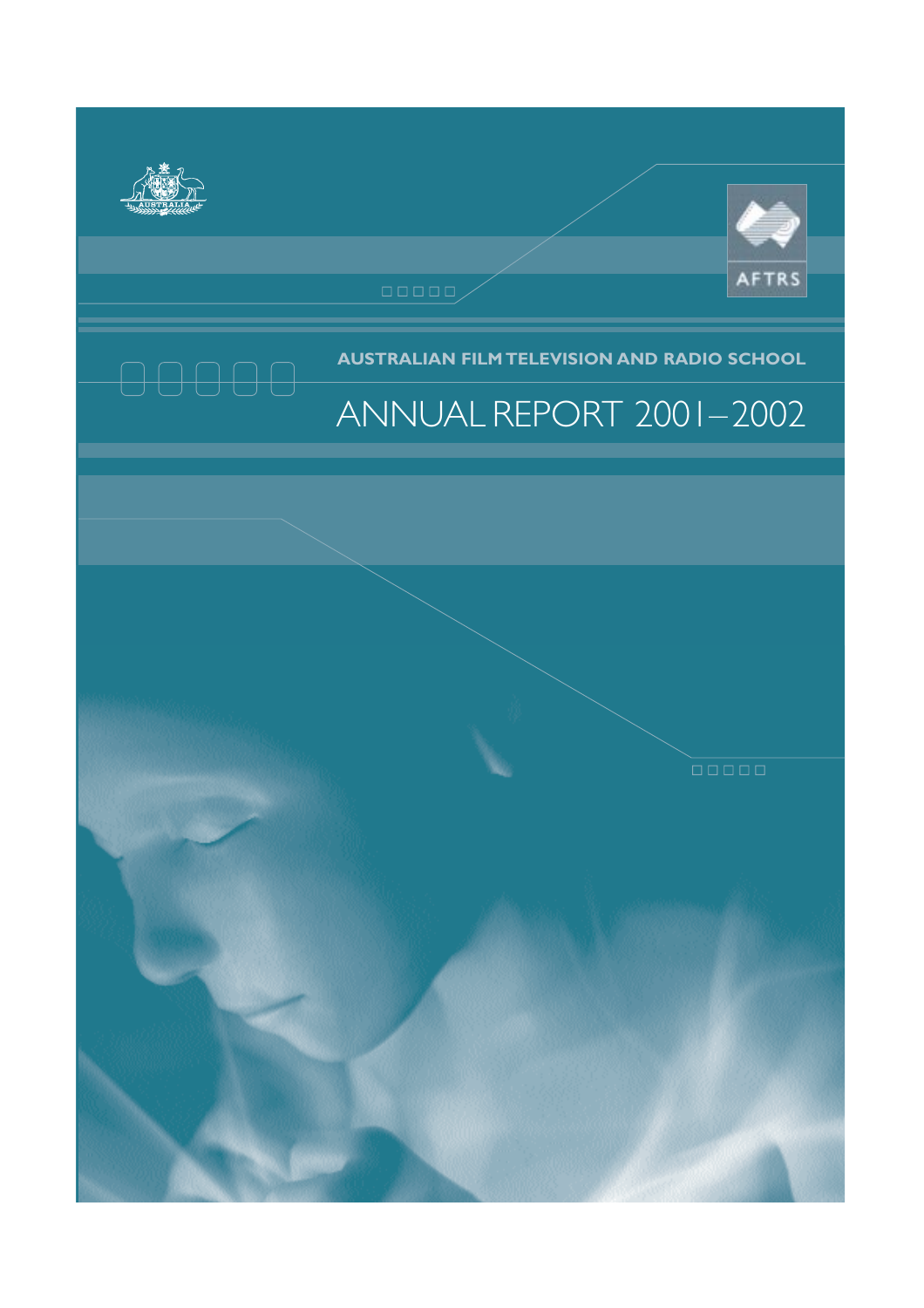AFTRS

AUSTRALIAN FILM TELEVISION AND RADIO SCHOOL

# ANNUAL REPORT 2001–2002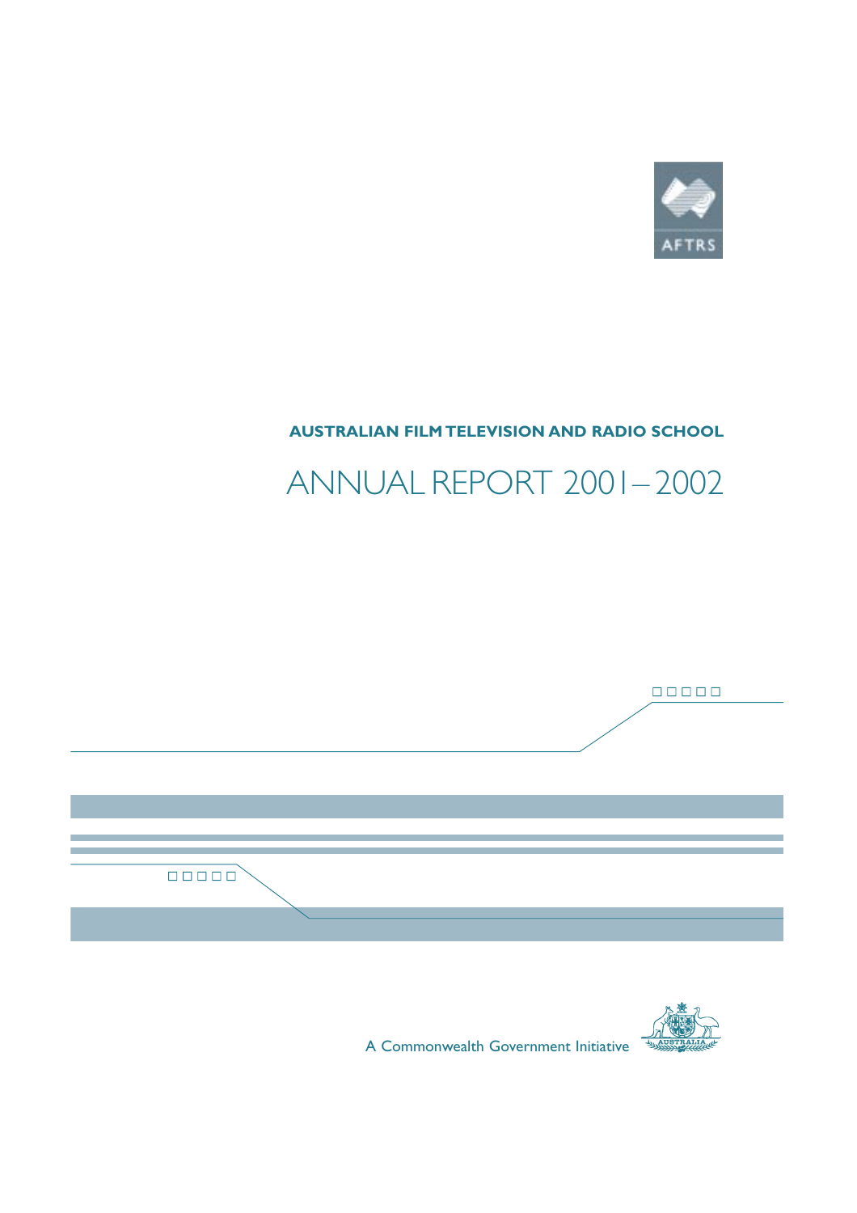AFTRS

**AUSTRALIAN FILM TELEVISION AND RADIO SCHOOL**

# ANNUAL REPORT 2001–2002

A Commonwealth Government Initiative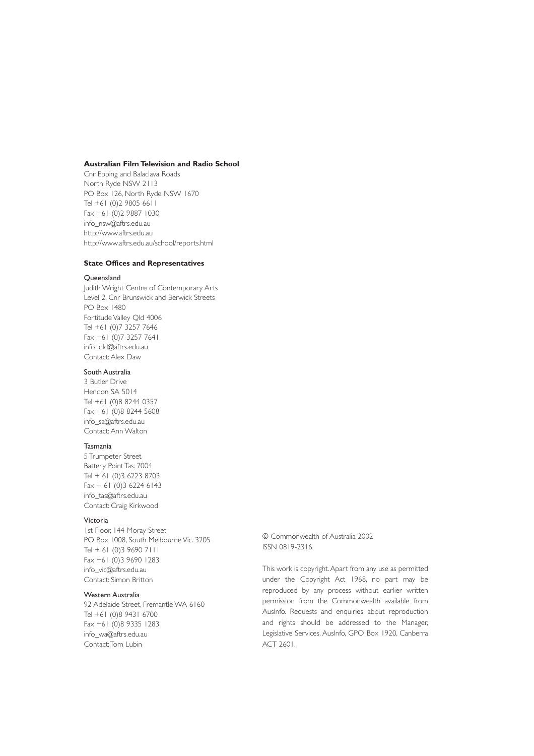**Australian Film Television and Radio School**

Cnr Epping and Balaclava Roads
North Ryde NSW 2113
PO Box 126, North Ryde NSW 1670
Tel +61 (0)2 9805 6611
Fax +61 (0)2 9887 1030
info_nsw@aftrs.edu.au
http://www.aftrs.edu.au
http://www.aftrs.edu.au/school/reports.html

**State Offices and Representatives**

Queensland
Judith Wright Centre of Contemporary Arts
Level 2, Cnr Brunswick and Berwick Streets
PO Box 1480
Fortitude Valley Qld 4006
Tel +61 (0)7 3257 7646
Fax +61 (0)7 3257 7641
info_qld@aftrs.edu.au
Contact: Alex Daw

South Australia
3 Butler Drive
Hendon SA 5014
Tel +61 (0)8 8244 0357
Fax +61 (0)8 8244 5608
info_sa@aftrs.edu.au
Contact: Ann Walton

Tasmania
5 Trumpeter Street
Battery Point Tas. 7004
Tel + 61 (0)3 6223 8703
Fax + 61 (0)3 6224 6143
info_tas@aftrs.edu.au
Contact: Craig Kirkwood

Victoria
1st Floor, 144 Moray Street
PO Box 1008, South Melbourne Vic. 3205
Tel + 61 (0)3 9690 7111
Fax +61 (0)3 9690 1283
info_vic@aftrs.edu.au
Contact: Simon Britton

Western Australia
92 Adelaide Street, Fremantle WA 6160
Tel +61 (0)8 9431 6700
Fax +61 (0)8 9335 1283
info_wa@aftrs.edu.au
Contact: Tom Lubin

© Commonwealth of Australia 2002
ISSN 0819-2316

This work is copyright. Apart from any use as permitted under the Copyright Act 1968, no part may be reproduced by any process without earlier written permission from the Commonwealth available from AusInfo. Requests and enquiries about reproduction and rights should be addressed to the Manager, Legislative Services, AusInfo, GPO Box 1920, Canberra ACT 2601.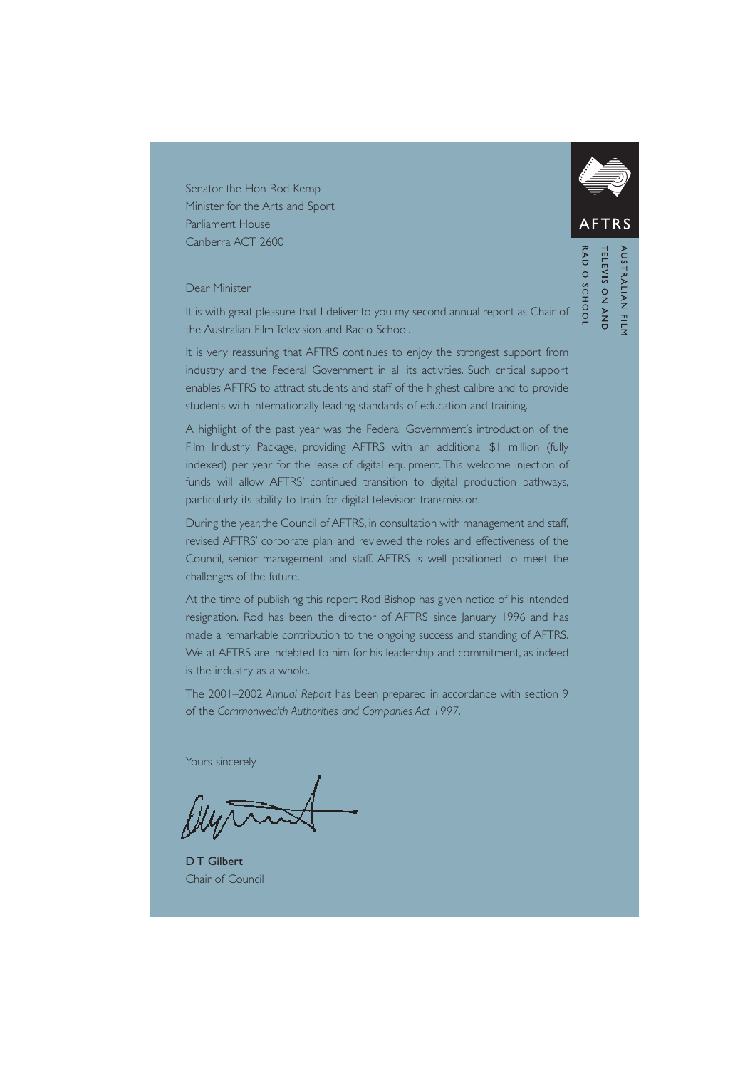Senator the Hon Rod Kemp
Minister for the Arts and Sport
Parliament House
Canberra ACT 2600

AFTRS

AUSTRALIAN FILM TELEVISION AND RADIO SCHOOL

Dear Minister

It is with great pleasure that I deliver to you my second annual report as Chair of the Australian Film Television and Radio School.

It is very reassuring that AFTRS continues to enjoy the strongest support from industry and the Federal Government in all its activities. Such critical support enables AFTRS to attract students and staff of the highest calibre and to provide students with internationally leading standards of education and training.

A highlight of the past year was the Federal Government's introduction of the Film Industry Package, providing AFTRS with an additional $1 million (fully indexed) per year for the lease of digital equipment. This welcome injection of funds will allow AFTRS' continued transition to digital production pathways, particularly its ability to train for digital television transmission.

During the year, the Council of AFTRS, in consultation with management and staff, revised AFTRS' corporate plan and reviewed the roles and effectiveness of the Council, senior management and staff. AFTRS is well positioned to meet the challenges of the future.

At the time of publishing this report Rod Bishop has given notice of his intended resignation. Rod has been the director of AFTRS since January 1996 and has made a remarkable contribution to the ongoing success and standing of AFTRS. We at AFTRS are indebted to him for his leadership and commitment, as indeed is the industry as a whole.

The 2001–2002 *Annual Report* has been prepared in accordance with section 9 of the *Commonwealth Authorities and Companies Act 1997*.

Yours sincerely

**D T Gilbert**
Chair of Council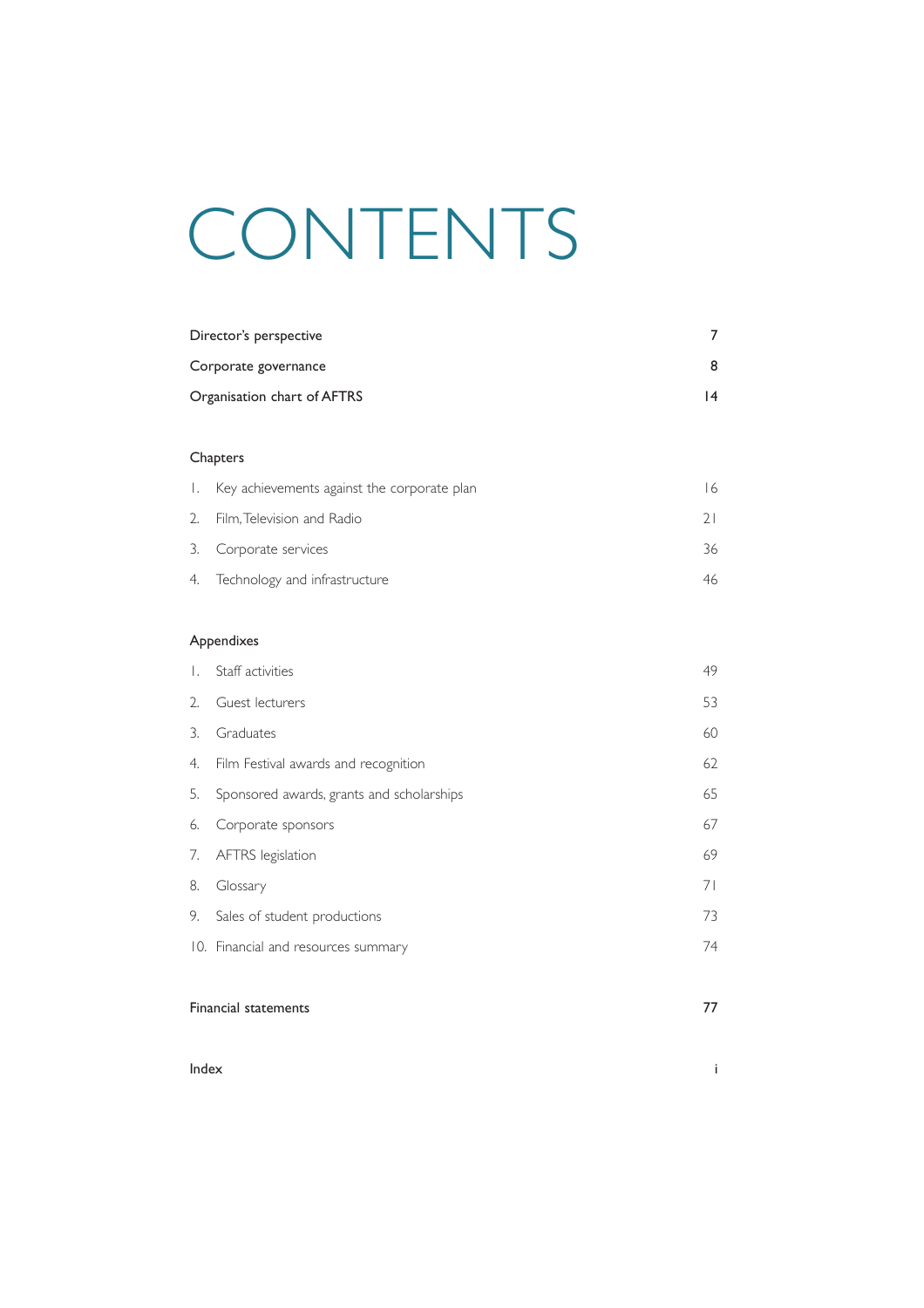# CONTENTS

| | |
|---|---|
| Director's perspective | 7 |
| Corporate governance | 8 |
| Organisation chart of AFTRS | 14 |

## Chapters

| | |
|---|---|
| 1. Key achievements against the corporate plan | 16 |
| 2. Film, Television and Radio | 21 |
| 3. Corporate services | 36 |
| 4. Technology and infrastructure | 46 |

## Appendixes

| | |
|---|---|
| 1. Staff activities | 49 |
| 2. Guest lecturers | 53 |
| 3. Graduates | 60 |
| 4. Film Festival awards and recognition | 62 |
| 5. Sponsored awards, grants and scholarships | 65 |
| 6. Corporate sponsors | 67 |
| 7. AFTRS legislation | 69 |
| 8. Glossary | 71 |
| 9. Sales of student productions | 73 |
| 10. Financial and resources summary | 74 |

| | |
|---|---|
| Financial statements | 77 |
| Index | i |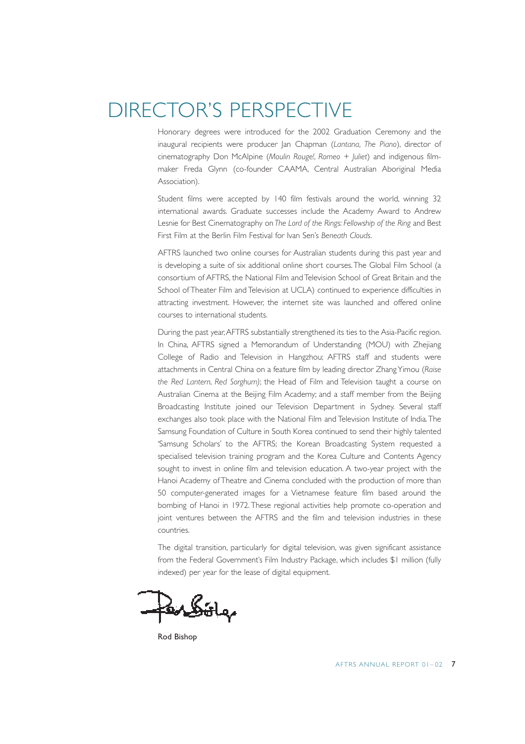# DIRECTOR'S PERSPECTIVE

Honorary degrees were introduced for the 2002 Graduation Ceremony and the inaugural recipients were producer Jan Chapman (*Lantana*, *The Piano*), director of cinematography Don McAlpine (*Moulin Rouge!*, *Romeo + Juliet*) and indigenous film-maker Freda Glynn (co-founder CAAMA, Central Australian Aboriginal Media Association).

Student films were accepted by 140 film festivals around the world, winning 32 international awards. Graduate successes include the Academy Award to Andrew Lesnie for Best Cinematography on *The Lord of the Rings: Fellowship of the Ring* and Best First Film at the Berlin Film Festival for Ivan Sen's *Beneath Clouds*.

AFTRS launched two online courses for Australian students during this past year and is developing a suite of six additional online short courses. The Global Film School (a consortium of AFTRS, the National Film and Television School of Great Britain and the School of Theater Film and Television at UCLA) continued to experience difficulties in attracting investment. However, the internet site was launched and offered online courses to international students.

During the past year, AFTRS substantially strengthened its ties to the Asia-Pacific region. In China, AFTRS signed a Memorandum of Understanding (MOU) with Zhejiang College of Radio and Television in Hangzhou; AFTRS staff and students were attachments in Central China on a feature film by leading director Zhang Yimou (*Raise the Red Lantern*, *Red Sorghum*); the Head of Film and Television taught a course on Australian Cinema at the Beijing Film Academy; and a staff member from the Beijing Broadcasting Institute joined our Television Department in Sydney. Several staff exchanges also took place with the National Film and Television Institute of India. The Samsung Foundation of Culture in South Korea continued to send their highly talented 'Samsung Scholars' to the AFTRS; the Korean Broadcasting System requested a specialised television training program and the Korea Culture and Contents Agency sought to invest in online film and television education. A two-year project with the Hanoi Academy of Theatre and Cinema concluded with the production of more than 50 computer-generated images for a Vietnamese feature film based around the bombing of Hanoi in 1972. These regional activities help promote co-operation and joint ventures between the AFTRS and the film and television industries in these countries.

The digital transition, particularly for digital television, was given significant assistance from the Federal Government's Film Industry Package, which includes $1 million (fully indexed) per year for the lease of digital equipment.

Rod Bishop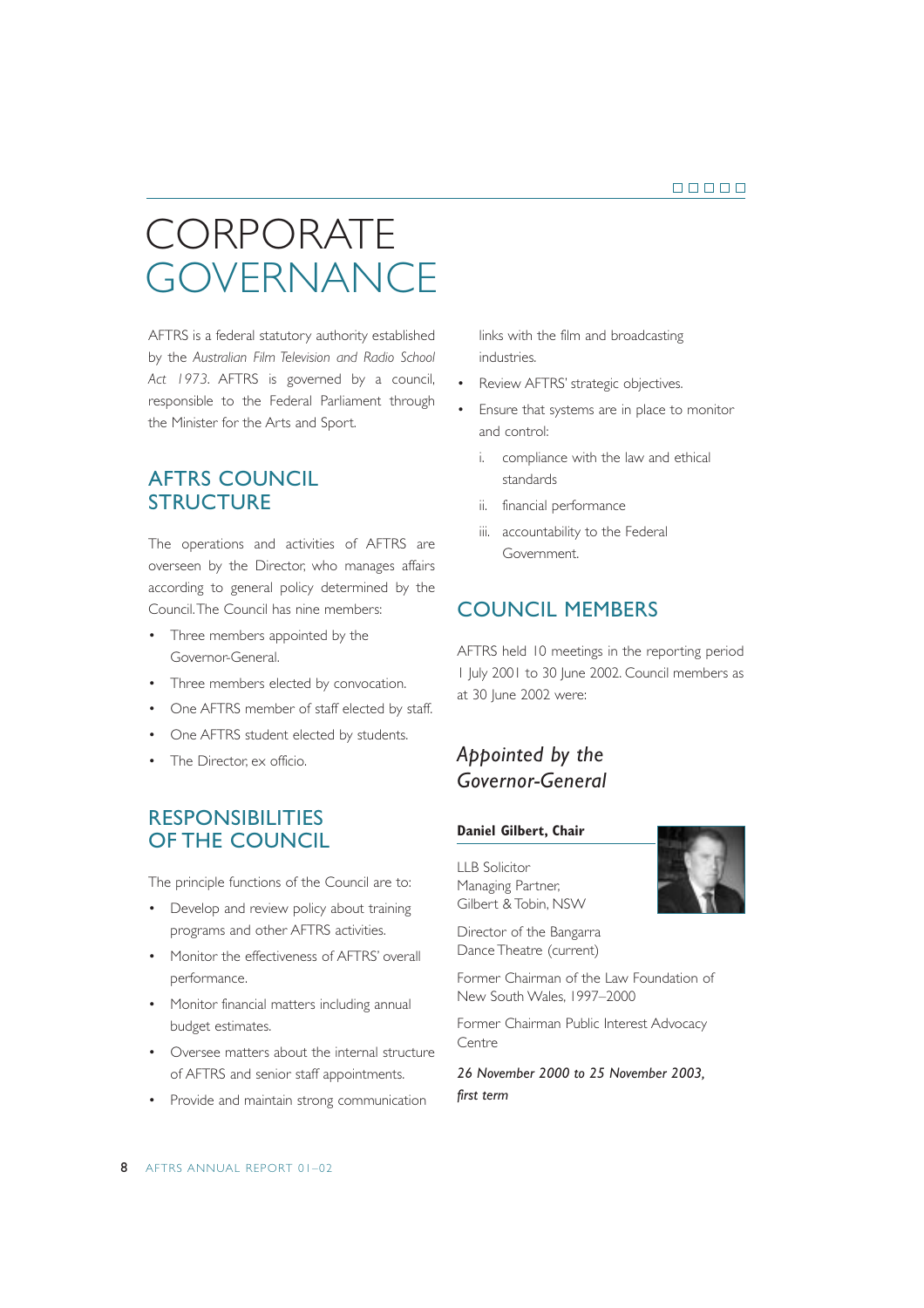# CORPORATE GOVERNANCE

AFTRS is a federal statutory authority established by the *Australian Film Television and Radio School Act 1973*. AFTRS is governed by a council, responsible to the Federal Parliament through the Minister for the Arts and Sport.

## AFTRS COUNCIL STRUCTURE

The operations and activities of AFTRS are overseen by the Director, who manages affairs according to general policy determined by the Council. The Council has nine members:

- Three members appointed by the Governor-General.
- Three members elected by convocation.
- One AFTRS member of staff elected by staff.
- One AFTRS student elected by students.
- The Director, ex officio.

## RESPONSIBILITIES OF THE COUNCIL

The principle functions of the Council are to:

- Develop and review policy about training programs and other AFTRS activities.
- Monitor the effectiveness of AFTRS' overall performance.
- Monitor financial matters including annual budget estimates.
- Oversee matters about the internal structure of AFTRS and senior staff appointments.
- Provide and maintain strong communication links with the film and broadcasting industries.
- Review AFTRS' strategic objectives.
- Ensure that systems are in place to monitor and control:
  1. compliance with the law and ethical standards
  2. financial performance
  3. accountability to the Federal Government.

## COUNCIL MEMBERS

AFTRS held 10 meetings in the reporting period 1 July 2001 to 30 June 2002. Council members as at 30 June 2002 were:

### *Appointed by the Governor-General*

**Daniel Gilbert, Chair**

LLB Solicitor
Managing Partner,
Gilbert & Tobin, NSW

Director of the Bangarra Dance Theatre (current)

Former Chairman of the Law Foundation of New South Wales, 1997–2000

Former Chairman Public Interest Advocacy Centre

***26 November 2000 to 25 November 2003, first term***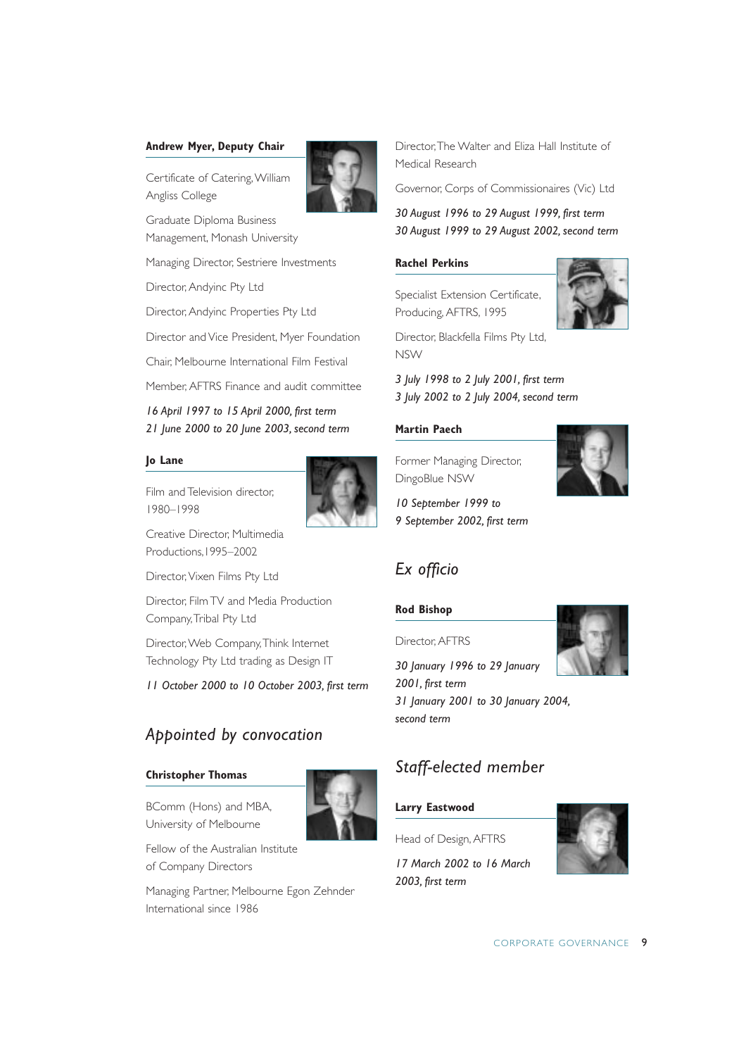**Andrew Myer, Deputy Chair**

Certificate of Catering, William Angliss College

Graduate Diploma Business Management, Monash University

Managing Director, Sestriere Investments

Director, Andyinc Pty Ltd

Director, Andyinc Properties Pty Ltd

Director and Vice President, Myer Foundation

Chair, Melbourne International Film Festival

Member, AFTRS Finance and audit committee

*16 April 1997 to 15 April 2000, first term*
*21 June 2000 to 20 June 2003, second term*

**Jo Lane**

Film and Television director, 1980–1998

Creative Director, Multimedia Productions, 1995–2002

Director, Vixen Films Pty Ltd

Director, Film TV and Media Production Company, Tribal Pty Ltd

Director, Web Company, Think Internet Technology Pty Ltd trading as Design IT

*11 October 2000 to 10 October 2003, first term*

## *Appointed by convocation*

**Christopher Thomas**

BComm (Hons) and MBA, University of Melbourne

Fellow of the Australian Institute of Company Directors

Managing Partner, Melbourne Egon Zehnder International since 1986

Director, The Walter and Eliza Hall Institute of Medical Research

Governor, Corps of Commissionaires (Vic) Ltd

*30 August 1996 to 29 August 1999, first term*
*30 August 1999 to 29 August 2002, second term*

**Rachel Perkins**

Specialist Extension Certificate, Producing, AFTRS, 1995

Director, Blackfella Films Pty Ltd, NSW

*3 July 1998 to 2 July 2001, first term*
*3 July 2002 to 2 July 2004, second term*

**Martin Paech**

Former Managing Director, DingoBlue NSW

*10 September 1999 to 9 September 2002, first term*

## *Ex officio*

**Rod Bishop**

Director, AFTRS

*30 January 1996 to 29 January 2001, first term*
*31 January 2001 to 30 January 2004, second term*

## *Staff-elected member*

**Larry Eastwood**

Head of Design, AFTRS

*17 March 2002 to 16 March 2003, first term*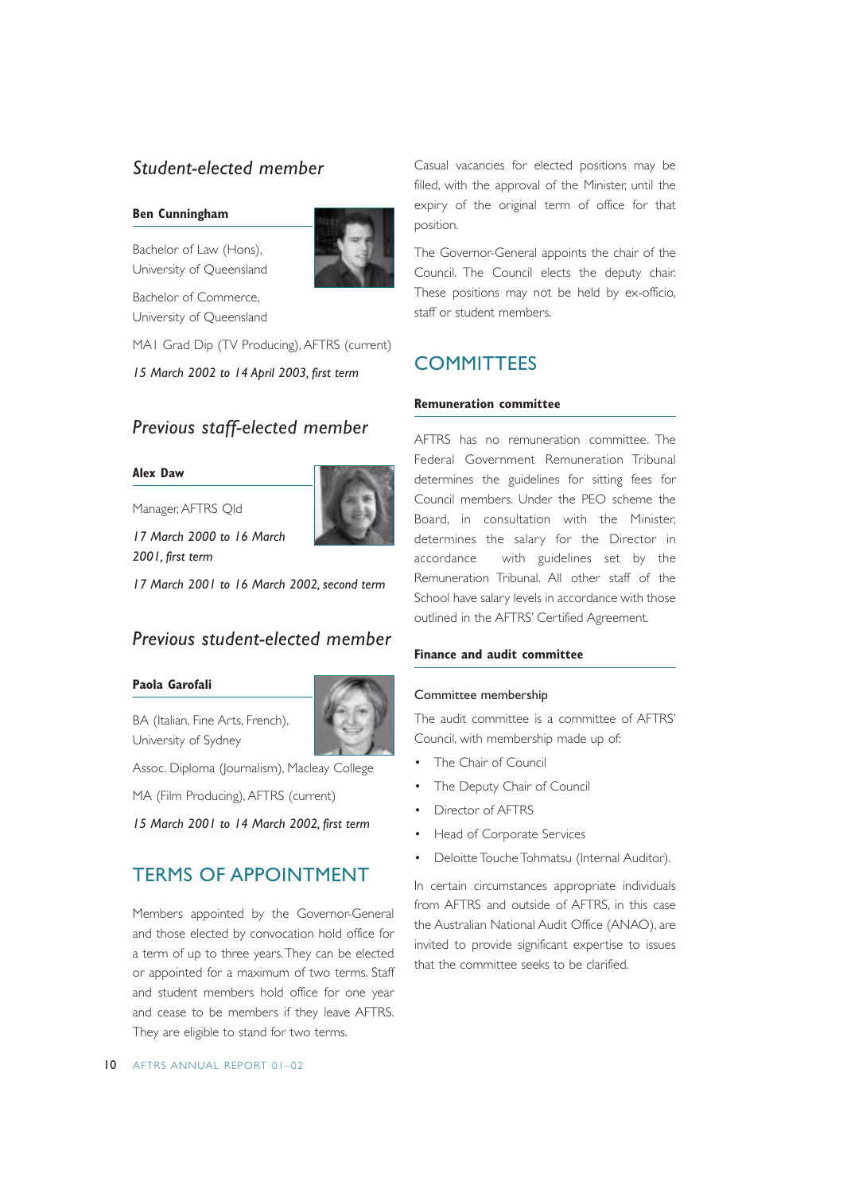## *Student-elected member*

**Ben Cunningham**

Bachelor of Law (Hons), University of Queensland

Bachelor of Commerce, University of Queensland

MA1 Grad Dip (TV Producing), AFTRS (current)

*15 March 2002 to 14 April 2003, first term*

## *Previous staff-elected member*

**Alex Daw**

Manager, AFTRS Qld

*17 March 2000 to 16 March 2001, first term*

*17 March 2001 to 16 March 2002, second term*

## *Previous student-elected member*

**Paola Garofali**

BA (Italian, Fine Arts, French), University of Sydney

Assoc. Diploma (Journalism), Macleay College

MA (Film Producing), AFTRS (current)

*15 March 2001 to 14 March 2002, first term*

## TERMS OF APPOINTMENT

Members appointed by the Governor-General and those elected by convocation hold office for a term of up to three years. They can be elected or appointed for a maximum of two terms. Staff and student members hold office for one year and cease to be members if they leave AFTRS. They are eligible to stand for two terms.

Casual vacancies for elected positions may be filled, with the approval of the Minister, until the expiry of the original term of office for that position.

The Governor-General appoints the chair of the Council. The Council elects the deputy chair. These positions may not be held by ex-officio, staff or student members.

## COMMITTEES

### Remuneration committee

AFTRS has no remuneration committee. The Federal Government Remuneration Tribunal determines the guidelines for sitting fees for Council members. Under the PEO scheme the Board, in consultation with the Minister, determines the salary for the Director in accordance with guidelines set by the Remuneration Tribunal. All other staff of the School have salary levels in accordance with those outlined in the AFTRS' Certified Agreement.

### Finance and audit committee

Committee membership

The audit committee is a committee of AFTRS' Council, with membership made up of:

- The Chair of Council
- The Deputy Chair of Council
- Director of AFTRS
- Head of Corporate Services
- Deloitte Touche Tohmatsu (Internal Auditor).

In certain circumstances appropriate individuals from AFTRS and outside of AFTRS, in this case the Australian National Audit Office (ANAO), are invited to provide significant expertise to issues that the committee seeks to be clarified.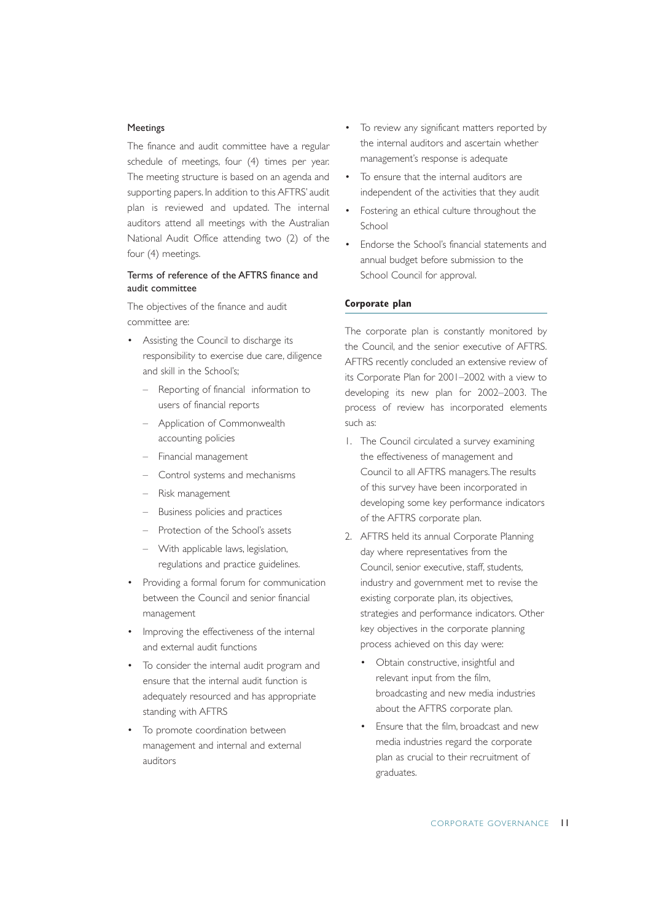### Meetings

The finance and audit committee have a regular schedule of meetings, four (4) times per year. The meeting structure is based on an agenda and supporting papers. In addition to this AFTRS' audit plan is reviewed and updated. The internal auditors attend all meetings with the Australian National Audit Office attending two (2) of the four (4) meetings.

### Terms of reference of the AFTRS finance and audit committee

The objectives of the finance and audit committee are:

- Assisting the Council to discharge its responsibility to exercise due care, diligence and skill in the School's;
  - Reporting of financial information to users of financial reports
  - Application of Commonwealth accounting policies
  - Financial management
  - Control systems and mechanisms
  - Risk management
  - Business policies and practices
  - Protection of the School's assets
  - With applicable laws, legislation, regulations and practice guidelines.
- Providing a formal forum for communication between the Council and senior financial management
- Improving the effectiveness of the internal and external audit functions
- To consider the internal audit program and ensure that the internal audit function is adequately resourced and has appropriate standing with AFTRS
- To promote coordination between management and internal and external auditors
- To review any significant matters reported by the internal auditors and ascertain whether management's response is adequate
- To ensure that the internal auditors are independent of the activities that they audit
- Fostering an ethical culture throughout the School
- Endorse the School's financial statements and annual budget before submission to the School Council for approval.

## Corporate plan

The corporate plan is constantly monitored by the Council, and the senior executive of AFTRS. AFTRS recently concluded an extensive review of its Corporate Plan for 2001–2002 with a view to developing its new plan for 2002–2003. The process of review has incorporated elements such as:

1. The Council circulated a survey examining the effectiveness of management and Council to all AFTRS managers. The results of this survey have been incorporated in developing some key performance indicators of the AFTRS corporate plan.
2. AFTRS held its annual Corporate Planning day where representatives from the Council, senior executive, staff, students, industry and government met to revise the existing corporate plan, its objectives, strategies and performance indicators. Other key objectives in the corporate planning process achieved on this day were:
   - Obtain constructive, insightful and relevant input from the film, broadcasting and new media industries about the AFTRS corporate plan.
   - Ensure that the film, broadcast and new media industries regard the corporate plan as crucial to their recruitment of graduates.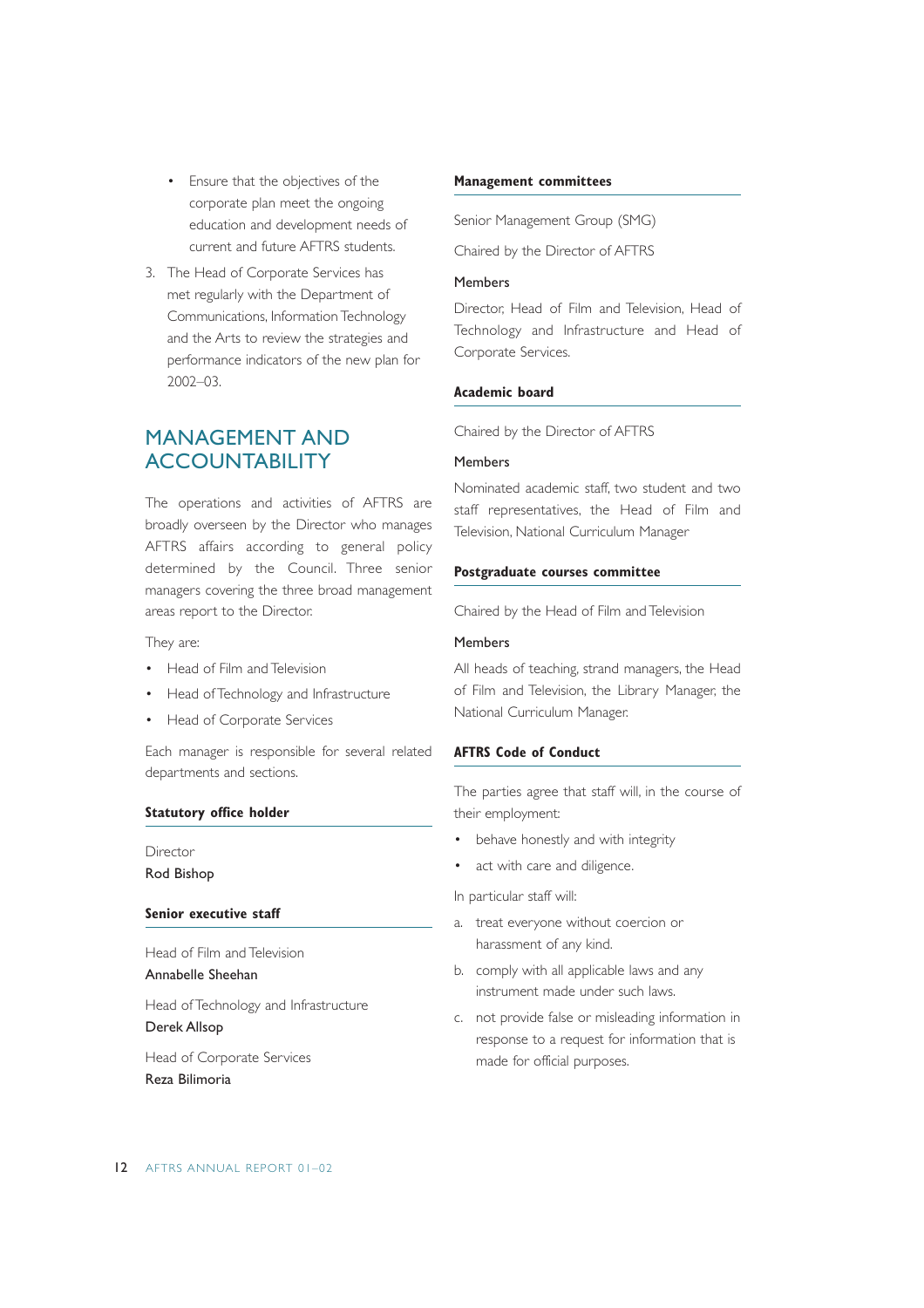- Ensure that the objectives of the corporate plan meet the ongoing education and development needs of current and future AFTRS students.

3. The Head of Corporate Services has met regularly with the Department of Communications, Information Technology and the Arts to review the strategies and performance indicators of the new plan for 2002–03.

## MANAGEMENT AND ACCOUNTABILITY

The operations and activities of AFTRS are broadly overseen by the Director who manages AFTRS affairs according to general policy determined by the Council. Three senior managers covering the three broad management areas report to the Director.

They are:

- Head of Film and Television
- Head of Technology and Infrastructure
- Head of Corporate Services

Each manager is responsible for several related departments and sections.

### Statutory office holder

Director
Rod Bishop

### Senior executive staff

Head of Film and Television
Annabelle Sheehan

Head of Technology and Infrastructure
Derek Allsop

Head of Corporate Services
Reza Bilimoria

### Management committees

Senior Management Group (SMG)

Chaired by the Director of AFTRS

Members

Director, Head of Film and Television, Head of Technology and Infrastructure and Head of Corporate Services.

### Academic board

Chaired by the Director of AFTRS

Members

Nominated academic staff, two student and two staff representatives, the Head of Film and Television, National Curriculum Manager

### Postgraduate courses committee

Chaired by the Head of Film and Television

Members

All heads of teaching, strand managers, the Head of Film and Television, the Library Manager, the National Curriculum Manager.

### AFTRS Code of Conduct

The parties agree that staff will, in the course of their employment:

- behave honestly and with integrity
- act with care and diligence.

In particular staff will:

a. treat everyone without coercion or harassment of any kind.

b. comply with all applicable laws and any instrument made under such laws.

c. not provide false or misleading information in response to a request for information that is made for official purposes.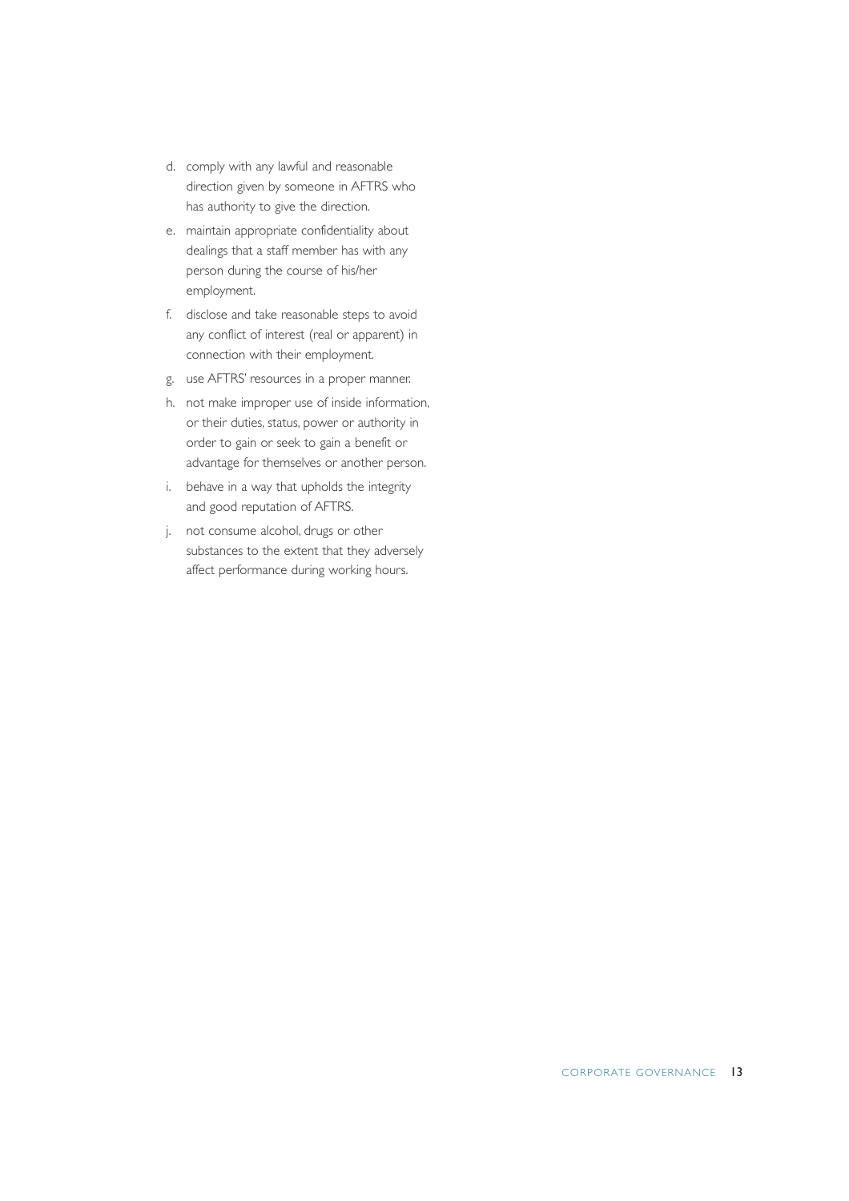d. comply with any lawful and reasonable direction given by someone in AFTRS who has authority to give the direction.
e. maintain appropriate confidentiality about dealings that a staff member has with any person during the course of his/her employment.
f. disclose and take reasonable steps to avoid any conflict of interest (real or apparent) in connection with their employment.
g. use AFTRS' resources in a proper manner.
h. not make improper use of inside information, or their duties, status, power or authority in order to gain or seek to gain a benefit or advantage for themselves or another person.
i. behave in a way that upholds the integrity and good reputation of AFTRS.
j. not consume alcohol, drugs or other substances to the extent that they adversely affect performance during working hours.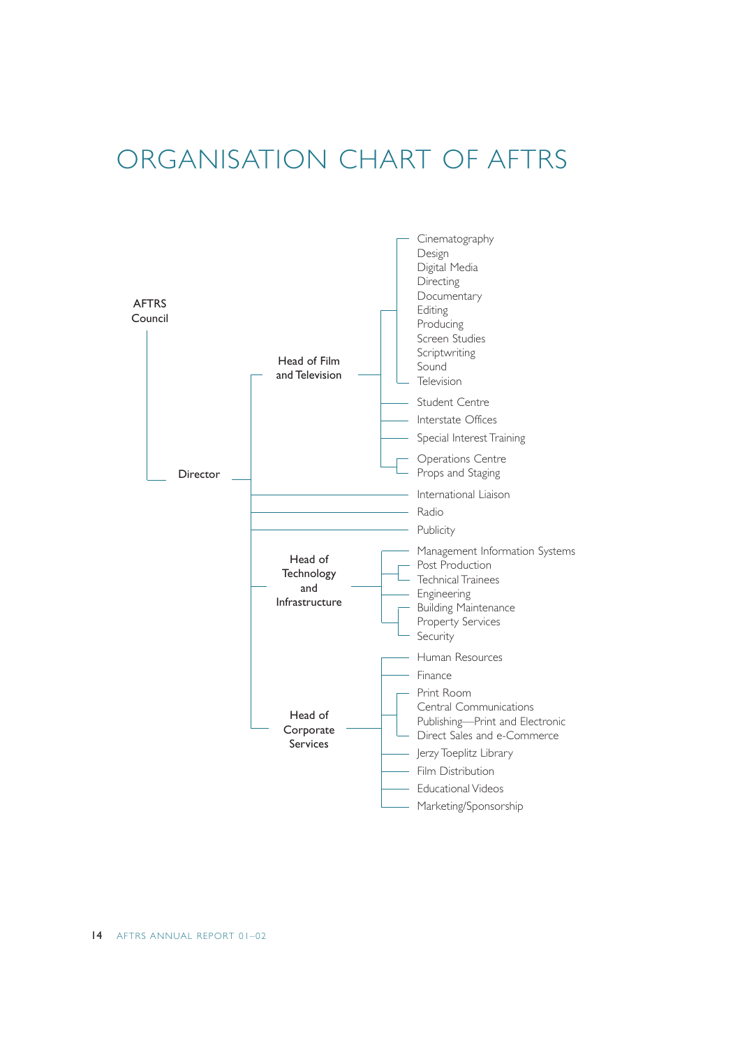# ORGANISATION CHART OF AFTRS

- AFTRS Council
  - Director
    - Head of Film and Television
      - Cinematography
      - Design
      - Digital Media
      - Directing
      - Documentary
      - Editing
      - Producing
      - Screen Studies
      - Scriptwriting
      - Sound
      - Television
      - Student Centre
      - Interstate Offices
      - Special Interest Training
      - Operations Centre
      - Props and Staging
    - International Liaison
    - Radio
    - Publicity
    - Head of Technology and Infrastructure
      - Management Information Systems
      - Post Production
      - Technical Trainees
      - Engineering
      - Building Maintenance
      - Property Services
      - Security
    - Head of Corporate Services
      - Human Resources
      - Finance
      - Print Room
      - Central Communications
      - Publishing—Print and Electronic
      - Direct Sales and e-Commerce
      - Jerzy Toeplitz Library
      - Film Distribution
      - Educational Videos
      - Marketing/Sponsorship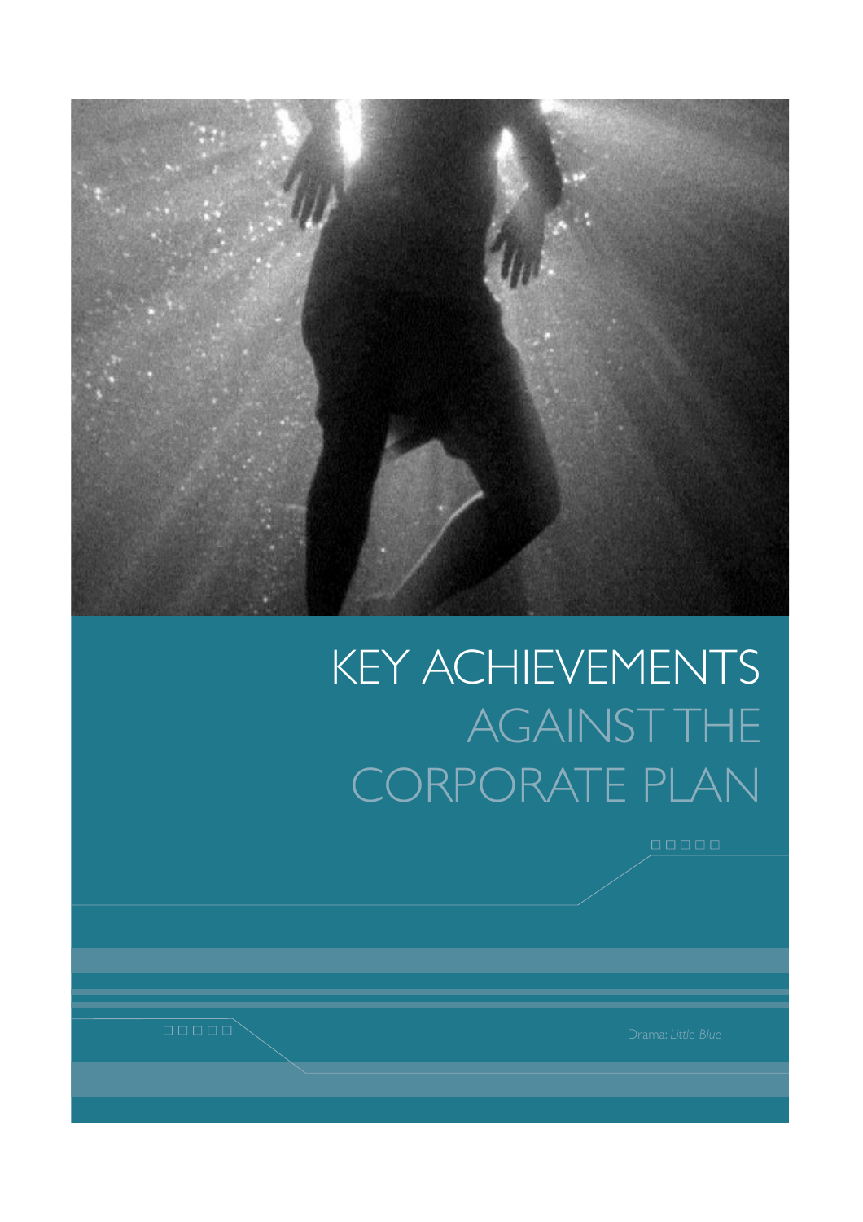# KEY ACHIEVEMENTS AGAINST THE CORPORATE PLAN

Drama: *Little Blue*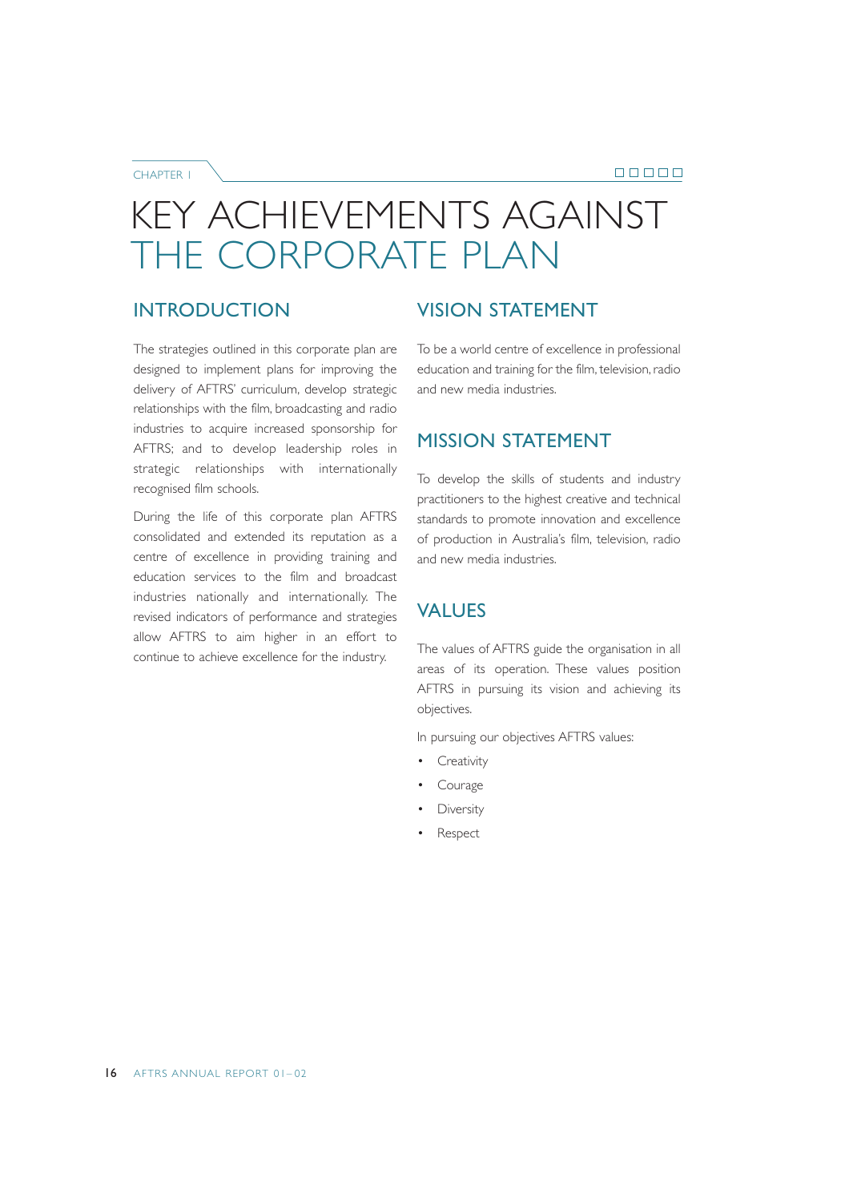CHAPTER 1

# KEY ACHIEVEMENTS AGAINST THE CORPORATE PLAN

## INTRODUCTION

The strategies outlined in this corporate plan are designed to implement plans for improving the delivery of AFTRS' curriculum, develop strategic relationships with the film, broadcasting and radio industries to acquire increased sponsorship for AFTRS; and to develop leadership roles in strategic relationships with internationally recognised film schools.

During the life of this corporate plan AFTRS consolidated and extended its reputation as a centre of excellence in providing training and education services to the film and broadcast industries nationally and internationally. The revised indicators of performance and strategies allow AFTRS to aim higher in an effort to continue to achieve excellence for the industry.

## VISION STATEMENT

To be a world centre of excellence in professional education and training for the film, television, radio and new media industries.

## MISSION STATEMENT

To develop the skills of students and industry practitioners to the highest creative and technical standards to promote innovation and excellence of production in Australia's film, television, radio and new media industries.

## VALUES

The values of AFTRS guide the organisation in all areas of its operation. These values position AFTRS in pursuing its vision and achieving its objectives.

In pursuing our objectives AFTRS values:

- Creativity
- Courage
- Diversity
- Respect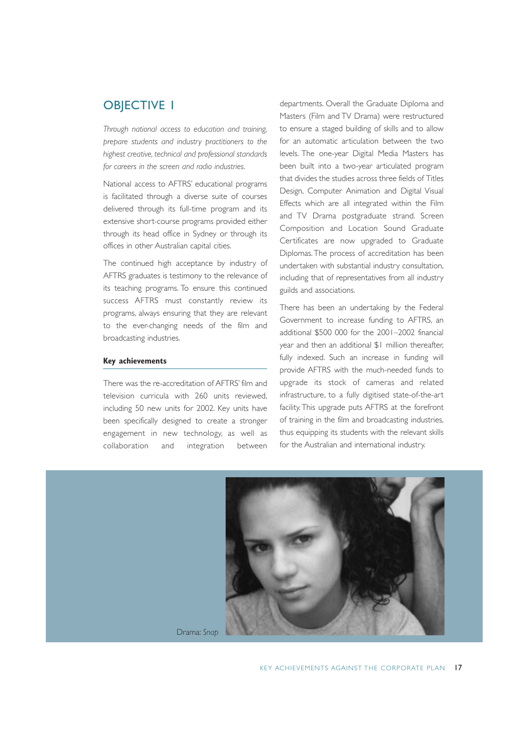## OBJECTIVE 1

*Through national access to education and training, prepare students and industry practitioners to the highest creative, technical and professional standards for careers in the screen and radio industries.*

National access to AFTRS' educational programs is facilitated through a diverse suite of courses delivered through its full-time program and its extensive short-course programs provided either through its head office in Sydney or through its offices in other Australian capital cities.

The continued high acceptance by industry of AFTRS graduates is testimony to the relevance of its teaching programs. To ensure this continued success AFTRS must constantly review its programs, always ensuring that they are relevant to the ever-changing needs of the film and broadcasting industries.

### Key achievements

There was the re-accreditation of AFTRS' film and television curricula with 260 units reviewed, including 50 new units for 2002. Key units have been specifically designed to create a stronger engagement in new technology, as well as collaboration and integration between departments. Overall the Graduate Diploma and Masters (Film and TV Drama) were restructured to ensure a staged building of skills and to allow for an automatic articulation between the two levels. The one-year Digital Media Masters has been built into a two-year articulated program that divides the studies across three fields of Titles Design, Computer Animation and Digital Visual Effects which are all integrated within the Film and TV Drama postgraduate strand. Screen Composition and Location Sound Graduate Certificates are now upgraded to Graduate Diplomas. The process of accreditation has been undertaken with substantial industry consultation, including that of representatives from all industry guilds and associations.

There has been an undertaking by the Federal Government to increase funding to AFTRS, an additional $500 000 for the 2001–2002 financial year and then an additional $1 million thereafter, fully indexed. Such an increase in funding will provide AFTRS with the much-needed funds to upgrade its stock of cameras and related infrastructure, to a fully digitised state-of-the-art facility. This upgrade puts AFTRS at the forefront of training in the film and broadcasting industries, thus equipping its students with the relevant skills for the Australian and international industry.

Drama: *Snap*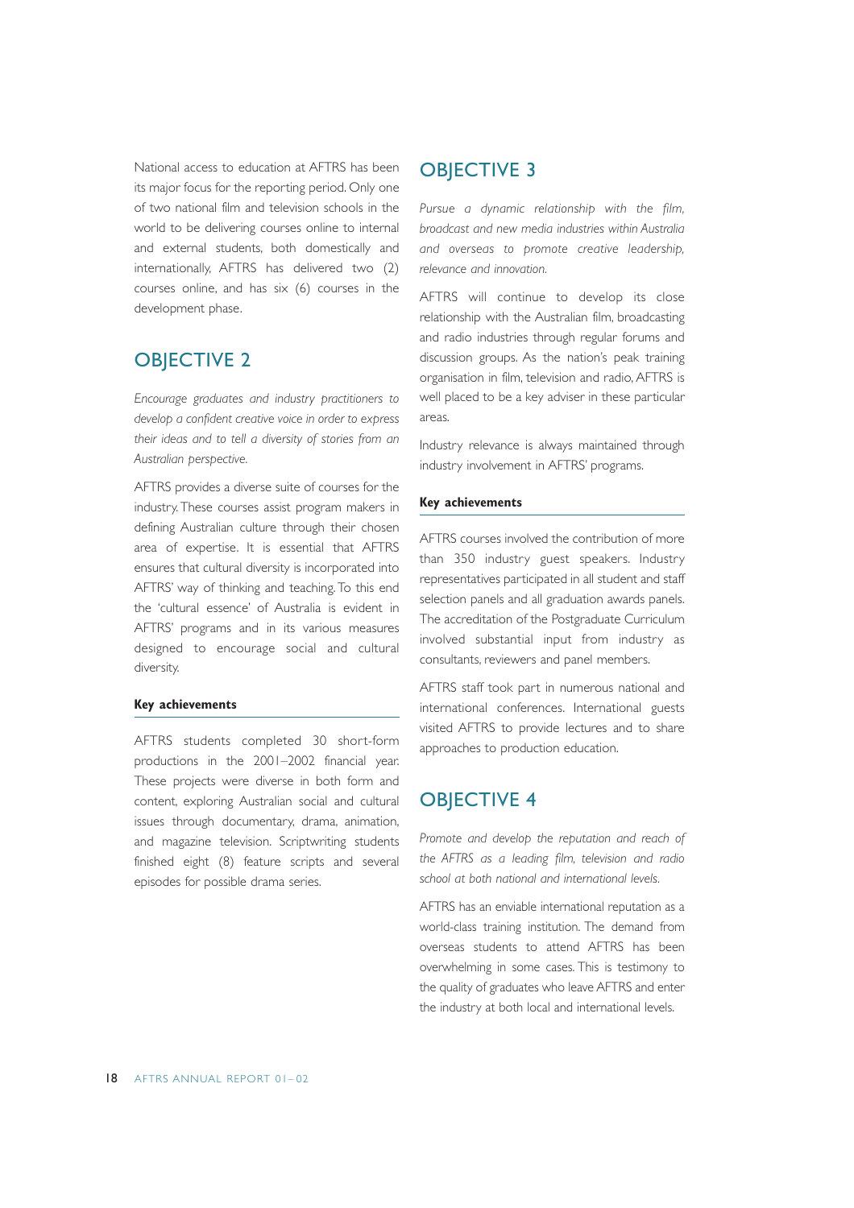National access to education at AFTRS has been its major focus for the reporting period. Only one of two national film and television schools in the world to be delivering courses online to internal and external students, both domestically and internationally, AFTRS has delivered two (2) courses online, and has six (6) courses in the development phase.

## OBJECTIVE 2

*Encourage graduates and industry practitioners to develop a confident creative voice in order to express their ideas and to tell a diversity of stories from an Australian perspective.*

AFTRS provides a diverse suite of courses for the industry. These courses assist program makers in defining Australian culture through their chosen area of expertise. It is essential that AFTRS ensures that cultural diversity is incorporated into AFTRS' way of thinking and teaching. To this end the 'cultural essence' of Australia is evident in AFTRS' programs and in its various measures designed to encourage social and cultural diversity.

### Key achievements

AFTRS students completed 30 short-form productions in the 2001–2002 financial year. These projects were diverse in both form and content, exploring Australian social and cultural issues through documentary, drama, animation, and magazine television. Scriptwriting students finished eight (8) feature scripts and several episodes for possible drama series.

## OBJECTIVE 3

*Pursue a dynamic relationship with the film, broadcast and new media industries within Australia and overseas to promote creative leadership, relevance and innovation.*

AFTRS will continue to develop its close relationship with the Australian film, broadcasting and radio industries through regular forums and discussion groups. As the nation's peak training organisation in film, television and radio, AFTRS is well placed to be a key adviser in these particular areas.

Industry relevance is always maintained through industry involvement in AFTRS' programs.

### Key achievements

AFTRS courses involved the contribution of more than 350 industry guest speakers. Industry representatives participated in all student and staff selection panels and all graduation awards panels. The accreditation of the Postgraduate Curriculum involved substantial input from industry as consultants, reviewers and panel members.

AFTRS staff took part in numerous national and international conferences. International guests visited AFTRS to provide lectures and to share approaches to production education.

## OBJECTIVE 4

*Promote and develop the reputation and reach of the AFTRS as a leading film, television and radio school at both national and international levels.*

AFTRS has an enviable international reputation as a world-class training institution. The demand from overseas students to attend AFTRS has been overwhelming in some cases. This is testimony to the quality of graduates who leave AFTRS and enter the industry at both local and international levels.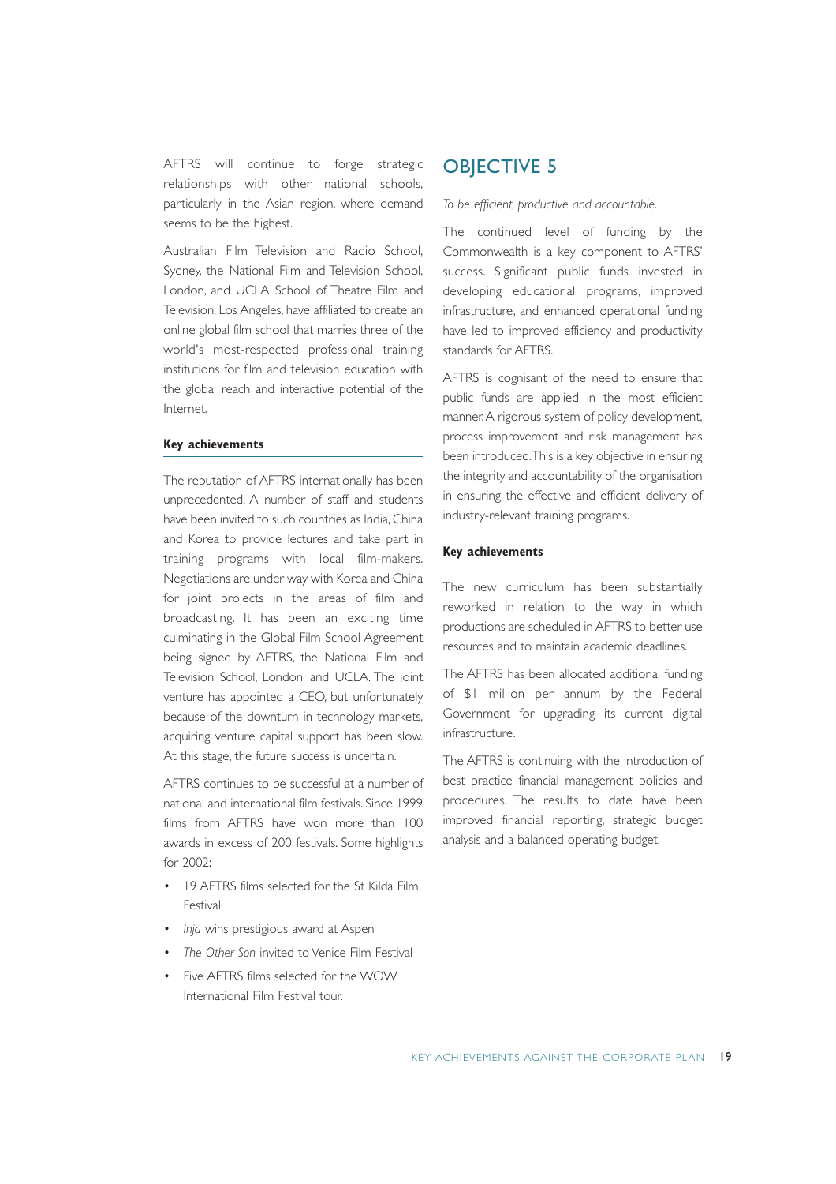AFTRS will continue to forge strategic relationships with other national schools, particularly in the Asian region, where demand seems to be the highest.

Australian Film Television and Radio School, Sydney, the National Film and Television School, London, and UCLA School of Theatre Film and Television, Los Angeles, have affiliated to create an online global film school that marries three of the world's most-respected professional training institutions for film and television education with the global reach and interactive potential of the Internet.

#### Key achievements

The reputation of AFTRS internationally has been unprecedented. A number of staff and students have been invited to such countries as India, China and Korea to provide lectures and take part in training programs with local film-makers. Negotiations are under way with Korea and China for joint projects in the areas of film and broadcasting. It has been an exciting time culminating in the Global Film School Agreement being signed by AFTRS, the National Film and Television School, London, and UCLA. The joint venture has appointed a CEO, but unfortunately because of the downturn in technology markets, acquiring venture capital support has been slow. At this stage, the future success is uncertain.

AFTRS continues to be successful at a number of national and international film festivals. Since 1999 films from AFTRS have won more than 100 awards in excess of 200 festivals. Some highlights for 2002:

- 19 AFTRS films selected for the St Kilda Film Festival
- *Inja* wins prestigious award at Aspen
- *The Other Son* invited to Venice Film Festival
- Five AFTRS films selected for the WOW International Film Festival tour.

## OBJECTIVE 5

*To be efficient, productive and accountable.*

The continued level of funding by the Commonwealth is a key component to AFTRS' success. Significant public funds invested in developing educational programs, improved infrastructure, and enhanced operational funding have led to improved efficiency and productivity standards for AFTRS.

AFTRS is cognisant of the need to ensure that public funds are applied in the most efficient manner. A rigorous system of policy development, process improvement and risk management has been introduced. This is a key objective in ensuring the integrity and accountability of the organisation in ensuring the effective and efficient delivery of industry-relevant training programs.

#### Key achievements

The new curriculum has been substantially reworked in relation to the way in which productions are scheduled in AFTRS to better use resources and to maintain academic deadlines.

The AFTRS has been allocated additional funding of $1 million per annum by the Federal Government for upgrading its current digital infrastructure.

The AFTRS is continuing with the introduction of best practice financial management policies and procedures. The results to date have been improved financial reporting, strategic budget analysis and a balanced operating budget.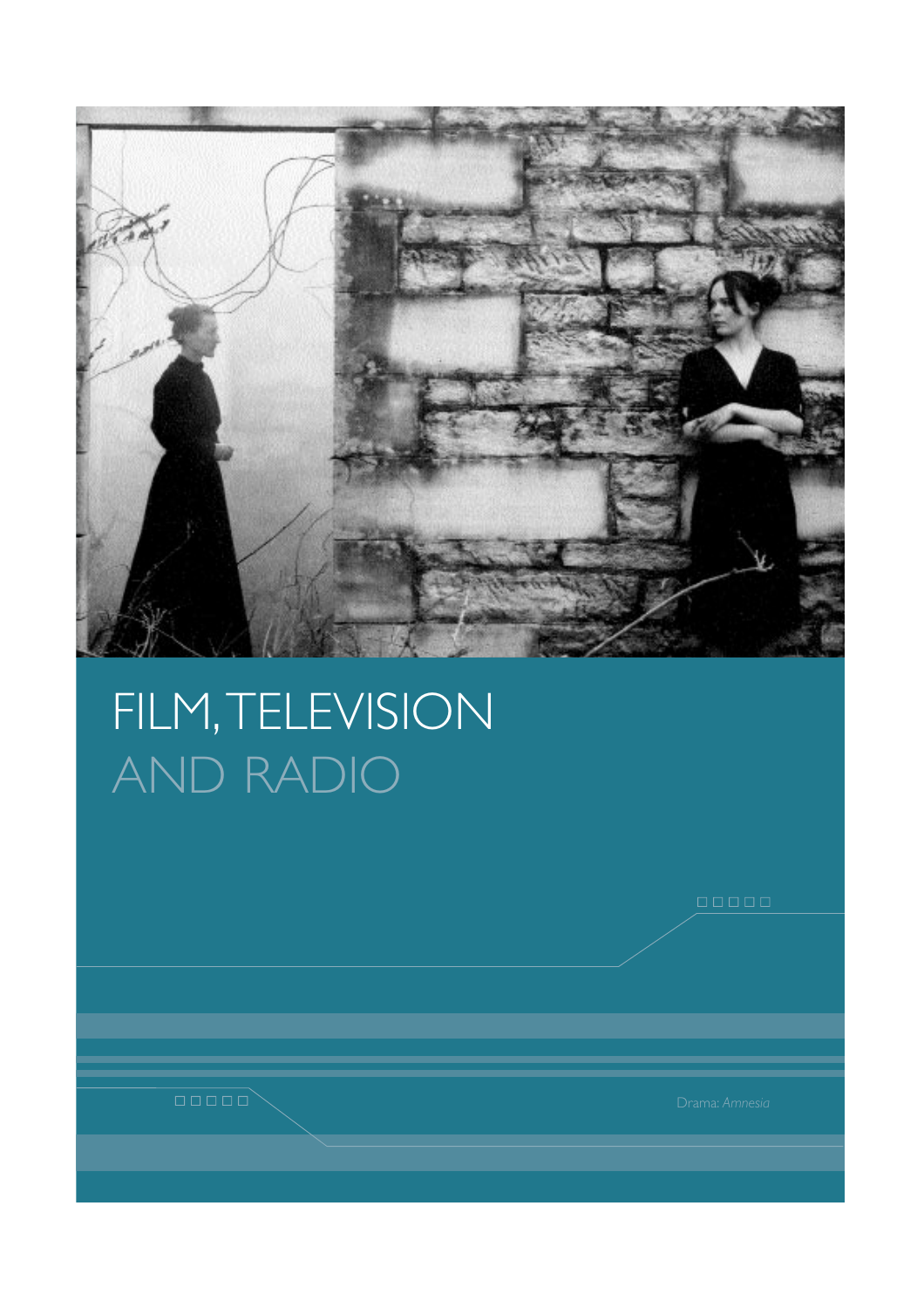# FILM, TELEVISION AND RADIO

Drama: *Amnesia*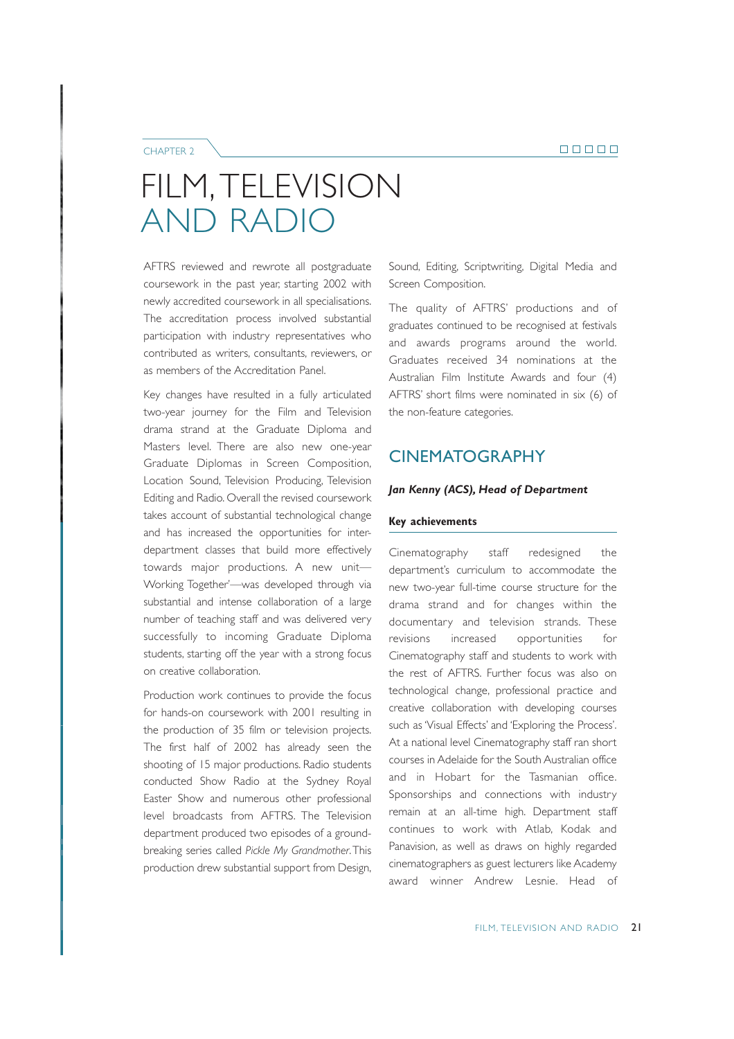CHAPTER 2

# FILM, TELEVISION AND RADIO

AFTRS reviewed and rewrote all postgraduate coursework in the past year, starting 2002 with newly accredited coursework in all specialisations. The accreditation process involved substantial participation with industry representatives who contributed as writers, consultants, reviewers, or as members of the Accreditation Panel.

Key changes have resulted in a fully articulated two-year journey for the Film and Television drama strand at the Graduate Diploma and Masters level. There are also new one-year Graduate Diplomas in Screen Composition, Location Sound, Television Producing, Television Editing and Radio. Overall the revised coursework takes account of substantial technological change and has increased the opportunities for inter-department classes that build more effectively towards major productions. A new unit—Working Together'—was developed through via substantial and intense collaboration of a large number of teaching staff and was delivered very successfully to incoming Graduate Diploma students, starting off the year with a strong focus on creative collaboration.

Production work continues to provide the focus for hands-on coursework with 2001 resulting in the production of 35 film or television projects. The first half of 2002 has already seen the shooting of 15 major productions. Radio students conducted Show Radio at the Sydney Royal Easter Show and numerous other professional level broadcasts from AFTRS. The Television department produced two episodes of a ground-breaking series called *Pickle My Grandmother*. This production drew substantial support from Design, Sound, Editing, Scriptwriting, Digital Media and Screen Composition.

The quality of AFTRS' productions and of graduates continued to be recognised at festivals and awards programs around the world. Graduates received 34 nominations at the Australian Film Institute Awards and four (4) AFTRS' short films were nominated in six (6) of the non-feature categories.

## CINEMATOGRAPHY

***Jan Kenny (ACS), Head of Department***

### Key achievements

Cinematography staff redesigned the department's curriculum to accommodate the new two-year full-time course structure for the drama strand and for changes within the documentary and television strands. These revisions increased opportunities for Cinematography staff and students to work with the rest of AFTRS. Further focus was also on technological change, professional practice and creative collaboration with developing courses such as 'Visual Effects' and 'Exploring the Process'. At a national level Cinematography staff ran short courses in Adelaide for the South Australian office and in Hobart for the Tasmanian office. Sponsorships and connections with industry remain at an all-time high. Department staff continues to work with Atlab, Kodak and Panavision, as well as draws on highly regarded cinematographers as guest lecturers like Academy award winner Andrew Lesnie. Head of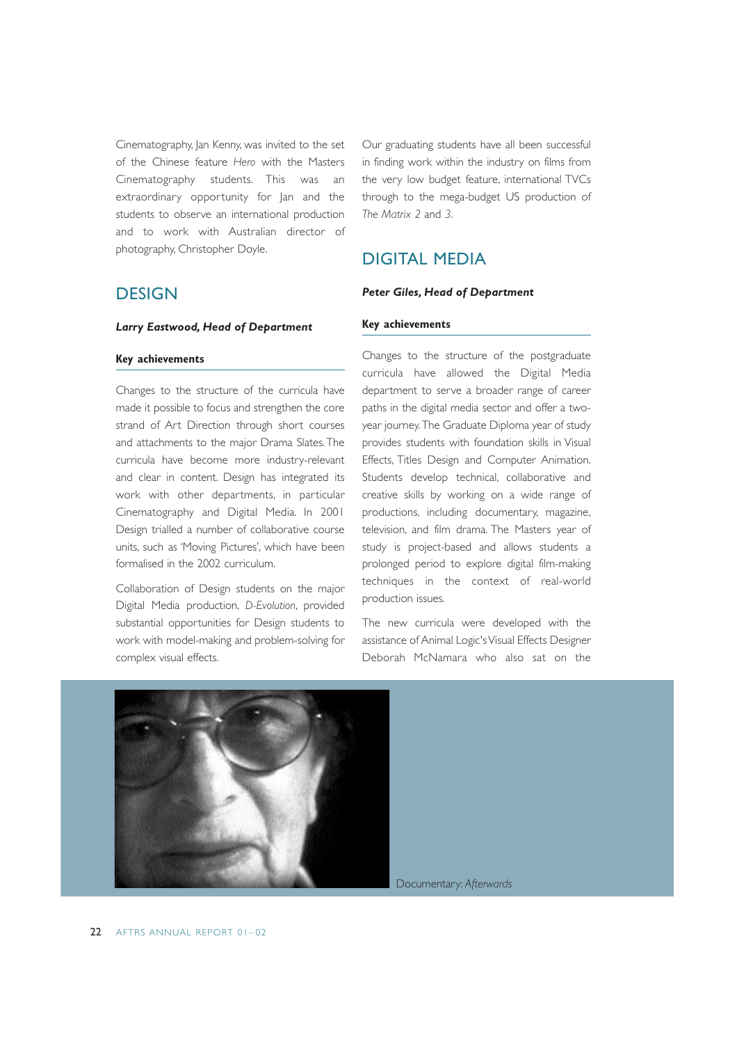Cinematography, Jan Kenny, was invited to the set of the Chinese feature *Hero* with the Masters Cinematography students. This was an extraordinary opportunity for Jan and the students to observe an international production and to work with Australian director of photography, Christopher Doyle.

## DESIGN

***Larry Eastwood, Head of Department***

**Key achievements**

Changes to the structure of the curricula have made it possible to focus and strengthen the core strand of Art Direction through short courses and attachments to the major Drama Slates. The curricula have become more industry-relevant and clear in content. Design has integrated its work with other departments, in particular Cinematography and Digital Media. In 2001 Design trialled a number of collaborative course units, such as 'Moving Pictures', which have been formalised in the 2002 curriculum.

Collaboration of Design students on the major Digital Media production, *D-Evolution*, provided substantial opportunities for Design students to work with model-making and problem-solving for complex visual effects.

Our graduating students have all been successful in finding work within the industry on films from the very low budget feature, international TVCs through to the mega-budget US production of *The Matrix 2* and *3*.

## DIGITAL MEDIA

***Peter Giles, Head of Department***

**Key achievements**

Changes to the structure of the postgraduate curricula have allowed the Digital Media department to serve a broader range of career paths in the digital media sector and offer a two-year journey. The Graduate Diploma year of study provides students with foundation skills in Visual Effects, Titles Design and Computer Animation. Students develop technical, collaborative and creative skills by working on a wide range of productions, including documentary, magazine, television, and film drama. The Masters year of study is project-based and allows students a prolonged period to explore digital film-making techniques in the context of real-world production issues.

The new curricula were developed with the assistance of Animal Logic's Visual Effects Designer Deborah McNamara who also sat on the

Documentary: *Afterwards*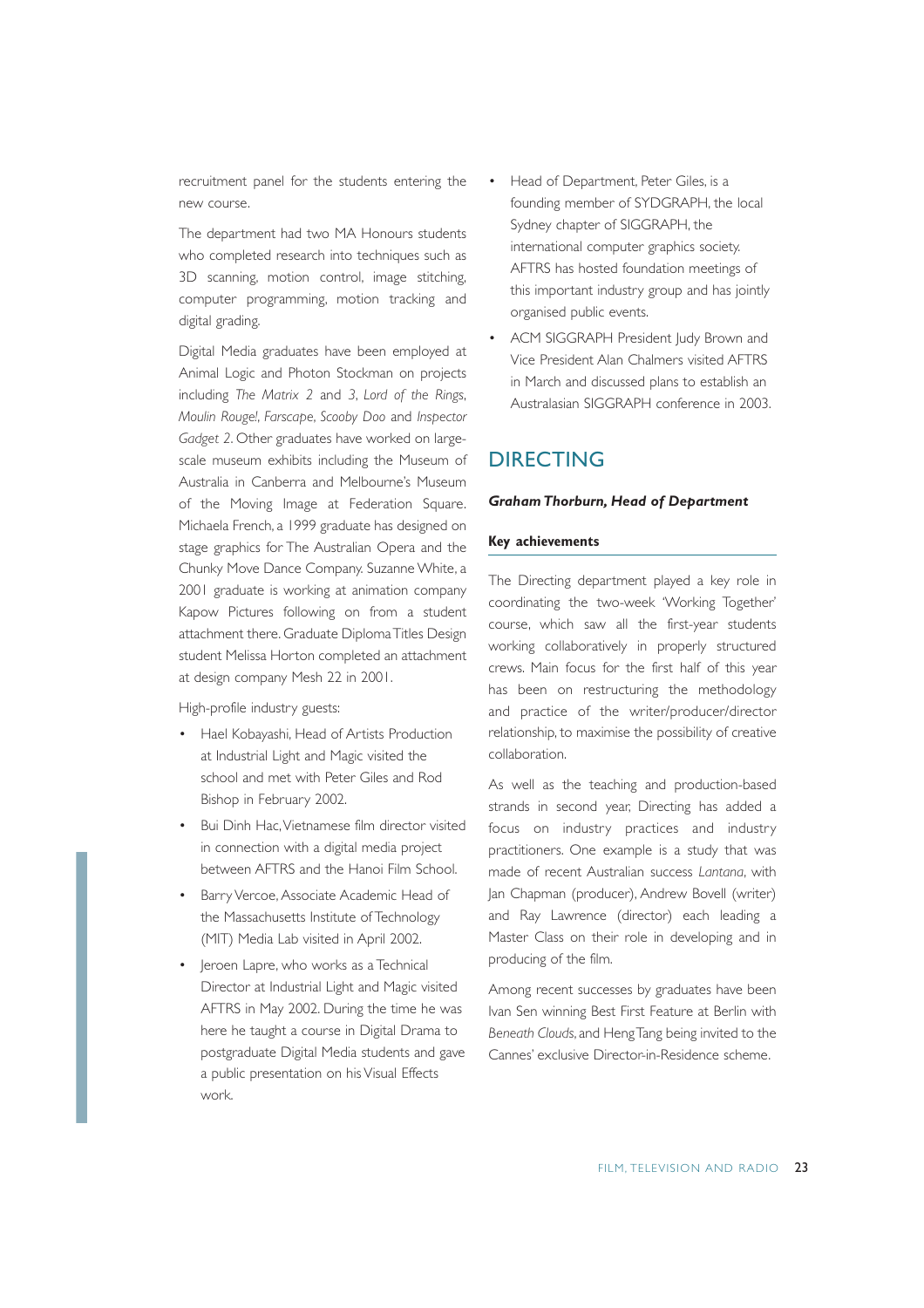recruitment panel for the students entering the new course.

The department had two MA Honours students who completed research into techniques such as 3D scanning, motion control, image stitching, computer programming, motion tracking and digital grading.

Digital Media graduates have been employed at Animal Logic and Photon Stockman on projects including *The Matrix 2* and *3*, *Lord of the Rings*, *Moulin Rouge!*, *Farscape*, *Scooby Doo* and *Inspector Gadget 2*. Other graduates have worked on large-scale museum exhibits including the Museum of Australia in Canberra and Melbourne's Museum of the Moving Image at Federation Square. Michaela French, a 1999 graduate has designed on stage graphics for The Australian Opera and the Chunky Move Dance Company. Suzanne White, a 2001 graduate is working at animation company Kapow Pictures following on from a student attachment there. Graduate Diploma Titles Design student Melissa Horton completed an attachment at design company Mesh 22 in 2001.

High-profile industry guests:

- Hael Kobayashi, Head of Artists Production at Industrial Light and Magic visited the school and met with Peter Giles and Rod Bishop in February 2002.
- Bui Dinh Hac, Vietnamese film director visited in connection with a digital media project between AFTRS and the Hanoi Film School.
- Barry Vercoe, Associate Academic Head of the Massachusetts Institute of Technology (MIT) Media Lab visited in April 2002.
- Jeroen Lapre, who works as a Technical Director at Industrial Light and Magic visited AFTRS in May 2002. During the time he was here he taught a course in Digital Drama to postgraduate Digital Media students and gave a public presentation on his Visual Effects work.
- Head of Department, Peter Giles, is a founding member of SYDGRAPH, the local Sydney chapter of SIGGRAPH, the international computer graphics society. AFTRS has hosted foundation meetings of this important industry group and has jointly organised public events.
- ACM SIGGRAPH President Judy Brown and Vice President Alan Chalmers visited AFTRS in March and discussed plans to establish an Australasian SIGGRAPH conference in 2003.

## DIRECTING

***Graham Thorburn, Head of Department***

**Key achievements**

The Directing department played a key role in coordinating the two-week 'Working Together' course, which saw all the first-year students working collaboratively in properly structured crews. Main focus for the first half of this year has been on restructuring the methodology and practice of the writer/producer/director relationship, to maximise the possibility of creative collaboration.

As well as the teaching and production-based strands in second year, Directing has added a focus on industry practices and industry practitioners. One example is a study that was made of recent Australian success *Lantana*, with Jan Chapman (producer), Andrew Bovell (writer) and Ray Lawrence (director) each leading a Master Class on their role in developing and in producing of the film.

Among recent successes by graduates have been Ivan Sen winning Best First Feature at Berlin with *Beneath Clouds*, and Heng Tang being invited to the Cannes' exclusive Director-in-Residence scheme.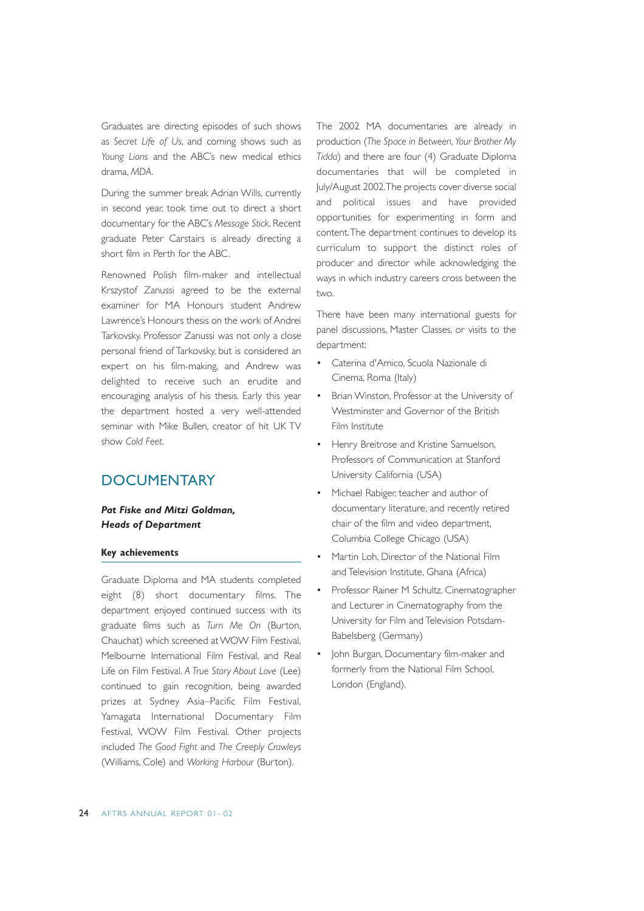Graduates are directing episodes of such shows as *Secret Life of Us*, and coming shows such as *Young Lions* and the ABC's new medical ethics drama, *MDA*.

During the summer break Adrian Wills, currently in second year, took time out to direct a short documentary for the ABC's *Message Stick*. Recent graduate Peter Carstairs is already directing a short film in Perth for the ABC.

Renowned Polish film-maker and intellectual Krszystof Zanussi agreed to be the external examiner for MA Honours student Andrew Lawrence's Honours thesis on the work of Andrei Tarkovsky. Professor Zanussi was not only a close personal friend of Tarkovsky, but is considered an expert on his film-making, and Andrew was delighted to receive such an erudite and encouraging analysis of his thesis. Early this year the department hosted a very well-attended seminar with Mike Bullen, creator of hit UK TV show *Cold Feet*.

## DOCUMENTARY

***Pat Fiske and Mitzi Goldman, Heads of Department***

**Key achievements**

Graduate Diploma and MA students completed eight (8) short documentary films. The department enjoyed continued success with its graduate films such as *Turn Me On* (Burton, Chauchat) which screened at WOW Film Festival, Melbourne International Film Festival, and Real Life on Film Festival. *A True Story About Love* (Lee) continued to gain recognition, being awarded prizes at Sydney Asia–Pacific Film Festival, Yamagata International Documentary Film Festival, WOW Film Festival. Other projects included *The Good Fight* and *The Creeply Crawleys* (Williams, Cole) and *Working Harbour* (Burton).

The 2002 MA documentaries are already in production (*The Space in Between*, *Your Brother My Tidda*) and there are four (4) Graduate Diploma documentaries that will be completed in July/August 2002. The projects cover diverse social and political issues and have provided opportunities for experimenting in form and content. The department continues to develop its curriculum to support the distinct roles of producer and director while acknowledging the ways in which industry careers cross between the two.

There have been many international guests for panel discussions, Master Classes, or visits to the department:

- Caterina d'Amico, Scuola Nazionale di Cinema, Roma (Italy)
- Brian Winston, Professor at the University of Westminster and Governor of the British Film Institute
- Henry Breitrose and Kristine Samuelson, Professors of Communication at Stanford University California (USA)
- Michael Rabiger, teacher and author of documentary literature, and recently retired chair of the film and video department, Columbia College Chicago (USA)
- Martin Loh, Director of the National Film and Television Institute, Ghana (Africa)
- Professor Rainer M Schultz, Cinematographer and Lecturer in Cinematography from the University for Film and Television Potsdam-Babelsberg (Germany)
- John Burgan, Documentary film-maker and formerly from the National Film School, London (England).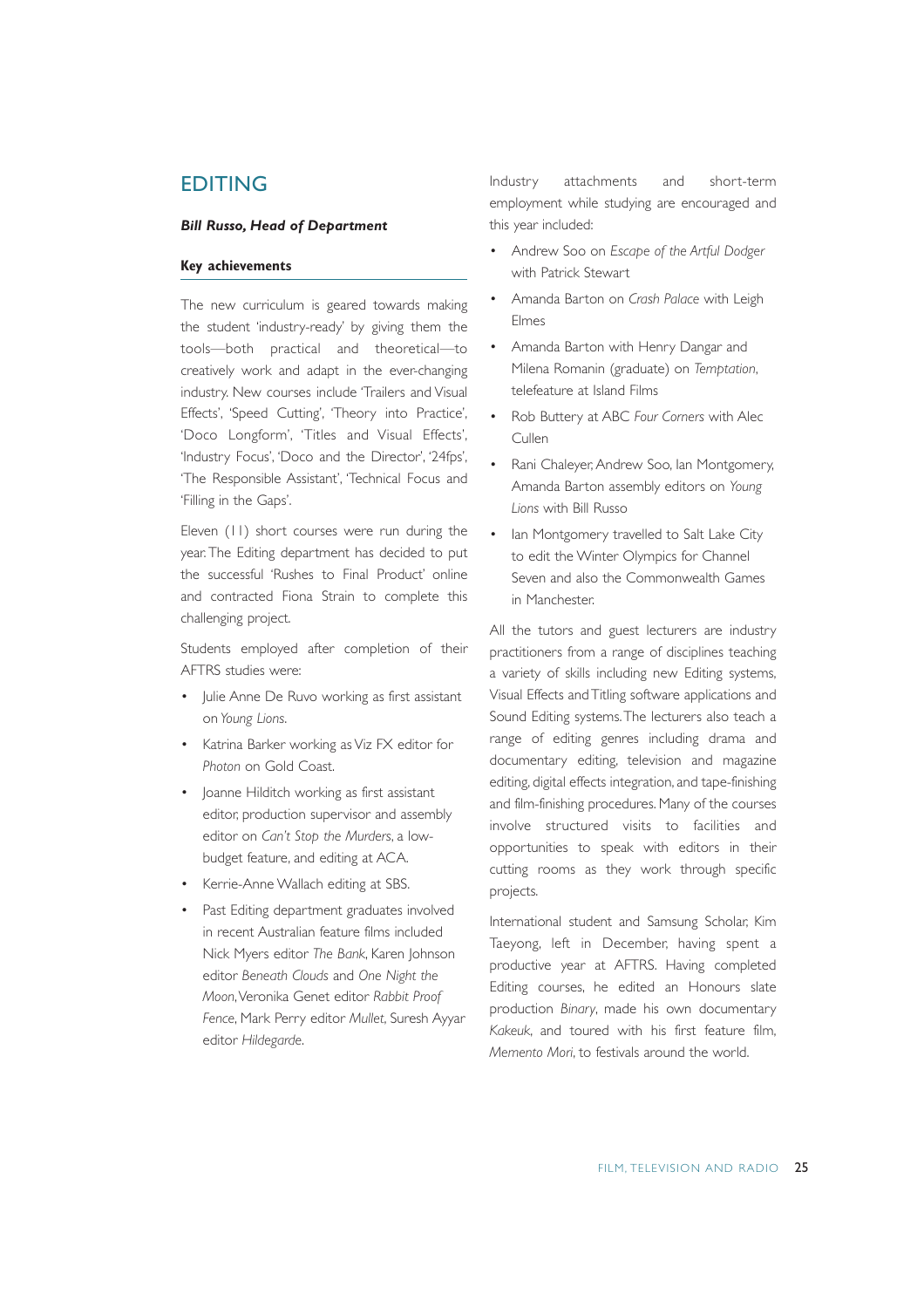## EDITING

***Bill Russo, Head of Department***

### Key achievements

The new curriculum is geared towards making the student 'industry-ready' by giving them the tools—both practical and theoretical—to creatively work and adapt in the ever-changing industry. New courses include 'Trailers and Visual Effects', 'Speed Cutting', 'Theory into Practice', 'Doco Longform', 'Titles and Visual Effects', 'Industry Focus', 'Doco and the Director', '24fps', 'The Responsible Assistant', 'Technical Focus and 'Filling in the Gaps'.

Eleven (11) short courses were run during the year. The Editing department has decided to put the successful 'Rushes to Final Product' online and contracted Fiona Strain to complete this challenging project.

Students employed after completion of their AFTRS studies were:

- Julie Anne De Ruvo working as first assistant on *Young Lions*.
- Katrina Barker working as Viz FX editor for *Photon* on Gold Coast.
- Joanne Hilditch working as first assistant editor, production supervisor and assembly editor on *Can't Stop the Murders*, a low-budget feature, and editing at ACA.
- Kerrie-Anne Wallach editing at SBS.
- Past Editing department graduates involved in recent Australian feature films included Nick Myers editor *The Bank*, Karen Johnson editor *Beneath Clouds* and *One Night the Moon*, Veronika Genet editor *Rabbit Proof Fence*, Mark Perry editor *Mullet*, Suresh Ayyar editor *Hildegarde*.

Industry attachments and short-term employment while studying are encouraged and this year included:

- Andrew Soo on *Escape of the Artful Dodger* with Patrick Stewart
- Amanda Barton on *Crash Palace* with Leigh Elmes
- Amanda Barton with Henry Dangar and Milena Romanin (graduate) on *Temptation*, telefeature at Island Films
- Rob Buttery at ABC *Four Corners* with Alec Cullen
- Rani Chaleyer, Andrew Soo, Ian Montgomery, Amanda Barton assembly editors on *Young Lions* with Bill Russo
- Ian Montgomery travelled to Salt Lake City to edit the Winter Olympics for Channel Seven and also the Commonwealth Games in Manchester.

All the tutors and guest lecturers are industry practitioners from a range of disciplines teaching a variety of skills including new Editing systems, Visual Effects and Titling software applications and Sound Editing systems. The lecturers also teach a range of editing genres including drama and documentary editing, television and magazine editing, digital effects integration, and tape-finishing and film-finishing procedures. Many of the courses involve structured visits to facilities and opportunities to speak with editors in their cutting rooms as they work through specific projects.

International student and Samsung Scholar, Kim Taeyong, left in December, having spent a productive year at AFTRS. Having completed Editing courses, he edited an Honours slate production *Binary*, made his own documentary *Kakeuk*, and toured with his first feature film, *Memento Mori*, to festivals around the world.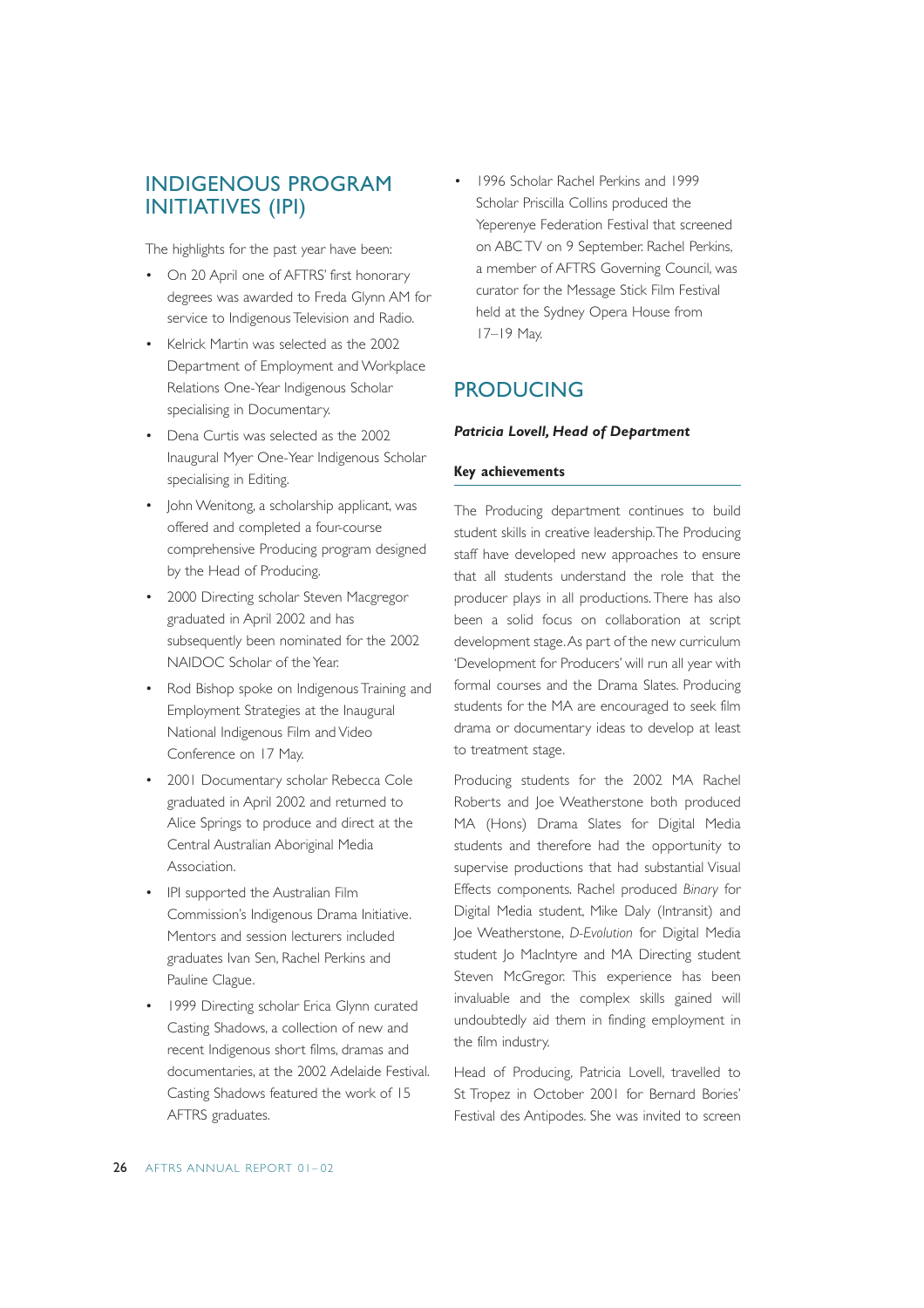## INDIGENOUS PROGRAM INITIATIVES (IPI)

The highlights for the past year have been:

- On 20 April one of AFTRS' first honorary degrees was awarded to Freda Glynn AM for service to Indigenous Television and Radio.
- Kelrick Martin was selected as the 2002 Department of Employment and Workplace Relations One-Year Indigenous Scholar specialising in Documentary.
- Dena Curtis was selected as the 2002 Inaugural Myer One-Year Indigenous Scholar specialising in Editing.
- John Wenitong, a scholarship applicant, was offered and completed a four-course comprehensive Producing program designed by the Head of Producing.
- 2000 Directing scholar Steven Macgregor graduated in April 2002 and has subsequently been nominated for the 2002 NAIDOC Scholar of the Year.
- Rod Bishop spoke on Indigenous Training and Employment Strategies at the Inaugural National Indigenous Film and Video Conference on 17 May.
- 2001 Documentary scholar Rebecca Cole graduated in April 2002 and returned to Alice Springs to produce and direct at the Central Australian Aboriginal Media Association.
- IPI supported the Australian Film Commission's Indigenous Drama Initiative. Mentors and session lecturers included graduates Ivan Sen, Rachel Perkins and Pauline Clague.
- 1999 Directing scholar Erica Glynn curated Casting Shadows, a collection of new and recent Indigenous short films, dramas and documentaries, at the 2002 Adelaide Festival. Casting Shadows featured the work of 15 AFTRS graduates.
- 1996 Scholar Rachel Perkins and 1999 Scholar Priscilla Collins produced the Yeperenye Federation Festival that screened on ABC TV on 9 September. Rachel Perkins, a member of AFTRS Governing Council, was curator for the Message Stick Film Festival held at the Sydney Opera House from 17–19 May.

## PRODUCING

***Patricia Lovell, Head of Department***

### Key achievements

The Producing department continues to build student skills in creative leadership. The Producing staff have developed new approaches to ensure that all students understand the role that the producer plays in all productions. There has also been a solid focus on collaboration at script development stage. As part of the new curriculum 'Development for Producers' will run all year with formal courses and the Drama Slates. Producing students for the MA are encouraged to seek film drama or documentary ideas to develop at least to treatment stage.

Producing students for the 2002 MA Rachel Roberts and Joe Weatherstone both produced MA (Hons) Drama Slates for Digital Media students and therefore had the opportunity to supervise productions that had substantial Visual Effects components. Rachel produced *Binary* for Digital Media student, Mike Daly (Intransit) and Joe Weatherstone, *D-Evolution* for Digital Media student Jo MacIntyre and MA Directing student Steven McGregor. This experience has been invaluable and the complex skills gained will undoubtedly aid them in finding employment in the film industry.

Head of Producing, Patricia Lovell, travelled to St Tropez in October 2001 for Bernard Bories' Festival des Antipodes. She was invited to screen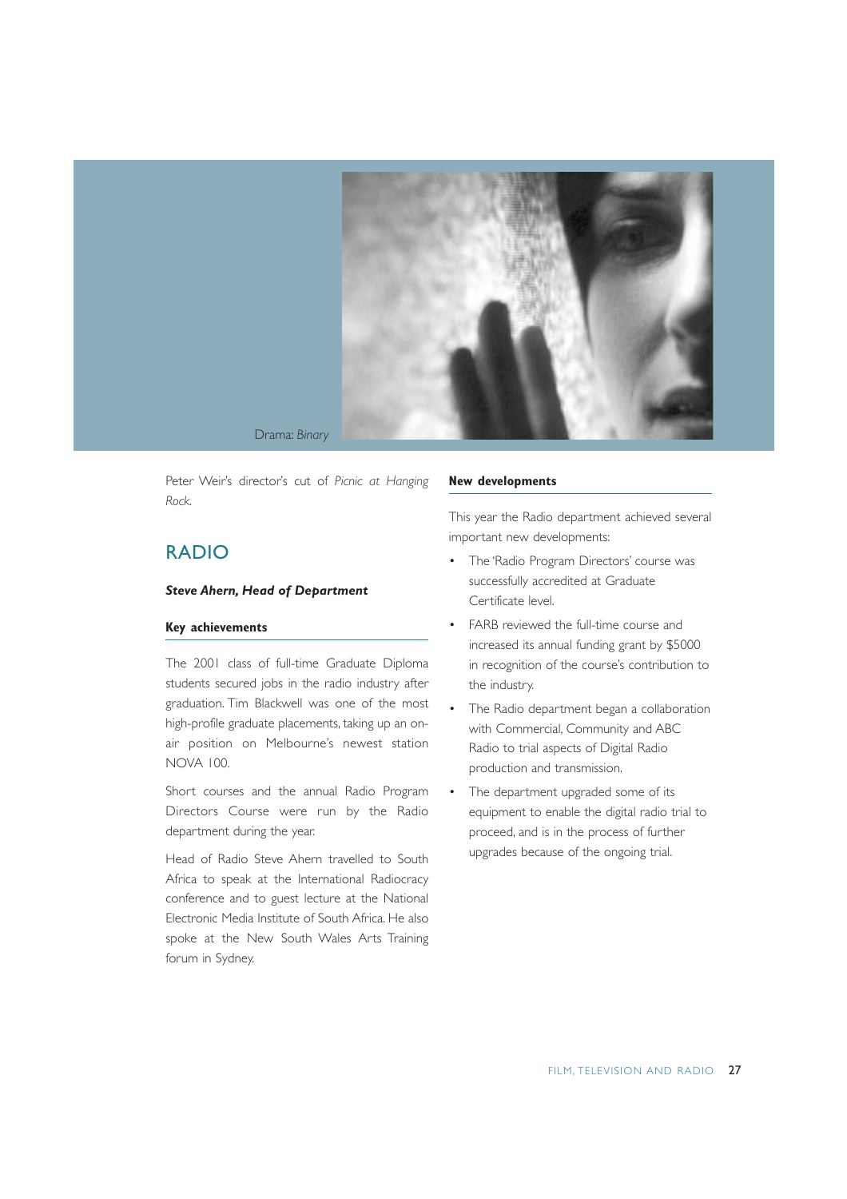Drama: *Binary*

Peter Weir's director's cut of *Picnic at Hanging Rock*.

## RADIO

***Steve Ahern, Head of Department***

**Key achievements**

The 2001 class of full-time Graduate Diploma students secured jobs in the radio industry after graduation. Tim Blackwell was one of the most high-profile graduate placements, taking up an on-air position on Melbourne's newest station NOVA 100.

Short courses and the annual Radio Program Directors Course were run by the Radio department during the year.

Head of Radio Steve Ahern travelled to South Africa to speak at the International Radiocracy conference and to guest lecture at the National Electronic Media Institute of South Africa. He also spoke at the New South Wales Arts Training forum in Sydney.

**New developments**

This year the Radio department achieved several important new developments:

- The 'Radio Program Directors' course was successfully accredited at Graduate Certificate level.
- FARB reviewed the full-time course and increased its annual funding grant by $5000 in recognition of the course's contribution to the industry.
- The Radio department began a collaboration with Commercial, Community and ABC Radio to trial aspects of Digital Radio production and transmission.
- The department upgraded some of its equipment to enable the digital radio trial to proceed, and is in the process of further upgrades because of the ongoing trial.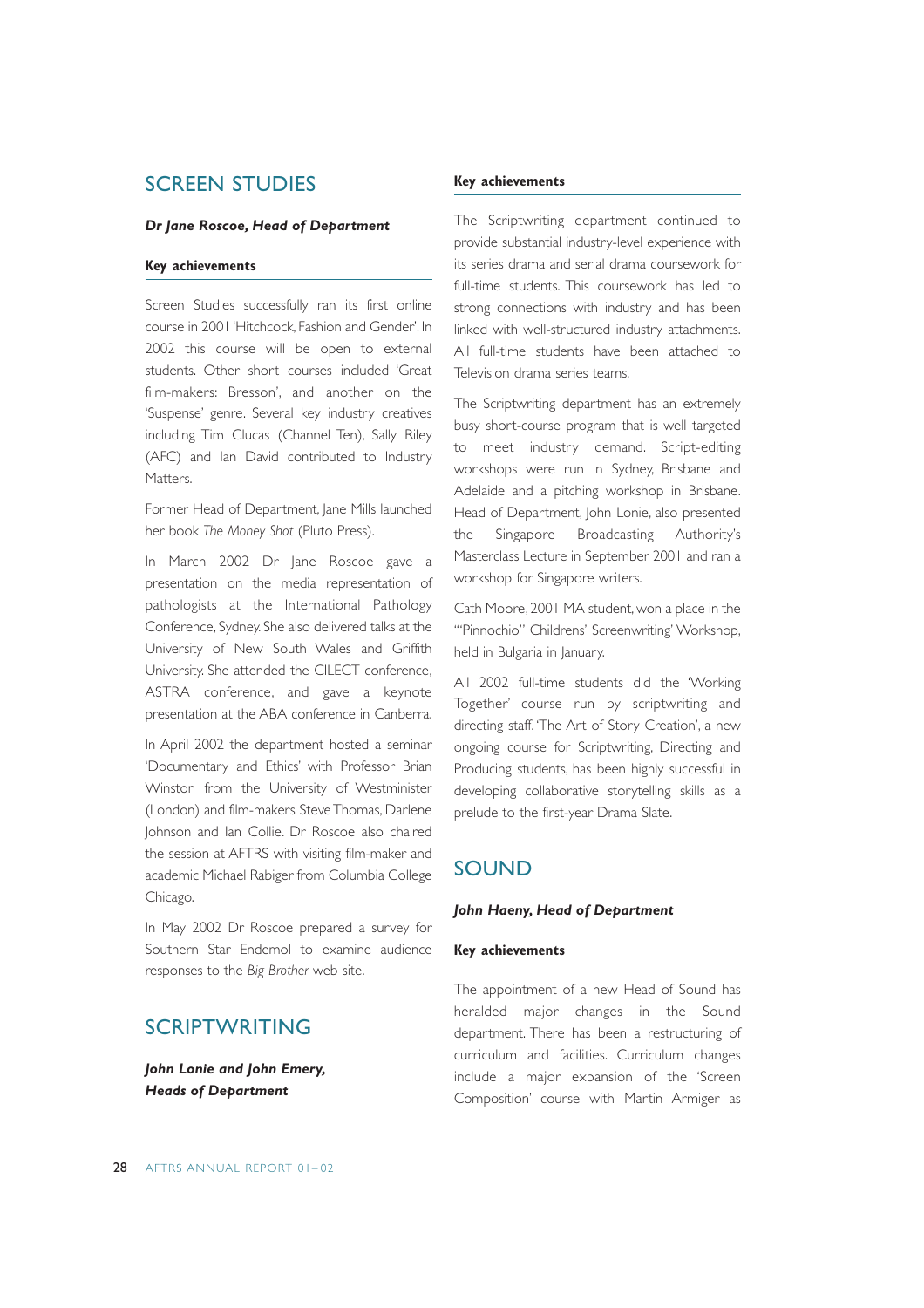## SCREEN STUDIES

***Dr Jane Roscoe, Head of Department***

**Key achievements**

Screen Studies successfully ran its first online course in 2001 'Hitchcock, Fashion and Gender'. In 2002 this course will be open to external students. Other short courses included 'Great film-makers: Bresson', and another on the 'Suspense' genre. Several key industry creatives including Tim Clucas (Channel Ten), Sally Riley (AFC) and Ian David contributed to Industry Matters.

Former Head of Department, Jane Mills launched her book *The Money Shot* (Pluto Press).

In March 2002 Dr Jane Roscoe gave a presentation on the media representation of pathologists at the International Pathology Conference, Sydney. She also delivered talks at the University of New South Wales and Griffith University. She attended the CILECT conference, ASTRA conference, and gave a keynote presentation at the ABA conference in Canberra.

In April 2002 the department hosted a seminar 'Documentary and Ethics' with Professor Brian Winston from the University of Westminister (London) and film-makers Steve Thomas, Darlene Johnson and Ian Collie. Dr Roscoe also chaired the session at AFTRS with visiting film-maker and academic Michael Rabiger from Columbia College Chicago.

In May 2002 Dr Roscoe prepared a survey for Southern Star Endemol to examine audience responses to the *Big Brother* web site.

## SCRIPTWRITING

***John Lonie and John Emery, Heads of Department***

**Key achievements**

The Scriptwriting department continued to provide substantial industry-level experience with its series drama and serial drama coursework for full-time students. This coursework has led to strong connections with industry and has been linked with well-structured industry attachments. All full-time students have been attached to Television drama series teams.

The Scriptwriting department has an extremely busy short-course program that is well targeted to meet industry demand. Script-editing workshops were run in Sydney, Brisbane and Adelaide and a pitching workshop in Brisbane. Head of Department, John Lonie, also presented the Singapore Broadcasting Authority's Masterclass Lecture in September 2001 and ran a workshop for Singapore writers.

Cath Moore, 2001 MA student, won a place in the '"Pinnochio" Childrens' Screenwriting' Workshop, held in Bulgaria in January.

All 2002 full-time students did the 'Working Together' course run by scriptwriting and directing staff. 'The Art of Story Creation', a new ongoing course for Scriptwriting, Directing and Producing students, has been highly successful in developing collaborative storytelling skills as a prelude to the first-year Drama Slate.

## SOUND

***John Haeny, Head of Department***

**Key achievements**

The appointment of a new Head of Sound has heralded major changes in the Sound department. There has been a restructuring of curriculum and facilities. Curriculum changes include a major expansion of the 'Screen Composition' course with Martin Armiger as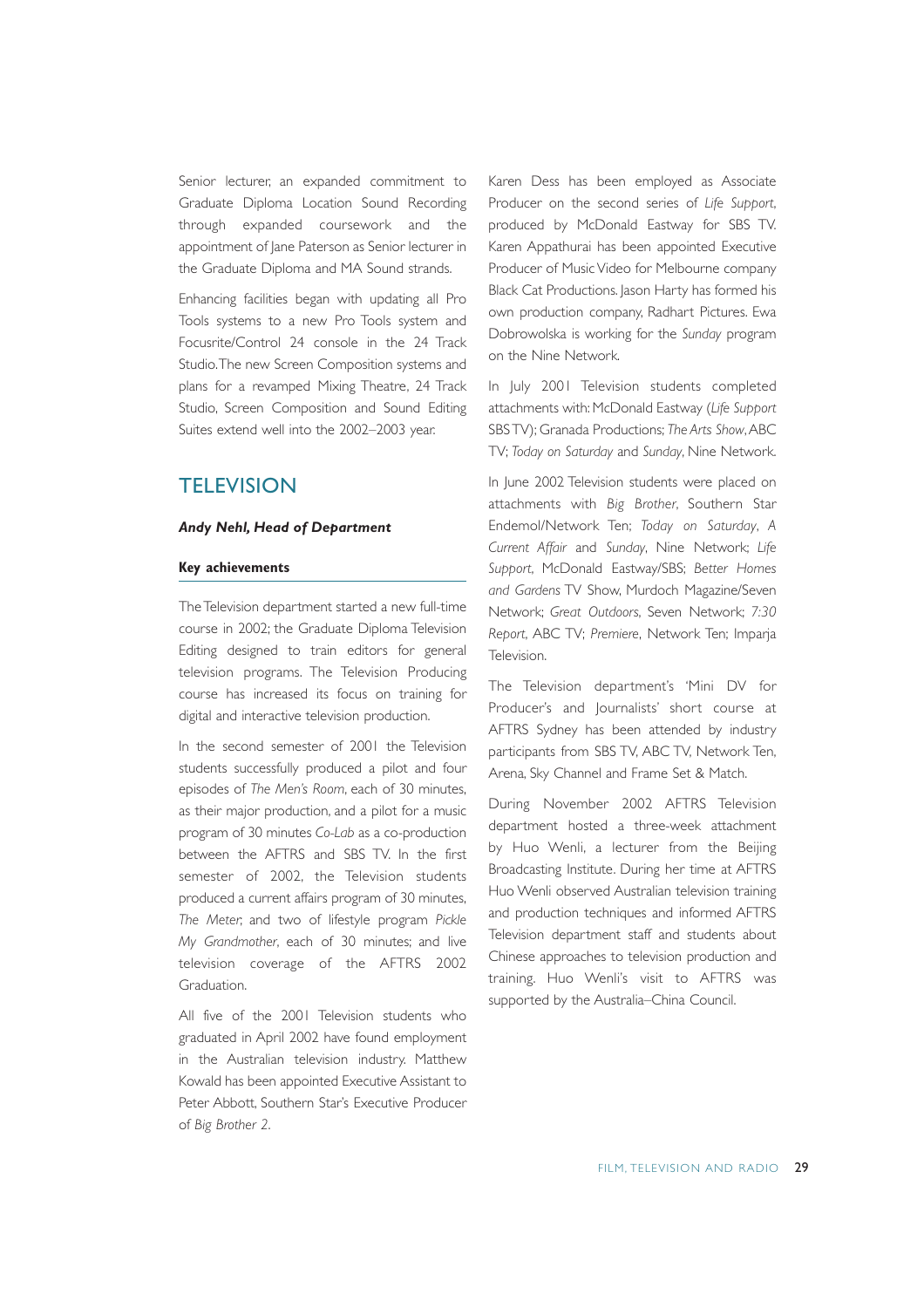Senior lecturer, an expanded commitment to Graduate Diploma Location Sound Recording through expanded coursework and the appointment of Jane Paterson as Senior lecturer in the Graduate Diploma and MA Sound strands.

Enhancing facilities began with updating all Pro Tools systems to a new Pro Tools system and Focusrite/Control 24 console in the 24 Track Studio. The new Screen Composition systems and plans for a revamped Mixing Theatre, 24 Track Studio, Screen Composition and Sound Editing Suites extend well into the 2002–2003 year.

## TELEVISION

***Andy Nehl, Head of Department***

**Key achievements**

The Television department started a new full-time course in 2002; the Graduate Diploma Television Editing designed to train editors for general television programs. The Television Producing course has increased its focus on training for digital and interactive television production.

In the second semester of 2001 the Television students successfully produced a pilot and four episodes of *The Men's Room*, each of 30 minutes, as their major production, and a pilot for a music program of 30 minutes *Co-Lab* as a co-production between the AFTRS and SBS TV. In the first semester of 2002, the Television students produced a current affairs program of 30 minutes, *The Meter*, and two of lifestyle program *Pickle My Grandmother*, each of 30 minutes; and live television coverage of the AFTRS 2002 Graduation.

All five of the 2001 Television students who graduated in April 2002 have found employment in the Australian television industry. Matthew Kowald has been appointed Executive Assistant to Peter Abbott, Southern Star's Executive Producer of *Big Brother 2*. Karen Dess has been employed as Associate Producer on the second series of *Life Support*, produced by McDonald Eastway for SBS TV. Karen Appathurai has been appointed Executive Producer of Music Video for Melbourne company Black Cat Productions. Jason Harty has formed his own production company, Radhart Pictures. Ewa Dobrowolska is working for the *Sunday* program on the Nine Network.

In July 2001 Television students completed attachments with: McDonald Eastway (*Life Support* SBS TV); Granada Productions; *The Arts Show*, ABC TV; *Today on Saturday* and *Sunday*, Nine Network.

In June 2002 Television students were placed on attachments with *Big Brother*, Southern Star Endemol/Network Ten; *Today on Saturday*, *A Current Affair* and *Sunday*, Nine Network; *Life Support*, McDonald Eastway/SBS; *Better Homes and Gardens* TV Show, Murdoch Magazine/Seven Network; *Great Outdoors*, Seven Network; *7:30 Report*, ABC TV; *Premiere*, Network Ten; Imparja Television.

The Television department's 'Mini DV for Producer's and Journalists' short course at AFTRS Sydney has been attended by industry participants from SBS TV, ABC TV, Network Ten, Arena, Sky Channel and Frame Set & Match.

During November 2002 AFTRS Television department hosted a three-week attachment by Huo Wenli, a lecturer from the Beijing Broadcasting Institute. During her time at AFTRS Huo Wenli observed Australian television training and production techniques and informed AFTRS Television department staff and students about Chinese approaches to television production and training. Huo Wenli's visit to AFTRS was supported by the Australia–China Council.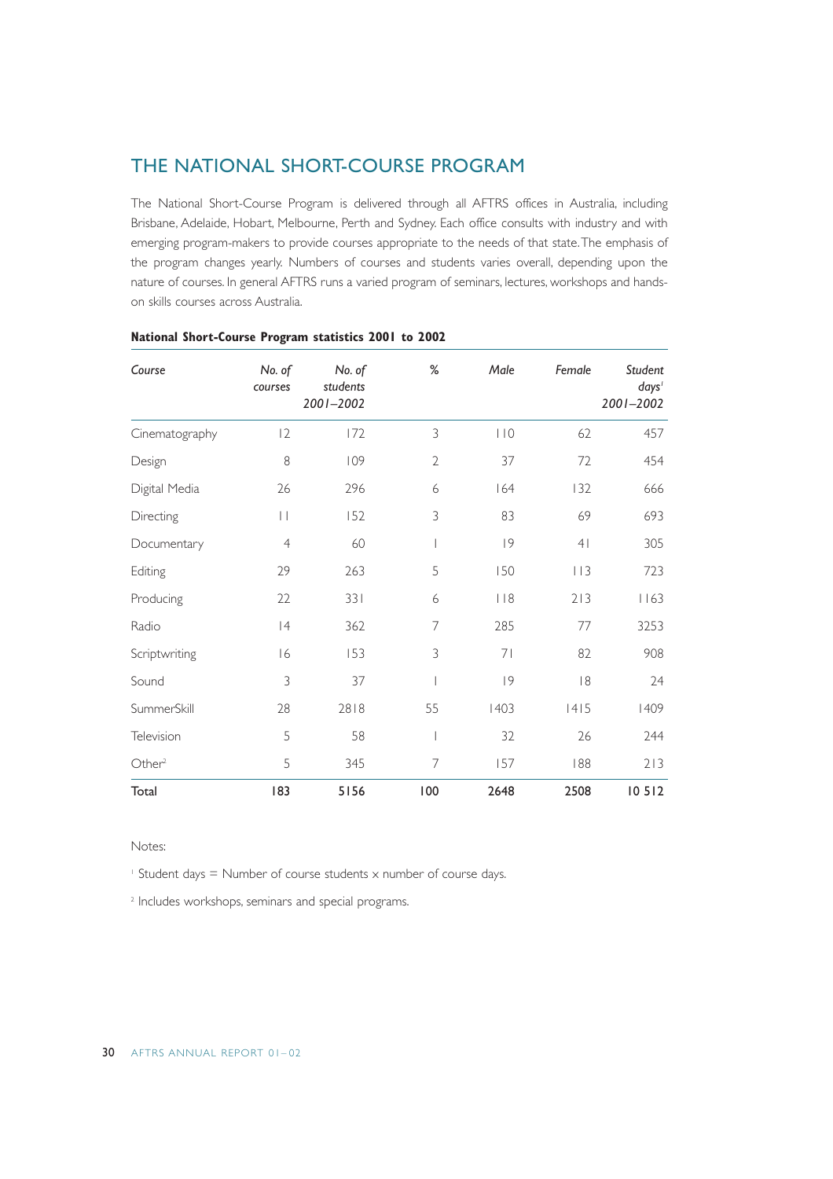## THE NATIONAL SHORT-COURSE PROGRAM

The National Short-Course Program is delivered through all AFTRS offices in Australia, including Brisbane, Adelaide, Hobart, Melbourne, Perth and Sydney. Each office consults with industry and with emerging program-makers to provide courses appropriate to the needs of that state. The emphasis of the program changes yearly. Numbers of courses and students varies overall, depending upon the nature of courses. In general AFTRS runs a varied program of seminars, lectures, workshops and hands-on skills courses across Australia.

**National Short-Course Program statistics 2001 to 2002**

| *Course* | *No. of courses* | *No. of students 2001–2002* | *%* | *Male* | *Female* | *Student days[1] 2001–2002* |
|---|---|---|---|---|---|---|
| Cinematography | 12 | 172 | 3 | 110 | 62 | 457 |
| Design | 8 | 109 | 2 | 37 | 72 | 454 |
| Digital Media | 26 | 296 | 6 | 164 | 132 | 666 |
| Directing | 11 | 152 | 3 | 83 | 69 | 693 |
| Documentary | 4 | 60 | 1 | 19 | 41 | 305 |
| Editing | 29 | 263 | 5 | 150 | 113 | 723 |
| Producing | 22 | 331 | 6 | 118 | 213 | 1163 |
| Radio | 14 | 362 | 7 | 285 | 77 | 3253 |
| Scriptwriting | 16 | 153 | 3 | 71 | 82 | 908 |
| Sound | 3 | 37 | 1 | 19 | 18 | 24 |
| SummerSkill | 28 | 2818 | 55 | 1403 | 1415 | 1409 |
| Television | 5 | 58 | 1 | 32 | 26 | 244 |
| Other[2] | 5 | 345 | 7 | 157 | 188 | 213 |
| **Total** | **183** | **5156** | **100** | **2648** | **2508** | **10 512** |

Notes:

[1] Student days = Number of course students x number of course days.

[2] Includes workshops, seminars and special programs.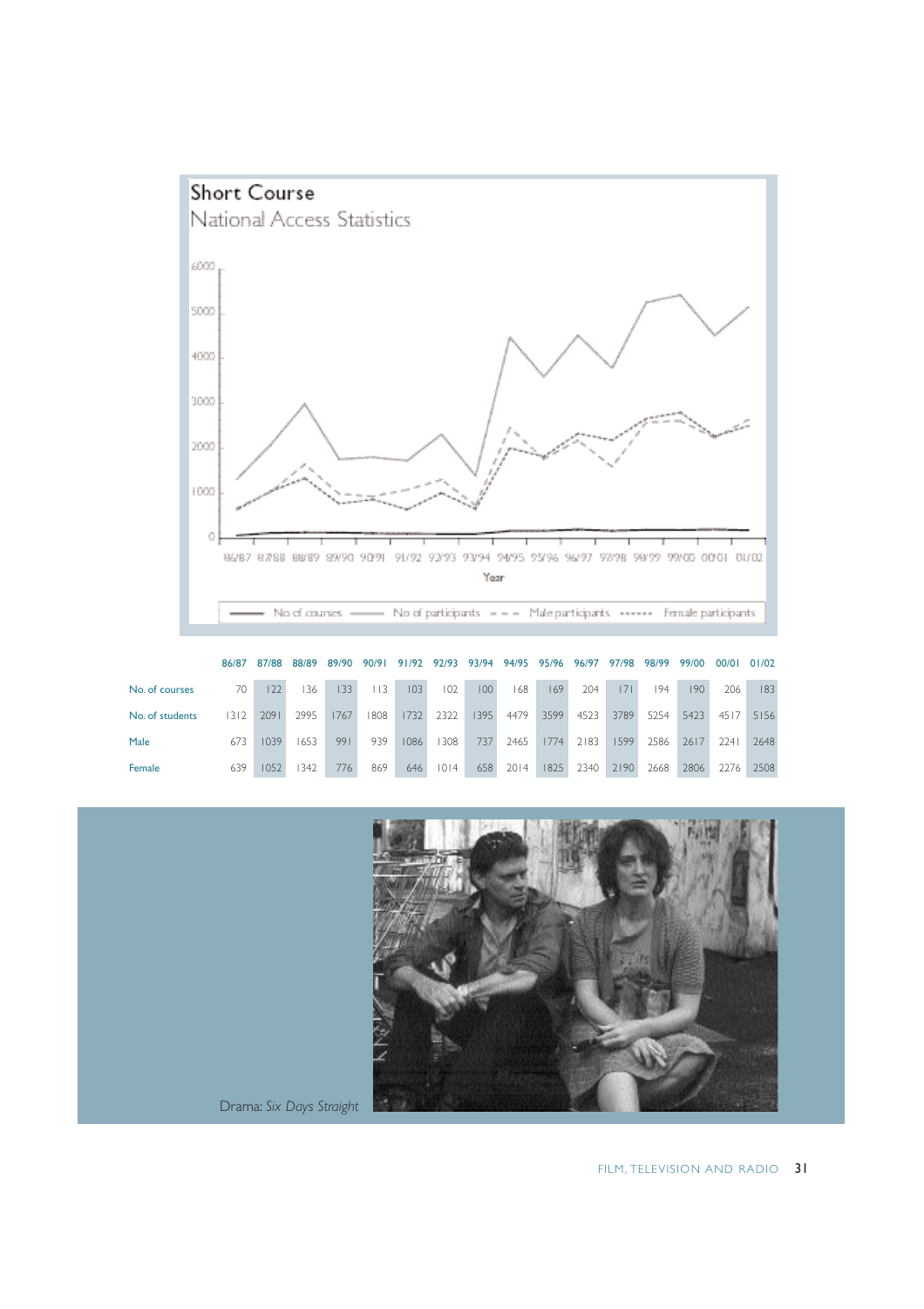## Short Course

### National Access Statistics

| | 86/87 | 87/88 | 88/89 | 89/90 | 90/91 | 91/92 | 92/93 | 93/94 | 94/95 | 95/96 | 96/97 | 97/98 | 98/99 | 99/00 | 00/01 | 01/02 |
|---|---|---|---|---|---|---|---|---|---|---|---|---|---|---|---|---|
| No. of courses | 70 | 122 | 136 | 133 | 113 | 103 | 102 | 100 | 168 | 169 | 204 | 171 | 194 | 190 | 206 | 183 |
| No. of students | 1312 | 2091 | 2995 | 1767 | 1808 | 1732 | 2322 | 1395 | 4479 | 3599 | 4523 | 3789 | 5254 | 5423 | 4517 | 5156 |
| Male | 673 | 1039 | 1653 | 991 | 939 | 1086 | 1308 | 737 | 2465 | 1774 | 2183 | 1599 | 2586 | 2617 | 2241 | 2648 |
| Female | 639 | 1052 | 1342 | 776 | 869 | 646 | 1014 | 658 | 2014 | 1825 | 2340 | 2190 | 2668 | 2806 | 2276 | 2508 |

Drama: *Six Days Straight*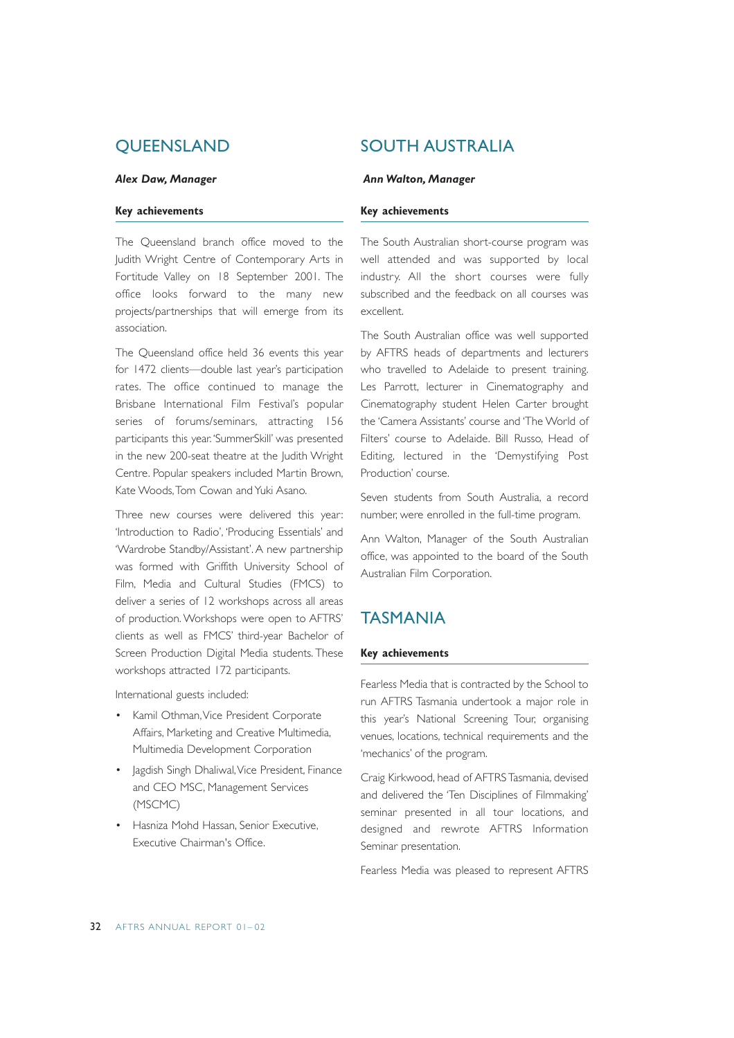## QUEENSLAND

***Alex Daw, Manager***

### Key achievements

The Queensland branch office moved to the Judith Wright Centre of Contemporary Arts in Fortitude Valley on 18 September 2001. The office looks forward to the many new projects/partnerships that will emerge from its association.

The Queensland office held 36 events this year for 1472 clients—double last year's participation rates. The office continued to manage the Brisbane International Film Festival's popular series of forums/seminars, attracting 156 participants this year. 'SummerSkill' was presented in the new 200-seat theatre at the Judith Wright Centre. Popular speakers included Martin Brown, Kate Woods, Tom Cowan and Yuki Asano.

Three new courses were delivered this year: 'Introduction to Radio', 'Producing Essentials' and 'Wardrobe Standby/Assistant'. A new partnership was formed with Griffith University School of Film, Media and Cultural Studies (FMCS) to deliver a series of 12 workshops across all areas of production. Workshops were open to AFTRS' clients as well as FMCS' third-year Bachelor of Screen Production Digital Media students. These workshops attracted 172 participants.

International guests included:

- Kamil Othman, Vice President Corporate Affairs, Marketing and Creative Multimedia, Multimedia Development Corporation
- Jagdish Singh Dhaliwal, Vice President, Finance and CEO MSC, Management Services (MSCMC)
- Hasniza Mohd Hassan, Senior Executive, Executive Chairman's Office.

## SOUTH AUSTRALIA

***Ann Walton, Manager***

### Key achievements

The South Australian short-course program was well attended and was supported by local industry. All the short courses were fully subscribed and the feedback on all courses was excellent.

The South Australian office was well supported by AFTRS heads of departments and lecturers who travelled to Adelaide to present training. Les Parrott, lecturer in Cinematography and Cinematography student Helen Carter brought the 'Camera Assistants' course and 'The World of Filters' course to Adelaide. Bill Russo, Head of Editing, lectured in the 'Demystifying Post Production' course.

Seven students from South Australia, a record number, were enrolled in the full-time program.

Ann Walton, Manager of the South Australian office, was appointed to the board of the South Australian Film Corporation.

## TASMANIA

### Key achievements

Fearless Media that is contracted by the School to run AFTRS Tasmania undertook a major role in this year's National Screening Tour, organising venues, locations, technical requirements and the 'mechanics' of the program.

Craig Kirkwood, head of AFTRS Tasmania, devised and delivered the 'Ten Disciplines of Filmmaking' seminar presented in all tour locations, and designed and rewrote AFTRS Information Seminar presentation.

Fearless Media was pleased to represent AFTRS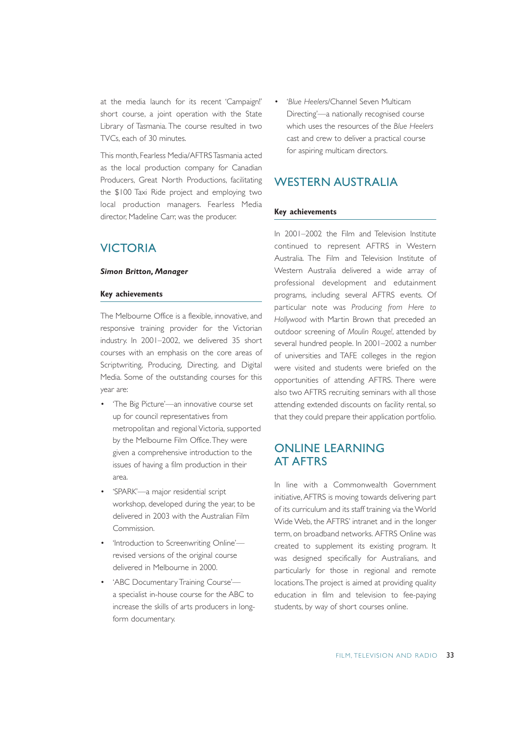at the media launch for its recent 'Campaign!' short course, a joint operation with the State Library of Tasmania. The course resulted in two TVCs, each of 30 minutes.

This month, Fearless Media/AFTRS Tasmania acted as the local production company for Canadian Producers, Great North Productions, facilitating the $100 Taxi Ride project and employing two local production managers. Fearless Media director, Madeline Carr, was the producer.

## VICTORIA

***Simon Britton, Manager***

### Key achievements

The Melbourne Office is a flexible, innovative, and responsive training provider for the Victorian industry. In 2001–2002, we delivered 35 short courses with an emphasis on the core areas of Scriptwriting, Producing, Directing, and Digital Media. Some of the outstanding courses for this year are:

- 'The Big Picture'—an innovative course set up for council representatives from metropolitan and regional Victoria, supported by the Melbourne Film Office. They were given a comprehensive introduction to the issues of having a film production in their area.
- 'SPARK'—a major residential script workshop, developed during the year, to be delivered in 2003 with the Australian Film Commission.
- 'Introduction to Screenwriting Online'—revised versions of the original course delivered in Melbourne in 2000.
- 'ABC Documentary Training Course'—a specialist in-house course for the ABC to increase the skills of arts producers in long-form documentary.
- '*Blue Heelers*/Channel Seven Multicam Directing'—a nationally recognised course which uses the resources of the *Blue Heelers* cast and crew to deliver a practical course for aspiring multicam directors.

## WESTERN AUSTRALIA

### Key achievements

In 2001–2002 the Film and Television Institute continued to represent AFTRS in Western Australia. The Film and Television Institute of Western Australia delivered a wide array of professional development and edutainment programs, including several AFTRS events. Of particular note was *Producing from Here to Hollywood* with Martin Brown that preceded an outdoor screening of *Moulin Rouge!*, attended by several hundred people. In 2001–2002 a number of universities and TAFE colleges in the region were visited and students were briefed on the opportunities of attending AFTRS. There were also two AFTRS recruiting seminars with all those attending extended discounts on facility rental, so that they could prepare their application portfolio.

## ONLINE LEARNING AT AFTRS

In line with a Commonwealth Government initiative, AFTRS is moving towards delivering part of its curriculum and its staff training via the World Wide Web, the AFTRS' intranet and in the longer term, on broadband networks. AFTRS Online was created to supplement its existing program. It was designed specifically for Australians, and particularly for those in regional and remote locations. The project is aimed at providing quality education in film and television to fee-paying students, by way of short courses online.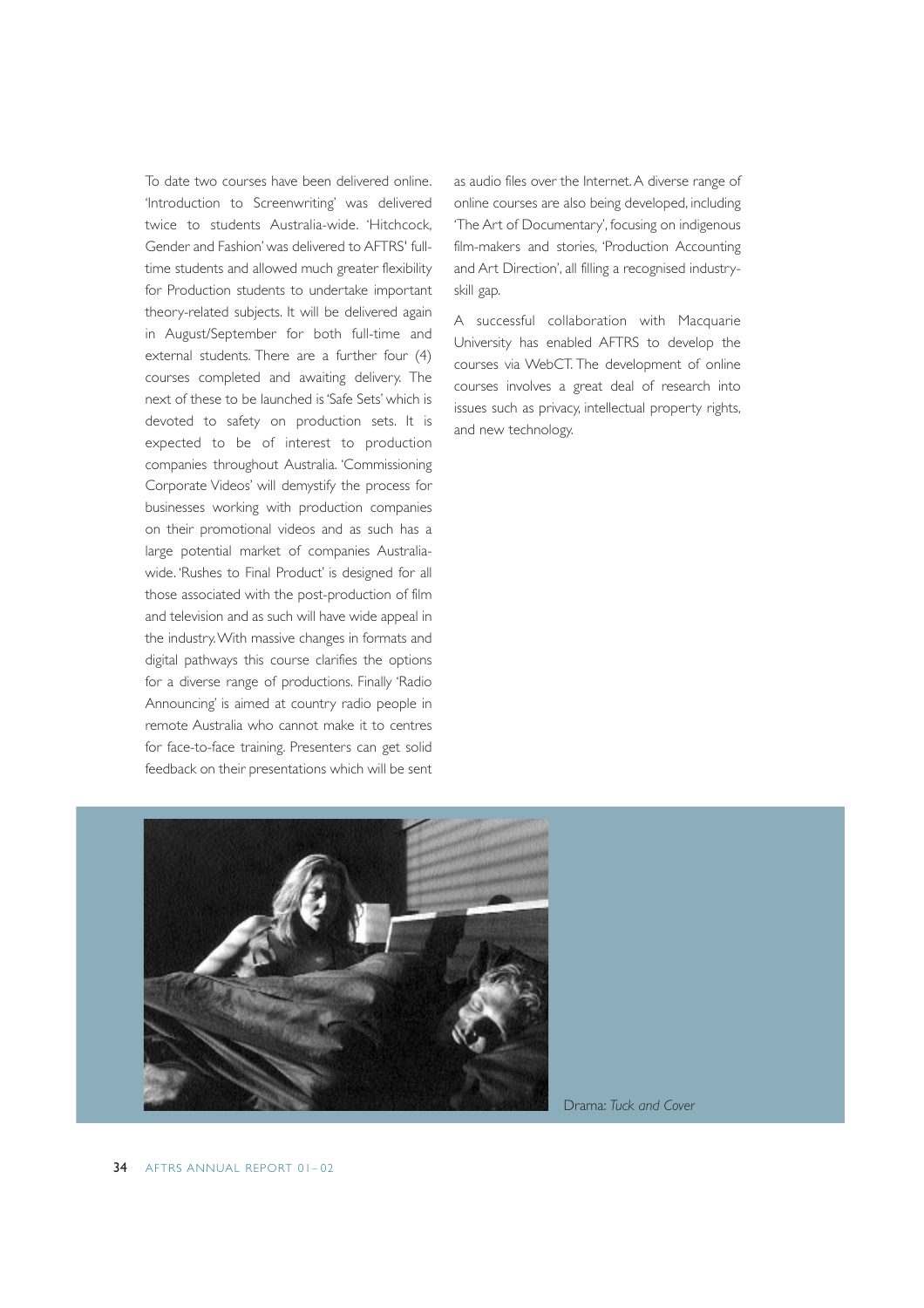To date two courses have been delivered online. 'Introduction to Screenwriting' was delivered twice to students Australia-wide. 'Hitchcock, Gender and Fashion' was delivered to AFTRS' full-time students and allowed much greater flexibility for Production students to undertake important theory-related subjects. It will be delivered again in August/September for both full-time and external students. There are a further four (4) courses completed and awaiting delivery. The next of these to be launched is 'Safe Sets' which is devoted to safety on production sets. It is expected to be of interest to production companies throughout Australia. 'Commissioning Corporate Videos' will demystify the process for businesses working with production companies on their promotional videos and as such has a large potential market of companies Australia-wide. 'Rushes to Final Product' is designed for all those associated with the post-production of film and television and as such will have wide appeal in the industry. With massive changes in formats and digital pathways this course clarifies the options for a diverse range of productions. Finally 'Radio Announcing' is aimed at country radio people in remote Australia who cannot make it to centres for face-to-face training. Presenters can get solid feedback on their presentations which will be sent as audio files over the Internet. A diverse range of online courses are also being developed, including 'The Art of Documentary', focusing on indigenous film-makers and stories, 'Production Accounting and Art Direction', all filling a recognised industry-skill gap.

A successful collaboration with Macquarie University has enabled AFTRS to develop the courses via WebCT. The development of online courses involves a great deal of research into issues such as privacy, intellectual property rights, and new technology.

Drama: *Tuck and Cover*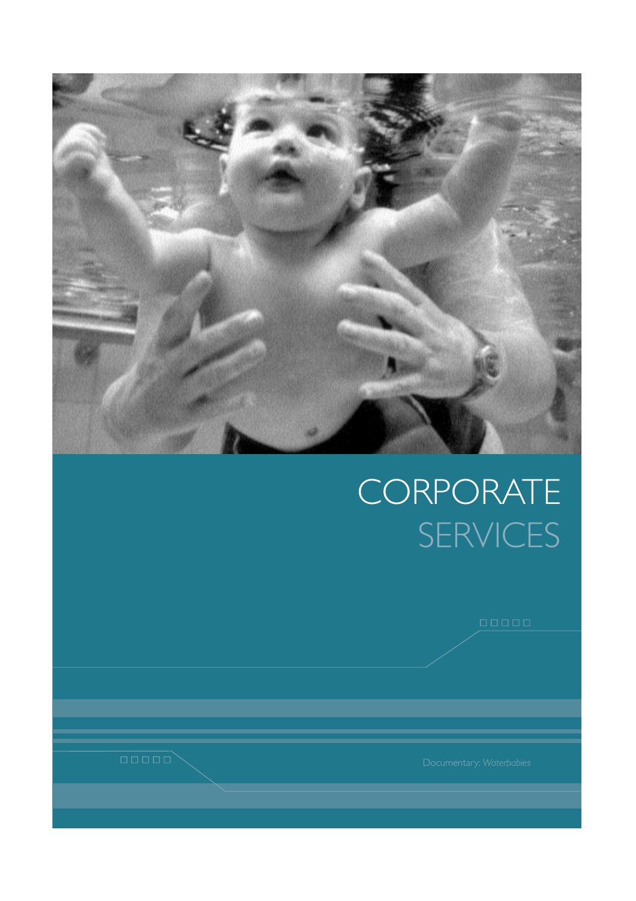# CORPORATE SERVICES

Documentary: *Waterbabies*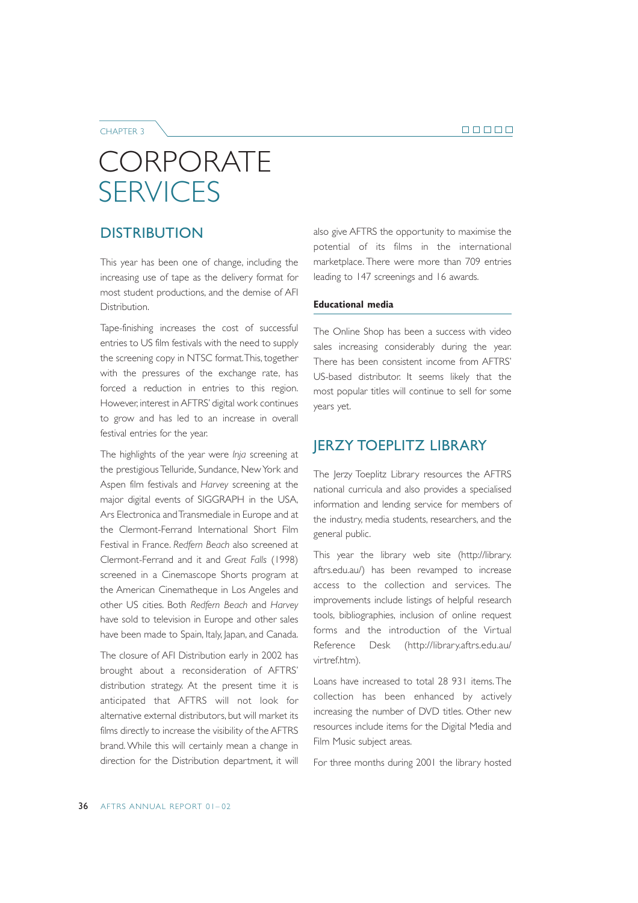# CORPORATE SERVICES

## DISTRIBUTION

This year has been one of change, including the increasing use of tape as the delivery format for most student productions, and the demise of AFI Distribution.

Tape-finishing increases the cost of successful entries to US film festivals with the need to supply the screening copy in NTSC format. This, together with the pressures of the exchange rate, has forced a reduction in entries to this region. However, interest in AFTRS' digital work continues to grow and has led to an increase in overall festival entries for the year.

The highlights of the year were *Inja* screening at the prestigious Telluride, Sundance, New York and Aspen film festivals and *Harvey* screening at the major digital events of SIGGRAPH in the USA, Ars Electronica and Transmediale in Europe and at the Clermont-Ferrand International Short Film Festival in France. *Redfern Beach* also screened at Clermont-Ferrand and it and *Great Falls* (1998) screened in a Cinemascope Shorts program at the American Cinematheque in Los Angeles and other US cities. Both *Redfern Beach* and *Harvey* have sold to television in Europe and other sales have been made to Spain, Italy, Japan, and Canada.

The closure of AFI Distribution early in 2002 has brought about a reconsideration of AFTRS' distribution strategy. At the present time it is anticipated that AFTRS will not look for alternative external distributors, but will market its films directly to increase the visibility of the AFTRS brand. While this will certainly mean a change in direction for the Distribution department, it will also give AFTRS the opportunity to maximise the potential of its films in the international marketplace. There were more than 709 entries leading to 147 screenings and 16 awards.

### Educational media

The Online Shop has been a success with video sales increasing considerably during the year. There has been consistent income from AFTRS' US-based distributor. It seems likely that the most popular titles will continue to sell for some years yet.

## JERZY TOEPLITZ LIBRARY

The Jerzy Toeplitz Library resources the AFTRS national curricula and also provides a specialised information and lending service for members of the industry, media students, researchers, and the general public.

This year the library web site (http://library.aftrs.edu.au/) has been revamped to increase access to the collection and services. The improvements include listings of helpful research tools, bibliographies, inclusion of online request forms and the introduction of the Virtual Reference Desk (http://library.aftrs.edu.au/virtref.htm).

Loans have increased to total 28 931 items. The collection has been enhanced by actively increasing the number of DVD titles. Other new resources include items for the Digital Media and Film Music subject areas.

For three months during 2001 the library hosted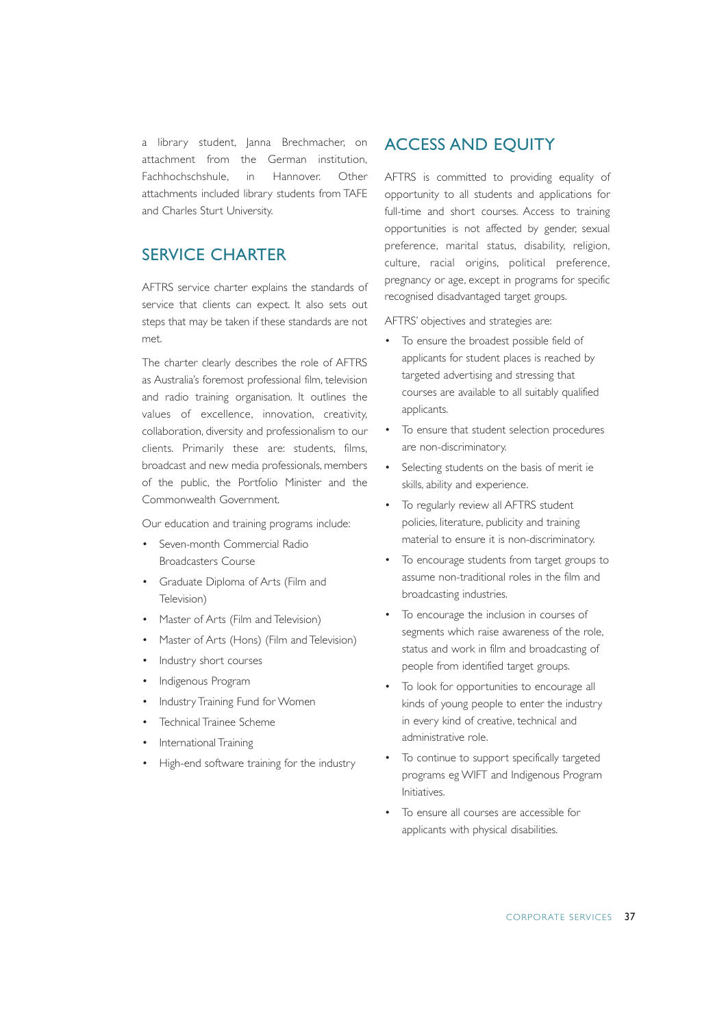a library student, Janna Brechmacher, on attachment from the German institution, Fachhochschshule, in Hannover. Other attachments included library students from TAFE and Charles Sturt University.

## SERVICE CHARTER

AFTRS service charter explains the standards of service that clients can expect. It also sets out steps that may be taken if these standards are not met.

The charter clearly describes the role of AFTRS as Australia's foremost professional film, television and radio training organisation. It outlines the values of excellence, innovation, creativity, collaboration, diversity and professionalism to our clients. Primarily these are: students, films, broadcast and new media professionals, members of the public, the Portfolio Minister and the Commonwealth Government.

Our education and training programs include:

- Seven-month Commercial Radio Broadcasters Course
- Graduate Diploma of Arts (Film and Television)
- Master of Arts (Film and Television)
- Master of Arts (Hons) (Film and Television)
- Industry short courses
- Indigenous Program
- Industry Training Fund for Women
- Technical Trainee Scheme
- International Training
- High-end software training for the industry

## ACCESS AND EQUITY

AFTRS is committed to providing equality of opportunity to all students and applications for full-time and short courses. Access to training opportunities is not affected by gender, sexual preference, marital status, disability, religion, culture, racial origins, political preference, pregnancy or age, except in programs for specific recognised disadvantaged target groups.

AFTRS' objectives and strategies are:

- To ensure the broadest possible field of applicants for student places is reached by targeted advertising and stressing that courses are available to all suitably qualified applicants.
- To ensure that student selection procedures are non-discriminatory.
- Selecting students on the basis of merit ie skills, ability and experience.
- To regularly review all AFTRS student policies, literature, publicity and training material to ensure it is non-discriminatory.
- To encourage students from target groups to assume non-traditional roles in the film and broadcasting industries.
- To encourage the inclusion in courses of segments which raise awareness of the role, status and work in film and broadcasting of people from identified target groups.
- To look for opportunities to encourage all kinds of young people to enter the industry in every kind of creative, technical and administrative role.
- To continue to support specifically targeted programs eg WIFT and Indigenous Program Initiatives.
- To ensure all courses are accessible for applicants with physical disabilities.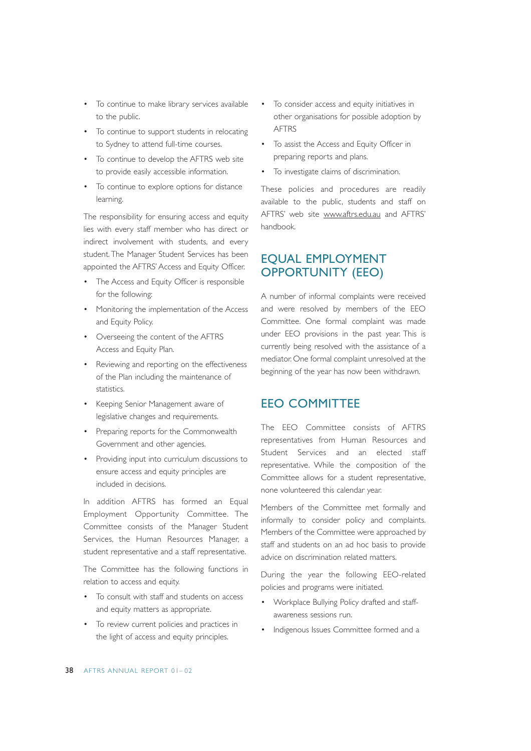- To continue to make library services available to the public.
- To continue to support students in relocating to Sydney to attend full-time courses.
- To continue to develop the AFTRS web site to provide easily accessible information.
- To continue to explore options for distance learning.

The responsibility for ensuring access and equity lies with every staff member who has direct or indirect involvement with students, and every student. The Manager Student Services has been appointed the AFTRS' Access and Equity Officer.

- The Access and Equity Officer is responsible for the following:
- Monitoring the implementation of the Access and Equity Policy.
- Overseeing the content of the AFTRS Access and Equity Plan.
- Reviewing and reporting on the effectiveness of the Plan including the maintenance of statistics.
- Keeping Senior Management aware of legislative changes and requirements.
- Preparing reports for the Commonwealth Government and other agencies.
- Providing input into curriculum discussions to ensure access and equity principles are included in decisions.

In addition AFTRS has formed an Equal Employment Opportunity Committee. The Committee consists of the Manager Student Services, the Human Resources Manager, a student representative and a staff representative.

The Committee has the following functions in relation to access and equity.

- To consult with staff and students on access and equity matters as appropriate.
- To review current policies and practices in the light of access and equity principles.
- To consider access and equity initiatives in other organisations for possible adoption by AFTRS
- To assist the Access and Equity Officer in preparing reports and plans.
- To investigate claims of discrimination.

These policies and procedures are readily available to the public, students and staff on AFTRS' web site www.aftrs.edu.au and AFTRS' handbook.

## EQUAL EMPLOYMENT OPPORTUNITY (EEO)

A number of informal complaints were received and were resolved by members of the EEO Committee. One formal complaint was made under EEO provisions in the past year. This is currently being resolved with the assistance of a mediator. One formal complaint unresolved at the beginning of the year has now been withdrawn.

## EEO COMMITTEE

The EEO Committee consists of AFTRS representatives from Human Resources and Student Services and an elected staff representative. While the composition of the Committee allows for a student representative, none volunteered this calendar year.

Members of the Committee met formally and informally to consider policy and complaints. Members of the Committee were approached by staff and students on an ad hoc basis to provide advice on discrimination related matters.

During the year the following EEO-related policies and programs were initiated.

- Workplace Bullying Policy drafted and staff-awareness sessions run.
- Indigenous Issues Committee formed and a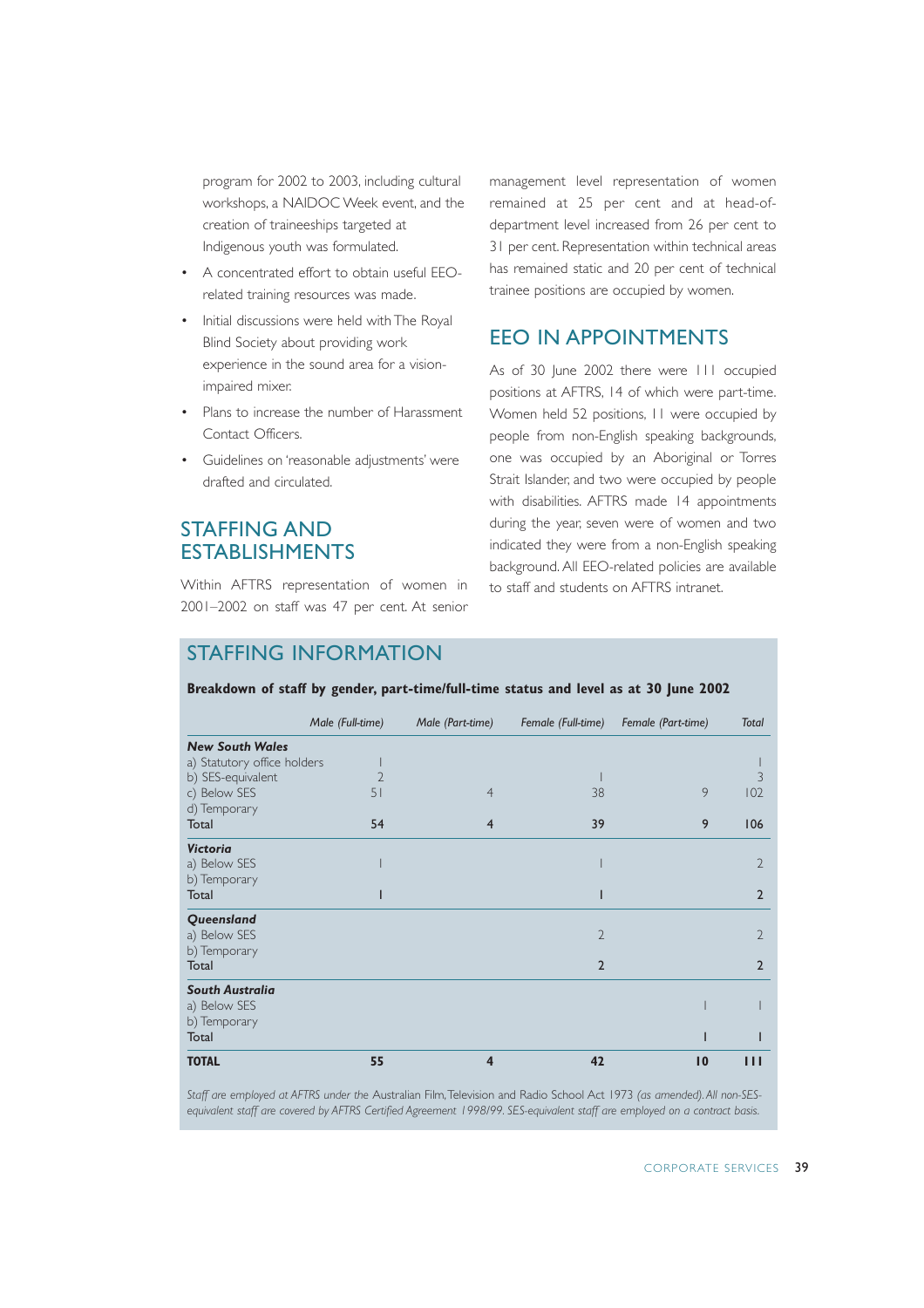program for 2002 to 2003, including cultural workshops, a NAIDOC Week event, and the creation of traineeships targeted at Indigenous youth was formulated.

- A concentrated effort to obtain useful EEO-related training resources was made.
- Initial discussions were held with The Royal Blind Society about providing work experience in the sound area for a vision-impaired mixer.
- Plans to increase the number of Harassment Contact Officers.
- Guidelines on 'reasonable adjustments' were drafted and circulated.

## STAFFING AND ESTABLISHMENTS

Within AFTRS representation of women in 2001–2002 on staff was 47 per cent. At senior management level representation of women remained at 25 per cent and at head-of-department level increased from 26 per cent to 31 per cent. Representation within technical areas has remained static and 20 per cent of technical trainee positions are occupied by women.

## EEO IN APPOINTMENTS

As of 30 June 2002 there were 111 occupied positions at AFTRS, 14 of which were part-time. Women held 52 positions, 11 were occupied by people from non-English speaking backgrounds, one was occupied by an Aboriginal or Torres Strait Islander, and two were occupied by people with disabilities. AFTRS made 14 appointments during the year, seven were of women and two indicated they were from a non-English speaking background. All EEO-related policies are available to staff and students on AFTRS intranet.

## STAFFING INFORMATION

**Breakdown of staff by gender, part-time/full-time status and level as at 30 June 2002**

| | *Male (Full-time)* | *Male (Part-time)* | *Female (Full-time)* | *Female (Part-time)* | *Total* |
|---|---|---|---|---|---|
| ***New South Wales*** | | | | | |
| a) Statutory office holders | 1 | | | | 1 |
| b) SES-equivalent | 2 | | 1 | | 3 |
| c) Below SES | 51 | 4 | 38 | 9 | 102 |
| d) Temporary | | | | | |
| Total | 54 | 4 | 39 | 9 | 106 |
| ***Victoria*** | | | | | |
| a) Below SES | 1 | | 1 | | 2 |
| b) Temporary | | | | | |
| Total | 1 | | 1 | | 2 |
| ***Queensland*** | | | | | |
| a) Below SES | | | 2 | | 2 |
| b) Temporary | | | | | |
| Total | | | 2 | | 2 |
| ***South Australia*** | | | | | |
| a) Below SES | | | | 1 | 1 |
| b) Temporary | | | | | |
| Total | | | | 1 | 1 |
| **TOTAL** | **55** | **4** | **42** | **10** | **111** |

*Staff are employed at AFTRS under the* Australian Film, Television and Radio School Act 1973 *(as amended). All non-SES-equivalent staff are covered by AFTRS Certified Agreement 1998/99. SES-equivalent staff are employed on a contract basis.*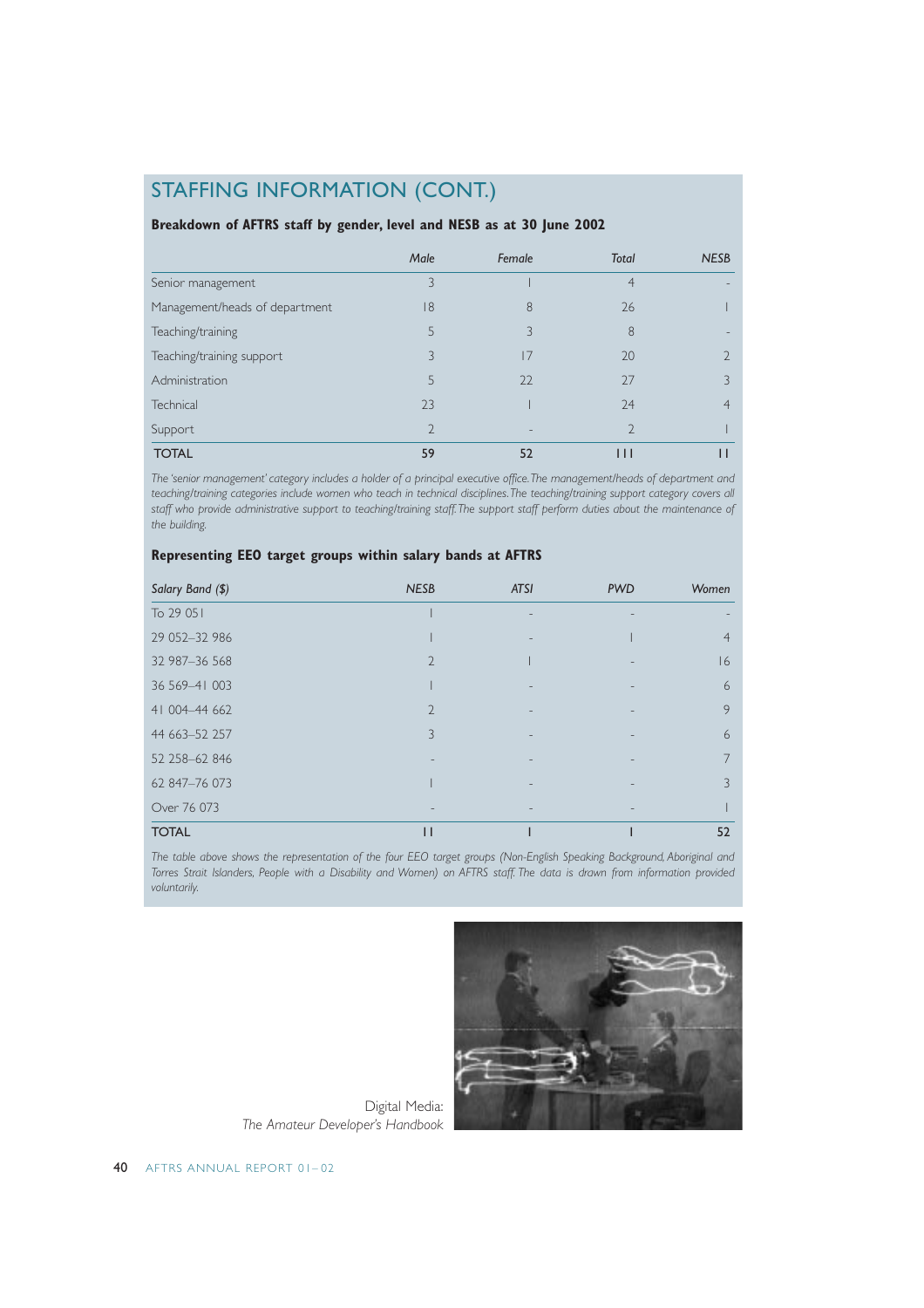## STAFFING INFORMATION (CONT.)

**Breakdown of AFTRS staff by gender, level and NESB as at 30 June 2002**

| | *Male* | *Female* | *Total* | *NESB* |
|---|---|---|---|---|
| Senior management | 3 | 1 | 4 | - |
| Management/heads of department | 18 | 8 | 26 | 1 |
| Teaching/training | 5 | 3 | 8 | - |
| Teaching/training support | 3 | 17 | 20 | 2 |
| Administration | 5 | 22 | 27 | 3 |
| Technical | 23 | 1 | 24 | 4 |
| Support | 2 | - | 2 | 1 |
| **TOTAL** | **59** | **52** | **111** | **11** |

*The 'senior management' category includes a holder of a principal executive office. The management/heads of department and teaching/training categories include women who teach in technical disciplines. The teaching/training support category covers all staff who provide administrative support to teaching/training staff. The support staff perform duties about the maintenance of the building.*

**Representing EEO target groups within salary bands at AFTRS**

| *Salary Band ($)* | *NESB* | *ATSI* | *PWD* | *Women* |
|---|---|---|---|---|
| To 29 051 | 1 | - | - | - |
| 29 052–32 986 | 1 | - | 1 | 4 |
| 32 987–36 568 | 2 | 1 | - | 16 |
| 36 569–41 003 | 1 | - | - | 6 |
| 41 004–44 662 | 2 | - | - | 9 |
| 44 663–52 257 | 3 | - | - | 6 |
| 52 258–62 846 | - | - | - | 7 |
| 62 847–76 073 | 1 | - | - | 3 |
| Over 76 073 | - | - | - | 1 |
| **TOTAL** | **11** | **1** | **1** | **52** |

*The table above shows the representation of the four EEO target groups (Non-English Speaking Background, Aboriginal and Torres Strait Islanders, People with a Disability and Women) on AFTRS staff. The data is drawn from information provided voluntarily.*

Digital Media:
*The Amateur Developer's Handbook*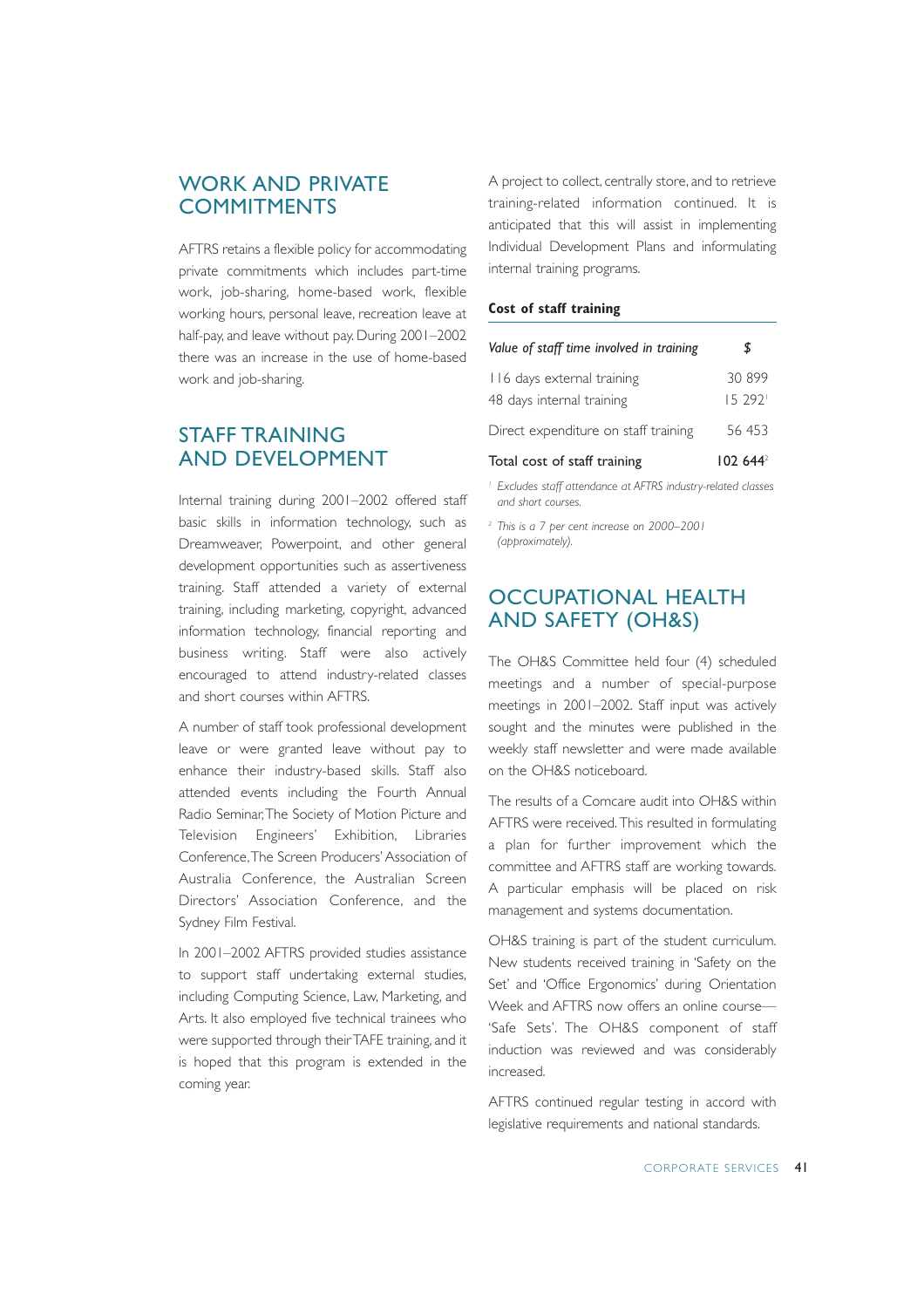## WORK AND PRIVATE COMMITMENTS

AFTRS retains a flexible policy for accommodating private commitments which includes part-time work, job-sharing, home-based work, flexible working hours, personal leave, recreation leave at half-pay, and leave without pay. During 2001–2002 there was an increase in the use of home-based work and job-sharing.

## STAFF TRAINING AND DEVELOPMENT

Internal training during 2001–2002 offered staff basic skills in information technology, such as Dreamweaver, Powerpoint, and other general development opportunities such as assertiveness training. Staff attended a variety of external training, including marketing, copyright, advanced information technology, financial reporting and business writing. Staff were also actively encouraged to attend industry-related classes and short courses within AFTRS.

A number of staff took professional development leave or were granted leave without pay to enhance their industry-based skills. Staff also attended events including the Fourth Annual Radio Seminar, The Society of Motion Picture and Television Engineers' Exhibition, Libraries Conference, The Screen Producers' Association of Australia Conference, the Australian Screen Directors' Association Conference, and the Sydney Film Festival.

In 2001–2002 AFTRS provided studies assistance to support staff undertaking external studies, including Computing Science, Law, Marketing, and Arts. It also employed five technical trainees who were supported through their TAFE training, and it is hoped that this program is extended in the coming year.

A project to collect, centrally store, and to retrieve training-related information continued. It is anticipated that this will assist in implementing Individual Development Plans and informulating internal training programs.

**Cost of staff training**

| *Value of staff time involved in training* | *$* |
|---|---|
| 116 days external training | 30 899 |
| 48 days internal training | 15 292[1] |
| Direct expenditure on staff training | 56 453 |
| Total cost of staff training | **102 644**[2] |

[1] *Excludes staff attendance at AFTRS industry-related classes and short courses.*

[2] *This is a 7 per cent increase on 2000–2001 (approximately).*

## OCCUPATIONAL HEALTH AND SAFETY (OH&S)

The OH&S Committee held four (4) scheduled meetings and a number of special-purpose meetings in 2001–2002. Staff input was actively sought and the minutes were published in the weekly staff newsletter and were made available on the OH&S noticeboard.

The results of a Comcare audit into OH&S within AFTRS were received. This resulted in formulating a plan for further improvement which the committee and AFTRS staff are working towards. A particular emphasis will be placed on risk management and systems documentation.

OH&S training is part of the student curriculum. New students received training in 'Safety on the Set' and 'Office Ergonomics' during Orientation Week and AFTRS now offers an online course—'Safe Sets'. The OH&S component of staff induction was reviewed and was considerably increased.

AFTRS continued regular testing in accord with legislative requirements and national standards.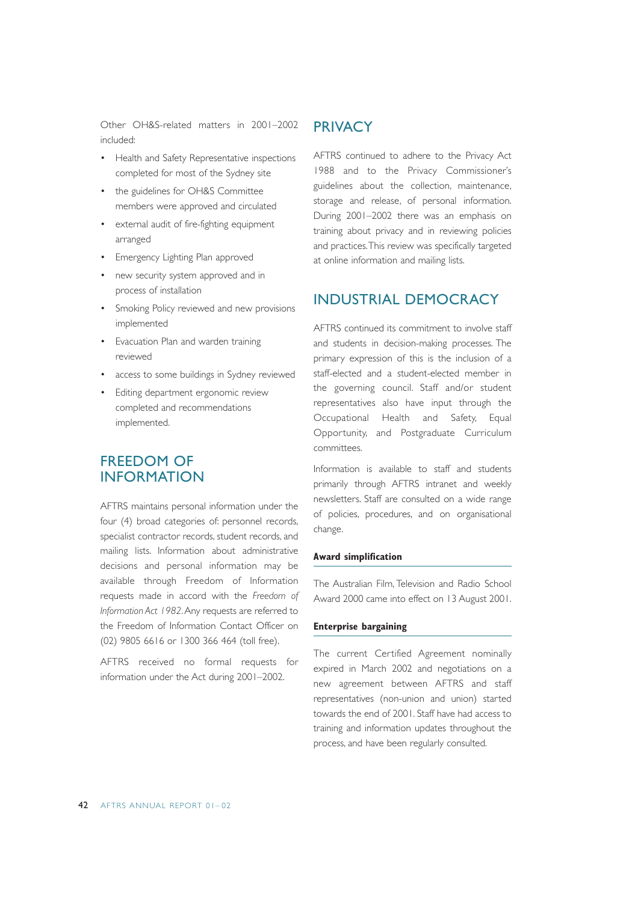Other OH&S-related matters in 2001–2002 included:

- Health and Safety Representative inspections completed for most of the Sydney site
- the guidelines for OH&S Committee members were approved and circulated
- external audit of fire-fighting equipment arranged
- Emergency Lighting Plan approved
- new security system approved and in process of installation
- Smoking Policy reviewed and new provisions implemented
- Evacuation Plan and warden training reviewed
- access to some buildings in Sydney reviewed
- Editing department ergonomic review completed and recommendations implemented.

## FREEDOM OF INFORMATION

AFTRS maintains personal information under the four (4) broad categories of: personnel records, specialist contractor records, student records, and mailing lists. Information about administrative decisions and personal information may be available through Freedom of Information requests made in accord with the *Freedom of Information Act 1982*. Any requests are referred to the Freedom of Information Contact Officer on (02) 9805 6616 or 1300 366 464 (toll free).

AFTRS received no formal requests for information under the Act during 2001–2002.

## PRIVACY

AFTRS continued to adhere to the Privacy Act 1988 and to the Privacy Commissioner's guidelines about the collection, maintenance, storage and release, of personal information. During 2001–2002 there was an emphasis on training about privacy and in reviewing policies and practices. This review was specifically targeted at online information and mailing lists.

## INDUSTRIAL DEMOCRACY

AFTRS continued its commitment to involve staff and students in decision-making processes. The primary expression of this is the inclusion of a staff-elected and a student-elected member in the governing council. Staff and/or student representatives also have input through the Occupational Health and Safety, Equal Opportunity, and Postgraduate Curriculum committees.

Information is available to staff and students primarily through AFTRS intranet and weekly newsletters. Staff are consulted on a wide range of policies, procedures, and on organisational change.

### Award simplification

The Australian Film, Television and Radio School Award 2000 came into effect on 13 August 2001.

### Enterprise bargaining

The current Certified Agreement nominally expired in March 2002 and negotiations on a new agreement between AFTRS and staff representatives (non-union and union) started towards the end of 2001. Staff have had access to training and information updates throughout the process, and have been regularly consulted.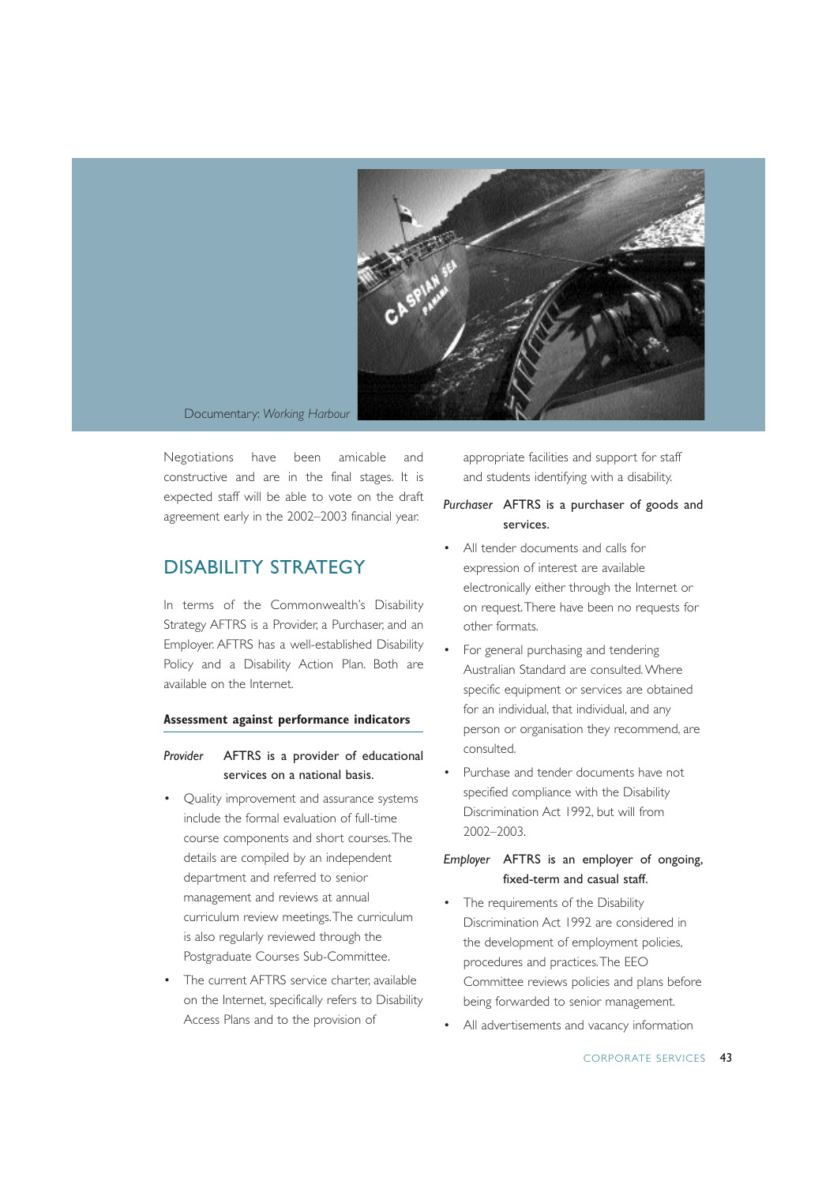Documentary: *Working Harbour*

Negotiations have been amicable and constructive and are in the final stages. It is expected staff will be able to vote on the draft agreement early in the 2002–2003 financial year.

## DISABILITY STRATEGY

In terms of the Commonwealth's Disability Strategy AFTRS is a Provider, a Purchaser, and an Employer. AFTRS has a well-established Disability Policy and a Disability Action Plan. Both are available on the Internet.

### Assessment against performance indicators

*Provider* AFTRS is a provider of educational services on a national basis.

- Quality improvement and assurance systems include the formal evaluation of full-time course components and short courses. The details are compiled by an independent department and referred to senior management and reviews at annual curriculum review meetings. The curriculum is also regularly reviewed through the Postgraduate Courses Sub-Committee.
- The current AFTRS service charter, available on the Internet, specifically refers to Disability Access Plans and to the provision of appropriate facilities and support for staff and students identifying with a disability.

*Purchaser* AFTRS is a purchaser of goods and services.

- All tender documents and calls for expression of interest are available electronically either through the Internet or on request. There have been no requests for other formats.
- For general purchasing and tendering Australian Standard are consulted. Where specific equipment or services are obtained for an individual, that individual, and any person or organisation they recommend, are consulted.
- Purchase and tender documents have not specified compliance with the Disability Discrimination Act 1992, but will from 2002–2003.

*Employer* AFTRS is an employer of ongoing, fixed-term and casual staff.

- The requirements of the Disability Discrimination Act 1992 are considered in the development of employment policies, procedures and practices. The EEO Committee reviews policies and plans before being forwarded to senior management.
- All advertisements and vacancy information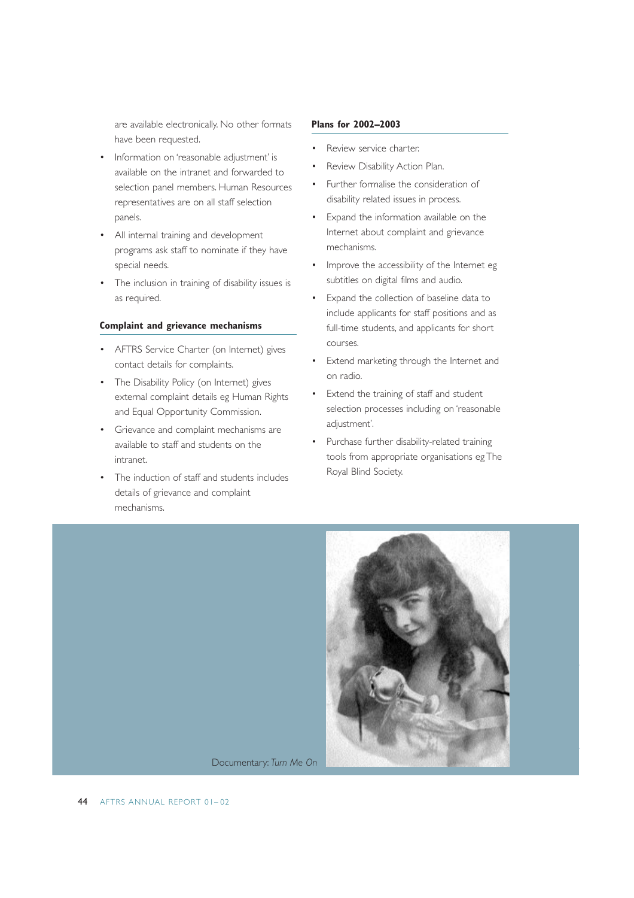are available electronically. No other formats have been requested.

- Information on 'reasonable adjustment' is available on the intranet and forwarded to selection panel members. Human Resources representatives are on all staff selection panels.
- All internal training and development programs ask staff to nominate if they have special needs.
- The inclusion in training of disability issues is as required.

### Complaint and grievance mechanisms

- AFTRS Service Charter (on Internet) gives contact details for complaints.
- The Disability Policy (on Internet) gives external complaint details eg Human Rights and Equal Opportunity Commission.
- Grievance and complaint mechanisms are available to staff and students on the intranet.
- The induction of staff and students includes details of grievance and complaint mechanisms.

### Plans for 2002–2003

- Review service charter.
- Review Disability Action Plan.
- Further formalise the consideration of disability related issues in process.
- Expand the information available on the Internet about complaint and grievance mechanisms.
- Improve the accessibility of the Internet eg subtitles on digital films and audio.
- Expand the collection of baseline data to include applicants for staff positions and as full-time students, and applicants for short courses.
- Extend marketing through the Internet and on radio.
- Extend the training of staff and student selection processes including on 'reasonable adjustment'.
- Purchase further disability-related training tools from appropriate organisations eg The Royal Blind Society.

Documentary: *Turn Me On*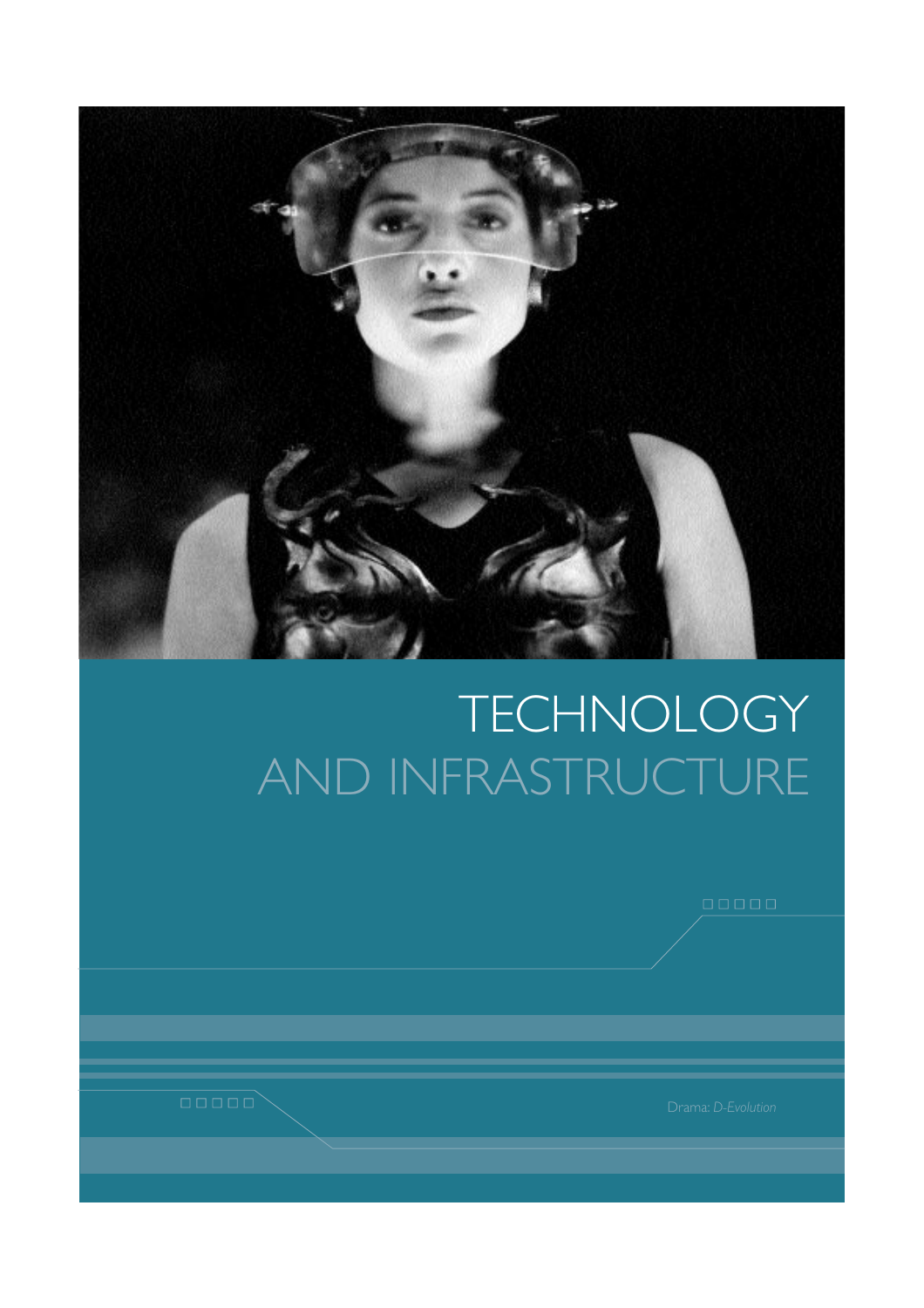# TECHNOLOGY AND INFRASTRUCTURE

Drama: *D-Evolution*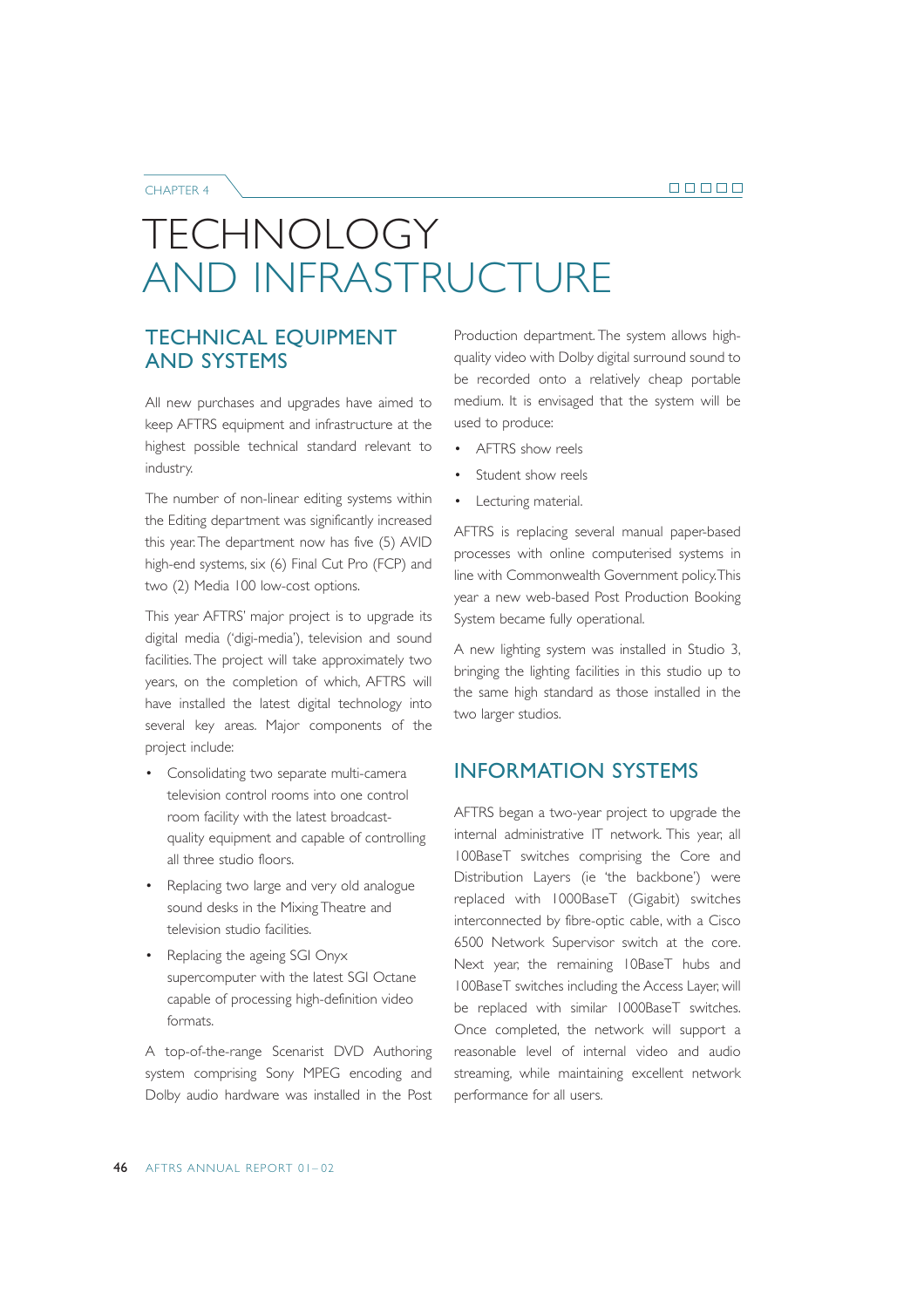# TECHNOLOGY AND INFRASTRUCTURE

## TECHNICAL EQUIPMENT AND SYSTEMS

All new purchases and upgrades have aimed to keep AFTRS equipment and infrastructure at the highest possible technical standard relevant to industry.

The number of non-linear editing systems within the Editing department was significantly increased this year. The department now has five (5) AVID high-end systems, six (6) Final Cut Pro (FCP) and two (2) Media 100 low-cost options.

This year AFTRS' major project is to upgrade its digital media ('digi-media'), television and sound facilities. The project will take approximately two years, on the completion of which, AFTRS will have installed the latest digital technology into several key areas. Major components of the project include:

- Consolidating two separate multi-camera television control rooms into one control room facility with the latest broadcast-quality equipment and capable of controlling all three studio floors.
- Replacing two large and very old analogue sound desks in the Mixing Theatre and television studio facilities.
- Replacing the ageing SGI Onyx supercomputer with the latest SGI Octane capable of processing high-definition video formats.

A top-of-the-range Scenarist DVD Authoring system comprising Sony MPEG encoding and Dolby audio hardware was installed in the Post Production department. The system allows high-quality video with Dolby digital surround sound to be recorded onto a relatively cheap portable medium. It is envisaged that the system will be used to produce:

- AFTRS show reels
- Student show reels
- Lecturing material.

AFTRS is replacing several manual paper-based processes with online computerised systems in line with Commonwealth Government policy. This year a new web-based Post Production Booking System became fully operational.

A new lighting system was installed in Studio 3, bringing the lighting facilities in this studio up to the same high standard as those installed in the two larger studios.

## INFORMATION SYSTEMS

AFTRS began a two-year project to upgrade the internal administrative IT network. This year, all 100BaseT switches comprising the Core and Distribution Layers (ie 'the backbone') were replaced with 1000BaseT (Gigabit) switches interconnected by fibre-optic cable, with a Cisco 6500 Network Supervisor switch at the core. Next year, the remaining 10BaseT hubs and 100BaseT switches including the Access Layer, will be replaced with similar 1000BaseT switches. Once completed, the network will support a reasonable level of internal video and audio streaming, while maintaining excellent network performance for all users.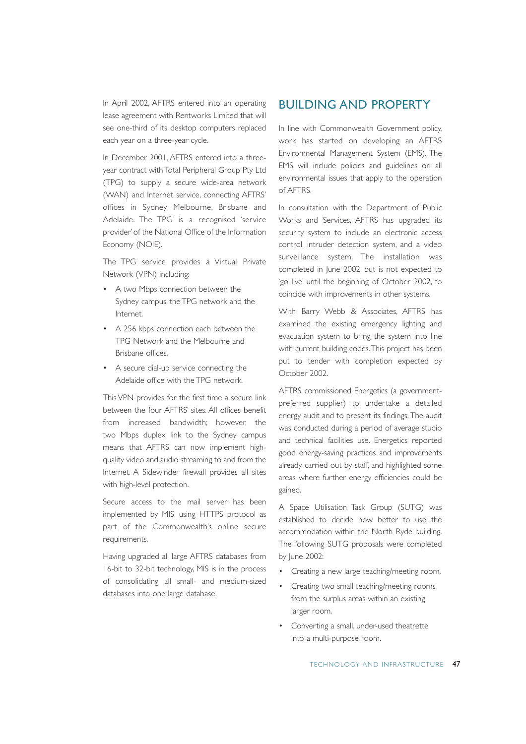In April 2002, AFTRS entered into an operating lease agreement with Rentworks Limited that will see one-third of its desktop computers replaced each year on a three-year cycle.

In December 2001, AFTRS entered into a three-year contract with Total Peripheral Group Pty Ltd (TPG) to supply a secure wide-area network (WAN) and Internet service, connecting AFTRS' offices in Sydney, Melbourne, Brisbane and Adelaide. The TPG is a recognised 'service provider' of the National Office of the Information Economy (NOIE).

The TPG service provides a Virtual Private Network (VPN) including:

- A two Mbps connection between the Sydney campus, the TPG network and the Internet.
- A 256 kbps connection each between the TPG Network and the Melbourne and Brisbane offices.
- A secure dial-up service connecting the Adelaide office with the TPG network.

This VPN provides for the first time a secure link between the four AFTRS' sites. All offices benefit from increased bandwidth; however, the two Mbps duplex link to the Sydney campus means that AFTRS can now implement high-quality video and audio streaming to and from the Internet. A Sidewinder firewall provides all sites with high-level protection.

Secure access to the mail server has been implemented by MIS, using HTTPS protocol as part of the Commonwealth's online secure requirements.

Having upgraded all large AFTRS databases from 16-bit to 32-bit technology, MIS is in the process of consolidating all small- and medium-sized databases into one large database.

## BUILDING AND PROPERTY

In line with Commonwealth Government policy, work has started on developing an AFTRS Environmental Management System (EMS). The EMS will include policies and guidelines on all environmental issues that apply to the operation of AFTRS.

In consultation with the Department of Public Works and Services, AFTRS has upgraded its security system to include an electronic access control, intruder detection system, and a video surveillance system. The installation was completed in June 2002, but is not expected to 'go live' until the beginning of October 2002, to coincide with improvements in other systems.

With Barry Webb & Associates, AFTRS has examined the existing emergency lighting and evacuation system to bring the system into line with current building codes. This project has been put to tender with completion expected by October 2002.

AFTRS commissioned Energetics (a government-preferred supplier) to undertake a detailed energy audit and to present its findings. The audit was conducted during a period of average studio and technical facilities use. Energetics reported good energy-saving practices and improvements already carried out by staff, and highlighted some areas where further energy efficiencies could be gained.

A Space Utilisation Task Group (SUTG) was established to decide how better to use the accommodation within the North Ryde building. The following SUTG proposals were completed by June 2002:

- Creating a new large teaching/meeting room.
- Creating two small teaching/meeting rooms from the surplus areas within an existing larger room.
- Converting a small, under-used theatrette into a multi-purpose room.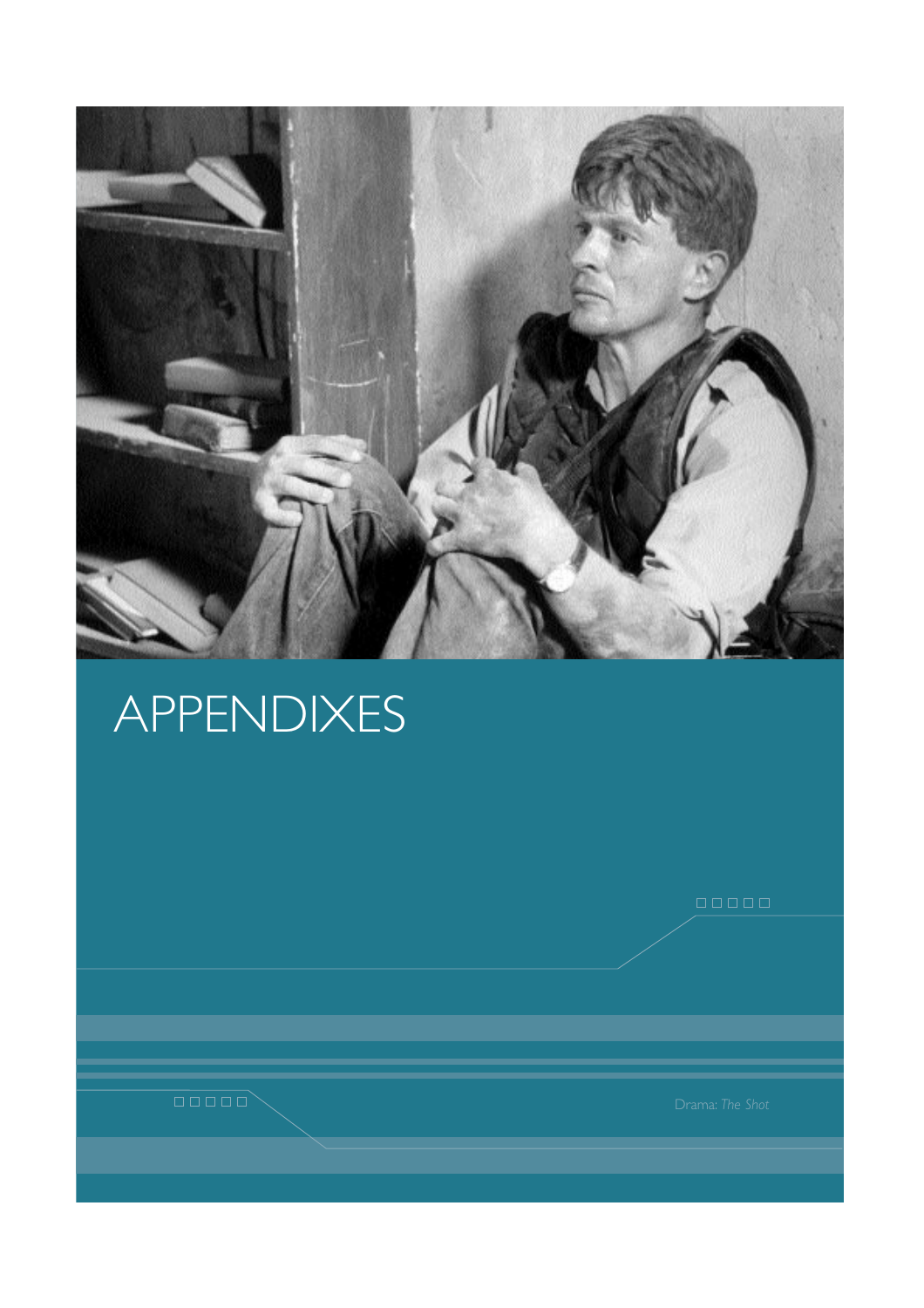# APPENDIXES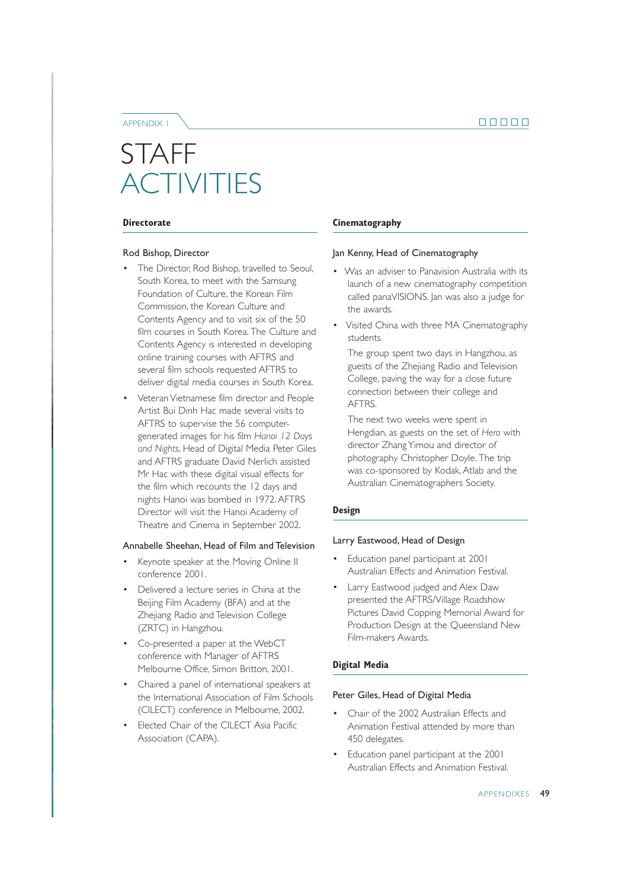APPENDIX 1

# STAFF ACTIVITIES

## Directorate

### Rod Bishop, Director

- The Director, Rod Bishop, travelled to Seoul, South Korea, to meet with the Samsung Foundation of Culture, the Korean Film Commission, the Korean Culture and Contents Agency and to visit six of the 50 film courses in South Korea. The Culture and Contents Agency is interested in developing online training courses with AFTRS and several film schools requested AFTRS to deliver digital media courses in South Korea.
- Veteran Vietnamese film director and People Artist Bui Dinh Hac made several visits to AFTRS to supervise the 56 computer-generated images for his film *Hanoi 12 Days and Nights*. Head of Digital Media Peter Giles and AFTRS graduate David Nerlich assisted Mr Hac with these digital visual effects for the film which recounts the 12 days and nights Hanoi was bombed in 1972. AFTRS Director will visit the Hanoi Academy of Theatre and Cinema in September 2002.

### Annabelle Sheehan, Head of Film and Television

- Keynote speaker at the Moving Online II conference 2001.
- Delivered a lecture series in China at the Beijing Film Academy (BFA) and at the Zhejiang Radio and Television College (ZRTC) in Hangzhou.
- Co-presented a paper at the WebCT conference with Manager of AFTRS Melbourne Office, Simon Britton, 2001.
- Chaired a panel of international speakers at the International Association of Film Schools (CILECT) conference in Melbourne, 2002.
- Elected Chair of the CILECT Asia Pacific Association (CAPA).

## Cinematography

### Jan Kenny, Head of Cinematography

- Was an adviser to Panavision Australia with its launch of a new cinematography competition called panaVISIONS. Jan was also a judge for the awards.
- Visited China with three MA Cinematography students.

  The group spent two days in Hangzhou, as guests of the Zhejiang Radio and Television College, paving the way for a close future connection between their college and AFTRS.

  The next two weeks were spent in Hengdian, as guests on the set of *Hero* with director Zhang Yimou and director of photography Christopher Doyle. The trip was co-sponsored by Kodak, Atlab and the Australian Cinematographers Society.

## Design

### Larry Eastwood, Head of Design

- Education panel participant at 2001 Australian Effects and Animation Festival.
- Larry Eastwood judged and Alex Daw presented the AFTRS/Village Roadshow Pictures David Copping Memorial Award for Production Design at the Queensland New Film-makers Awards.

## Digital Media

### Peter Giles, Head of Digital Media

- Chair of the 2002 Australian Effects and Animation Festival attended by more than 450 delegates.
- Education panel participant at the 2001 Australian Effects and Animation Festival.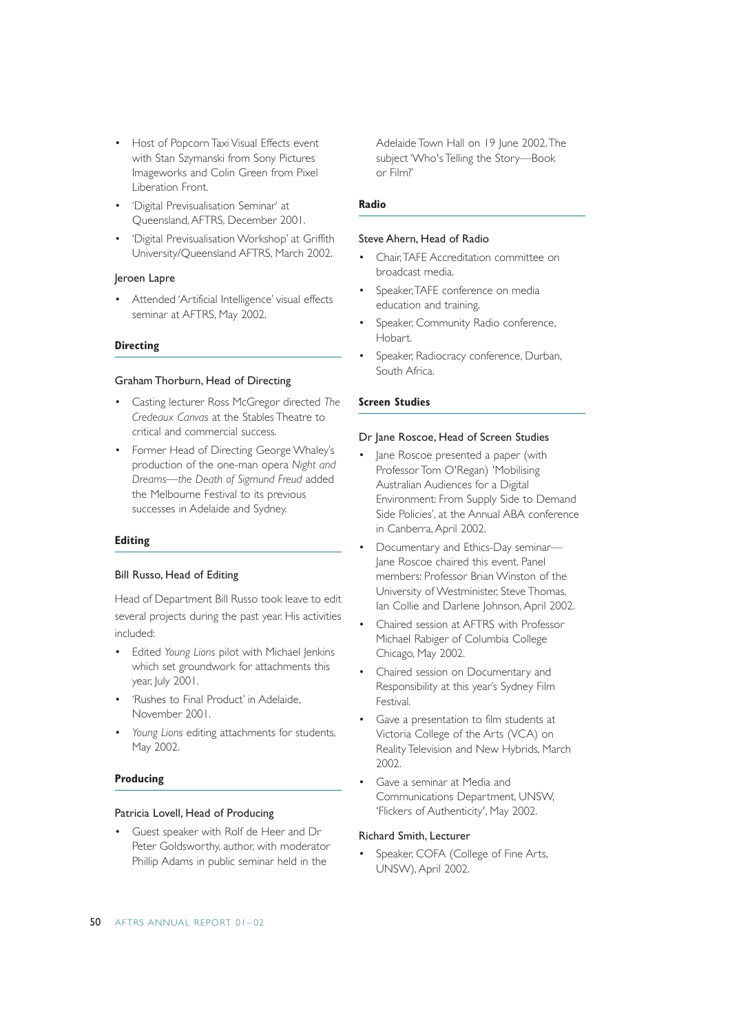- Host of Popcorn Taxi Visual Effects event with Stan Szymanski from Sony Pictures Imageworks and Colin Green from Pixel Liberation Front.
- 'Digital Previsualisation Seminar' at Queensland, AFTRS, December 2001.
- 'Digital Previsualisation Workshop' at Griffith University/Queensland AFTRS, March 2002.

Jeroen Lapre

- Attended 'Artificial Intelligence' visual effects seminar at AFTRS, May 2002.

## Directing

Graham Thorburn, Head of Directing

- Casting lecturer Ross McGregor directed *The Credeaux Canvas* at the Stables Theatre to critical and commercial success.
- Former Head of Directing George Whaley's production of the one-man opera *Night and Dreams—the Death of Sigmund Freud* added the Melbourne Festival to its previous successes in Adelaide and Sydney.

## Editing

Bill Russo, Head of Editing

Head of Department Bill Russo took leave to edit several projects during the past year. His activities included:

- Edited *Young Lions* pilot with Michael Jenkins which set groundwork for attachments this year, July 2001.
- 'Rushes to Final Product' in Adelaide, November 2001.
- *Young Lions* editing attachments for students, May 2002.

## Producing

Patricia Lovell, Head of Producing

- Guest speaker with Rolf de Heer and Dr Peter Goldsworthy, author, with moderator Phillip Adams in public seminar held in the Adelaide Town Hall on 19 June 2002. The subject 'Who's Telling the Story—Book or Film?'

## Radio

Steve Ahern, Head of Radio

- Chair, TAFE Accreditation committee on broadcast media.
- Speaker, TAFE conference on media education and training.
- Speaker, Community Radio conference, Hobart.
- Speaker, Radiocracy conference, Durban, South Africa.

## Screen Studies

Dr Jane Roscoe, Head of Screen Studies

- Jane Roscoe presented a paper (with Professor Tom O'Regan) 'Mobilising Australian Audiences for a Digital Environment: From Supply Side to Demand Side Policies', at the Annual ABA conference in Canberra, April 2002.
- Documentary and Ethics-Day seminar—Jane Roscoe chaired this event. Panel members: Professor Brian Winston of the University of Westminister, Steve Thomas, Ian Collie and Darlene Johnson, April 2002.
- Chaired session at AFTRS with Professor Michael Rabiger of Columbia College Chicago, May 2002.
- Chaired session on Documentary and Responsibility at this year's Sydney Film Festival.
- Gave a presentation to film students at Victoria College of the Arts (VCA) on Reality Television and New Hybrids, March 2002.
- Gave a seminar at Media and Communications Department, UNSW, 'Flickers of Authenticity', May 2002.

Richard Smith, Lecturer

- Speaker, COFA (College of Fine Arts, UNSW), April 2002.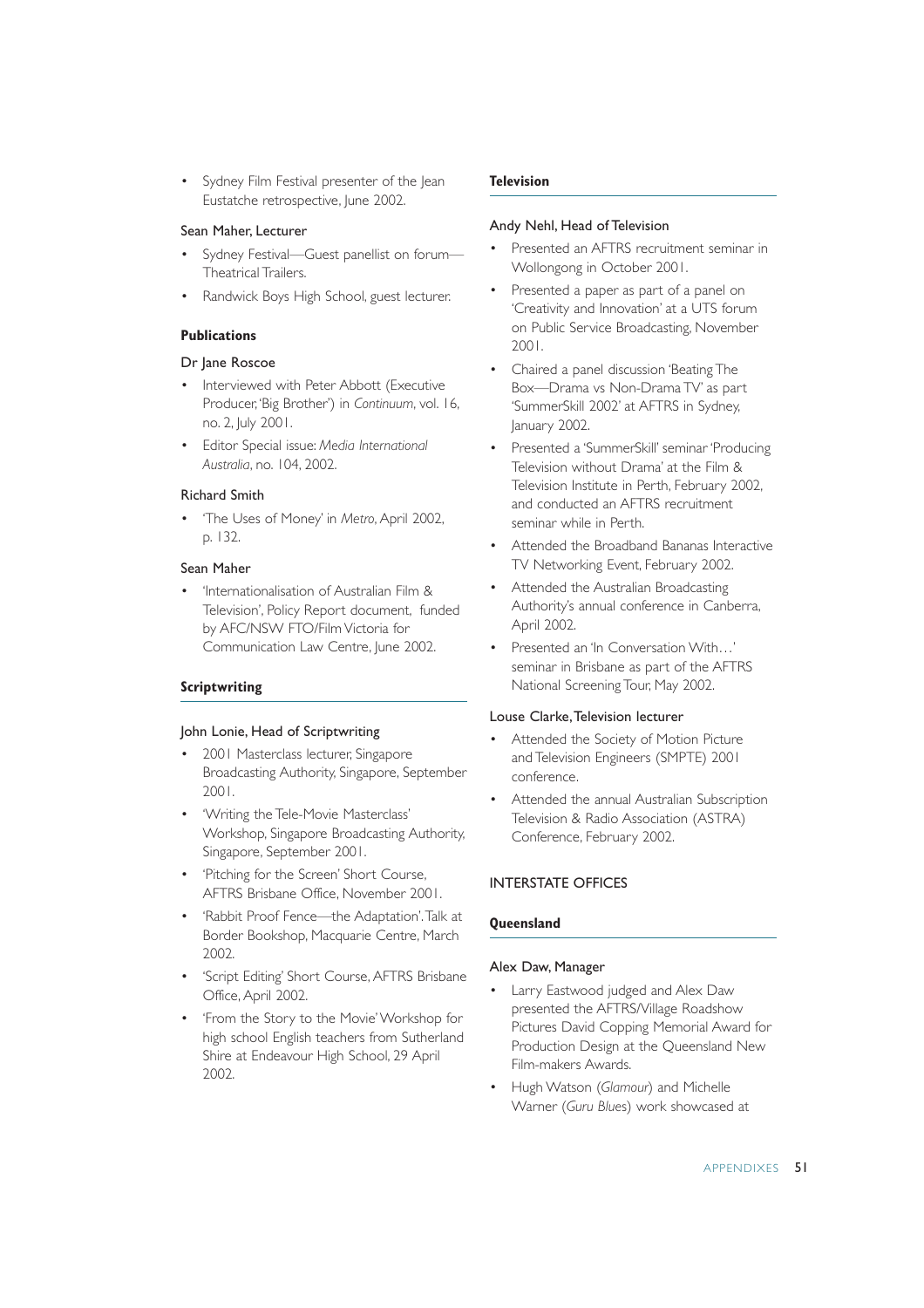- Sydney Film Festival presenter of the Jean Eustatche retrospective, June 2002.

Sean Maher, Lecturer

- Sydney Festival—Guest panellist on forum—Theatrical Trailers.
- Randwick Boys High School, guest lecturer.

### Publications

Dr Jane Roscoe

- Interviewed with Peter Abbott (Executive Producer, 'Big Brother') in *Continuum*, vol. 16, no. 2, July 2001.
- Editor Special issue: *Media International Australia*, no. 104, 2002.

Richard Smith

- 'The Uses of Money' in *Metro*, April 2002, p. 132.

Sean Maher

- 'Internationalisation of Australian Film & Television', Policy Report document, funded by AFC/NSW FTO/Film Victoria for Communication Law Centre, June 2002.

### Scriptwriting

John Lonie, Head of Scriptwriting

- 2001 Masterclass lecturer, Singapore Broadcasting Authority, Singapore, September 2001.
- 'Writing the Tele-Movie Masterclass' Workshop, Singapore Broadcasting Authority, Singapore, September 2001.
- 'Pitching for the Screen' Short Course, AFTRS Brisbane Office, November 2001.
- 'Rabbit Proof Fence—the Adaptation'. Talk at Border Bookshop, Macquarie Centre, March 2002.
- 'Script Editing' Short Course, AFTRS Brisbane Office, April 2002.
- 'From the Story to the Movie' Workshop for high school English teachers from Sutherland Shire at Endeavour High School, 29 April 2002.

### Television

Andy Nehl, Head of Television

- Presented an AFTRS recruitment seminar in Wollongong in October 2001.
- Presented a paper as part of a panel on 'Creativity and Innovation' at a UTS forum on Public Service Broadcasting, November 2001.
- Chaired a panel discussion 'Beating The Box—Drama vs Non-Drama TV' as part 'SummerSkill 2002' at AFTRS in Sydney, January 2002.
- Presented a 'SummerSkill' seminar 'Producing Television without Drama' at the Film & Television Institute in Perth, February 2002, and conducted an AFTRS recruitment seminar while in Perth.
- Attended the Broadband Bananas Interactive TV Networking Event, February 2002.
- Attended the Australian Broadcasting Authority's annual conference in Canberra, April 2002.
- Presented an 'In Conversation With…' seminar in Brisbane as part of the AFTRS National Screening Tour, May 2002.

Louse Clarke, Television lecturer

- Attended the Society of Motion Picture and Television Engineers (SMPTE) 2001 conference.
- Attended the annual Australian Subscription Television & Radio Association (ASTRA) Conference, February 2002.

## INTERSTATE OFFICES

### Queensland

Alex Daw, Manager

- Larry Eastwood judged and Alex Daw presented the AFTRS/Village Roadshow Pictures David Copping Memorial Award for Production Design at the Queensland New Film-makers Awards.
- Hugh Watson (*Glamour*) and Michelle Warner (*Guru Blues*) work showcased at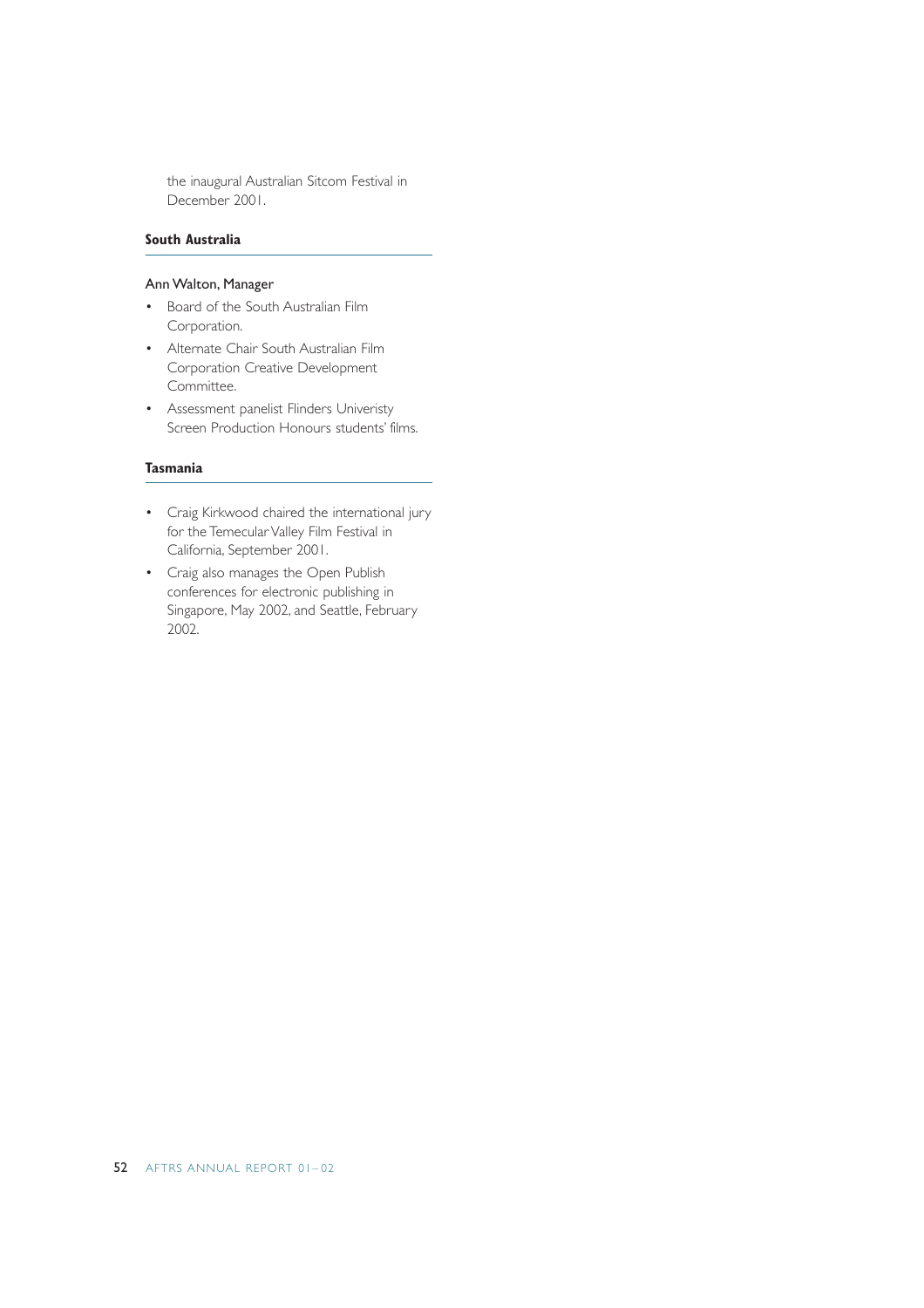the inaugural Australian Sitcom Festival in December 2001.

### South Australia

Ann Walton, Manager

- Board of the South Australian Film Corporation.
- Alternate Chair South Australian Film Corporation Creative Development Committee.
- Assessment panelist Flinders Univeristy Screen Production Honours students' films.

### Tasmania

- Craig Kirkwood chaired the international jury for the Temecular Valley Film Festival in California, September 2001.
- Craig also manages the Open Publish conferences for electronic publishing in Singapore, May 2002, and Seattle, February 2002.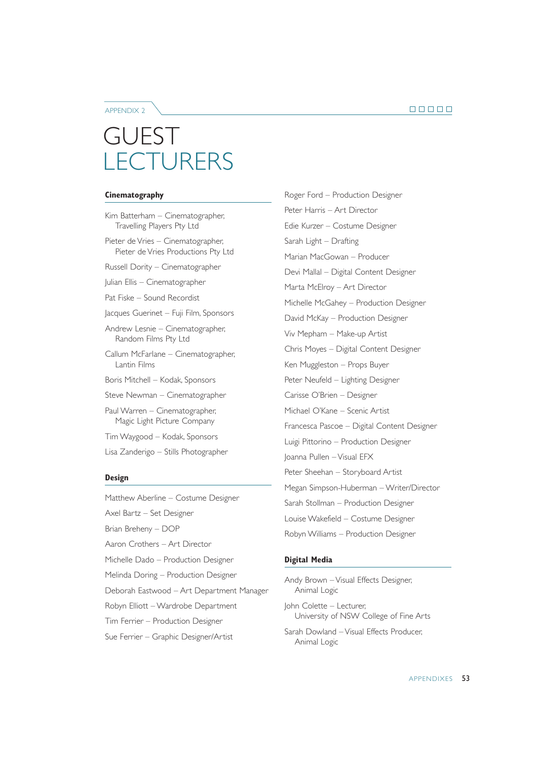APPENDIX 2

# GUEST LECTURERS

### Cinematography

Kim Batterham – Cinematographer, Travelling Players Pty Ltd

Pieter de Vries – Cinematographer, Pieter de Vries Productions Pty Ltd

Russell Dority – Cinematographer

Julian Ellis – Cinematographer

Pat Fiske – Sound Recordist

Jacques Guerinet – Fuji Film, Sponsors

Andrew Lesnie – Cinematographer, Random Films Pty Ltd

Callum McFarlane – Cinematographer, Lantin Films

Boris Mitchell – Kodak, Sponsors

Steve Newman – Cinematographer

Paul Warren – Cinematographer, Magic Light Picture Company

Tim Waygood – Kodak, Sponsors

Lisa Zanderigo – Stills Photographer

### Design

Matthew Aberline – Costume Designer

Axel Bartz – Set Designer

Brian Breheny – DOP

Aaron Crothers – Art Director

Michelle Dado – Production Designer

Melinda Doring – Production Designer

Deborah Eastwood – Art Department Manager

Robyn Elliott – Wardrobe Department

Tim Ferrier – Production Designer

Sue Ferrier – Graphic Designer/Artist

Roger Ford – Production Designer

Peter Harris – Art Director

Edie Kurzer – Costume Designer

Sarah Light – Drafting

Marian MacGowan – Producer

Devi Mallal – Digital Content Designer

Marta McElroy – Art Director

Michelle McGahey – Production Designer

David McKay – Production Designer

Viv Mepham – Make-up Artist

Chris Moyes – Digital Content Designer

Ken Muggleston – Props Buyer

Peter Neufeld – Lighting Designer

Carisse O'Brien – Designer

Michael O'Kane – Scenic Artist

Francesca Pascoe – Digital Content Designer

Luigi Pittorino – Production Designer

Joanna Pullen – Visual EFX

Peter Sheehan – Storyboard Artist

Megan Simpson-Huberman – Writer/Director

Sarah Stollman – Production Designer

Louise Wakefield – Costume Designer

Robyn Williams – Production Designer

### Digital Media

Andy Brown – Visual Effects Designer, Animal Logic

John Colette – Lecturer, University of NSW College of Fine Arts

Sarah Dowland – Visual Effects Producer, Animal Logic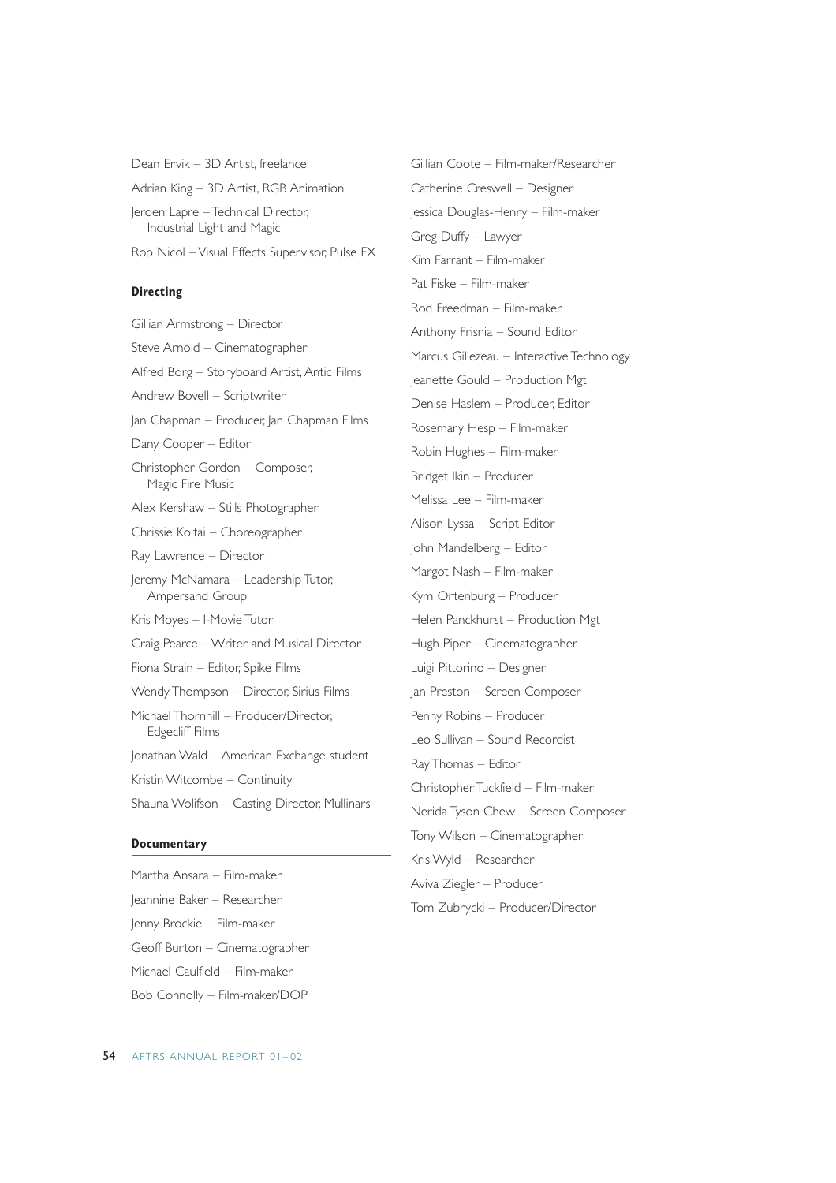Dean Ervik – 3D Artist, freelance

Adrian King – 3D Artist, RGB Animation

Jeroen Lapre – Technical Director, Industrial Light and Magic

Rob Nicol – Visual Effects Supervisor, Pulse FX

### Directing

Gillian Armstrong – Director

Steve Arnold – Cinematographer

Alfred Borg – Storyboard Artist, Antic Films

Andrew Bovell – Scriptwriter

Jan Chapman – Producer, Jan Chapman Films

Dany Cooper – Editor

Christopher Gordon – Composer, Magic Fire Music

Alex Kershaw – Stills Photographer

Chrissie Koltai – Choreographer

Ray Lawrence – Director

Jeremy McNamara – Leadership Tutor, Ampersand Group

Kris Moyes – I-Movie Tutor

Craig Pearce – Writer and Musical Director

Fiona Strain – Editor, Spike Films

Wendy Thompson – Director, Sirius Films

Michael Thornhill – Producer/Director, Edgecliff Films

Jonathan Wald – American Exchange student

Kristin Witcombe – Continuity

Shauna Wolifson – Casting Director, Mullinars

### Documentary

Martha Ansara – Film-maker

Jeannine Baker – Researcher

Jenny Brockie – Film-maker

Geoff Burton – Cinematographer

Michael Caulfield – Film-maker

Bob Connolly – Film-maker/DOP

Gillian Coote – Film-maker/Researcher

Catherine Creswell – Designer

Jessica Douglas-Henry – Film-maker

Greg Duffy – Lawyer

Kim Farrant – Film-maker

Pat Fiske – Film-maker

Rod Freedman – Film-maker

Anthony Frisnia – Sound Editor

Marcus Gillezeau – Interactive Technology

Jeanette Gould – Production Mgt

Denise Haslem – Producer, Editor

Rosemary Hesp – Film-maker

Robin Hughes – Film-maker

Bridget Ikin – Producer

Melissa Lee – Film-maker

Alison Lyssa – Script Editor

John Mandelberg – Editor

Margot Nash – Film-maker

Kym Ortenburg – Producer

Helen Panckhurst – Production Mgt

Hugh Piper – Cinematographer

Luigi Pittorino – Designer

Jan Preston – Screen Composer

Penny Robins – Producer

Leo Sullivan – Sound Recordist

Ray Thomas – Editor

Christopher Tuckfield – Film-maker

Nerida Tyson Chew – Screen Composer

Tony Wilson – Cinematographer

Kris Wyld – Researcher

Aviva Ziegler – Producer

Tom Zubrycki – Producer/Director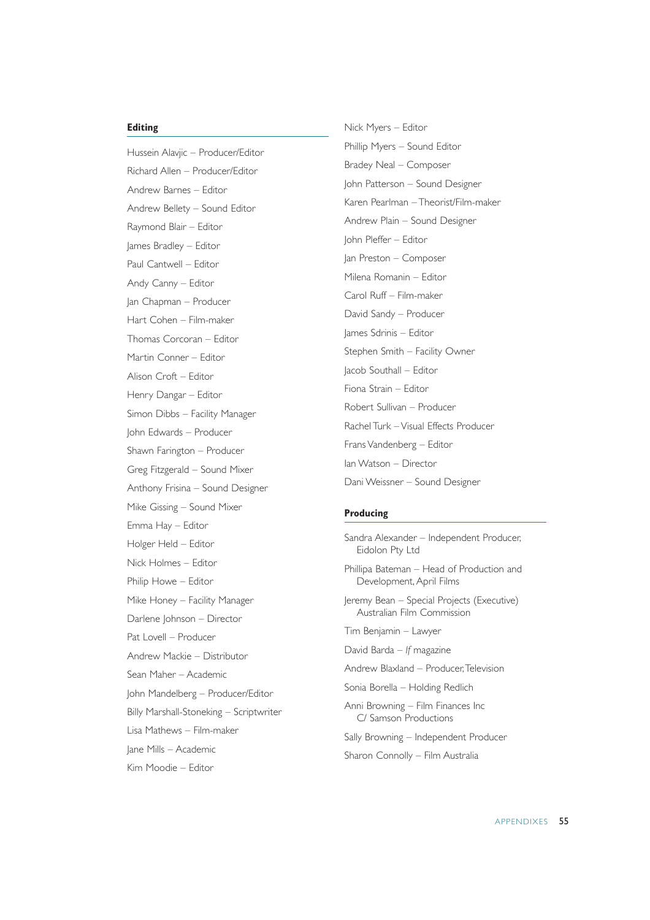## Editing

Hussein Alavjic – Producer/Editor

Richard Allen – Producer/Editor

Andrew Barnes – Editor

Andrew Bellety – Sound Editor

Raymond Blair – Editor

James Bradley – Editor

Paul Cantwell – Editor

Andy Canny – Editor

Jan Chapman – Producer

Hart Cohen – Film-maker

Thomas Corcoran – Editor

Martin Conner – Editor

Alison Croft – Editor

Henry Dangar – Editor

Simon Dibbs – Facility Manager

John Edwards – Producer

Shawn Farington – Producer

Greg Fitzgerald – Sound Mixer

Anthony Frisina – Sound Designer

Mike Gissing – Sound Mixer

Emma Hay – Editor

Holger Held – Editor

Nick Holmes – Editor

Philip Howe – Editor

Mike Honey – Facility Manager

Darlene Johnson – Director

Pat Lovell – Producer

Andrew Mackie – Distributor

Sean Maher – Academic

John Mandelberg – Producer/Editor

Billy Marshall-Stoneking – Scriptwriter

Lisa Mathews – Film-maker

Jane Mills – Academic

Kim Moodie – Editor

Nick Myers – Editor

Phillip Myers – Sound Editor

Bradey Neal – Composer

John Patterson – Sound Designer

Karen Pearlman – Theorist/Film-maker

Andrew Plain – Sound Designer

John Pleffer – Editor

Jan Preston – Composer

Milena Romanin – Editor

Carol Ruff – Film-maker

David Sandy – Producer

James Sdrinis – Editor

Stephen Smith – Facility Owner

Jacob Southall – Editor

Fiona Strain – Editor

Robert Sullivan – Producer

Rachel Turk – Visual Effects Producer

Frans Vandenberg – Editor

Ian Watson – Director

Dani Weissner – Sound Designer

## Producing

Sandra Alexander – Independent Producer, Eidolon Pty Ltd

Phillipa Bateman – Head of Production and Development, April Films

Jeremy Bean – Special Projects (Executive) Australian Film Commission

Tim Benjamin – Lawyer

David Barda – *If* magazine

Andrew Blaxland – Producer, Television

Sonia Borella – Holding Redlich

Anni Browning – Film Finances Inc C/ Samson Productions

Sally Browning – Independent Producer

Sharon Connolly – Film Australia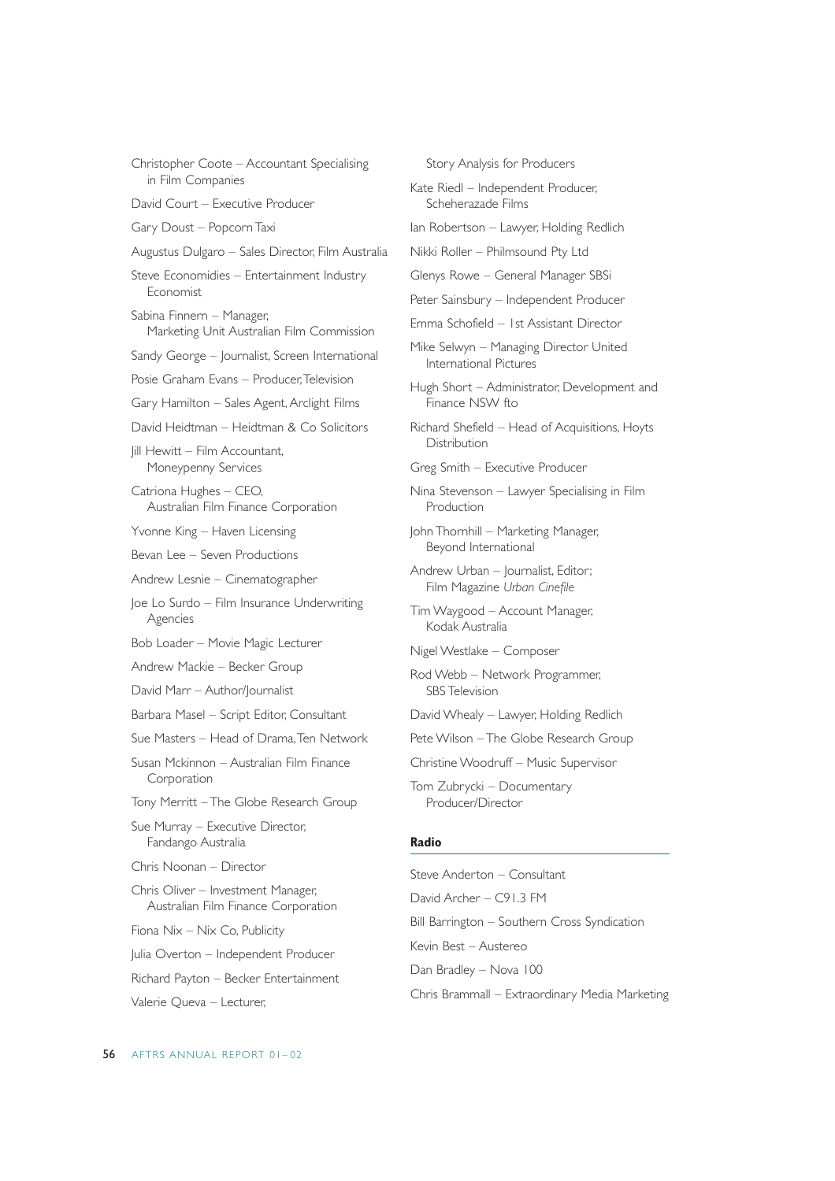Christopher Coote – Accountant Specialising in Film Companies

David Court – Executive Producer

Gary Doust – Popcorn Taxi

Augustus Dulgaro – Sales Director, Film Australia

Steve Economidies – Entertainment Industry Economist

Sabina Finnern – Manager, Marketing Unit Australian Film Commission

Sandy George – Journalist, Screen International

Posie Graham Evans – Producer, Television

Gary Hamilton – Sales Agent, Arclight Films

David Heidtman – Heidtman & Co Solicitors

Jill Hewitt – Film Accountant, Moneypenny Services

Catriona Hughes – CEO, Australian Film Finance Corporation

Yvonne King – Haven Licensing

Bevan Lee – Seven Productions

Andrew Lesnie – Cinematographer

Joe Lo Surdo – Film Insurance Underwriting Agencies

Bob Loader – Movie Magic Lecturer

Andrew Mackie – Becker Group

David Marr – Author/Journalist

Barbara Masel – Script Editor, Consultant

Sue Masters – Head of Drama, Ten Network

Susan Mckinnon – Australian Film Finance Corporation

Tony Merritt – The Globe Research Group

Sue Murray – Executive Director, Fandango Australia

Chris Noonan – Director

Chris Oliver – Investment Manager, Australian Film Finance Corporation

Fiona Nix – Nix Co, Publicity

Julia Overton – Independent Producer

Richard Payton – Becker Entertainment

Valerie Queva – Lecturer, Story Analysis for Producers

Kate Riedl – Independent Producer, Scheherazade Films

Ian Robertson – Lawyer, Holding Redlich

Nikki Roller – Philmsound Pty Ltd

Glenys Rowe – General Manager SBSi

Peter Sainsbury – Independent Producer

Emma Schofield – 1st Assistant Director

Mike Selwyn – Managing Director United International Pictures

Hugh Short – Administrator, Development and Finance NSW fto

Richard Shefield – Head of Acquisitions, Hoyts Distribution

Greg Smith – Executive Producer

Nina Stevenson – Lawyer Specialising in Film Production

John Thornhill – Marketing Manager, Beyond International

Andrew Urban – Journalist, Editor; Film Magazine *Urban Cinefile*

Tim Waygood – Account Manager, Kodak Australia

Nigel Westlake – Composer

Rod Webb – Network Programmer, SBS Television

David Whealy – Lawyer, Holding Redlich

Pete Wilson – The Globe Research Group

Christine Woodruff – Music Supervisor

Tom Zubrycki – Documentary Producer/Director

**Radio**

Steve Anderton – Consultant

David Archer – C91.3 FM

Bill Barrington – Southern Cross Syndication

Kevin Best – Austereo

Dan Bradley – Nova 100

Chris Brammall – Extraordinary Media Marketing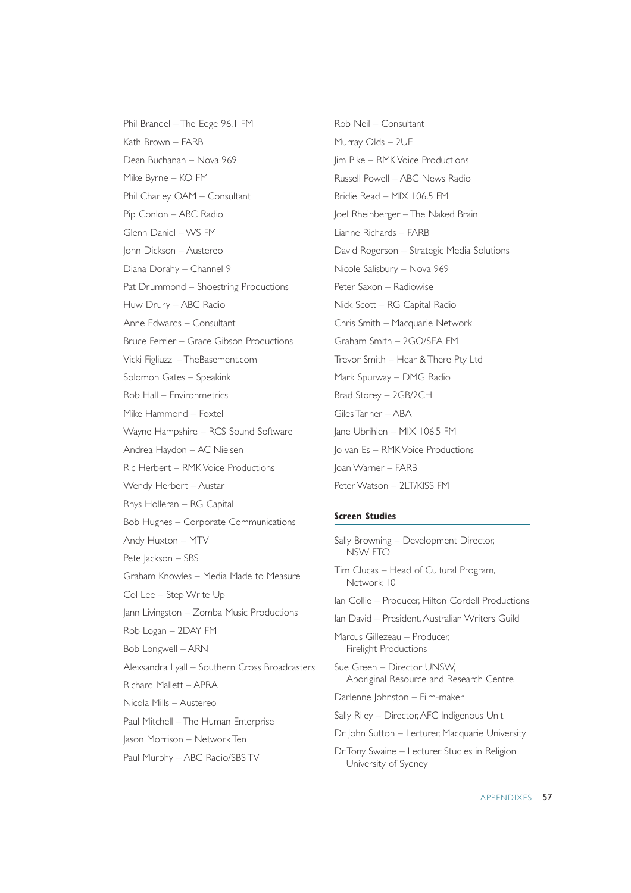Phil Brandel – The Edge 96.1 FM

Kath Brown – FARB

Dean Buchanan – Nova 969

Mike Byrne – KO FM

Phil Charley OAM – Consultant

Pip Conlon – ABC Radio

Glenn Daniel – WS FM

John Dickson – Austereo

Diana Dorahy – Channel 9

Pat Drummond – Shoestring Productions

Huw Drury – ABC Radio

Anne Edwards – Consultant

Bruce Ferrier – Grace Gibson Productions

Vicki Figliuzzi – TheBasement.com

Solomon Gates – Speakink

Rob Hall – Environmetrics

Mike Hammond – Foxtel

Wayne Hampshire – RCS Sound Software

Andrea Haydon – AC Nielsen

Ric Herbert – RMK Voice Productions

Wendy Herbert – Austar

Rhys Holleran – RG Capital

Bob Hughes – Corporate Communications

Andy Huxton – MTV

Pete Jackson – SBS

Graham Knowles – Media Made to Measure

Col Lee – Step Write Up

Jann Livingston – Zomba Music Productions

Rob Logan – 2DAY FM

Bob Longwell – ARN

Alexsandra Lyall – Southern Cross Broadcasters

Richard Mallett – APRA

Nicola Mills – Austereo

Paul Mitchell – The Human Enterprise

Jason Morrison – Network Ten

Paul Murphy – ABC Radio/SBS TV

Rob Neil – Consultant

Murray Olds – 2UE

Jim Pike – RMK Voice Productions

Russell Powell – ABC News Radio

Bridie Read – MIX 106.5 FM

Joel Rheinberger – The Naked Brain

Lianne Richards – FARB

David Rogerson – Strategic Media Solutions

Nicole Salisbury – Nova 969

Peter Saxon – Radiowise

Nick Scott – RG Capital Radio

Chris Smith – Macquarie Network

Graham Smith – 2GO/SEA FM

Trevor Smith – Hear & There Pty Ltd

Mark Spurway – DMG Radio

Brad Storey – 2GB/2CH

Giles Tanner – ABA

Jane Ubrihien – MIX 106.5 FM

Jo van Es – RMK Voice Productions

Joan Warner – FARB

Peter Watson – 2LT/KISS FM

**Screen Studies**

Sally Browning – Development Director, NSW FTO

Tim Clucas – Head of Cultural Program, Network 10

Ian Collie – Producer, Hilton Cordell Productions

Ian David – President, Australian Writers Guild

Marcus Gillezeau – Producer, Firelight Productions

Sue Green – Director UNSW, Aboriginal Resource and Research Centre

Darlenne Johnston – Film-maker

Sally Riley – Director, AFC Indigenous Unit

Dr John Sutton – Lecturer, Macquarie University

Dr Tony Swaine – Lecturer, Studies in Religion University of Sydney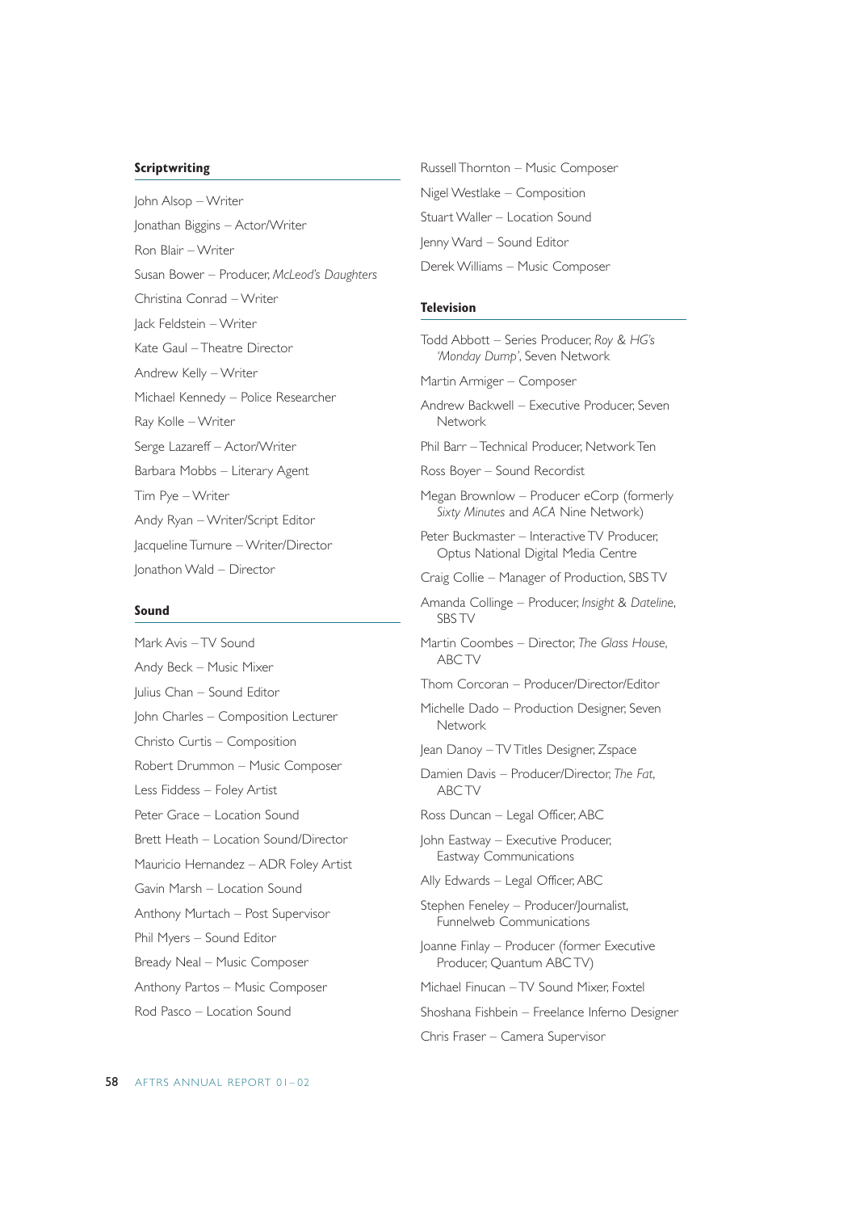### Scriptwriting

John Alsop – Writer

Jonathan Biggins – Actor/Writer

Ron Blair – Writer

Susan Bower – Producer, *McLeod's Daughters*

Christina Conrad – Writer

Jack Feldstein – Writer

Kate Gaul – Theatre Director

Andrew Kelly – Writer

Michael Kennedy – Police Researcher

Ray Kolle – Writer

Serge Lazareff – Actor/Writer

Barbara Mobbs – Literary Agent

Tim Pye – Writer

Andy Ryan – Writer/Script Editor

Jacqueline Turnure – Writer/Director

Jonathon Wald – Director

### Sound

Mark Avis – TV Sound

Andy Beck – Music Mixer

Julius Chan – Sound Editor

John Charles – Composition Lecturer

Christo Curtis – Composition

Robert Drummon – Music Composer

Less Fiddess – Foley Artist

Peter Grace – Location Sound

Brett Heath – Location Sound/Director

Mauricio Hernandez – ADR Foley Artist

Gavin Marsh – Location Sound

Anthony Murtach – Post Supervisor

Phil Myers – Sound Editor

Bready Neal – Music Composer

Anthony Partos – Music Composer

Rod Pasco – Location Sound

Russell Thornton – Music Composer

Nigel Westlake – Composition

Stuart Waller – Location Sound

Jenny Ward – Sound Editor

Derek Williams – Music Composer

### Television

Todd Abbott – Series Producer, *Roy & HG's 'Monday Dump'*, Seven Network

Martin Armiger – Composer

Andrew Backwell – Executive Producer, Seven Network

Phil Barr – Technical Producer, Network Ten

Ross Boyer – Sound Recordist

Megan Brownlow – Producer eCorp (formerly *Sixty Minutes* and *ACA* Nine Network)

Peter Buckmaster – Interactive TV Producer, Optus National Digital Media Centre

Craig Collie – Manager of Production, SBS TV

Amanda Collinge – Producer, *Insight* & *Dateline*, SBS TV

Martin Coombes – Director, *The Glass House*, ABC TV

Thom Corcoran – Producer/Director/Editor

Michelle Dado – Production Designer, Seven Network

Jean Danoy – TV Titles Designer, Zspace

Damien Davis – Producer/Director, *The Fat*, ABC TV

Ross Duncan – Legal Officer, ABC

John Eastway – Executive Producer, Eastway Communications

Ally Edwards – Legal Officer, ABC

Stephen Feneley – Producer/Journalist, Funnelweb Communications

Joanne Finlay – Producer (former Executive Producer, Quantum ABC TV)

Michael Finucan – TV Sound Mixer, Foxtel

Shoshana Fishbein – Freelance Inferno Designer

Chris Fraser – Camera Supervisor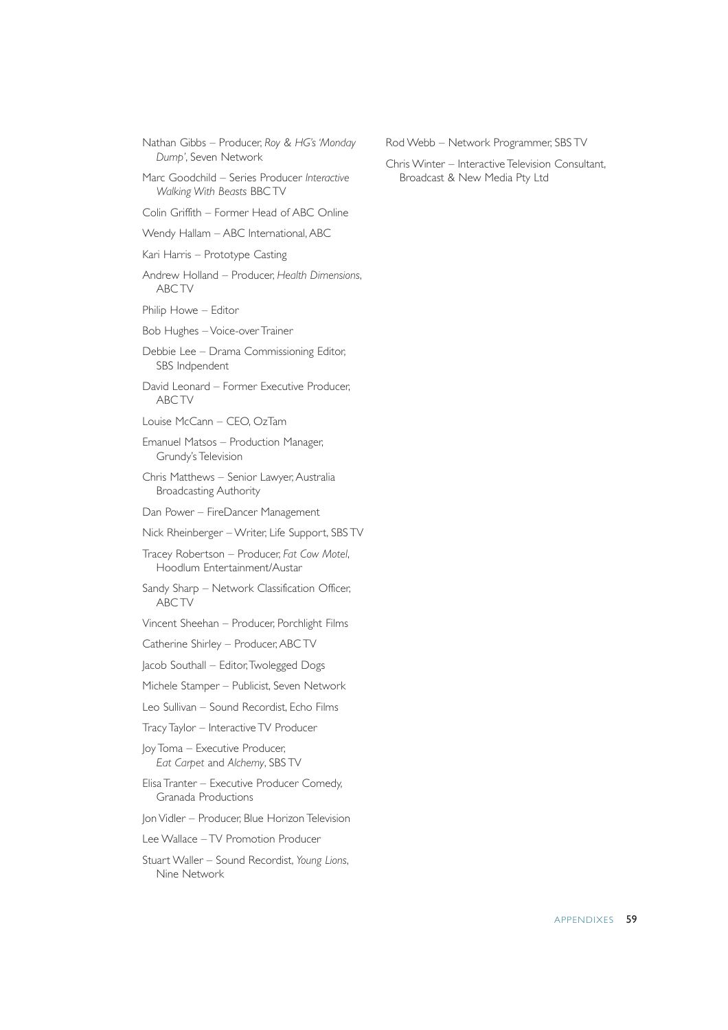Nathan Gibbs – Producer, *Roy & HG's 'Monday Dump'*, Seven Network

Marc Goodchild – Series Producer *Interactive Walking With Beasts* BBC TV

Colin Griffith – Former Head of ABC Online

Wendy Hallam – ABC International, ABC

Kari Harris – Prototype Casting

Andrew Holland – Producer, *Health Dimensions*, ABC TV

Philip Howe – Editor

Bob Hughes – Voice-over Trainer

Debbie Lee – Drama Commissioning Editor, SBS Indpendent

David Leonard – Former Executive Producer, ABC TV

Louise McCann – CEO, OzTam

Emanuel Matsos – Production Manager, Grundy's Television

Chris Matthews – Senior Lawyer, Australia Broadcasting Authority

Dan Power – FireDancer Management

Nick Rheinberger – Writer, Life Support, SBS TV

Tracey Robertson – Producer, *Fat Cow Motel*, Hoodlum Entertainment/Austar

Sandy Sharp – Network Classification Officer, ABC TV

Vincent Sheehan – Producer, Porchlight Films

Catherine Shirley – Producer, ABC TV

Jacob Southall – Editor, Twolegged Dogs

Michele Stamper – Publicist, Seven Network

Leo Sullivan – Sound Recordist, Echo Films

Tracy Taylor – Interactive TV Producer

Joy Toma – Executive Producer, *Eat Carpet* and *Alchemy*, SBS TV

Elisa Tranter – Executive Producer Comedy, Granada Productions

Jon Vidler – Producer, Blue Horizon Television

Lee Wallace – TV Promotion Producer

Stuart Waller – Sound Recordist, *Young Lions*, Nine Network

Rod Webb – Network Programmer, SBS TV

Chris Winter – Interactive Television Consultant, Broadcast & New Media Pty Ltd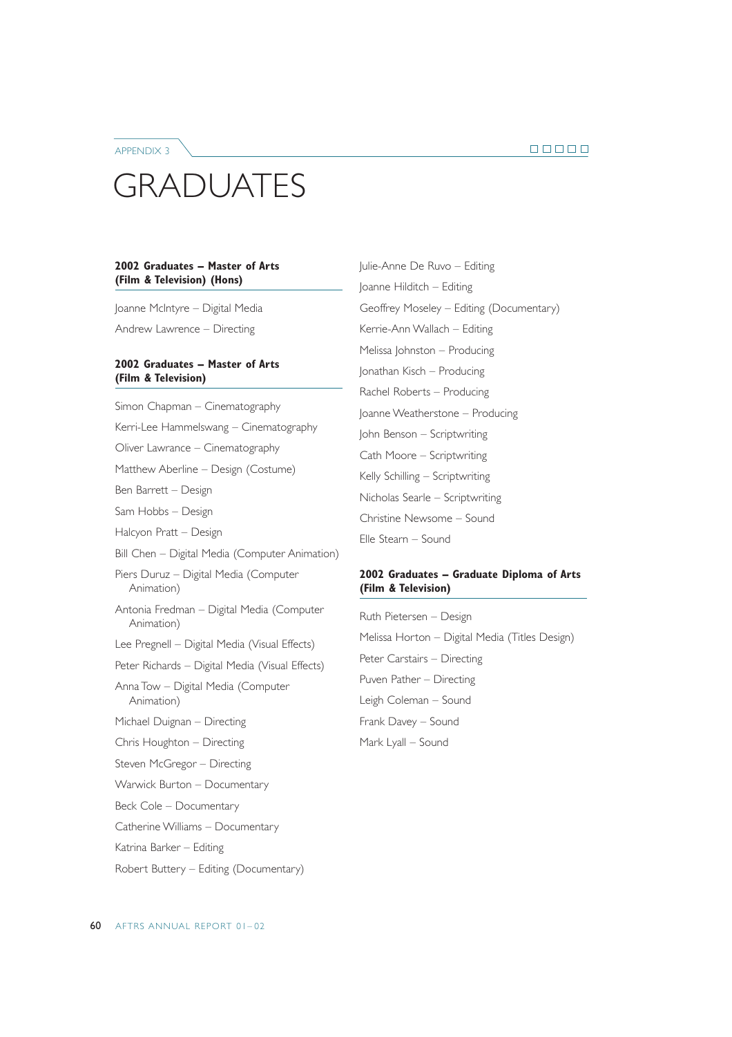APPENDIX 3

# GRADUATES

### 2002 Graduates – Master of Arts (Film & Television) (Hons)

Joanne McIntyre – Digital Media

Andrew Lawrence – Directing

### 2002 Graduates – Master of Arts (Film & Television)

Simon Chapman – Cinematography

Kerri-Lee Hammelswang – Cinematography

Oliver Lawrance – Cinematography

Matthew Aberline – Design (Costume)

Ben Barrett – Design

Sam Hobbs – Design

Halcyon Pratt – Design

Bill Chen – Digital Media (Computer Animation)

Piers Duruz – Digital Media (Computer Animation)

Antonia Fredman – Digital Media (Computer Animation)

Lee Pregnell – Digital Media (Visual Effects)

Peter Richards – Digital Media (Visual Effects)

Anna Tow – Digital Media (Computer Animation)

Michael Duignan – Directing

Chris Houghton – Directing

Steven McGregor – Directing

Warwick Burton – Documentary

Beck Cole – Documentary

Catherine Williams – Documentary

Katrina Barker – Editing

Robert Buttery – Editing (Documentary)

Julie-Anne De Ruvo – Editing

Joanne Hilditch – Editing

Geoffrey Moseley – Editing (Documentary)

Kerrie-Ann Wallach – Editing

Melissa Johnston – Producing

Jonathan Kisch – Producing

Rachel Roberts – Producing

Joanne Weatherstone – Producing

John Benson – Scriptwriting

Cath Moore – Scriptwriting

Kelly Schilling – Scriptwriting

Nicholas Searle – Scriptwriting

Christine Newsome – Sound

Elle Stearn – Sound

### 2002 Graduates – Graduate Diploma of Arts (Film & Television)

Ruth Pietersen – Design

Melissa Horton – Digital Media (Titles Design)

Peter Carstairs – Directing

Puven Pather – Directing

Leigh Coleman – Sound

Frank Davey – Sound

Mark Lyall – Sound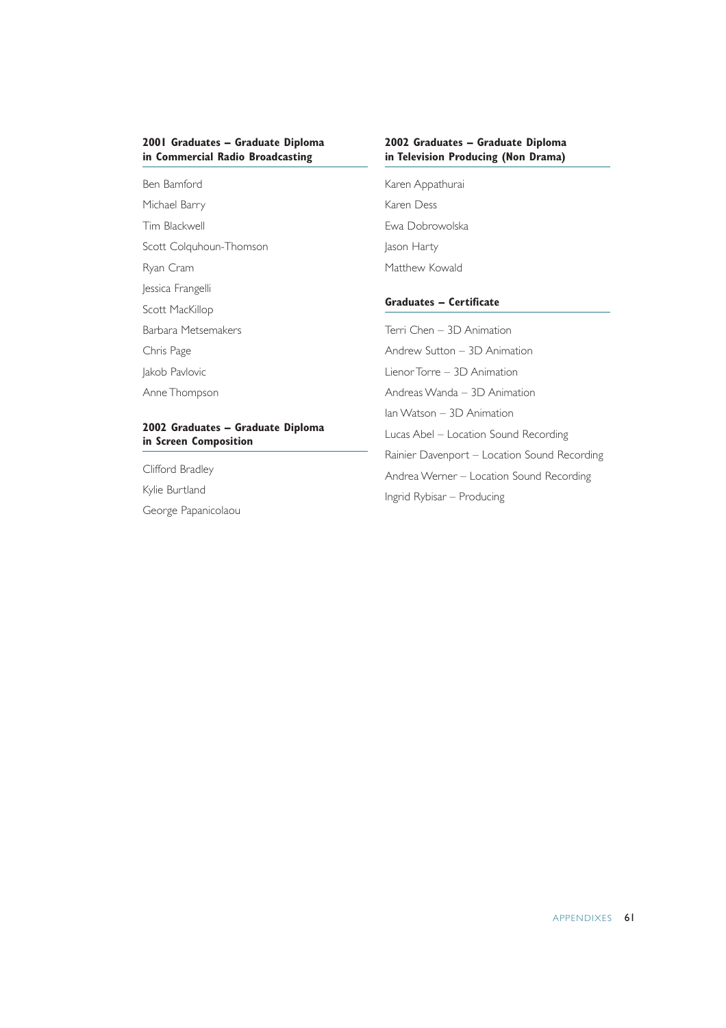#### 2001 Graduates – Graduate Diploma in Commercial Radio Broadcasting

Ben Bamford

Michael Barry

Tim Blackwell

Scott Colquhoun-Thomson

Ryan Cram

Jessica Frangelli

Scott MacKillop

Barbara Metsemakers

Chris Page

Jakob Pavlovic

Anne Thompson

#### 2002 Graduates – Graduate Diploma in Screen Composition

Clifford Bradley

Kylie Burtland

George Papanicolaou

#### 2002 Graduates – Graduate Diploma in Television Producing (Non Drama)

Karen Appathurai

Karen Dess

Ewa Dobrowolska

Jason Harty

Matthew Kowald

#### Graduates – Certificate

Terri Chen – 3D Animation

Andrew Sutton – 3D Animation

Lienor Torre – 3D Animation

Andreas Wanda – 3D Animation

Ian Watson – 3D Animation

Lucas Abel – Location Sound Recording

Rainier Davenport – Location Sound Recording

Andrea Werner – Location Sound Recording

Ingrid Rybisar – Producing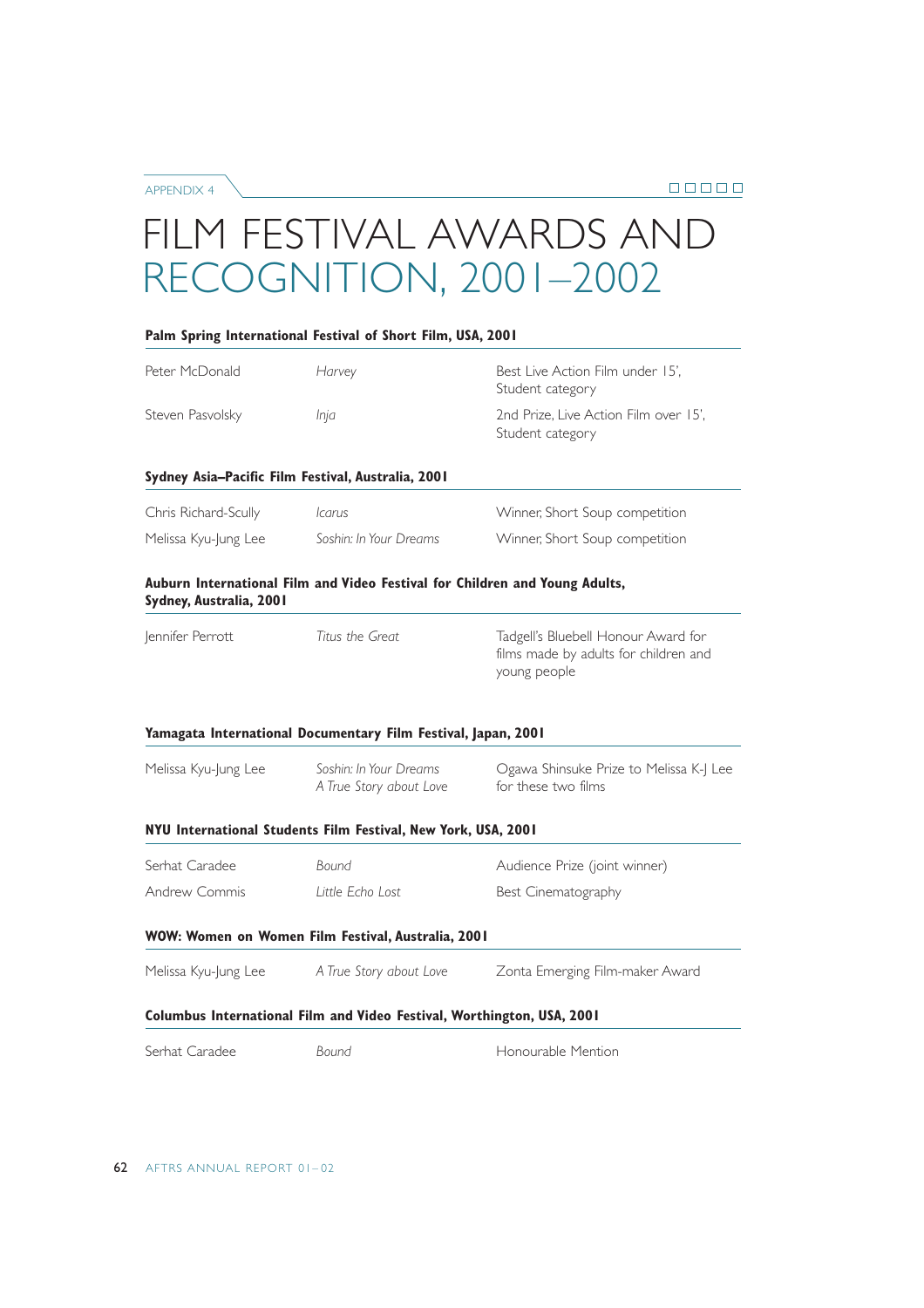# FILM FESTIVAL AWARDS AND RECOGNITION, 2001–2002

### Palm Spring International Festival of Short Film, USA, 2001

| | | |
|---|---|---|
| Peter McDonald | *Harvey* | Best Live Action Film under 15', Student category |
| Steven Pasvolsky | *Inja* | 2nd Prize, Live Action Film over 15', Student category |

### Sydney Asia–Pacific Film Festival, Australia, 2001

| | | |
|---|---|---|
| Chris Richard-Scully | *Icarus* | Winner, Short Soup competition |
| Melissa Kyu-Jung Lee | *Soshin: In Your Dreams* | Winner, Short Soup competition |

### Auburn International Film and Video Festival for Children and Young Adults, Sydney, Australia, 2001

| | | |
|---|---|---|
| Jennifer Perrott | *Titus the Great* | Tadgell's Bluebell Honour Award for films made by adults for children and young people |

### Yamagata International Documentary Film Festival, Japan, 2001

| | | |
|---|---|---|
| Melissa Kyu-Jung Lee | *Soshin: In Your Dreams*<br>*A True Story about Love* | Ogawa Shinsuke Prize to Melissa K-J Lee for these two films |

### NYU International Students Film Festival, New York, USA, 2001

| | | |
|---|---|---|
| Serhat Caradee | *Bound* | Audience Prize (joint winner) |
| Andrew Commis | *Little Echo Lost* | Best Cinematography |

### WOW: Women on Women Film Festival, Australia, 2001

| | | |
|---|---|---|
| Melissa Kyu-Jung Lee | *A True Story about Love* | Zonta Emerging Film-maker Award |

### Columbus International Film and Video Festival, Worthington, USA, 2001

| | | |
|---|---|---|
| Serhat Caradee | *Bound* | Honourable Mention |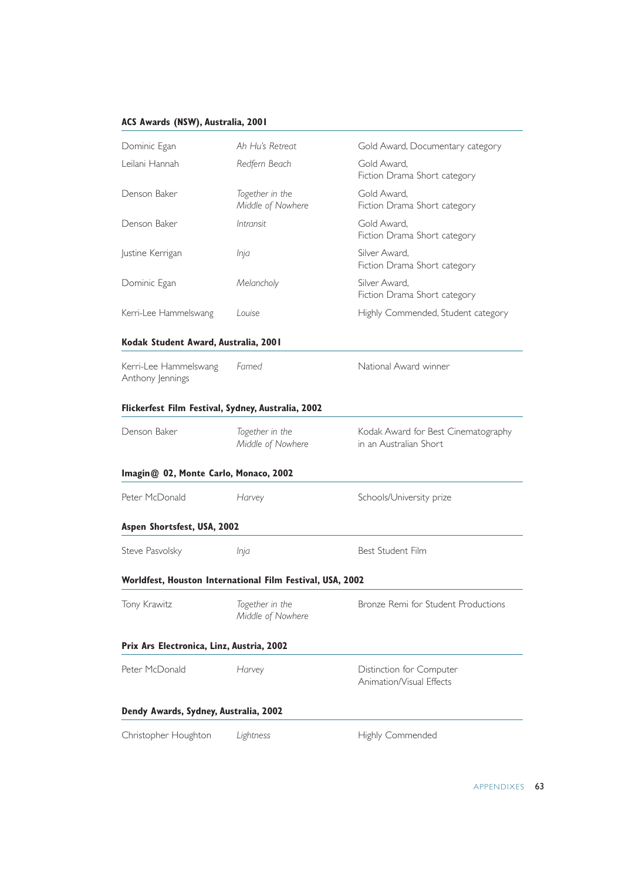**ACS Awards (NSW), Australia, 2001**

| | | |
|---|---|---|
| Dominic Egan | *Ah Hu's Retreat* | Gold Award, Documentary category |
| Leilani Hannah | *Redfern Beach* | Gold Award, Fiction Drama Short category |
| Denson Baker | *Together in the Middle of Nowhere* | Gold Award, Fiction Drama Short category |
| Denson Baker | *Intransit* | Gold Award, Fiction Drama Short category |
| Justine Kerrigan | *Inja* | Silver Award, Fiction Drama Short category |
| Dominic Egan | *Melancholy* | Silver Award, Fiction Drama Short category |
| Kerri-Lee Hammelswang | *Louise* | Highly Commended, Student category |

**Kodak Student Award, Australia, 2001**

| | | |
|---|---|---|
| Kerri-Lee Hammelswang<br>Anthony Jennings | *Famed* | National Award winner |

**Flickerfest Film Festival, Sydney, Australia, 2002**

| | | |
|---|---|---|
| Denson Baker | *Together in the Middle of Nowhere* | Kodak Award for Best Cinematography in an Australian Short |

**Imagin@ 02, Monte Carlo, Monaco, 2002**

| | | |
|---|---|---|
| Peter McDonald | *Harvey* | Schools/University prize |

**Aspen Shortsfest, USA, 2002**

| | | |
|---|---|---|
| Steve Pasvolsky | *Inja* | Best Student Film |

**Worldfest, Houston International Film Festival, USA, 2002**

| | | |
|---|---|---|
| Tony Krawitz | *Together in the Middle of Nowhere* | Bronze Remi for Student Productions |

**Prix Ars Electronica, Linz, Austria, 2002**

| | | |
|---|---|---|
| Peter McDonald | *Harvey* | Distinction for Computer Animation/Visual Effects |

**Dendy Awards, Sydney, Australia, 2002**

| | | |
|---|---|---|
| Christopher Houghton | *Lightness* | Highly Commended |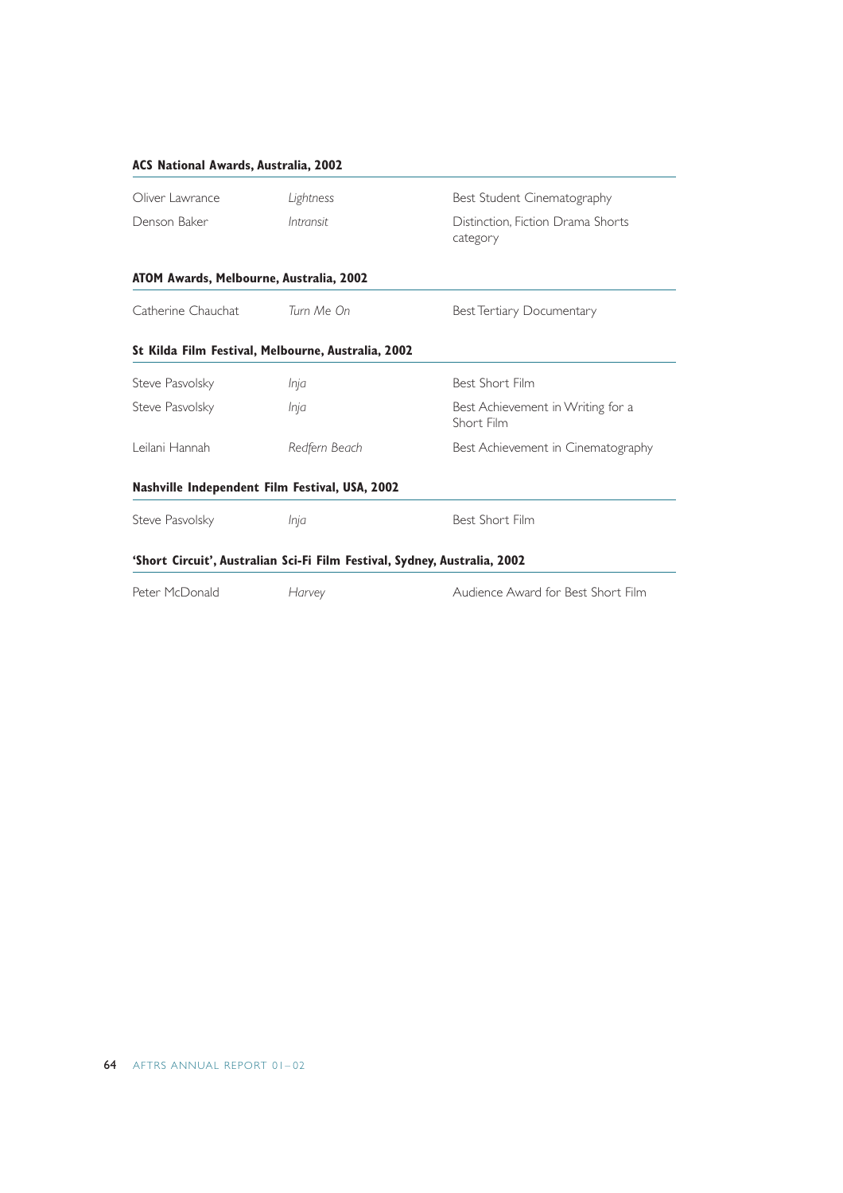**ACS National Awards, Australia, 2002**

| | | |
|---|---|---|
| Oliver Lawrance | *Lightness* | Best Student Cinematography |
| Denson Baker | *Intransit* | Distinction, Fiction Drama Shorts category |

**ATOM Awards, Melbourne, Australia, 2002**

| | | |
|---|---|---|
| Catherine Chauchat | *Turn Me On* | Best Tertiary Documentary |

**St Kilda Film Festival, Melbourne, Australia, 2002**

| | | |
|---|---|---|
| Steve Pasvolsky | *Inja* | Best Short Film |
| Steve Pasvolsky | *Inja* | Best Achievement in Writing for a Short Film |
| Leilani Hannah | *Redfern Beach* | Best Achievement in Cinematography |

**Nashville Independent Film Festival, USA, 2002**

| | | |
|---|---|---|
| Steve Pasvolsky | *Inja* | Best Short Film |

**'Short Circuit', Australian Sci-Fi Film Festival, Sydney, Australia, 2002**

| | | |
|---|---|---|
| Peter McDonald | *Harvey* | Audience Award for Best Short Film |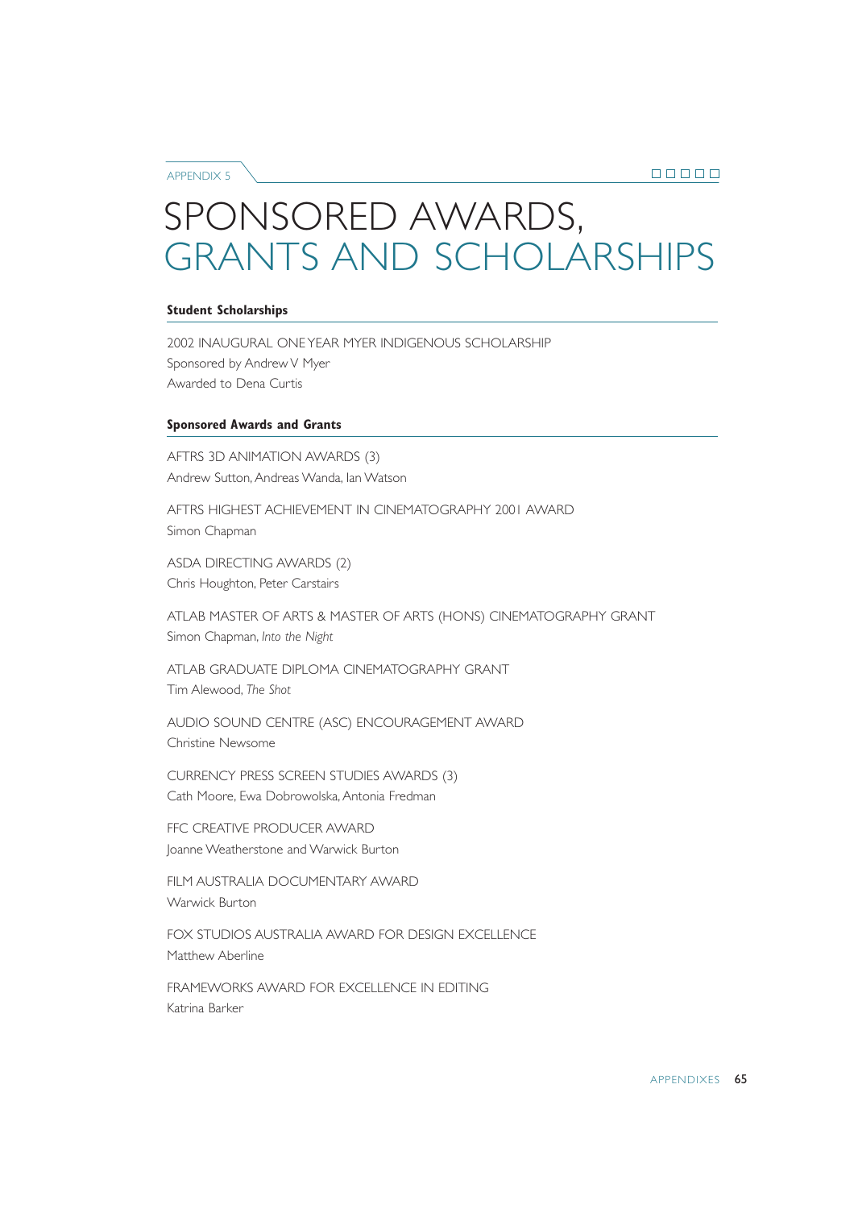APPENDIX 5

# SPONSORED AWARDS, GRANTS AND SCHOLARSHIPS

### Student Scholarships

2002 INAUGURAL ONE YEAR MYER INDIGENOUS SCHOLARSHIP
Sponsored by Andrew V Myer
Awarded to Dena Curtis

### Sponsored Awards and Grants

AFTRS 3D ANIMATION AWARDS (3)
Andrew Sutton, Andreas Wanda, Ian Watson

AFTRS HIGHEST ACHIEVEMENT IN CINEMATOGRAPHY 2001 AWARD
Simon Chapman

ASDA DIRECTING AWARDS (2)
Chris Houghton, Peter Carstairs

ATLAB MASTER OF ARTS & MASTER OF ARTS (HONS) CINEMATOGRAPHY GRANT
Simon Chapman, *Into the Night*

ATLAB GRADUATE DIPLOMA CINEMATOGRAPHY GRANT
Tim Alewood, *The Shot*

AUDIO SOUND CENTRE (ASC) ENCOURAGEMENT AWARD
Christine Newsome

CURRENCY PRESS SCREEN STUDIES AWARDS (3)
Cath Moore, Ewa Dobrowolska, Antonia Fredman

FFC CREATIVE PRODUCER AWARD
Joanne Weatherstone and Warwick Burton

FILM AUSTRALIA DOCUMENTARY AWARD
Warwick Burton

FOX STUDIOS AUSTRALIA AWARD FOR DESIGN EXCELLENCE
Matthew Aberline

FRAMEWORKS AWARD FOR EXCELLENCE IN EDITING
Katrina Barker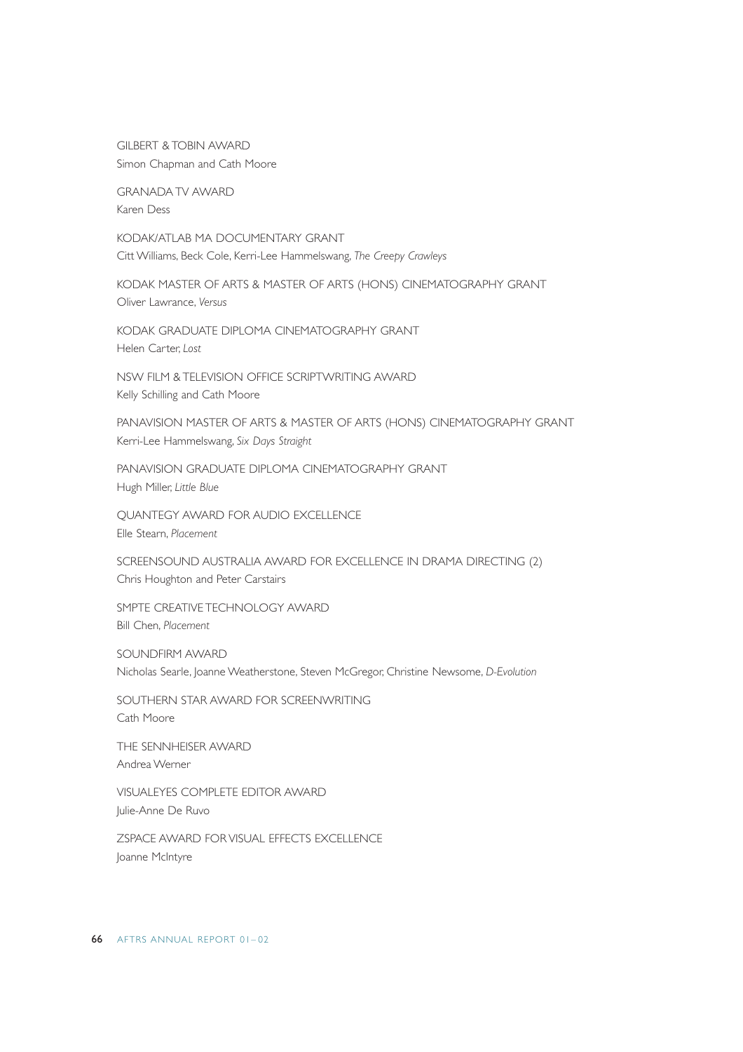GILBERT & TOBIN AWARD
Simon Chapman and Cath Moore

GRANADA TV AWARD
Karen Dess

KODAK/ATLAB MA DOCUMENTARY GRANT
Citt Williams, Beck Cole, Kerri-Lee Hammelswang, *The Creepy Crawleys*

KODAK MASTER OF ARTS & MASTER OF ARTS (HONS) CINEMATOGRAPHY GRANT
Oliver Lawrance, *Versus*

KODAK GRADUATE DIPLOMA CINEMATOGRAPHY GRANT
Helen Carter, *Lost*

NSW FILM & TELEVISION OFFICE SCRIPTWRITING AWARD
Kelly Schilling and Cath Moore

PANAVISION MASTER OF ARTS & MASTER OF ARTS (HONS) CINEMATOGRAPHY GRANT
Kerri-Lee Hammelswang, *Six Days Straight*

PANAVISION GRADUATE DIPLOMA CINEMATOGRAPHY GRANT
Hugh Miller, *Little Blue*

QUANTEGY AWARD FOR AUDIO EXCELLENCE
Elle Stearn, *Placement*

SCREENSOUND AUSTRALIA AWARD FOR EXCELLENCE IN DRAMA DIRECTING (2)
Chris Houghton and Peter Carstairs

SMPTE CREATIVE TECHNOLOGY AWARD
Bill Chen, *Placement*

SOUNDFIRM AWARD
Nicholas Searle, Joanne Weatherstone, Steven McGregor, Christine Newsome, *D-Evolution*

SOUTHERN STAR AWARD FOR SCREENWRITING
Cath Moore

THE SENNHEISER AWARD
Andrea Werner

VISUALEYES COMPLETE EDITOR AWARD
Julie-Anne De Ruvo

ZSPACE AWARD FOR VISUAL EFFECTS EXCELLENCE
Joanne McIntyre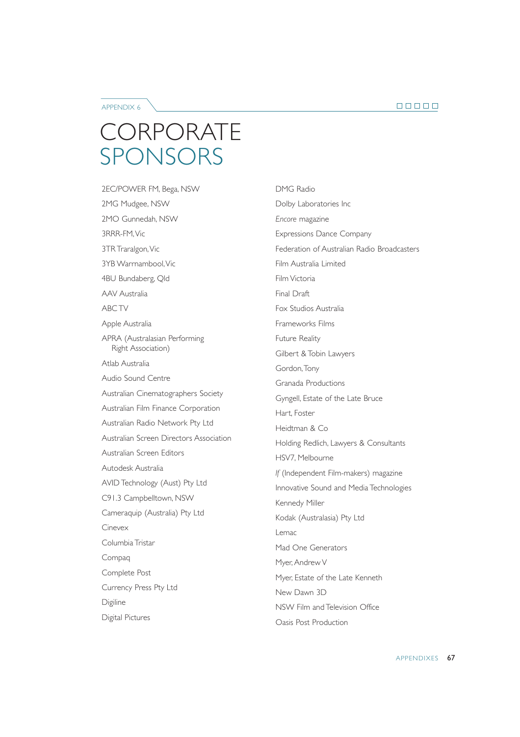APPENDIX 6

# CORPORATE SPONSORS

2EC/POWER FM, Bega, NSW

2MG Mudgee, NSW

2MO Gunnedah, NSW

3RRR-FM, Vic

3TR Traralgon, Vic

3YB Warrnambool, Vic

4BU Bundaberg, Qld

AAV Australia

ABC TV

Apple Australia

APRA (Australasian Performing Right Association)

Atlab Australia

Audio Sound Centre

Australian Cinematographers Society

Australian Film Finance Corporation

Australian Radio Network Pty Ltd

Australian Screen Directors Association

Australian Screen Editors

Autodesk Australia

AVID Technology (Aust) Pty Ltd

C91.3 Campbelltown, NSW

Cameraquip (Australia) Pty Ltd

Cinevex

Columbia Tristar

Compaq

Complete Post

Currency Press Pty Ltd

Digiline

Digital Pictures

DMG Radio

Dolby Laboratories Inc

*Encore* magazine

Expressions Dance Company

Federation of Australian Radio Broadcasters

Film Australia Limited

Film Victoria

Final Draft

Fox Studios Australia

Frameworks Films

Future Reality

Gilbert & Tobin Lawyers

Gordon, Tony

Granada Productions

Gyngell, Estate of the Late Bruce

Hart, Foster

Heidtman & Co

Holding Redlich, Lawyers & Consultants

HSV7, Melbourne

*If* (Independent Film-makers) magazine

Innovative Sound and Media Technologies

Kennedy Miller

Kodak (Australasia) Pty Ltd

Lemac

Mad One Generators

Myer, Andrew V

Myer, Estate of the Late Kenneth

New Dawn 3D

NSW Film and Television Office

Oasis Post Production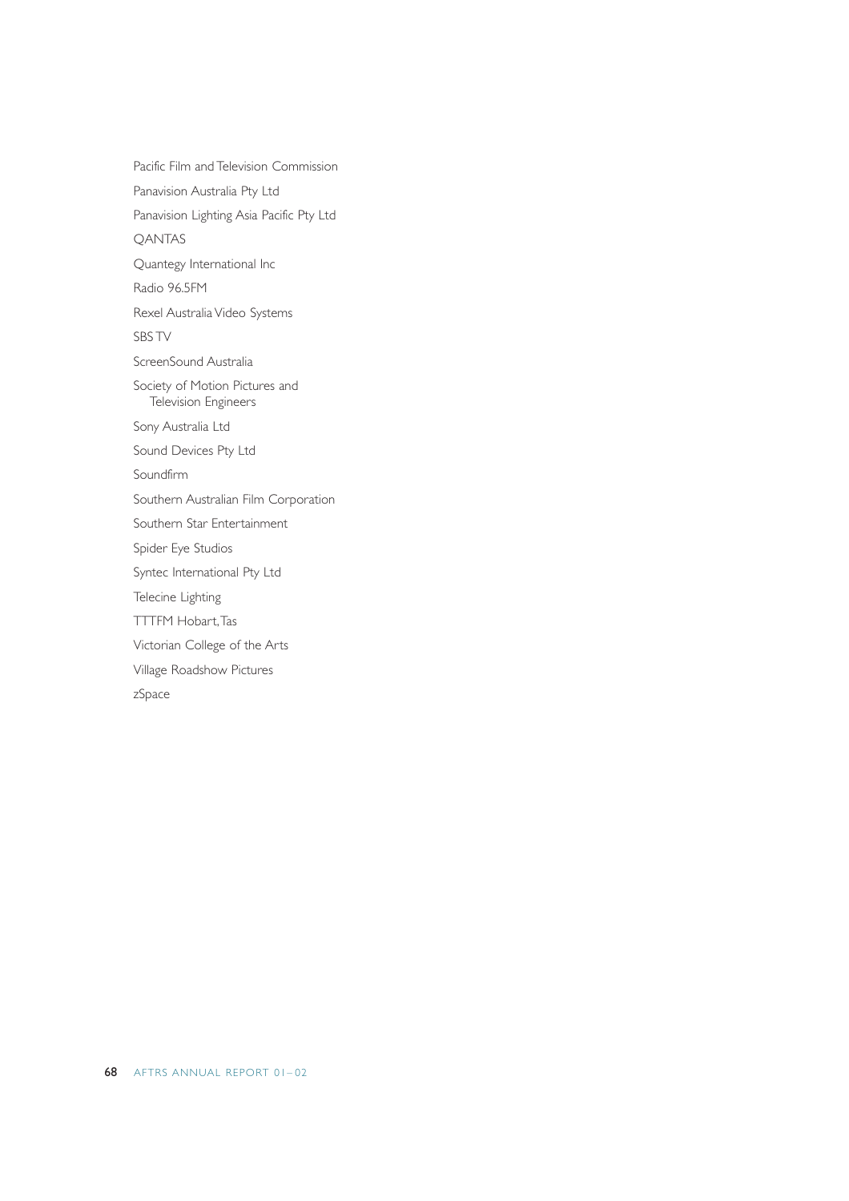Pacific Film and Television Commission

Panavision Australia Pty Ltd

Panavision Lighting Asia Pacific Pty Ltd

QANTAS

Quantegy International Inc

Radio 96.5FM

Rexel Australia Video Systems

SBS TV

ScreenSound Australia

Society of Motion Pictures and Television Engineers

Sony Australia Ltd

Sound Devices Pty Ltd

Soundfirm

Southern Australian Film Corporation

Southern Star Entertainment

Spider Eye Studios

Syntec International Pty Ltd

Telecine Lighting

TTTFM Hobart, Tas

Victorian College of the Arts

Village Roadshow Pictures

zSpace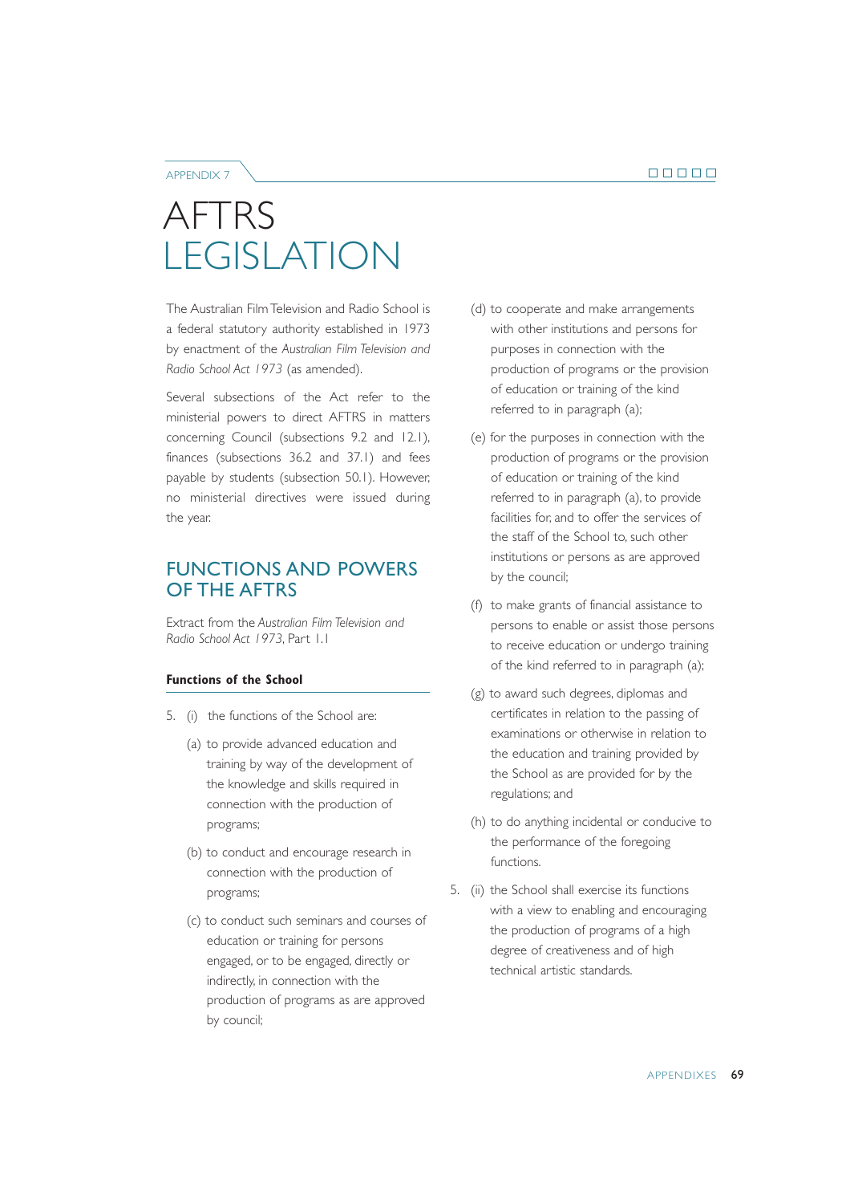APPENDIX 7

# AFTRS LEGISLATION

The Australian Film Television and Radio School is a federal statutory authority established in 1973 by enactment of the *Australian Film Television and Radio School Act 1973* (as amended).

Several subsections of the Act refer to the ministerial powers to direct AFTRS in matters concerning Council (subsections 9.2 and 12.1), finances (subsections 36.2 and 37.1) and fees payable by students (subsection 50.1). However, no ministerial directives were issued during the year.

## FUNCTIONS AND POWERS OF THE AFTRS

Extract from the *Australian Film Television and Radio School Act 1973*, Part 1.1

### Functions of the School

5. (i) the functions of the School are:

(a) to provide advanced education and training by way of the development of the knowledge and skills required in connection with the production of programs;

(b) to conduct and encourage research in connection with the production of programs;

(c) to conduct such seminars and courses of education or training for persons engaged, or to be engaged, directly or indirectly, in connection with the production of programs as are approved by council;

(d) to cooperate and make arrangements with other institutions and persons for purposes in connection with the production of programs or the provision of education or training of the kind referred to in paragraph (a);

(e) for the purposes in connection with the production of programs or the provision of education or training of the kind referred to in paragraph (a), to provide facilities for, and to offer the services of the staff of the School to, such other institutions or persons as are approved by the council;

(f) to make grants of financial assistance to persons to enable or assist those persons to receive education or undergo training of the kind referred to in paragraph (a);

(g) to award such degrees, diplomas and certificates in relation to the passing of examinations or otherwise in relation to the education and training provided by the School as are provided for by the regulations; and

(h) to do anything incidental or conducive to the performance of the foregoing functions.

5. (ii) the School shall exercise its functions with a view to enabling and encouraging the production of programs of a high degree of creativeness and of high technical artistic standards.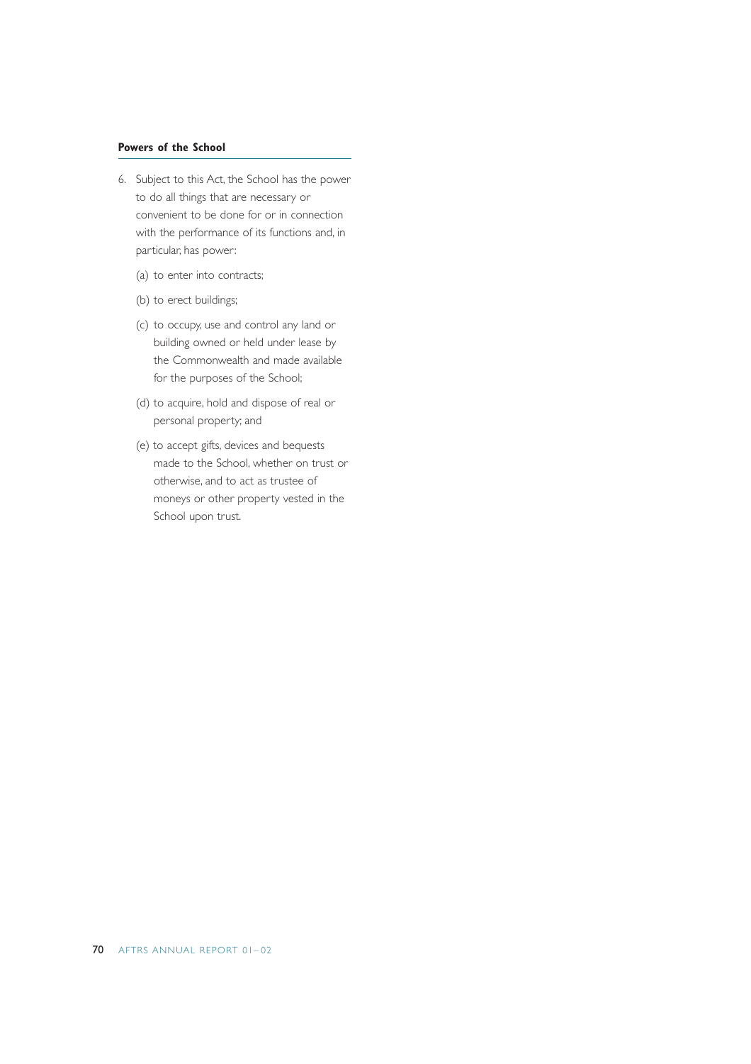**Powers of the School**

6. Subject to this Act, the School has the power to do all things that are necessary or convenient to be done for or in connection with the performance of its functions and, in particular, has power:

   (a) to enter into contracts;

   (b) to erect buildings;

   (c) to occupy, use and control any land or building owned or held under lease by the Commonwealth and made available for the purposes of the School;

   (d) to acquire, hold and dispose of real or personal property; and

   (e) to accept gifts, devices and bequests made to the School, whether on trust or otherwise, and to act as trustee of moneys or other property vested in the School upon trust.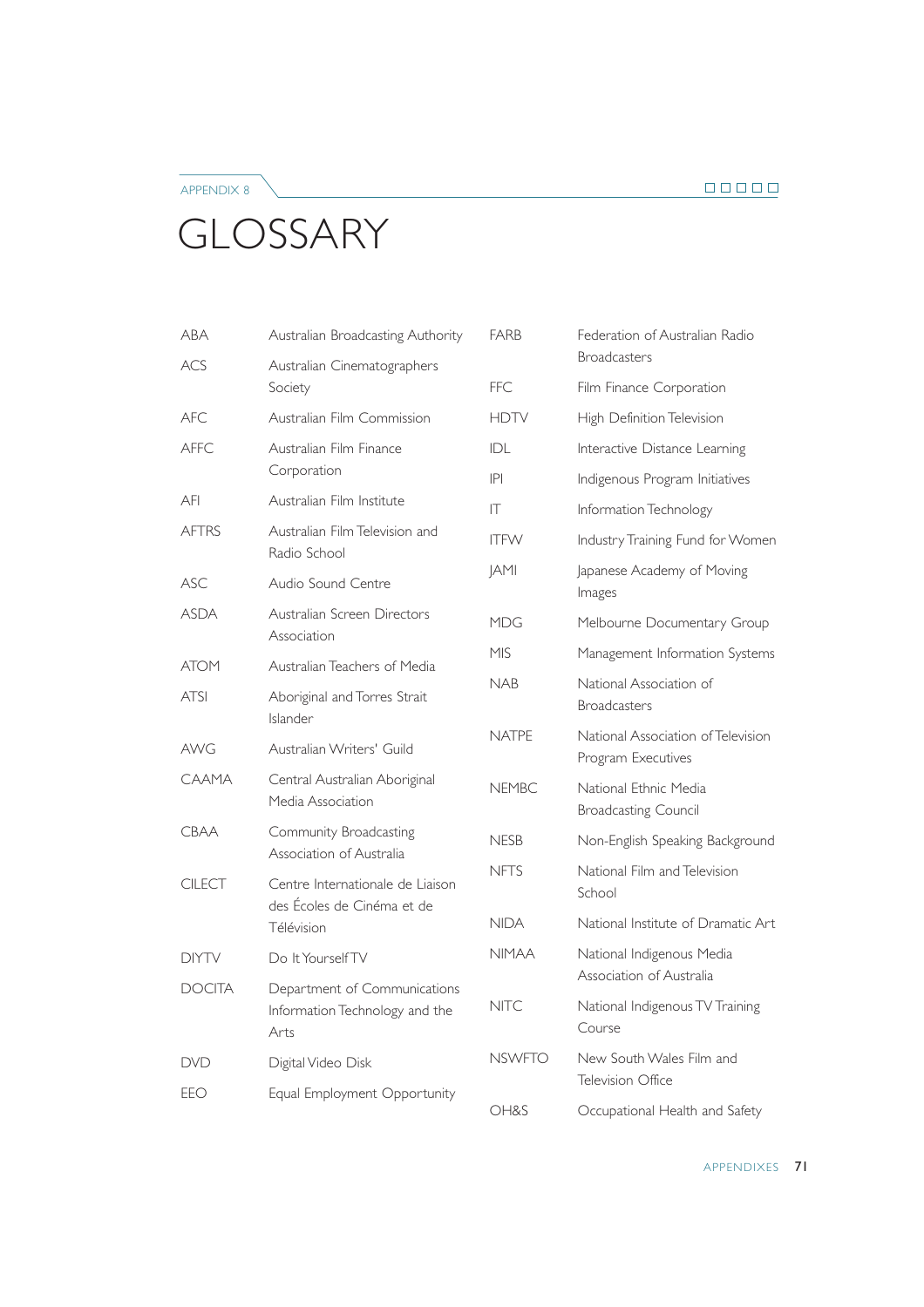# GLOSSARY

| | |
|---|---|
| ABA | Australian Broadcasting Authority |
| ACS | Australian Cinematographers Society |
| AFC | Australian Film Commission |
| AFFC | Australian Film Finance Corporation |
| AFI | Australian Film Institute |
| AFTRS | Australian Film Television and Radio School |
| ASC | Audio Sound Centre |
| ASDA | Australian Screen Directors Association |
| ATOM | Australian Teachers of Media |
| ATSI | Aboriginal and Torres Strait Islander |
| AWG | Australian Writers' Guild |
| CAAMA | Central Australian Aboriginal Media Association |
| CBAA | Community Broadcasting Association of Australia |
| CILECT | Centre Internationale de Liaison des Écoles de Cinéma et de Télévision |
| DIYTV | Do It Yourself TV |
| DOCITA | Department of Communications Information Technology and the Arts |
| DVD | Digital Video Disk |
| EEO | Equal Employment Opportunity |
| FARB | Federation of Australian Radio Broadcasters |
| FFC | Film Finance Corporation |
| HDTV | High Definition Television |
| IDL | Interactive Distance Learning |
| IPI | Indigenous Program Initiatives |
| IT | Information Technology |
| ITFW | Industry Training Fund for Women |
| JAMI | Japanese Academy of Moving Images |
| MDG | Melbourne Documentary Group |
| MIS | Management Information Systems |
| NAB | National Association of Broadcasters |
| NATPE | National Association of Television Program Executives |
| NEMBC | National Ethnic Media Broadcasting Council |
| NESB | Non-English Speaking Background |
| NFTS | National Film and Television School |
| NIDA | National Institute of Dramatic Art |
| NIMAA | National Indigenous Media Association of Australia |
| NITC | National Indigenous TV Training Course |
| NSWFTO | New South Wales Film and Television Office |
| OH&S | Occupational Health and Safety |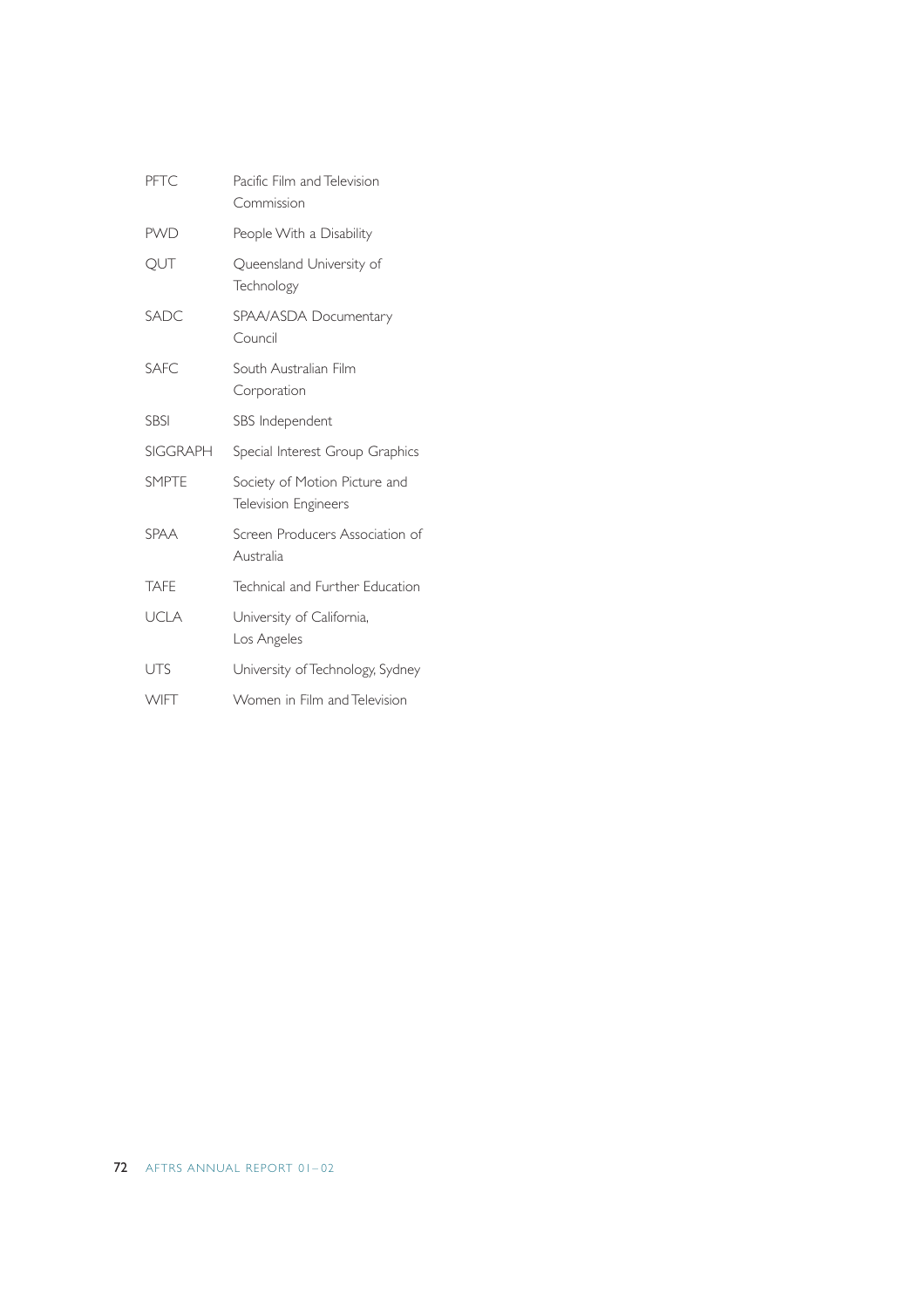| | |
|---|---|
| PFTC | Pacific Film and Television Commission |
| PWD | People With a Disability |
| QUT | Queensland University of Technology |
| SADC | SPAA/ASDA Documentary Council |
| SAFC | South Australian Film Corporation |
| SBSI | SBS Independent |
| SIGGRAPH | Special Interest Group Graphics |
| SMPTE | Society of Motion Picture and Television Engineers |
| SPAA | Screen Producers Association of Australia |
| TAFE | Technical and Further Education |
| UCLA | University of California, Los Angeles |
| UTS | University of Technology, Sydney |
| WIFT | Women in Film and Television |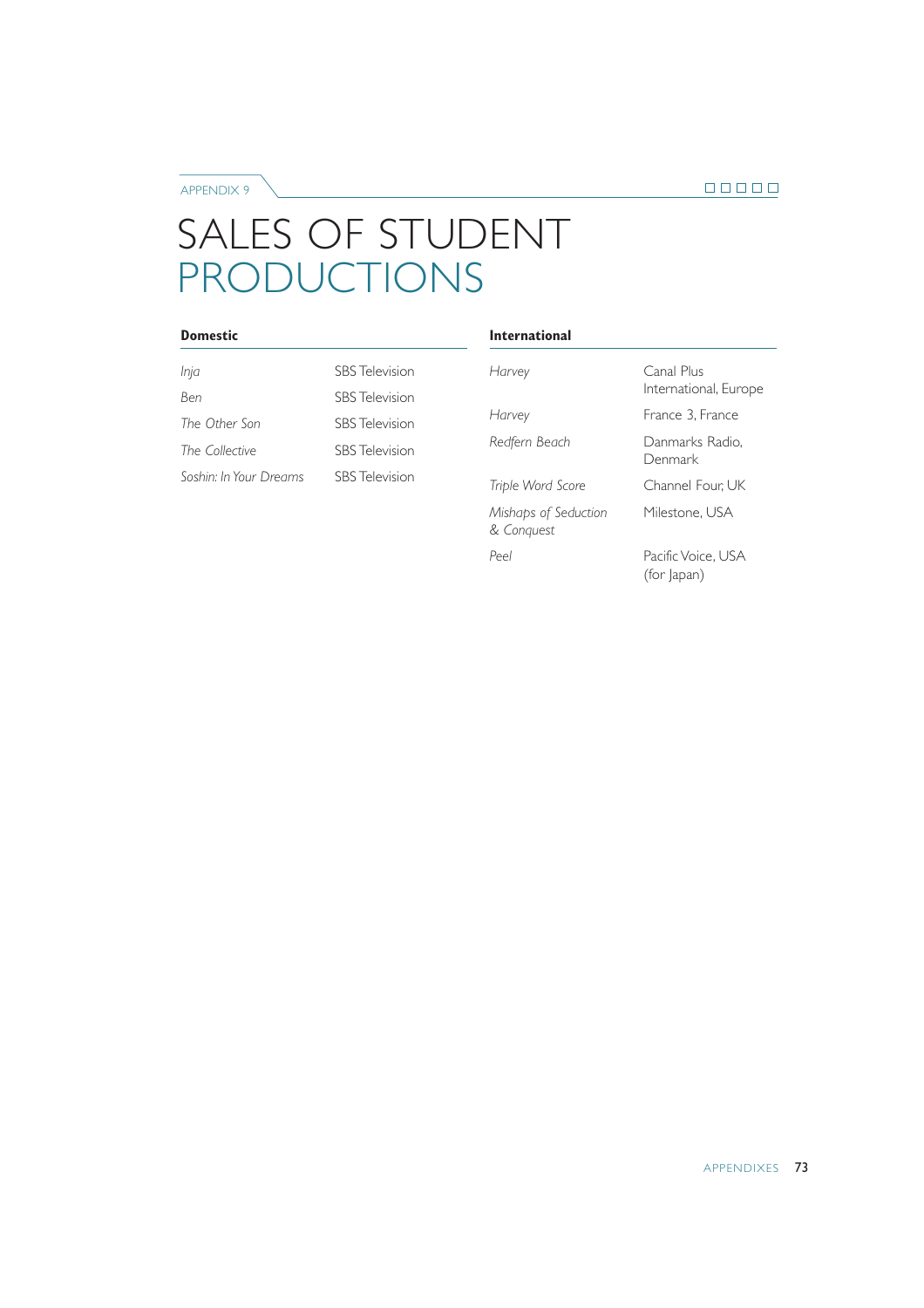APPENDIX 9

# SALES OF STUDENT PRODUCTIONS

## Domestic

| | |
|---|---|
| *Inja* | SBS Television |
| *Ben* | SBS Television |
| *The Other Son* | SBS Television |
| *The Collective* | SBS Television |
| *Soshin: In Your Dreams* | SBS Television |

## International

| | |
|---|---|
| *Harvey* | Canal Plus International, Europe |
| *Harvey* | France 3, France |
| *Redfern Beach* | Danmarks Radio, Denmark |
| *Triple Word Score* | Channel Four, UK |
| *Mishaps of Seduction & Conquest* | Milestone, USA |
| *Peel* | Pacific Voice, USA (for Japan) |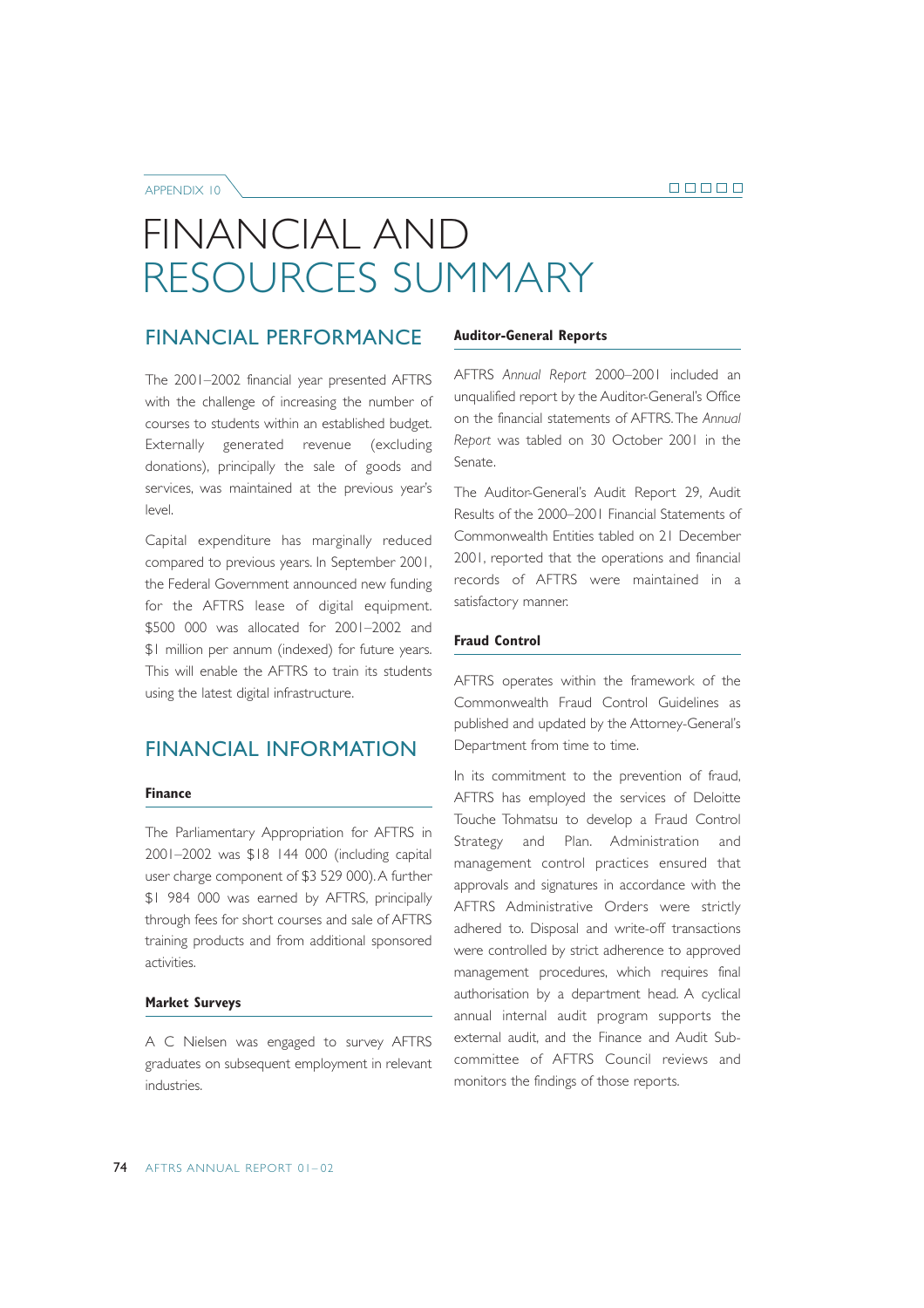APPENDIX 10

# FINANCIAL AND RESOURCES SUMMARY

## FINANCIAL PERFORMANCE

The 2001–2002 financial year presented AFTRS with the challenge of increasing the number of courses to students within an established budget. Externally generated revenue (excluding donations), principally the sale of goods and services, was maintained at the previous year's level.

Capital expenditure has marginally reduced compared to previous years. In September 2001, the Federal Government announced new funding for the AFTRS lease of digital equipment. $500 000 was allocated for 2001–2002 and $1 million per annum (indexed) for future years. This will enable the AFTRS to train its students using the latest digital infrastructure.

## FINANCIAL INFORMATION

### Finance

The Parliamentary Appropriation for AFTRS in 2001–2002 was $18 144 000 (including capital user charge component of $3 529 000). A further $1 984 000 was earned by AFTRS, principally through fees for short courses and sale of AFTRS training products and from additional sponsored activities.

### Market Surveys

A C Nielsen was engaged to survey AFTRS graduates on subsequent employment in relevant industries.

### Auditor-General Reports

AFTRS *Annual Report* 2000–2001 included an unqualified report by the Auditor-General's Office on the financial statements of AFTRS. The *Annual Report* was tabled on 30 October 2001 in the Senate.

The Auditor-General's Audit Report 29, Audit Results of the 2000–2001 Financial Statements of Commonwealth Entities tabled on 21 December 2001, reported that the operations and financial records of AFTRS were maintained in a satisfactory manner.

### Fraud Control

AFTRS operates within the framework of the Commonwealth Fraud Control Guidelines as published and updated by the Attorney-General's Department from time to time.

In its commitment to the prevention of fraud, AFTRS has employed the services of Deloitte Touche Tohmatsu to develop a Fraud Control Strategy and Plan. Administration and management control practices ensured that approvals and signatures in accordance with the AFTRS Administrative Orders were strictly adhered to. Disposal and write-off transactions were controlled by strict adherence to approved management procedures, which requires final authorisation by a department head. A cyclical annual internal audit program supports the external audit, and the Finance and Audit Sub-committee of AFTRS Council reviews and monitors the findings of those reports.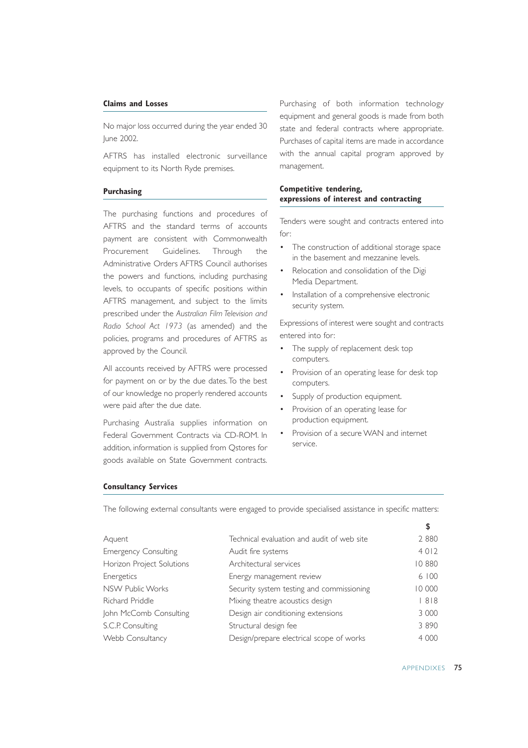## Claims and Losses

No major loss occurred during the year ended 30 June 2002.

AFTRS has installed electronic surveillance equipment to its North Ryde premises.

## Purchasing

The purchasing functions and procedures of AFTRS and the standard terms of accounts payment are consistent with Commonwealth Procurement Guidelines. Through the Administrative Orders AFTRS Council authorises the powers and functions, including purchasing levels, to occupants of specific positions within AFTRS management, and subject to the limits prescribed under the *Australian Film Television and Radio School Act 1973* (as amended) and the policies, programs and procedures of AFTRS as approved by the Council.

All accounts received by AFTRS were processed for payment on or by the due dates. To the best of our knowledge no properly rendered accounts were paid after the due date.

Purchasing Australia supplies information on Federal Government Contracts via CD-ROM. In addition, information is supplied from Qstores for goods available on State Government contracts.

Purchasing of both information technology equipment and general goods is made from both state and federal contracts where appropriate. Purchases of capital items are made in accordance with the annual capital program approved by management.

## Competitive tendering, expressions of interest and contracting

Tenders were sought and contracts entered into for:

- The construction of additional storage space in the basement and mezzanine levels.
- Relocation and consolidation of the Digi Media Department.
- Installation of a comprehensive electronic security system.

Expressions of interest were sought and contracts entered into for:

- The supply of replacement desk top computers.
- Provision of an operating lease for desk top computers.
- Supply of production equipment.
- Provision of an operating lease for production equipment.
- Provision of a secure WAN and internet service.

## Consultancy Services

The following external consultants were engaged to provide specialised assistance in specific matters:

| | | $ |
|---|---|---|
| Aquent | Technical evaluation and audit of web site | 2 880 |
| Emergency Consulting | Audit fire systems | 4 012 |
| Horizon Project Solutions | Architectural services | 10 880 |
| Energetics | Energy management review | 6 100 |
| NSW Public Works | Security system testing and commissioning | 10 000 |
| Richard Priddle | Mixing theatre acoustics design | 1 818 |
| John McComb Consulting | Design air conditioning extensions | 3 000 |
| S.C.P. Consulting | Structural design fee | 3 890 |
| Webb Consultancy | Design/prepare electrical scope of works | 4 000 |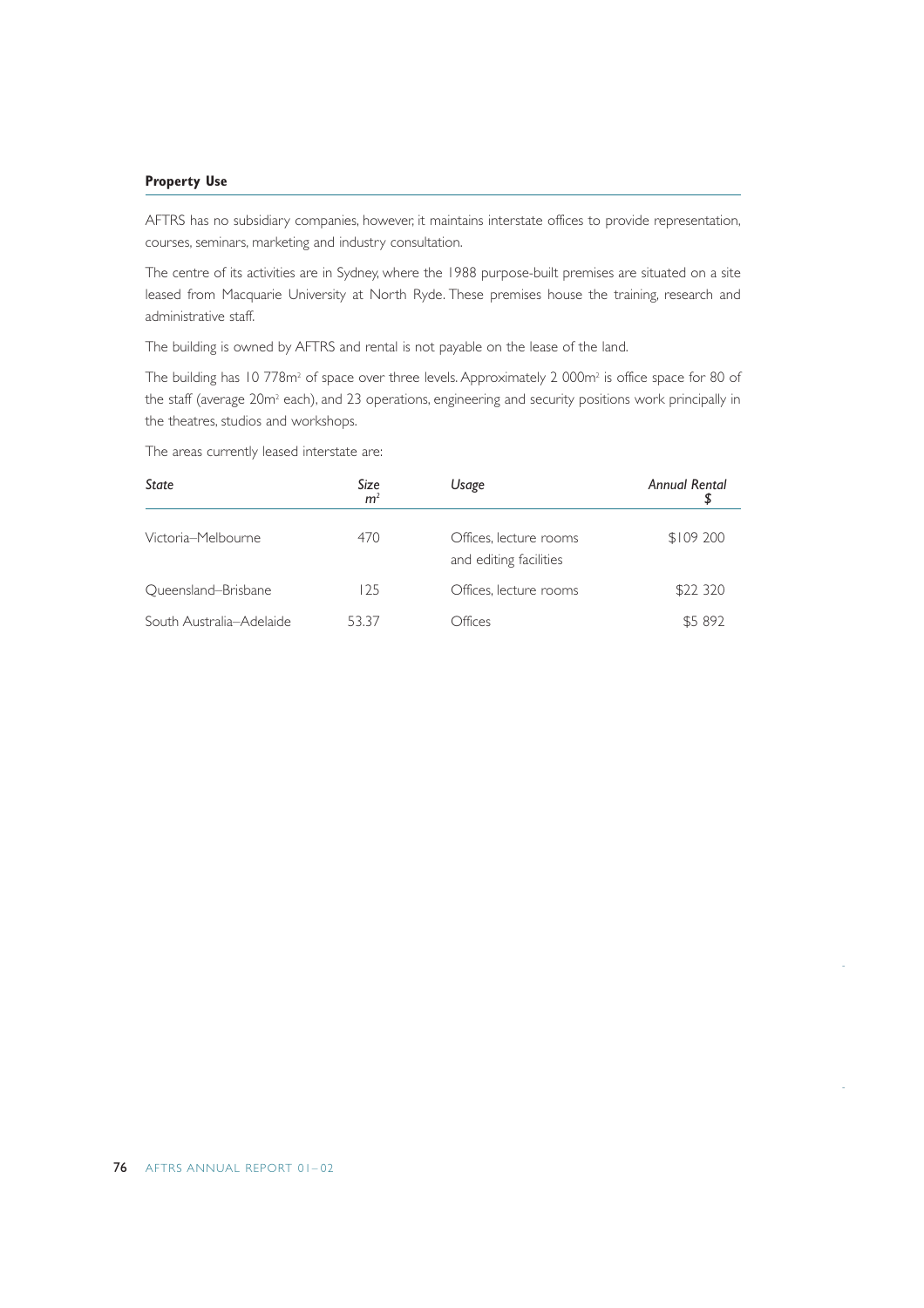**Property Use**

AFTRS has no subsidiary companies, however, it maintains interstate offices to provide representation, courses, seminars, marketing and industry consultation.

The centre of its activities are in Sydney, where the 1988 purpose-built premises are situated on a site leased from Macquarie University at North Ryde. These premises house the training, research and administrative staff.

The building is owned by AFTRS and rental is not payable on the lease of the land.

The building has 10 778m$^2$ of space over three levels. Approximately 2 000m$^2$ is office space for 80 of the staff (average 20m$^2$ each), and 23 operations, engineering and security positions work principally in the theatres, studios and workshops.

The areas currently leased interstate are:

| *State* | *Size m$^2$* | *Usage* | *Annual Rental $* |
|---|---|---|---|
| Victoria–Melbourne | 470 | Offices, lecture rooms and editing facilities | $109 200 |
| Queensland–Brisbane | 125 | Offices, lecture rooms | $22 320 |
| South Australia–Adelaide | 53.37 | Offices | $5 892 |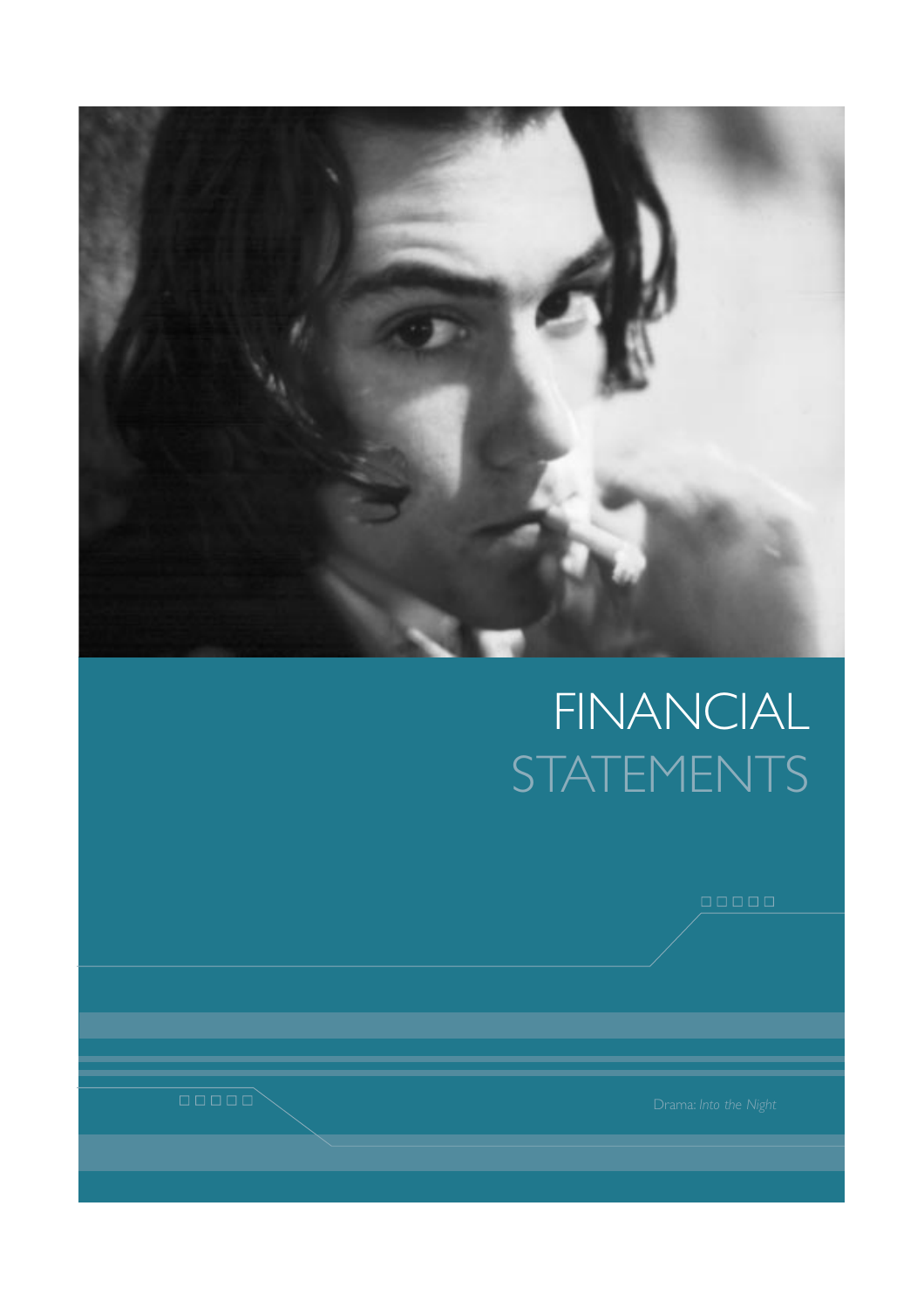# FINANCIAL STATEMENTS

Drama: *Into the Night*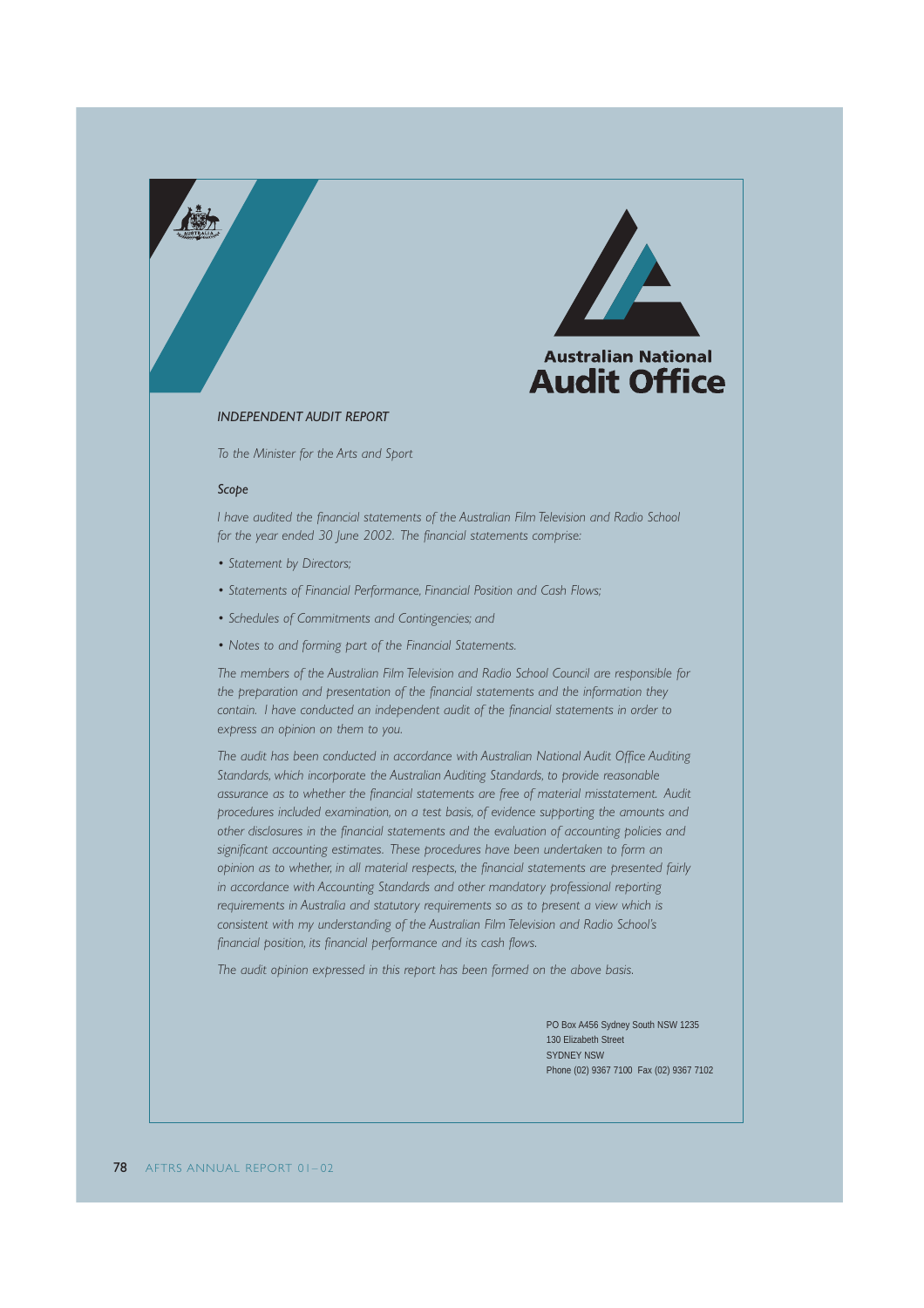Australian National
Audit Office

*INDEPENDENT AUDIT REPORT*

*To the Minister for the Arts and Sport*

***Scope***

*I have audited the financial statements of the Australian Film Television and Radio School for the year ended 30 June 2002. The financial statements comprise:*

- *Statement by Directors;*
- *Statements of Financial Performance, Financial Position and Cash Flows;*
- *Schedules of Commitments and Contingencies; and*
- *Notes to and forming part of the Financial Statements.*

*The members of the Australian Film Television and Radio School Council are responsible for the preparation and presentation of the financial statements and the information they contain. I have conducted an independent audit of the financial statements in order to express an opinion on them to you.*

*The audit has been conducted in accordance with Australian National Audit Office Auditing Standards, which incorporate the Australian Auditing Standards, to provide reasonable assurance as to whether the financial statements are free of material misstatement. Audit procedures included examination, on a test basis, of evidence supporting the amounts and other disclosures in the financial statements and the evaluation of accounting policies and significant accounting estimates. These procedures have been undertaken to form an opinion as to whether, in all material respects, the financial statements are presented fairly in accordance with Accounting Standards and other mandatory professional reporting requirements in Australia and statutory requirements so as to present a view which is consistent with my understanding of the Australian Film Television and Radio School's financial position, its financial performance and its cash flows.*

*The audit opinion expressed in this report has been formed on the above basis.*

PO Box A456 Sydney South NSW 1235
130 Elizabeth Street
SYDNEY NSW
Phone (02) 9367 7100 Fax (02) 9367 7102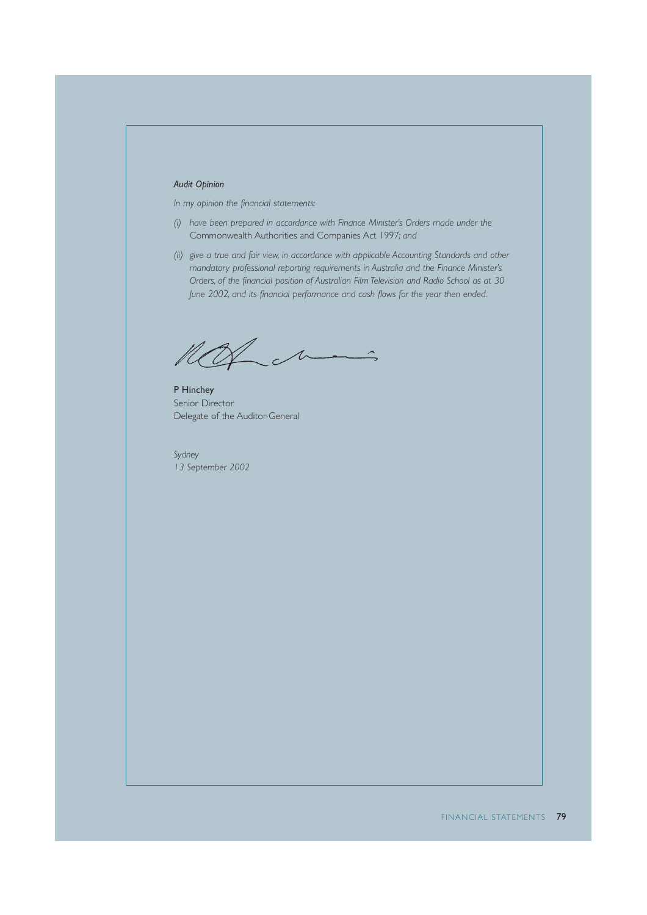*Audit Opinion*

*In my opinion the financial statements:*

*(i) have been prepared in accordance with Finance Minister's Orders made under the* Commonwealth Authorities and Companies Act 1997*; and*

*(ii) give a true and fair view, in accordance with applicable Accounting Standards and other mandatory professional reporting requirements in Australia and the Finance Minister's Orders, of the financial position of Australian Film Television and Radio School as at 30 June 2002, and its financial performance and cash flows for the year then ended.*

P Hinchey
Senior Director
Delegate of the Auditor-General

*Sydney*
*13 September 2002*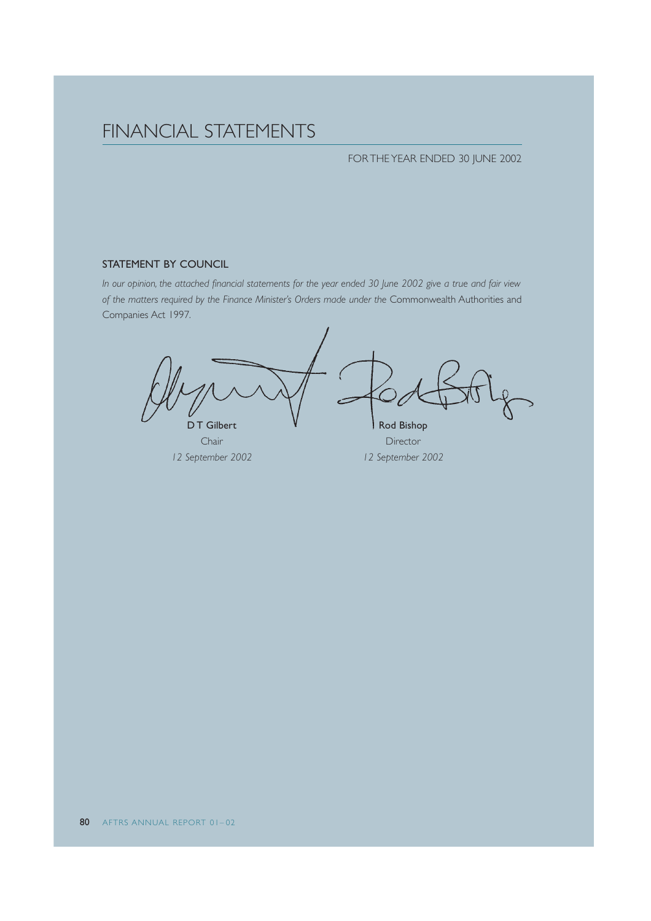# FINANCIAL STATEMENTS

FOR THE YEAR ENDED 30 JUNE 2002

## STATEMENT BY COUNCIL

*In our opinion, the attached financial statements for the year ended 30 June 2002 give a true and fair view of the matters required by the Finance Minister's Orders made under the* Commonwealth Authorities and Companies Act 1997.

| | |
|---|---|
| **D T Gilbert** | **Rod Bishop** |
| Chair | Director |
| *12 September 2002* | *12 September 2002* |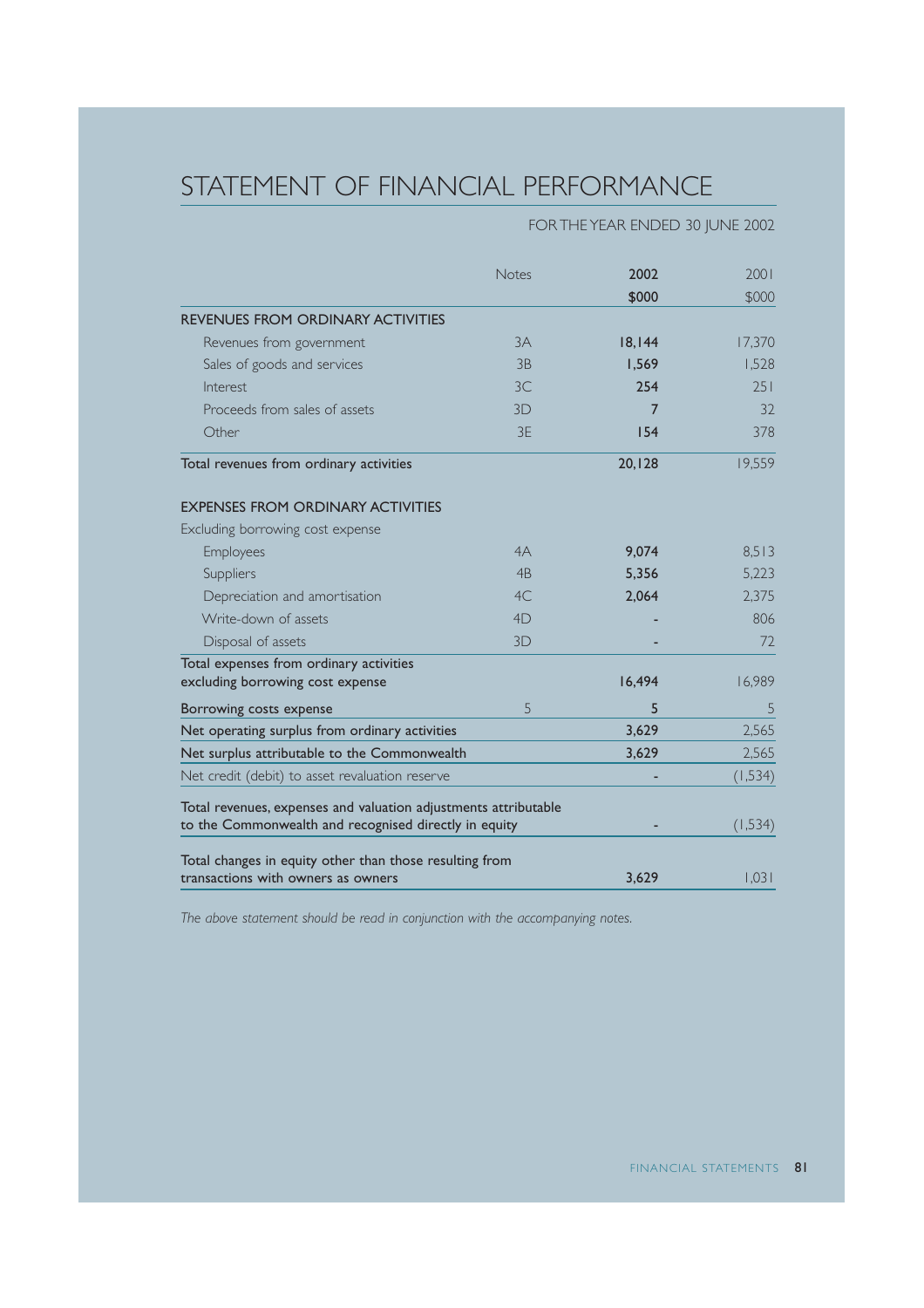# STATEMENT OF FINANCIAL PERFORMANCE

FOR THE YEAR ENDED 30 JUNE 2002

| | Notes | 2002 $000 | 2001 $000 |
|---|---|---|---|
| **REVENUES FROM ORDINARY ACTIVITIES** | | | |
| Revenues from government | 3A | **18,144** | 17,370 |
| Sales of goods and services | 3B | **1,569** | 1,528 |
| Interest | 3C | **254** | 251 |
| Proceeds from sales of assets | 3D | **7** | 32 |
| Other | 3E | **154** | 378 |
| **Total revenues from ordinary activities** | | **20,128** | 19,559 |
| **EXPENSES FROM ORDINARY ACTIVITIES** | | | |
| Excluding borrowing cost expense | | | |
| Employees | 4A | **9,074** | 8,513 |
| Suppliers | 4B | **5,356** | 5,223 |
| Depreciation and amortisation | 4C | **2,064** | 2,375 |
| Write-down of assets | 4D | **-** | 806 |
| Disposal of assets | 3D | **-** | 72 |
| **Total expenses from ordinary activities excluding borrowing cost expense** | | **16,494** | 16,989 |
| **Borrowing costs expense** | 5 | **5** | 5 |
| **Net operating surplus from ordinary activities** | | **3,629** | 2,565 |
| **Net surplus attributable to the Commonwealth** | | **3,629** | 2,565 |
| Net credit (debit) to asset revaluation reserve | | **-** | (1,534) |
| **Total revenues, expenses and valuation adjustments attributable to the Commonwealth and recognised directly in equity** | | **-** | (1,534) |
| **Total changes in equity other than those resulting from transactions with owners as owners** | | **3,629** | 1,031 |

*The above statement should be read in conjunction with the accompanying notes.*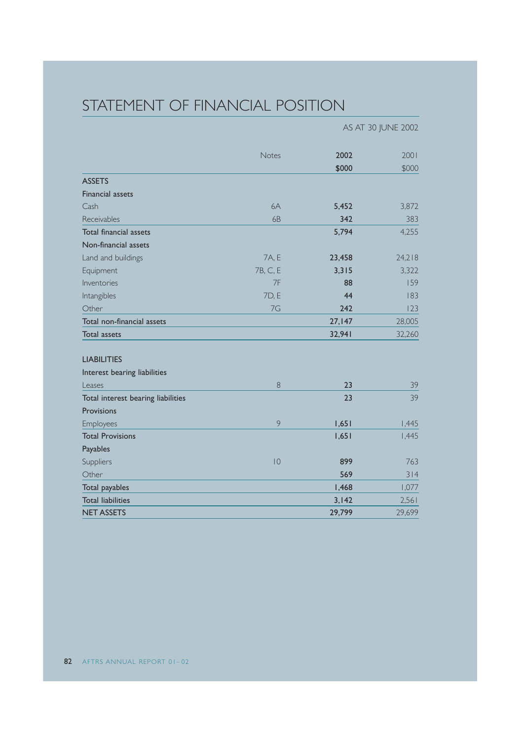# STATEMENT OF FINANCIAL POSITION

AS AT 30 JUNE 2002

| | Notes | 2002 $000 | 2001 $000 |
|---|---|---|---|
| **ASSETS** | | | |
| **Financial assets** | | | |
| Cash | 6A | **5,452** | 3,872 |
| Receivables | 6B | **342** | 383 |
| **Total financial assets** | | **5,794** | 4,255 |
| **Non-financial assets** | | | |
| Land and buildings | 7A, E | **23,458** | 24,218 |
| Equipment | 7B, C, E | **3,315** | 3,322 |
| Inventories | 7F | **88** | 159 |
| Intangibles | 7D, E | **44** | 183 |
| Other | 7G | **242** | 123 |
| **Total non-financial assets** | | **27,147** | 28,005 |
| **Total assets** | | **32,941** | 32,260 |
| | | | |
| **LIABILITIES** | | | |
| **Interest bearing liabilities** | | | |
| Leases | 8 | **23** | 39 |
| **Total interest bearing liabilities** | | **23** | 39 |
| **Provisions** | | | |
| Employees | 9 | **1,651** | 1,445 |
| **Total Provisions** | | **1,651** | 1,445 |
| **Payables** | | | |
| Suppliers | 10 | **899** | 763 |
| Other | | **569** | 314 |
| **Total payables** | | **1,468** | 1,077 |
| **Total liabilities** | | **3,142** | 2,561 |
| **NET ASSETS** | | **29,799** | 29,699 |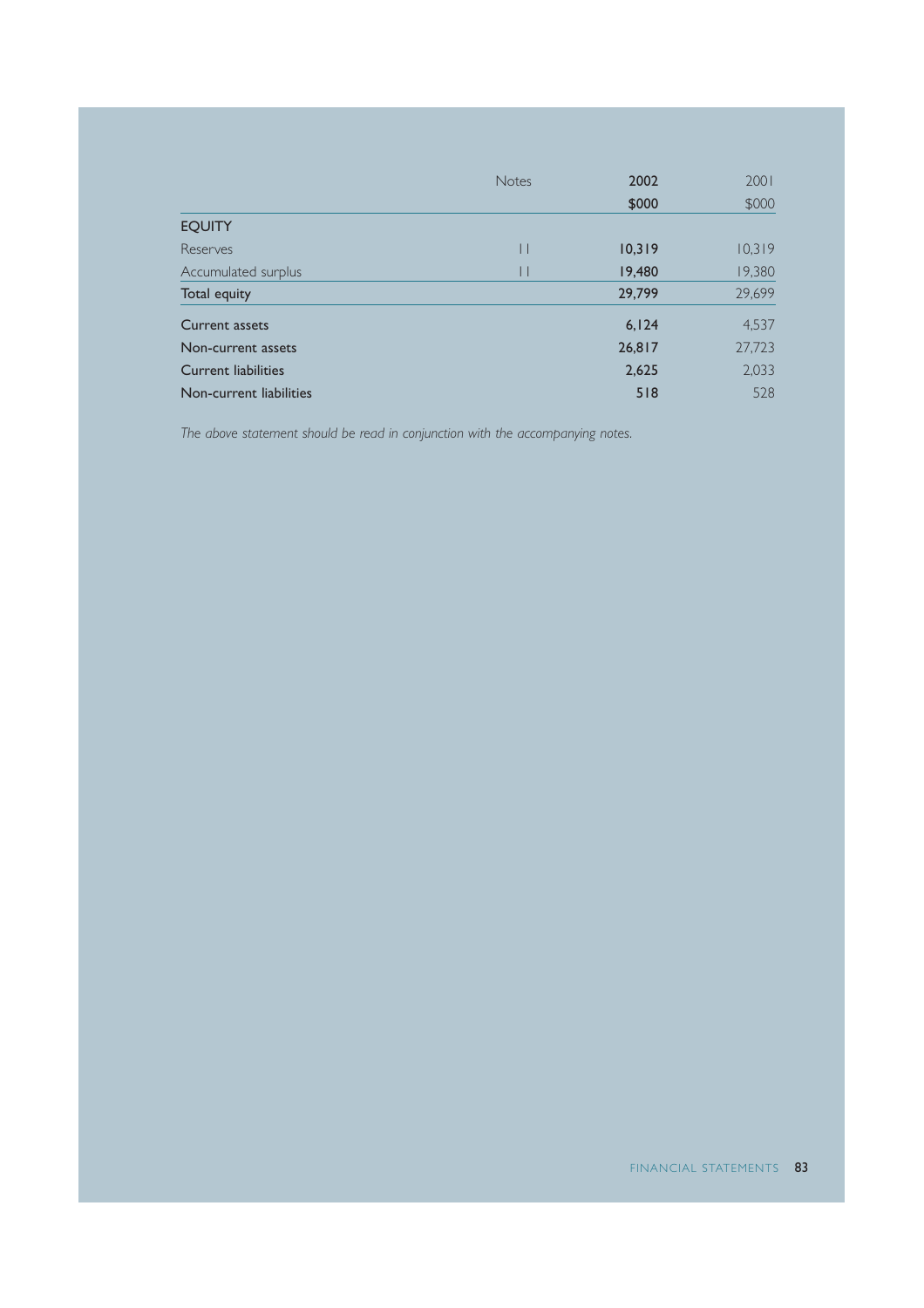| | Notes | 2002<br>$000 | 2001<br>$000 |
|---|---|---|---|
| **EQUITY** | | | |
| Reserves | 11 | **10,319** | 10,319 |
| Accumulated surplus | 11 | **19,480** | 19,380 |
| Total equity | | **29,799** | 29,699 |
| Current assets | | **6,124** | 4,537 |
| Non-current assets | | **26,817** | 27,723 |
| Current liabilities | | **2,625** | 2,033 |
| Non-current liabilities | | **518** | 528 |

*The above statement should be read in conjunction with the accompanying notes.*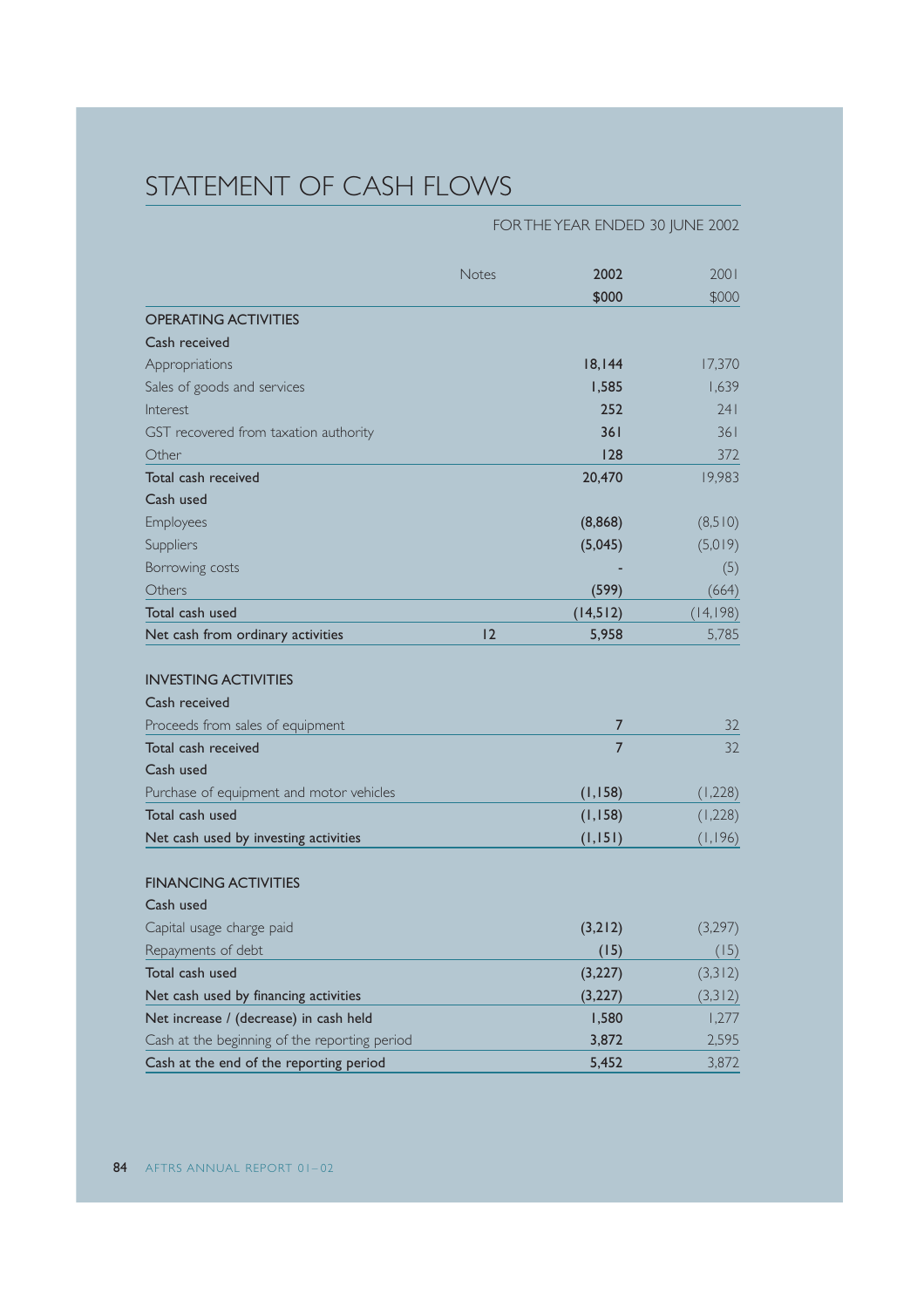# STATEMENT OF CASH FLOWS

FOR THE YEAR ENDED 30 JUNE 2002

| | Notes | 2002 $000 | 2001 $000 |
|---|---|---|---|
| **OPERATING ACTIVITIES** | | | |
| **Cash received** | | | |
| Appropriations | | 18,144 | 17,370 |
| Sales of goods and services | | 1,585 | 1,639 |
| Interest | | 252 | 241 |
| GST recovered from taxation authority | | 361 | 361 |
| Other | | 128 | 372 |
| **Total cash received** | | 20,470 | 19,983 |
| **Cash used** | | | |
| Employees | | (8,868) | (8,510) |
| Suppliers | | (5,045) | (5,019) |
| Borrowing costs | | - | (5) |
| Others | | (599) | (664) |
| **Total cash used** | | (14,512) | (14,198) |
| **Net cash from ordinary activities** | 12 | 5,958 | 5,785 |
| | | | |
| **INVESTING ACTIVITIES** | | | |
| **Cash received** | | | |
| Proceeds from sales of equipment | | 7 | 32 |
| **Total cash received** | | 7 | 32 |
| **Cash used** | | | |
| Purchase of equipment and motor vehicles | | (1,158) | (1,228) |
| **Total cash used** | | (1,158) | (1,228) |
| **Net cash used by investing activities** | | (1,151) | (1,196) |
| | | | |
| **FINANCING ACTIVITIES** | | | |
| **Cash used** | | | |
| Capital usage charge paid | | (3,212) | (3,297) |
| Repayments of debt | | (15) | (15) |
| **Total cash used** | | (3,227) | (3,312) |
| **Net cash used by financing activities** | | (3,227) | (3,312) |
| **Net increase / (decrease) in cash held** | | 1,580 | 1,277 |
| Cash at the beginning of the reporting period | | 3,872 | 2,595 |
| **Cash at the end of the reporting period** | | 5,452 | 3,872 |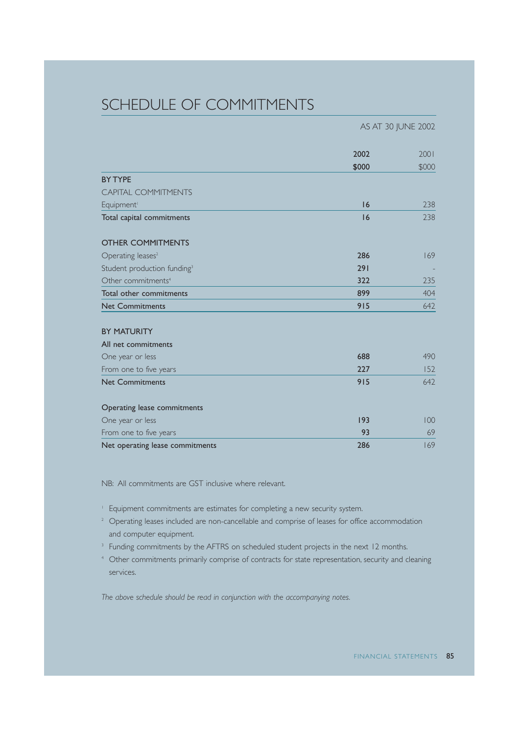# SCHEDULE OF COMMITMENTS

AS AT 30 JUNE 2002

| | 2002 $000 | 2001 $000 |
|---|---|---|
| **BY TYPE** | | |
| CAPITAL COMMITMENTS | | |
| Equipment[1] | 16 | 238 |
| **Total capital commitments** | 16 | 238 |
| | | |
| **OTHER COMMITMENTS** | | |
| Operating leases[2] | 286 | 169 |
| Student production funding[3] | 291 | - |
| Other commitments[4] | 322 | 235 |
| **Total other commitments** | 899 | 404 |
| **Net Commitments** | 915 | 642 |
| | | |
| **BY MATURITY** | | |
| **All net commitments** | | |
| One year or less | 688 | 490 |
| From one to five years | 227 | 152 |
| **Net Commitments** | 915 | 642 |
| | | |
| **Operating lease commitments** | | |
| One year or less | 193 | 100 |
| From one to five years | 93 | 69 |
| **Net operating lease commitments** | 286 | 169 |

NB: All commitments are GST inclusive where relevant.

[1] Equipment commitments are estimates for completing a new security system.

[2] Operating leases included are non-cancellable and comprise of leases for office accommodation and computer equipment.

[3] Funding commitments by the AFTRS on scheduled student projects in the next 12 months.

[4] Other commitments primarily comprise of contracts for state representation, security and cleaning services.

*The above schedule should be read in conjunction with the accompanying notes.*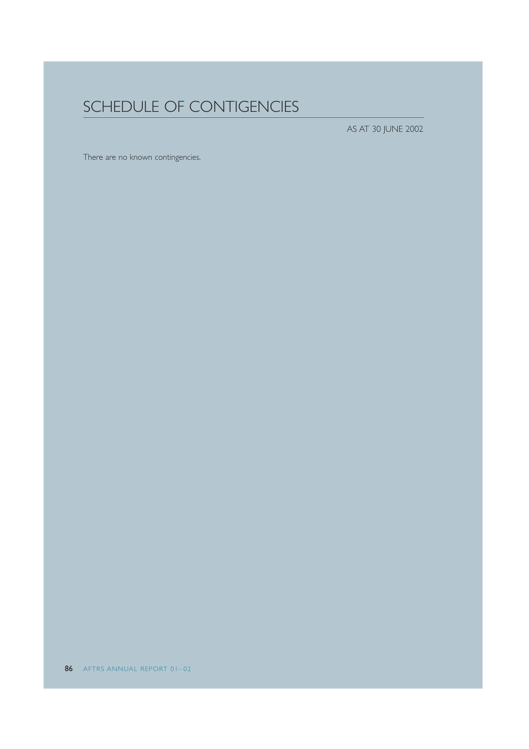# SCHEDULE OF CONTIGENCIES

AS AT 30 JUNE 2002

There are no known contingencies.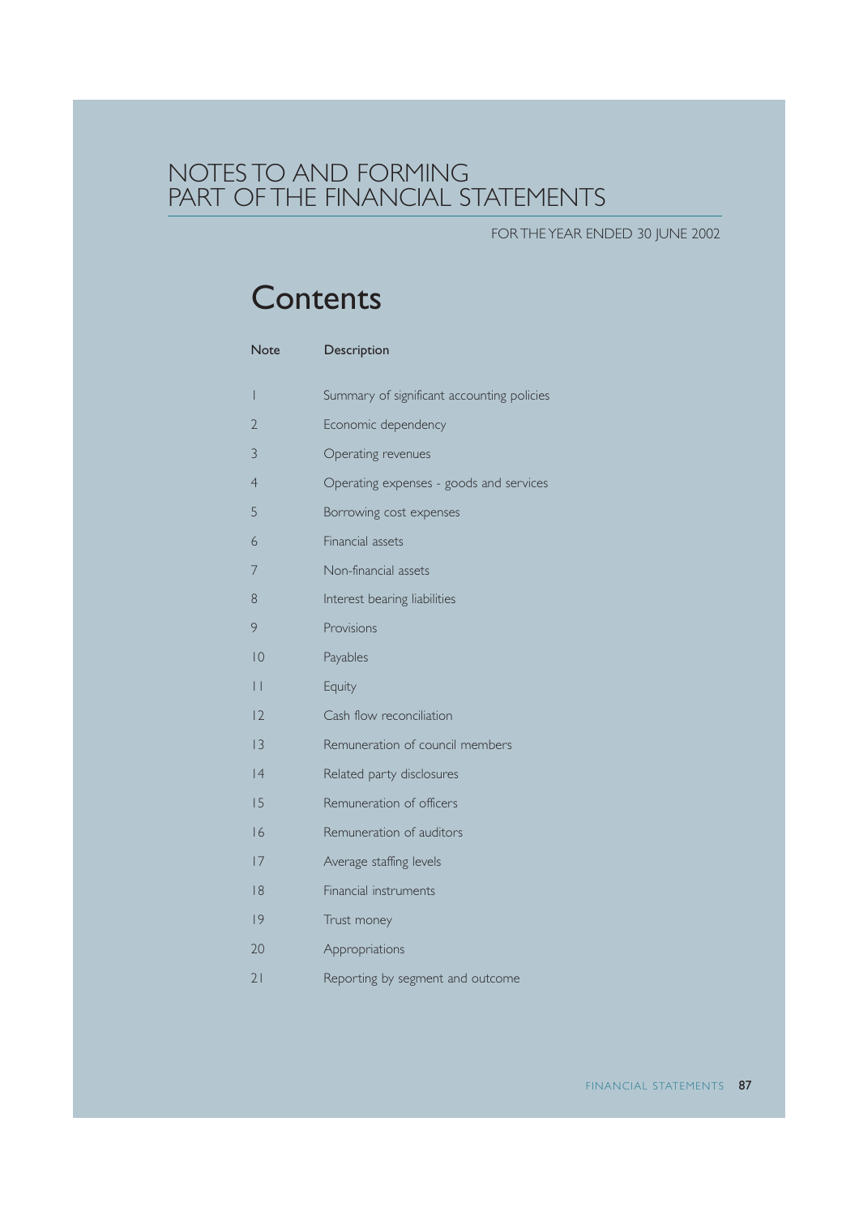# NOTES TO AND FORMING PART OF THE FINANCIAL STATEMENTS

FOR THE YEAR ENDED 30 JUNE 2002

## Contents

| Note | Description |
|---|---|
| 1 | Summary of significant accounting policies |
| 2 | Economic dependency |
| 3 | Operating revenues |
| 4 | Operating expenses - goods and services |
| 5 | Borrowing cost expenses |
| 6 | Financial assets |
| 7 | Non-financial assets |
| 8 | Interest bearing liabilities |
| 9 | Provisions |
| 10 | Payables |
| 11 | Equity |
| 12 | Cash flow reconciliation |
| 13 | Remuneration of council members |
| 14 | Related party disclosures |
| 15 | Remuneration of officers |
| 16 | Remuneration of auditors |
| 17 | Average staffing levels |
| 18 | Financial instruments |
| 19 | Trust money |
| 20 | Appropriations |
| 21 | Reporting by segment and outcome |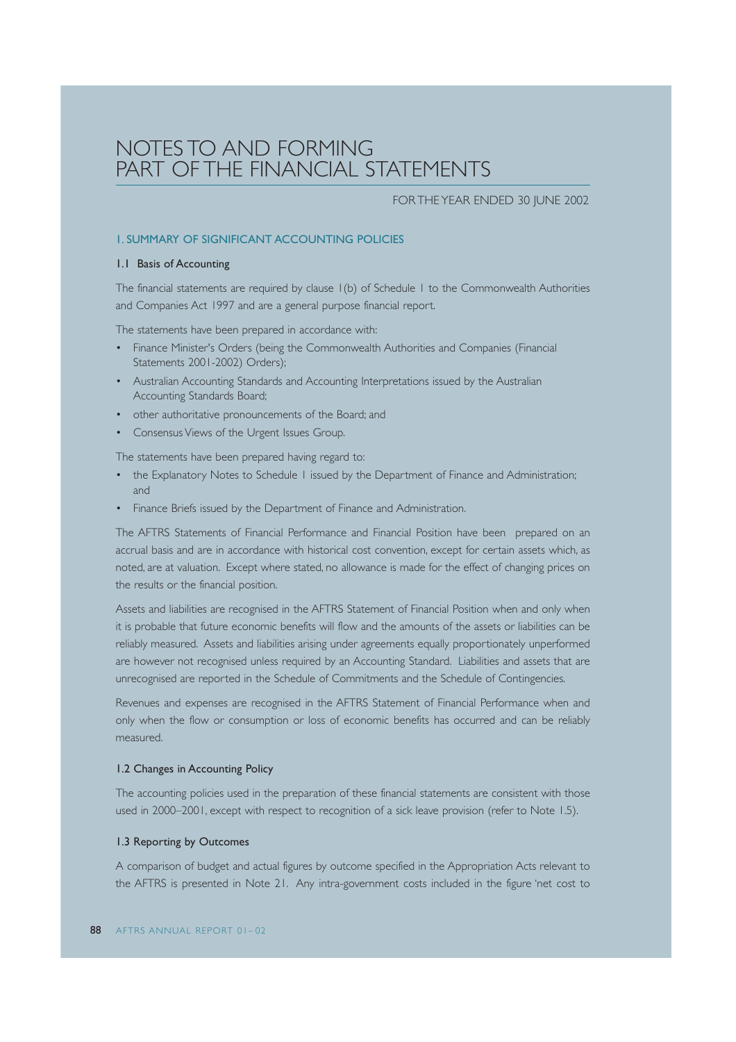# NOTES TO AND FORMING PART OF THE FINANCIAL STATEMENTS

FOR THE YEAR ENDED 30 JUNE 2002

## 1. SUMMARY OF SIGNIFICANT ACCOUNTING POLICIES

### 1.1 Basis of Accounting

The financial statements are required by clause 1(b) of Schedule 1 to the Commonwealth Authorities and Companies Act 1997 and are a general purpose financial report.

The statements have been prepared in accordance with:

- Finance Minister's Orders (being the Commonwealth Authorities and Companies (Financial Statements 2001-2002) Orders);
- Australian Accounting Standards and Accounting Interpretations issued by the Australian Accounting Standards Board;
- other authoritative pronouncements of the Board; and
- Consensus Views of the Urgent Issues Group.

The statements have been prepared having regard to:

- the Explanatory Notes to Schedule 1 issued by the Department of Finance and Administration; and
- Finance Briefs issued by the Department of Finance and Administration.

The AFTRS Statements of Financial Performance and Financial Position have been prepared on an accrual basis and are in accordance with historical cost convention, except for certain assets which, as noted, are at valuation. Except where stated, no allowance is made for the effect of changing prices on the results or the financial position.

Assets and liabilities are recognised in the AFTRS Statement of Financial Position when and only when it is probable that future economic benefits will flow and the amounts of the assets or liabilities can be reliably measured. Assets and liabilities arising under agreements equally proportionately unperformed are however not recognised unless required by an Accounting Standard. Liabilities and assets that are unrecognised are reported in the Schedule of Commitments and the Schedule of Contingencies.

Revenues and expenses are recognised in the AFTRS Statement of Financial Performance when and only when the flow or consumption or loss of economic benefits has occurred and can be reliably measured.

### 1.2 Changes in Accounting Policy

The accounting policies used in the preparation of these financial statements are consistent with those used in 2000–2001, except with respect to recognition of a sick leave provision (refer to Note 1.5).

### 1.3 Reporting by Outcomes

A comparison of budget and actual figures by outcome specified in the Appropriation Acts relevant to the AFTRS is presented in Note 21. Any intra-government costs included in the figure 'net cost to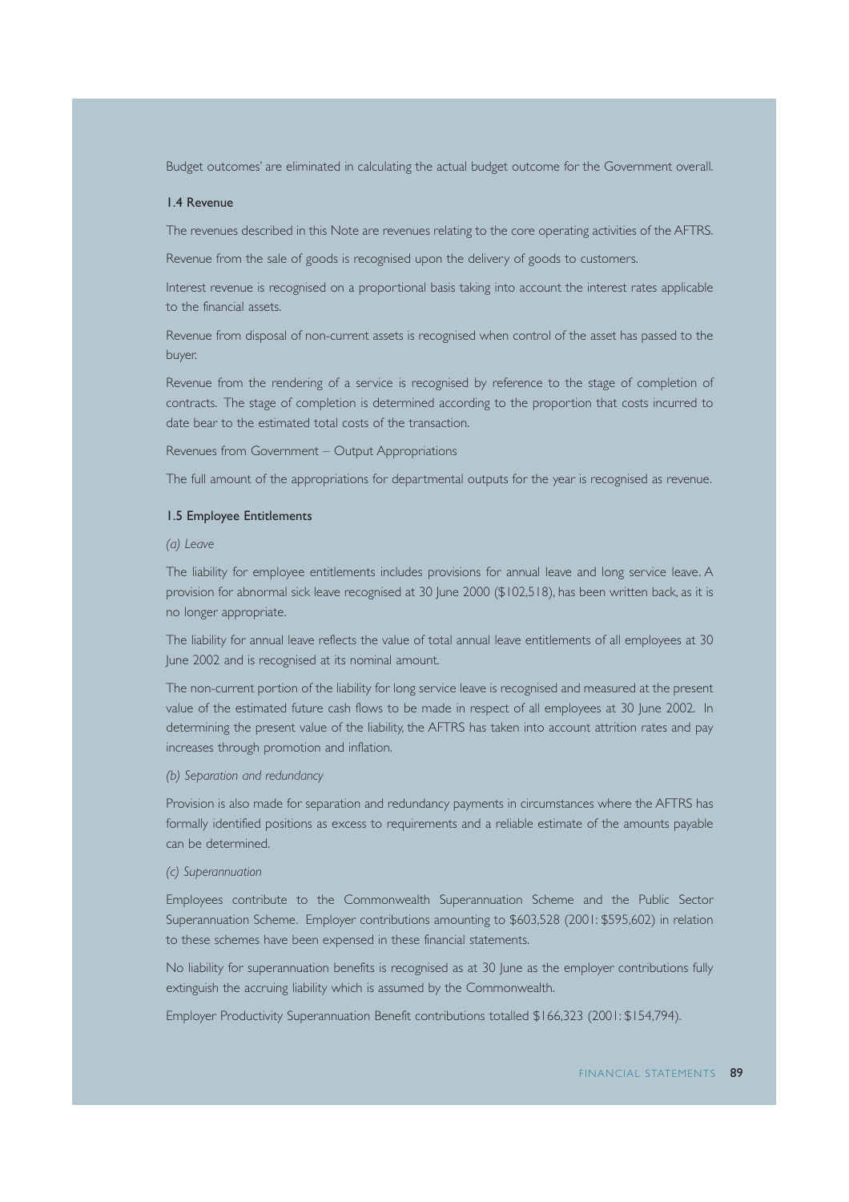Budget outcomes' are eliminated in calculating the actual budget outcome for the Government overall.

### 1.4 Revenue

The revenues described in this Note are revenues relating to the core operating activities of the AFTRS.

Revenue from the sale of goods is recognised upon the delivery of goods to customers.

Interest revenue is recognised on a proportional basis taking into account the interest rates applicable to the financial assets.

Revenue from disposal of non-current assets is recognised when control of the asset has passed to the buyer.

Revenue from the rendering of a service is recognised by reference to the stage of completion of contracts. The stage of completion is determined according to the proportion that costs incurred to date bear to the estimated total costs of the transaction.

Revenues from Government – Output Appropriations

The full amount of the appropriations for departmental outputs for the year is recognised as revenue.

### 1.5 Employee Entitlements

*(a) Leave*

The liability for employee entitlements includes provisions for annual leave and long service leave. A provision for abnormal sick leave recognised at 30 June 2000 ($102,518), has been written back, as it is no longer appropriate.

The liability for annual leave reflects the value of total annual leave entitlements of all employees at 30 June 2002 and is recognised at its nominal amount.

The non-current portion of the liability for long service leave is recognised and measured at the present value of the estimated future cash flows to be made in respect of all employees at 30 June 2002. In determining the present value of the liability, the AFTRS has taken into account attrition rates and pay increases through promotion and inflation.

*(b) Separation and redundancy*

Provision is also made for separation and redundancy payments in circumstances where the AFTRS has formally identified positions as excess to requirements and a reliable estimate of the amounts payable can be determined.

*(c) Superannuation*

Employees contribute to the Commonwealth Superannuation Scheme and the Public Sector Superannuation Scheme. Employer contributions amounting to $603,528 (2001: $595,602) in relation to these schemes have been expensed in these financial statements.

No liability for superannuation benefits is recognised as at 30 June as the employer contributions fully extinguish the accruing liability which is assumed by the Commonwealth.

Employer Productivity Superannuation Benefit contributions totalled $166,323 (2001: $154,794).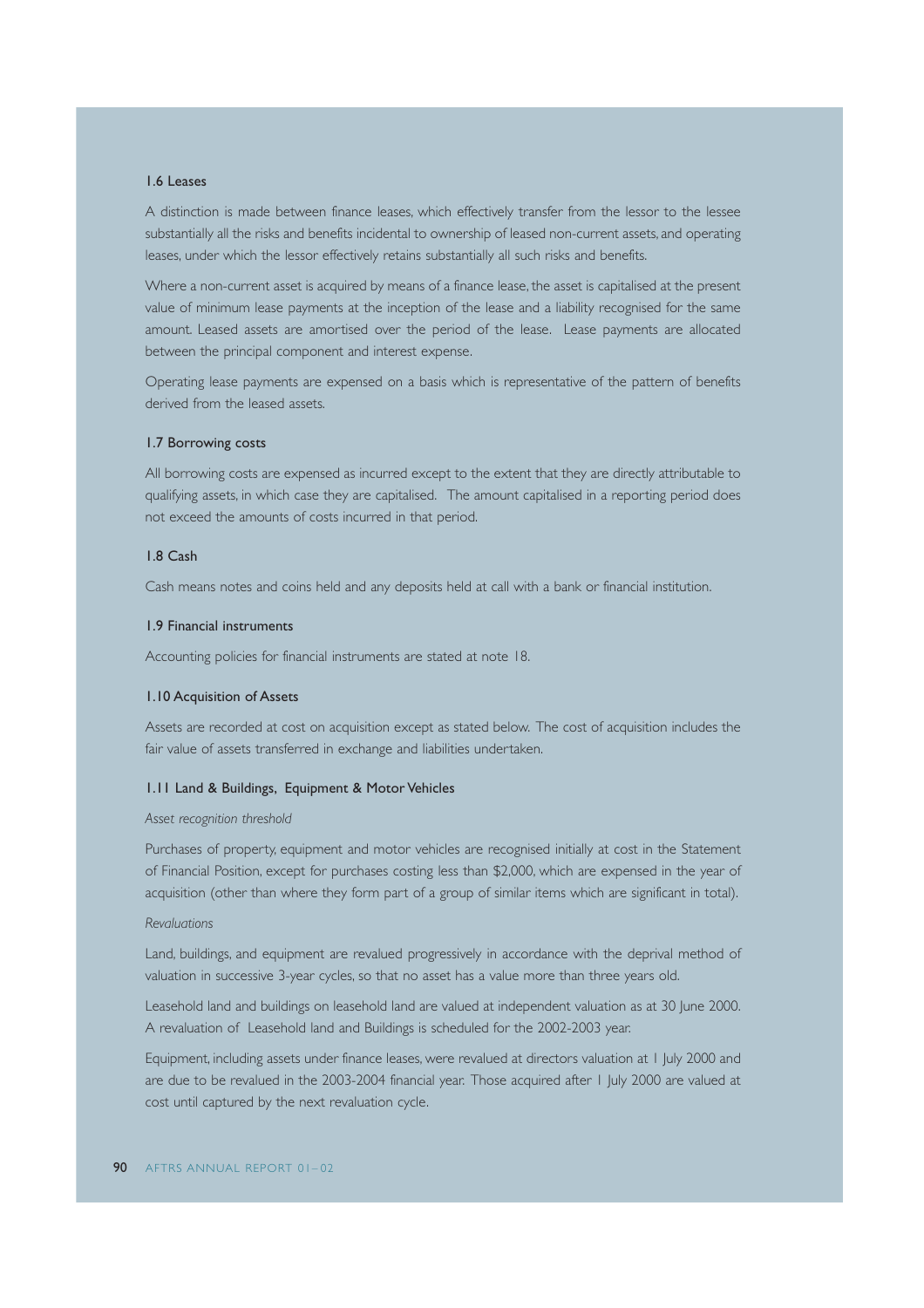### 1.6 Leases

A distinction is made between finance leases, which effectively transfer from the lessor to the lessee substantially all the risks and benefits incidental to ownership of leased non-current assets, and operating leases, under which the lessor effectively retains substantially all such risks and benefits.

Where a non-current asset is acquired by means of a finance lease, the asset is capitalised at the present value of minimum lease payments at the inception of the lease and a liability recognised for the same amount. Leased assets are amortised over the period of the lease. Lease payments are allocated between the principal component and interest expense.

Operating lease payments are expensed on a basis which is representative of the pattern of benefits derived from the leased assets.

### 1.7 Borrowing costs

All borrowing costs are expensed as incurred except to the extent that they are directly attributable to qualifying assets, in which case they are capitalised. The amount capitalised in a reporting period does not exceed the amounts of costs incurred in that period.

### 1.8 Cash

Cash means notes and coins held and any deposits held at call with a bank or financial institution.

### 1.9 Financial instruments

Accounting policies for financial instruments are stated at note 18.

### 1.10 Acquisition of Assets

Assets are recorded at cost on acquisition except as stated below. The cost of acquisition includes the fair value of assets transferred in exchange and liabilities undertaken.

### 1.11 Land & Buildings, Equipment & Motor Vehicles

*Asset recognition threshold*

Purchases of property, equipment and motor vehicles are recognised initially at cost in the Statement of Financial Position, except for purchases costing less than $2,000, which are expensed in the year of acquisition (other than where they form part of a group of similar items which are significant in total).

*Revaluations*

Land, buildings, and equipment are revalued progressively in accordance with the deprival method of valuation in successive 3-year cycles, so that no asset has a value more than three years old.

Leasehold land and buildings on leasehold land are valued at independent valuation as at 30 June 2000. A revaluation of Leasehold land and Buildings is scheduled for the 2002-2003 year.

Equipment, including assets under finance leases, were revalued at directors valuation at 1 July 2000 and are due to be revalued in the 2003-2004 financial year. Those acquired after 1 July 2000 are valued at cost until captured by the next revaluation cycle.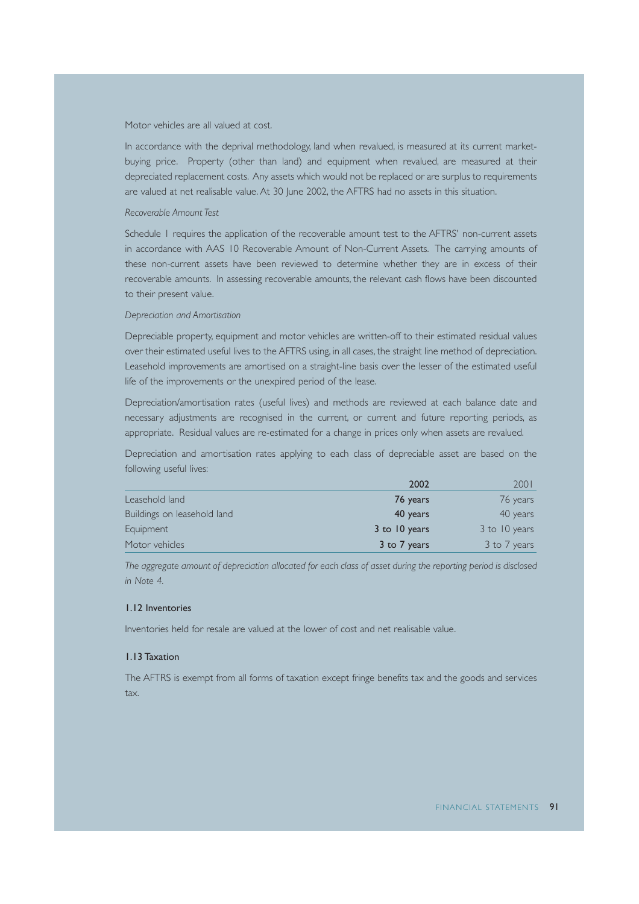Motor vehicles are all valued at cost.

In accordance with the deprival methodology, land when revalued, is measured at its current market-buying price. Property (other than land) and equipment when revalued, are measured at their depreciated replacement costs. Any assets which would not be replaced or are surplus to requirements are valued at net realisable value. At 30 June 2002, the AFTRS had no assets in this situation.

*Recoverable Amount Test*

Schedule 1 requires the application of the recoverable amount test to the AFTRS' non-current assets in accordance with AAS 10 Recoverable Amount of Non-Current Assets. The carrying amounts of these non-current assets have been reviewed to determine whether they are in excess of their recoverable amounts. In assessing recoverable amounts, the relevant cash flows have been discounted to their present value.

*Depreciation and Amortisation*

Depreciable property, equipment and motor vehicles are written-off to their estimated residual values over their estimated useful lives to the AFTRS using, in all cases, the straight line method of depreciation. Leasehold improvements are amortised on a straight-line basis over the lesser of the estimated useful life of the improvements or the unexpired period of the lease.

Depreciation/amortisation rates (useful lives) and methods are reviewed at each balance date and necessary adjustments are recognised in the current, or current and future reporting periods, as appropriate. Residual values are re-estimated for a change in prices only when assets are revalued.

Depreciation and amortisation rates applying to each class of depreciable asset are based on the following useful lives:

| | **2002** | 2001 |
|---|---|---|
| Leasehold land | **76 years** | 76 years |
| Buildings on leasehold land | **40 years** | 40 years |
| Equipment | **3 to 10 years** | 3 to 10 years |
| Motor vehicles | **3 to 7 years** | 3 to 7 years |

*The aggregate amount of depreciation allocated for each class of asset during the reporting period is disclosed in Note 4.*

### 1.12 Inventories

Inventories held for resale are valued at the lower of cost and net realisable value.

### 1.13 Taxation

The AFTRS is exempt from all forms of taxation except fringe benefits tax and the goods and services tax.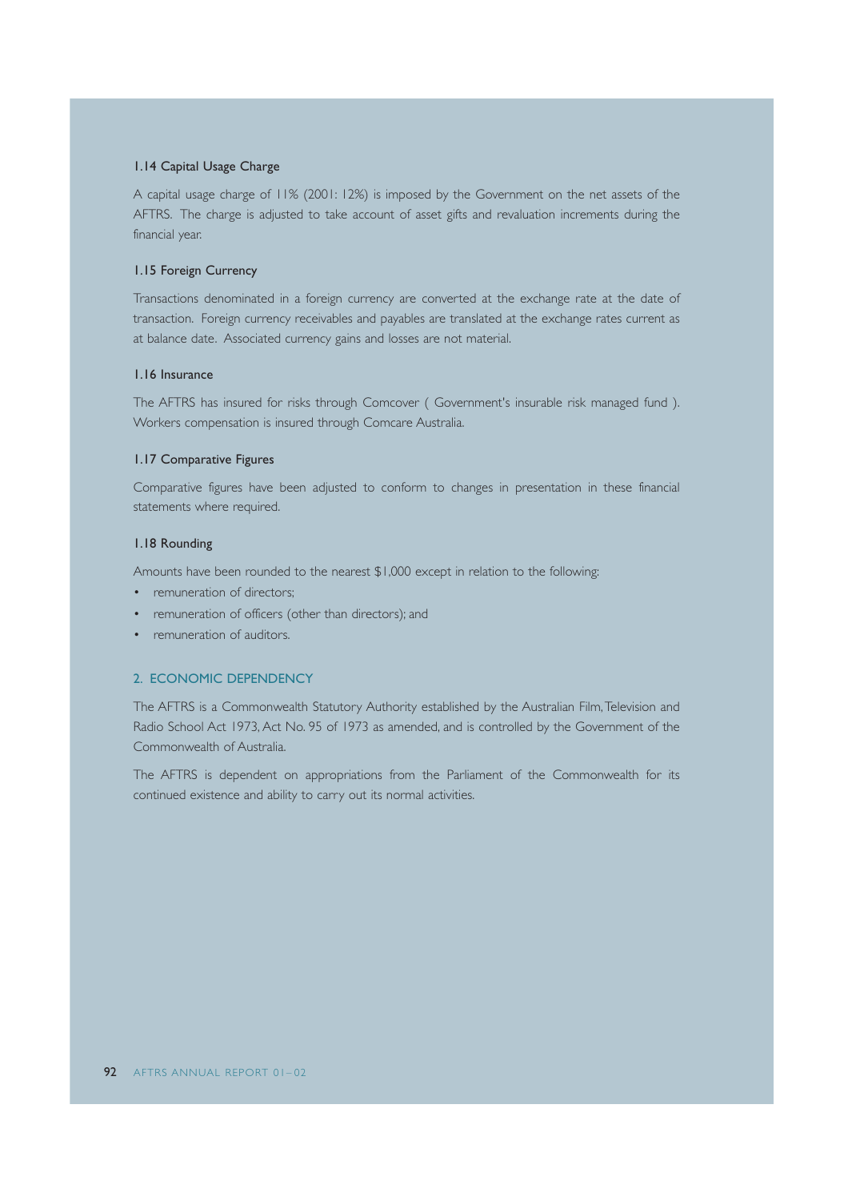### 1.14 Capital Usage Charge

A capital usage charge of 11% (2001: 12%) is imposed by the Government on the net assets of the AFTRS. The charge is adjusted to take account of asset gifts and revaluation increments during the financial year.

### 1.15 Foreign Currency

Transactions denominated in a foreign currency are converted at the exchange rate at the date of transaction. Foreign currency receivables and payables are translated at the exchange rates current as at balance date. Associated currency gains and losses are not material.

### 1.16 Insurance

The AFTRS has insured for risks through Comcover ( Government's insurable risk managed fund ). Workers compensation is insured through Comcare Australia.

### 1.17 Comparative Figures

Comparative figures have been adjusted to conform to changes in presentation in these financial statements where required.

### 1.18 Rounding

Amounts have been rounded to the nearest $1,000 except in relation to the following:

- remuneration of directors;
- remuneration of officers (other than directors); and
- remuneration of auditors.

## 2. ECONOMIC DEPENDENCY

The AFTRS is a Commonwealth Statutory Authority established by the Australian Film, Television and Radio School Act 1973, Act No. 95 of 1973 as amended, and is controlled by the Government of the Commonwealth of Australia.

The AFTRS is dependent on appropriations from the Parliament of the Commonwealth for its continued existence and ability to carry out its normal activities.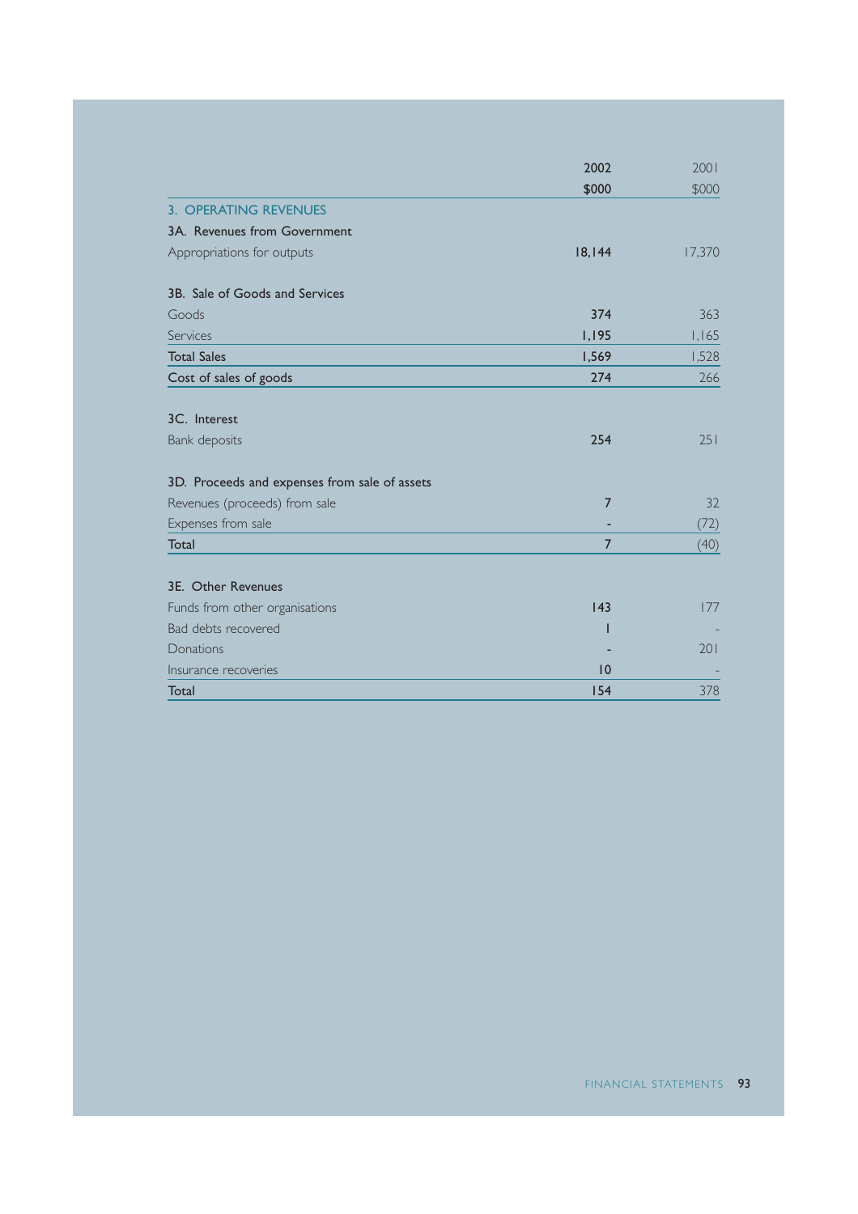|  | 2002 | 2001 |
|---|---|---|
|  | $000 | $000 |
| **3. OPERATING REVENUES** |  |  |
| **3A. Revenues from Government** |  |  |
| Appropriations for outputs | 18,144 | 17,370 |
|  |  |  |
| **3B. Sale of Goods and Services** |  |  |
| Goods | 374 | 363 |
| Services | 1,195 | 1,165 |
| Total Sales | 1,569 | 1,528 |
| Cost of sales of goods | 274 | 266 |
|  |  |  |
| **3C. Interest** |  |  |
| Bank deposits | 254 | 251 |
|  |  |  |
| **3D. Proceeds and expenses from sale of assets** |  |  |
| Revenues (proceeds) from sale | 7 | 32 |
| Expenses from sale | - | (72) |
| Total | 7 | (40) |
|  |  |  |
| **3E. Other Revenues** |  |  |
| Funds from other organisations | 143 | 177 |
| Bad debts recovered | 1 | - |
| Donations | - | 201 |
| Insurance recoveries | 10 | - |
| Total | 154 | 378 |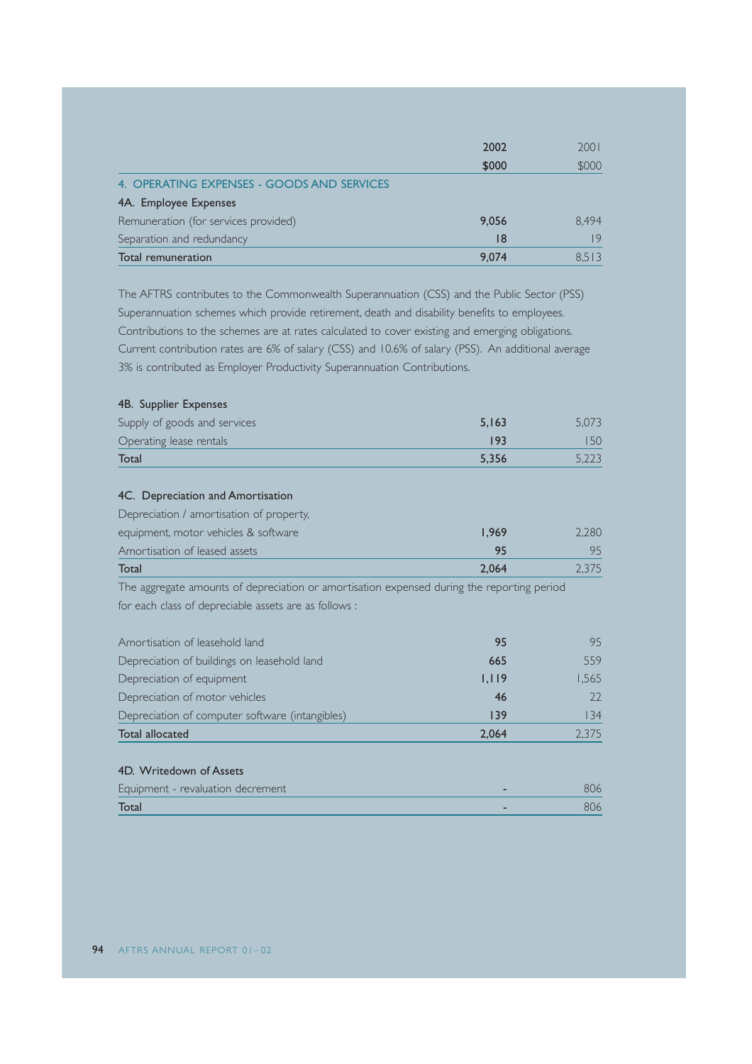| | 2002 | 2001 |
|---|---|---|
| | $000 | $000 |

## 4. OPERATING EXPENSES - GOODS AND SERVICES

### 4A. Employee Expenses

| | 2002 $000 | 2001 $000 |
|---|---|---|
| Remuneration (for services provided) | 9,056 | 8,494 |
| Separation and redundancy | 18 | 19 |
| Total remuneration | 9,074 | 8,513 |

The AFTRS contributes to the Commonwealth Superannuation (CSS) and the Public Sector (PSS) Superannuation schemes which provide retirement, death and disability benefits to employees. Contributions to the schemes are at rates calculated to cover existing and emerging obligations. Current contribution rates are 6% of salary (CSS) and 10.6% of salary (PSS). An additional average 3% is contributed as Employer Productivity Superannuation Contributions.

### 4B. Supplier Expenses

| | 2002 $000 | 2001 $000 |
|---|---|---|
| Supply of goods and services | 5,163 | 5,073 |
| Operating lease rentals | 193 | 150 |
| Total | 5,356 | 5,223 |

### 4C. Depreciation and Amortisation

| | 2002 $000 | 2001 $000 |
|---|---|---|
| Depreciation / amortisation of property, equipment, motor vehicles & software | 1,969 | 2,280 |
| Amortisation of leased assets | 95 | 95 |
| Total | 2,064 | 2,375 |

The aggregate amounts of depreciation or amortisation expensed during the reporting period for each class of depreciable assets are as follows :

| | 2002 $000 | 2001 $000 |
|---|---|---|
| Amortisation of leasehold land | 95 | 95 |
| Depreciation of buildings on leasehold land | 665 | 559 |
| Depreciation of equipment | 1,119 | 1,565 |
| Depreciation of motor vehicles | 46 | 22 |
| Depreciation of computer software (intangibles) | 139 | 134 |
| Total allocated | 2,064 | 2,375 |

### 4D. Writedown of Assets

| | 2002 $000 | 2001 $000 |
|---|---|---|
| Equipment - revaluation decrement | - | 806 |
| Total | - | 806 |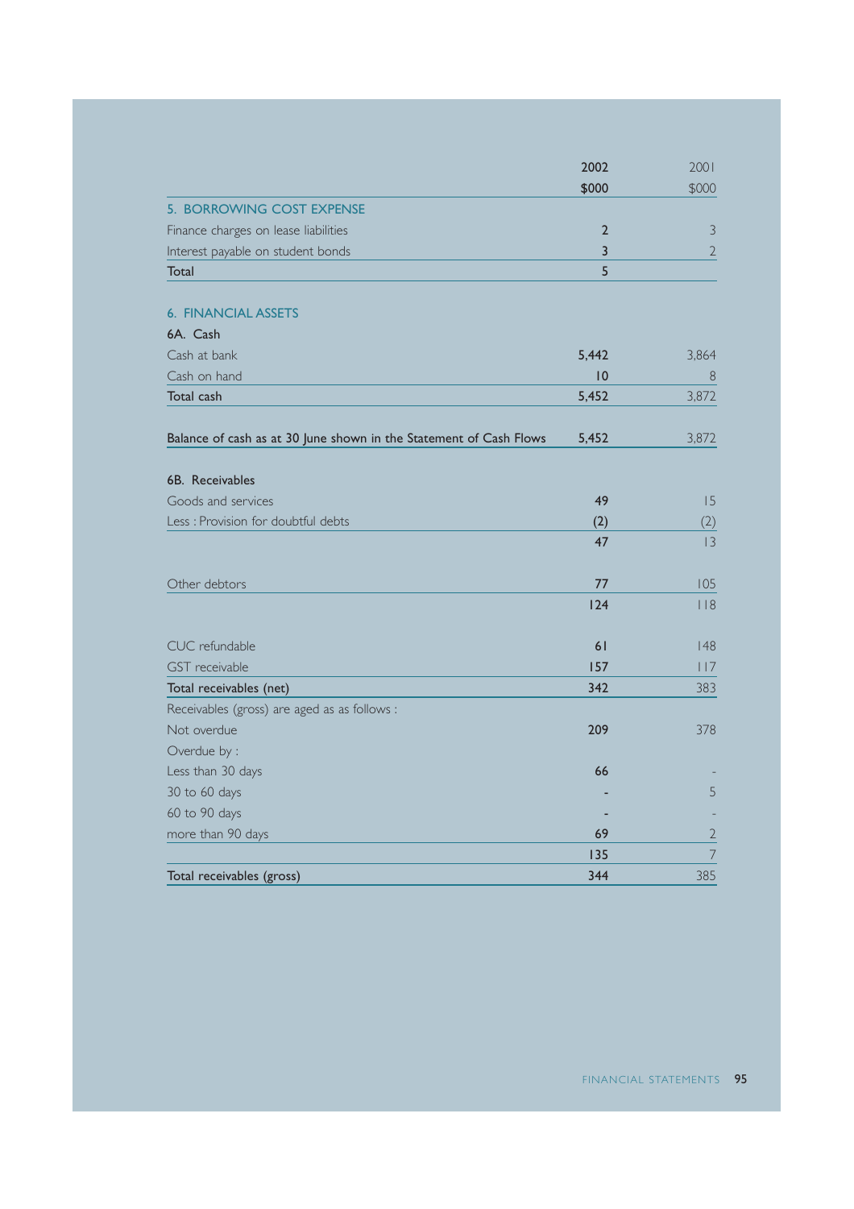| | 2002<br>$000 | 2001<br>$000 |
|---|---|---|
| **5. BORROWING COST EXPENSE** | | |
| Finance charges on lease liabilities | 2 | 3 |
| Interest payable on student bonds | 3 | 2 |
| Total | 5 | |
| | | |
| **6. FINANCIAL ASSETS** | | |
| 6A. Cash | | |
| Cash at bank | 5,442 | 3,864 |
| Cash on hand | 10 | 8 |
| Total cash | 5,452 | 3,872 |
| | | |
| Balance of cash as at 30 June shown in the Statement of Cash Flows | 5,452 | 3,872 |
| | | |
| 6B. Receivables | | |
| Goods and services | 49 | 15 |
| Less : Provision for doubtful debts | (2) | (2) |
| | 47 | 13 |
| | | |
| Other debtors | 77 | 105 |
| | 124 | 118 |
| | | |
| CUC refundable | 61 | 148 |
| GST receivable | 157 | 117 |
| Total receivables (net) | 342 | 383 |
| Receivables (gross) are aged as as follows : | | |
| Not overdue | 209 | 378 |
| Overdue by : | | |
| Less than 30 days | 66 | - |
| 30 to 60 days | - | 5 |
| 60 to 90 days | - | - |
| more than 90 days | 69 | 2 |
| | 135 | 7 |
| Total receivables (gross) | 344 | 385 |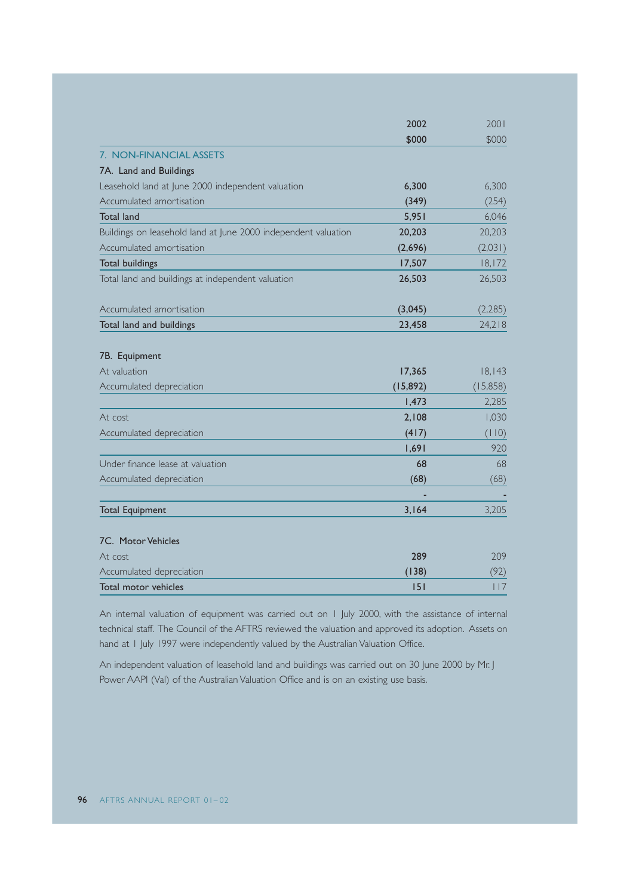|  | 2002 | 2001 |
|---|---|---|
|  | $000 | $000 |
| **7. NON-FINANCIAL ASSETS** |  |  |
| **7A. Land and Buildings** |  |  |
| Leasehold land at June 2000 independent valuation | **6,300** | 6,300 |
| Accumulated amortisation | **(349)** | (254) |
| **Total land** | **5,951** | 6,046 |
| Buildings on leasehold land at June 2000 independent valuation | **20,203** | 20,203 |
| Accumulated amortisation | **(2,696)** | (2,031) |
| **Total buildings** | **17,507** | 18,172 |
| Total land and buildings at independent valuation | **26,503** | 26,503 |
| Accumulated amortisation | **(3,045)** | (2,285) |
| **Total land and buildings** | **23,458** | 24,218 |
| **7B. Equipment** |  |  |
| At valuation | **17,365** | 18,143 |
| Accumulated depreciation | **(15,892)** | (15,858) |
|  | **1,473** | 2,285 |
| At cost | **2,108** | 1,030 |
| Accumulated depreciation | **(417)** | (110) |
|  | **1,691** | 920 |
| Under finance lease at valuation | **68** | 68 |
| Accumulated depreciation | **(68)** | (68) |
|  | **-** | - |
| **Total Equipment** | **3,164** | 3,205 |
| **7C. Motor Vehicles** |  |  |
| At cost | **289** | 209 |
| Accumulated depreciation | **(138)** | (92) |
| **Total motor vehicles** | **151** | 117 |

An internal valuation of equipment was carried out on 1 July 2000, with the assistance of internal technical staff. The Council of the AFTRS reviewed the valuation and approved its adoption. Assets on hand at 1 July 1997 were independently valued by the Australian Valuation Office.

An independent valuation of leasehold land and buildings was carried out on 30 June 2000 by Mr. J Power AAPI (Val) of the Australian Valuation Office and is on an existing use basis.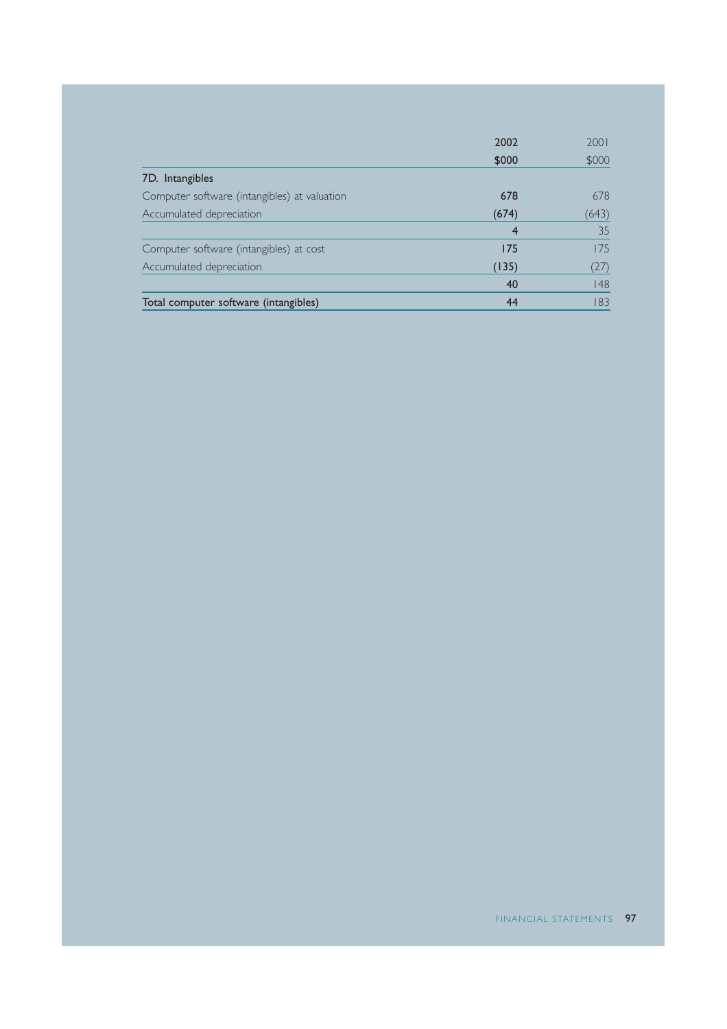| | 2002 | 2001 |
|---|---|---|
| | $000 | $000 |
| **7D. Intangibles** | | |
| Computer software (intangibles) at valuation | **678** | 678 |
| Accumulated depreciation | **(674)** | (643) |
| | **4** | 35 |
| Computer software (intangibles) at cost | **175** | 175 |
| Accumulated depreciation | **(135)** | (27) |
| | **40** | 148 |
| **Total computer software (intangibles)** | **44** | 183 |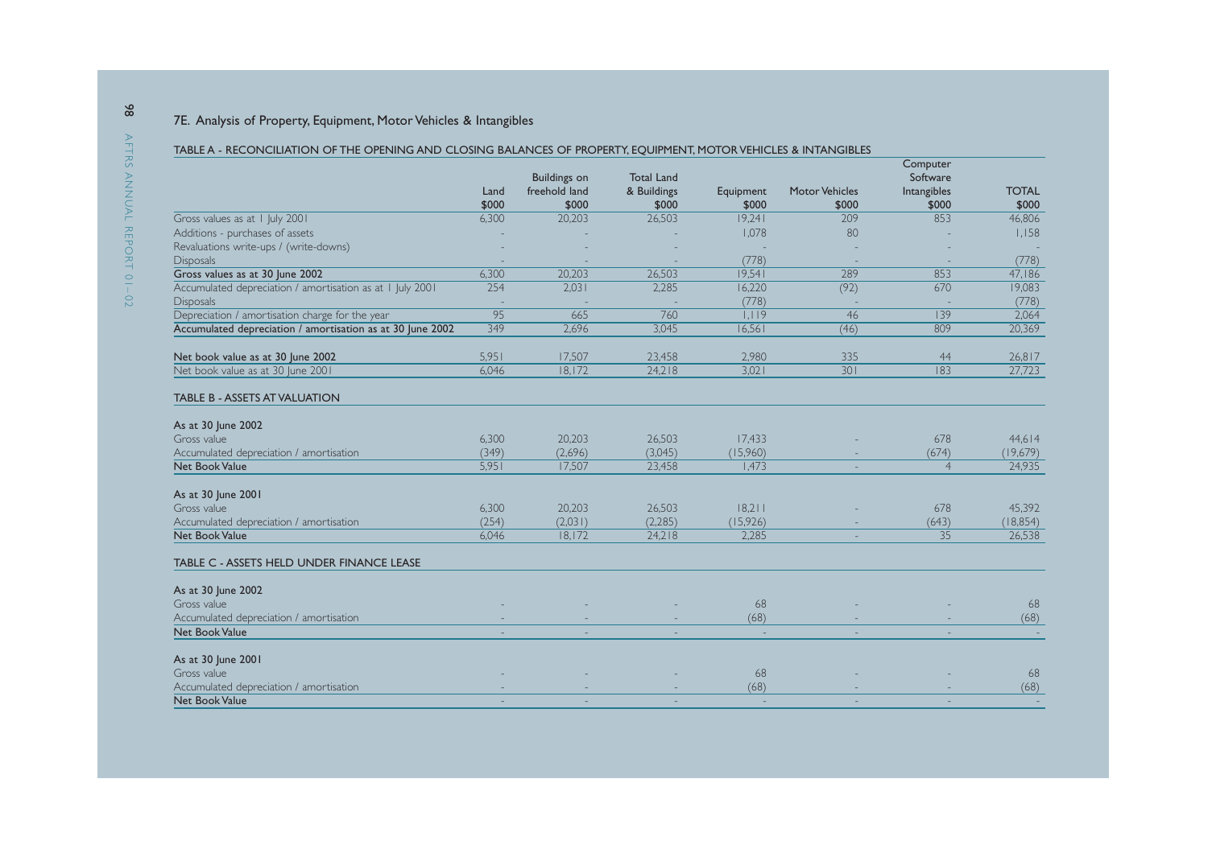## 7E. Analysis of Property, Equipment, Motor Vehicles & Intangibles

### TABLE A - RECONCILIATION OF THE OPENING AND CLOSING BALANCES OF PROPERTY, EQUIPMENT, MOTOR VEHICLES & INTANGIBLES

| | Land $000 | Buildings on freehold land $000 | Total Land & Buildings $000 | Equipment $000 | Motor Vehicles $000 | Computer Software Intangibles $000 | TOTAL $000 |
|---|---|---|---|---|---|---|---|
| Gross values as at 1 July 2001 | 6,300 | 20,203 | 26,503 | 19,241 | 209 | 853 | 46,806 |
| Additions - purchases of assets | - | - | - | 1,078 | 80 | - | 1,158 |
| Revaluations write-ups / (write-downs) | - | - | - | - | - | - | - |
| Disposals | - | - | - | (778) | - | - | (778) |
| **Gross values as at 30 June 2002** | 6,300 | 20,203 | 26,503 | 19,541 | 289 | 853 | 47,186 |
| Accumulated depreciation / amortisation as at 1 July 2001 | 254 | 2,031 | 2,285 | 16,220 | (92) | 670 | 19,083 |
| Disposals | - | - | - | (778) | - | - | (778) |
| Depreciation / amortisation charge for the year | 95 | 665 | 760 | 1,119 | 46 | 139 | 2,064 |
| **Accumulated depreciation / amortisation as at 30 June 2002** | 349 | 2,696 | 3,045 | 16,561 | (46) | 809 | 20,369 |
| **Net book value as at 30 June 2002** | 5,951 | 17,507 | 23,458 | 2,980 | 335 | 44 | 26,817 |
| Net book value as at 30 June 2001 | 6,046 | 18,172 | 24,218 | 3,021 | 301 | 183 | 27,723 |

### TABLE B - ASSETS AT VALUATION

| | Land $000 | Buildings on freehold land $000 | Total Land & Buildings $000 | Equipment $000 | Motor Vehicles $000 | Computer Software Intangibles $000 | TOTAL $000 |
|---|---|---|---|---|---|---|---|
| **As at 30 June 2002** | | | | | | | |
| Gross value | 6,300 | 20,203 | 26,503 | 17,433 | - | 678 | 44,614 |
| Accumulated depreciation / amortisation | (349) | (2,696) | (3,045) | (15,960) | - | (674) | (19,679) |
| **Net Book Value** | 5,951 | 17,507 | 23,458 | 1,473 | - | 4 | 24,935 |
| **As at 30 June 2001** | | | | | | | |
| Gross value | 6,300 | 20,203 | 26,503 | 18,211 | - | 678 | 45,392 |
| Accumulated depreciation / amortisation | (254) | (2,031) | (2,285) | (15,926) | - | (643) | (18,854) |
| **Net Book Value** | 6,046 | 18,172 | 24,218 | 2,285 | - | 35 | 26,538 |

### TABLE C - ASSETS HELD UNDER FINANCE LEASE

| | Land $000 | Buildings on freehold land $000 | Total Land & Buildings $000 | Equipment $000 | Motor Vehicles $000 | Computer Software Intangibles $000 | TOTAL $000 |
|---|---|---|---|---|---|---|---|
| **As at 30 June 2002** | | | | | | | |
| Gross value | - | - | - | 68 | - | - | 68 |
| Accumulated depreciation / amortisation | - | - | - | (68) | - | - | (68) |
| **Net Book Value** | - | - | - | - | - | - | - |
| **As at 30 June 2001** | | | | | | | |
| Gross value | - | - | - | 68 | - | - | 68 |
| Accumulated depreciation / amortisation | - | - | - | (68) | - | - | (68) |
| **Net Book Value** | - | - | - | - | - | - | - |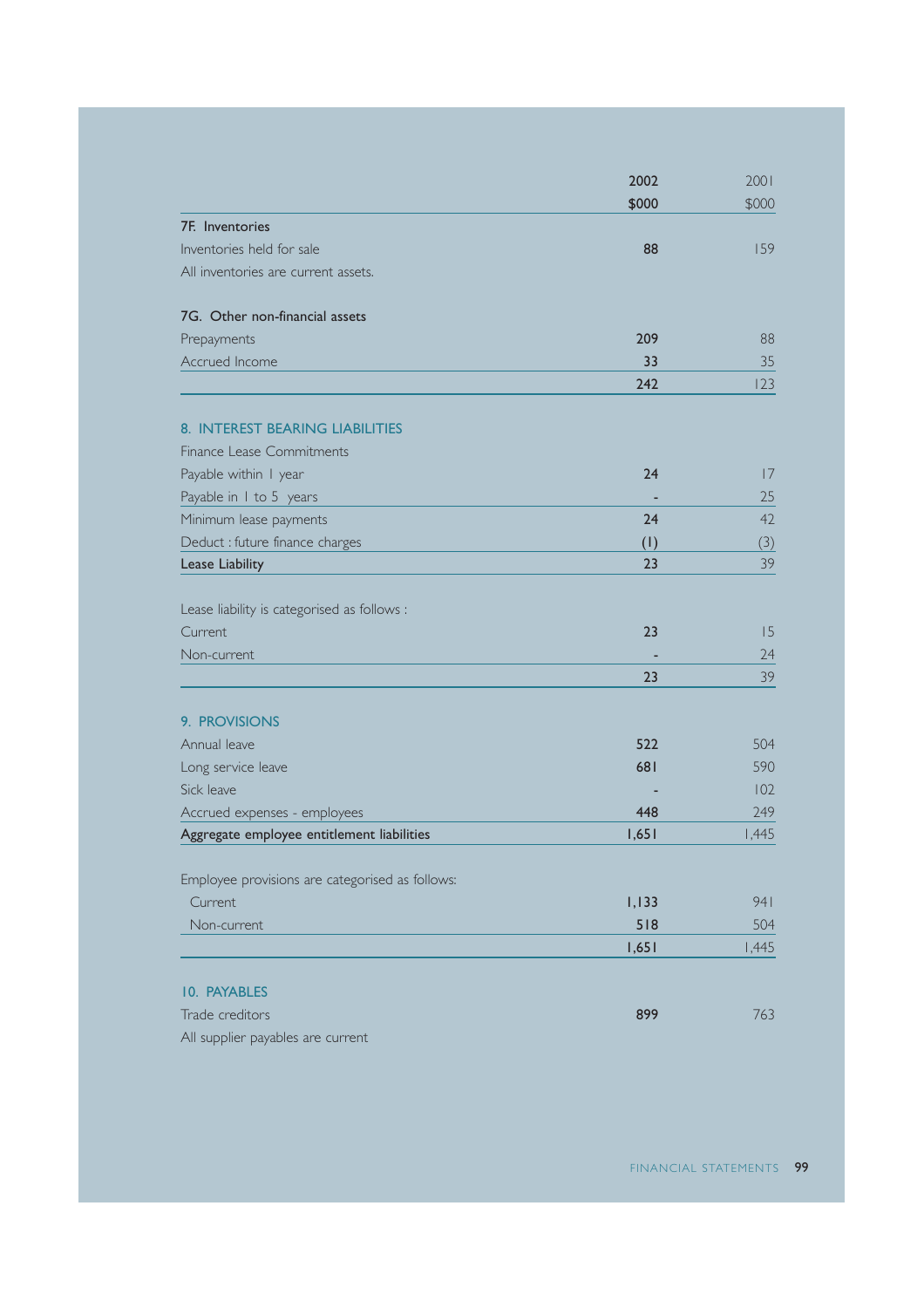| | 2002 | 2001 |
|---|---|---|
| | $000 | $000 |
| **7F. Inventories** | | |
| Inventories held for sale | **88** | 159 |
| All inventories are current assets. | | |
| | | |
| **7G. Other non-financial assets** | | |
| Prepayments | **209** | 88 |
| Accrued Income | **33** | 35 |
| | **242** | 123 |

## 8. INTEREST BEARING LIABILITIES

| | 2002 | 2001 |
|---|---|---|
| Finance Lease Commitments | | |
| Payable within 1 year | **24** | 17 |
| Payable in 1 to 5 years | **-** | 25 |
| Minimum lease payments | **24** | 42 |
| Deduct : future finance charges | **(1)** | (3) |
| **Lease Liability** | **23** | 39 |
| | | |
| Lease liability is categorised as follows : | | |
| Current | **23** | 15 |
| Non-current | **-** | 24 |
| | **23** | 39 |

## 9. PROVISIONS

| | 2002 | 2001 |
|---|---|---|
| Annual leave | **522** | 504 |
| Long service leave | **681** | 590 |
| Sick leave | **-** | 102 |
| Accrued expenses - employees | **448** | 249 |
| **Aggregate employee entitlement liabilities** | **1,651** | 1,445 |
| | | |
| Employee provisions are categorised as follows: | | |
| Current | **1,133** | 941 |
| Non-current | **518** | 504 |
| | **1,651** | 1,445 |

## 10. PAYABLES

| | 2002 | 2001 |
|---|---|---|
| Trade creditors | **899** | 763 |
| All supplier payables are current | | |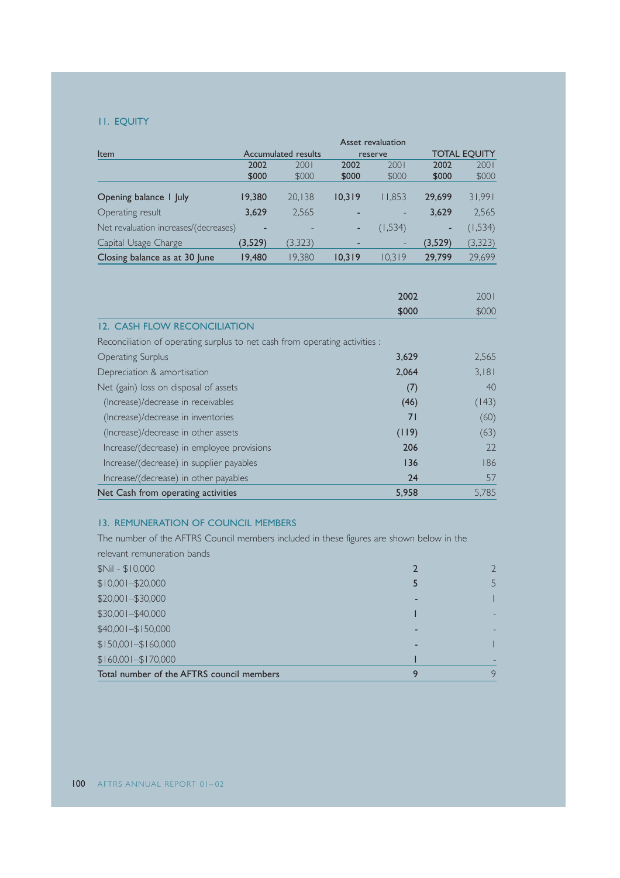## 11. EQUITY

| Item | Accumulated results | | Asset revaluation reserve | | TOTAL EQUITY | |
|---|---|---|---|---|---|---|
| | 2002 | 2001 | 2002 | 2001 | 2002 | 2001 |
| | $000 | $000 | $000 | $000 | $000 | $000 |
| **Opening balance 1 July** | **19,380** | 20,138 | **10,319** | 11,853 | **29,699** | 31,991 |
| Operating result | **3,629** | 2,565 | **-** | - | **3,629** | 2,565 |
| Net revaluation increases/(decreases) | **-** | - | **-** | (1,534) | **-** | (1,534) |
| Capital Usage Charge | **(3,529)** | (3,323) | **-** | - | **(3,529)** | (3,323) |
| **Closing balance as at 30 June** | **19,480** | 19,380 | **10,319** | 10,319 | **29,799** | 29,699 |

| | 2002 | 2001 |
|---|---|---|
| | $000 | $000 |
| **12. CASH FLOW RECONCILIATION** | | |
| Reconciliation of operating surplus to net cash from operating activities : | | |
| Operating Surplus | **3,629** | 2,565 |
| Depreciation & amortisation | **2,064** | 3,181 |
| Net (gain) loss on disposal of assets | **(7)** | 40 |
| (Increase)/decrease in receivables | **(46)** | (143) |
| (Increase)/decrease in inventories | **71** | (60) |
| (Increase)/decrease in other assets | **(119)** | (63) |
| Increase/(decrease) in employee provisions | **206** | 22 |
| Increase/(decrease) in supplier payables | **136** | 186 |
| Increase/(decrease) in other payables | **24** | 57 |
| **Net Cash from operating activities** | **5,958** | 5,785 |

## 13. REMUNERATION OF COUNCIL MEMBERS

The number of the AFTRS Council members included in these figures are shown below in the relevant remuneration bands

| | 2002 | 2001 |
|---|---|---|
| $Nil - $10,000 | **2** | 2 |
| $10,001–$20,000 | **5** | 5 |
| $20,001–$30,000 | **-** | 1 |
| $30,001–$40,000 | **1** | - |
| $40,001–$150,000 | **-** | - |
| $150,001–$160,000 | **-** | 1 |
| $160,001–$170,000 | **1** | - |
| **Total number of the AFTRS council members** | **9** | 9 |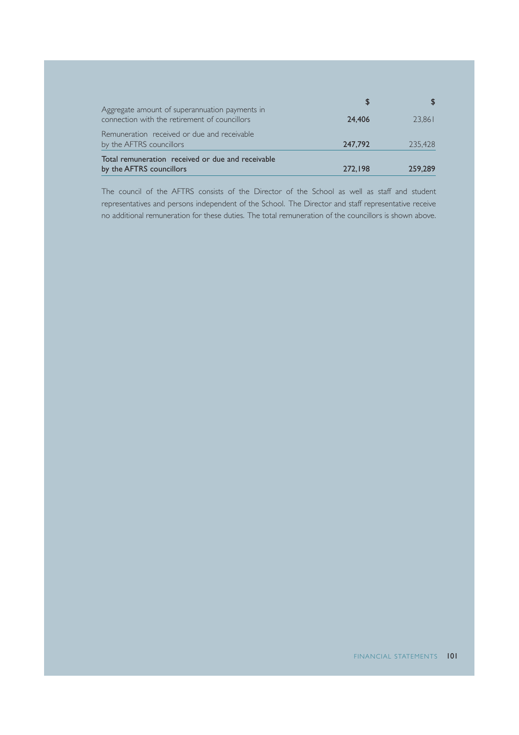| | $ | $ |
|---|---|---|
| Aggregate amount of superannuation payments in connection with the retirement of councillors | **24,406** | 23,861 |
| Remuneration received or due and receivable by the AFTRS councillors | **247,792** | 235,428 |
| **Total remuneration received or due and receivable by the AFTRS councillors** | **272,198** | **259,289** |

The council of the AFTRS consists of the Director of the School as well as staff and student representatives and persons independent of the School. The Director and staff representative receive no additional remuneration for these duties. The total remuneration of the councillors is shown above.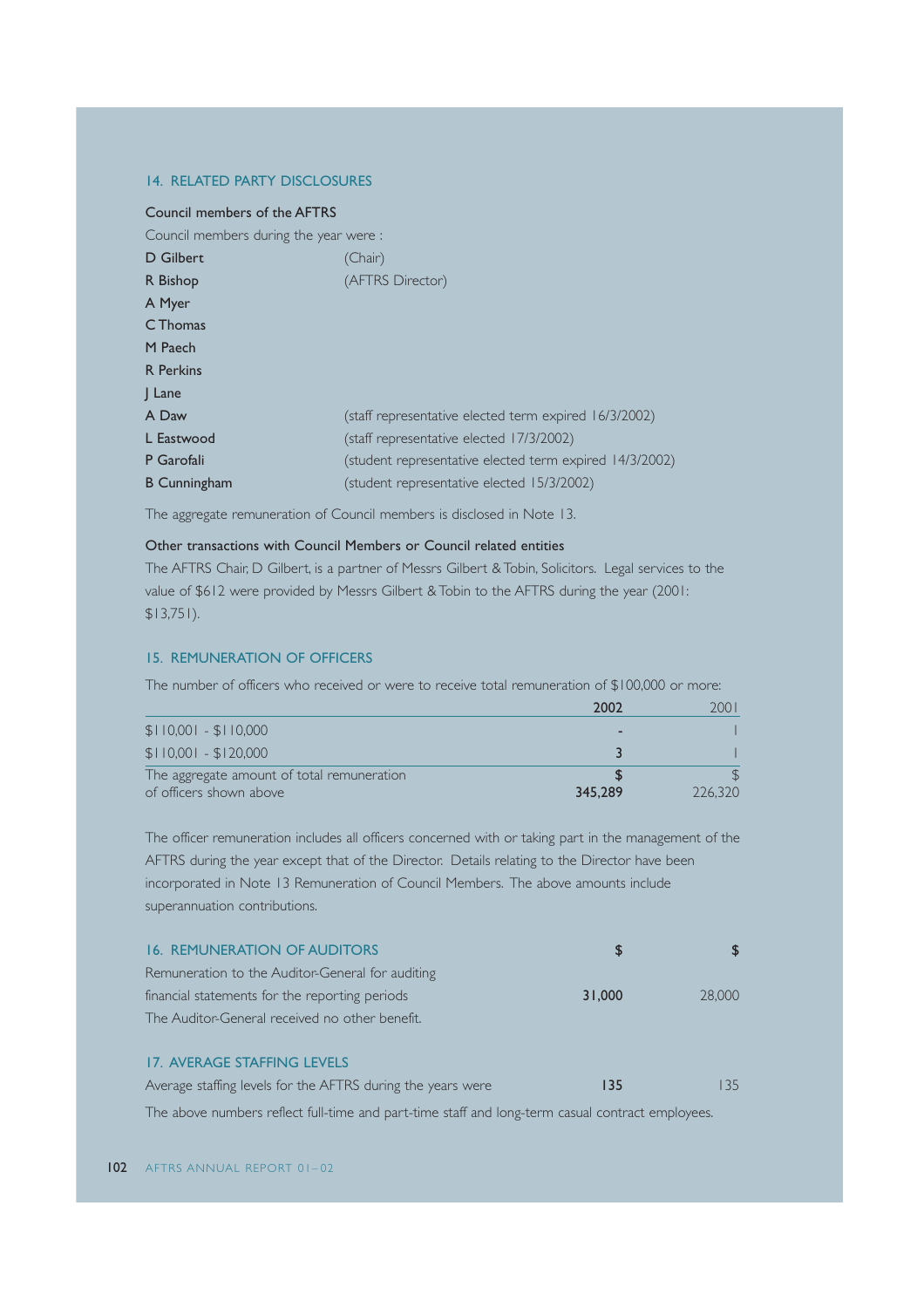## 14. RELATED PARTY DISCLOSURES

**Council members of the AFTRS**

Council members during the year were :

| | |
|---|---|
| D Gilbert | (Chair) |
| R Bishop | (AFTRS Director) |
| A Myer | |
| C Thomas | |
| M Paech | |
| R Perkins | |
| J Lane | |
| A Daw | (staff representative elected term expired 16/3/2002) |
| L Eastwood | (staff representative elected 17/3/2002) |
| P Garofali | (student representative elected term expired 14/3/2002) |
| B Cunningham | (student representative elected 15/3/2002) |

The aggregate remuneration of Council members is disclosed in Note 13.

**Other transactions with Council Members or Council related entities**

The AFTRS Chair, D Gilbert, is a partner of Messrs Gilbert & Tobin, Solicitors. Legal services to the value of $612 were provided by Messrs Gilbert & Tobin to the AFTRS during the year (2001: $13,751).

## 15. REMUNERATION OF OFFICERS

The number of officers who received or were to receive total remuneration of $100,000 or more:

| | 2002 | 2001 |
|---|---|---|
| $110,001 - $110,000 | - | 1 |
| $110,001 - $120,000 | 3 | 1 |
| The aggregate amount of total remuneration of officers shown above | $ 345,289 | $ 226,320 |

The officer remuneration includes all officers concerned with or taking part in the management of the AFTRS during the year except that of the Director. Details relating to the Director have been incorporated in Note 13 Remuneration of Council Members. The above amounts include superannuation contributions.

## 16. REMUNERATION OF AUDITORS

| | $ | $ |
|---|---|---|
| Remuneration to the Auditor-General for auditing financial statements for the reporting periods | 31,000 | 28,000 |

The Auditor-General received no other benefit.

## 17. AVERAGE STAFFING LEVELS

| | | |
|---|---|---|
| Average staffing levels for the AFTRS during the years were | 135 | 135 |

The above numbers reflect full-time and part-time staff and long-term casual contract employees.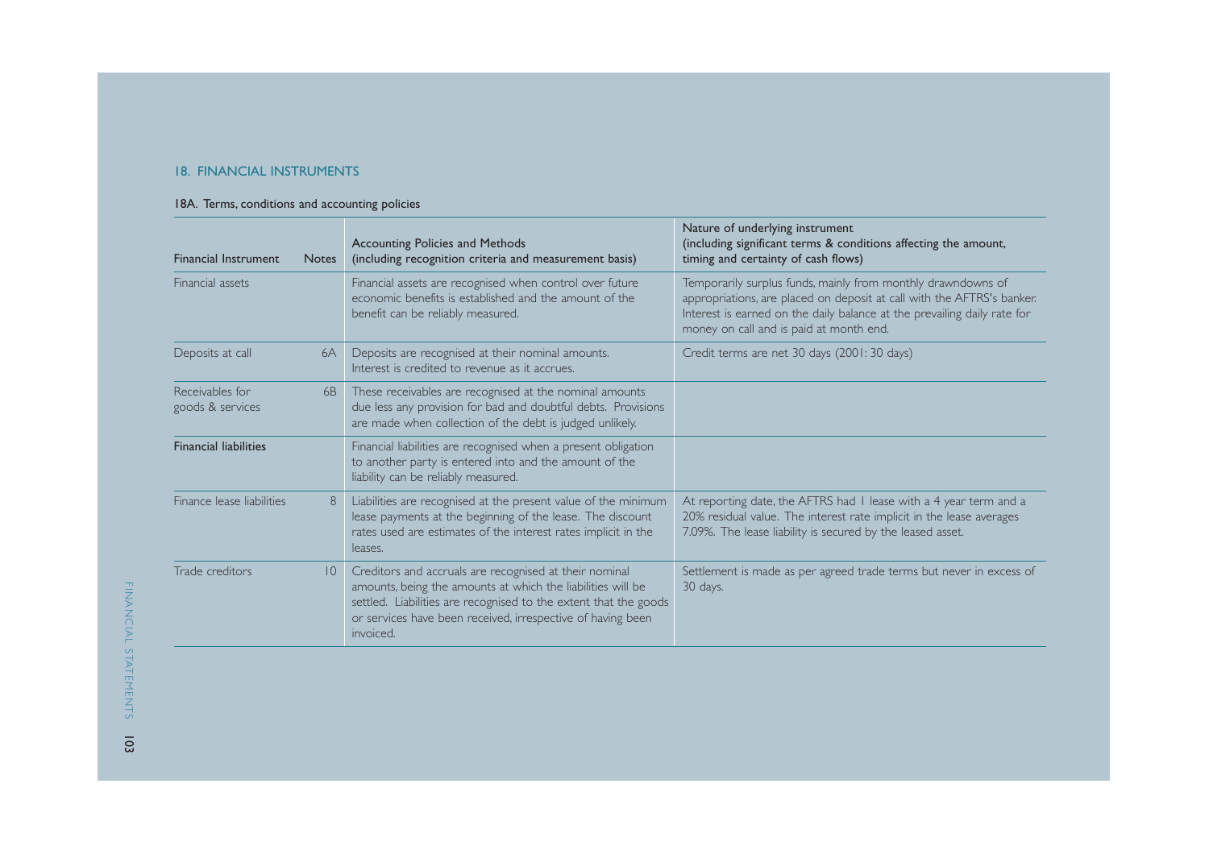## 18. FINANCIAL INSTRUMENTS

### 18A. Terms, conditions and accounting policies

| Financial Instrument | Notes | Accounting Policies and Methods (including recognition criteria and measurement basis) | Nature of underlying instrument (including significant terms & conditions affecting the amount, timing and certainty of cash flows) |
|---|---|---|---|
| Financial assets | | Financial assets are recognised when control over future economic benefits is established and the amount of the benefit can be reliably measured. | Temporarily surplus funds, mainly from monthly drawndowns of appropriations, are placed on deposit at call with the AFTRS's banker. Interest is earned on the daily balance at the prevailing daily rate for money on call and is paid at month end. |
| Deposits at call | 6A | Deposits are recognised at their nominal amounts. Interest is credited to revenue as it accrues. | Credit terms are net 30 days (2001: 30 days) |
| Receivables for goods & services | 6B | These receivables are recognised at the nominal amounts due less any provision for bad and doubtful debts. Provisions are made when collection of the debt is judged unlikely. | |
| **Financial liabilities** | | Financial liabilities are recognised when a present obligation to another party is entered into and the amount of the liability can be reliably measured. | |
| Finance lease liabilities | 8 | Liabilities are recognised at the present value of the minimum lease payments at the beginning of the lease. The discount rates used are estimates of the interest rates implicit in the leases. | At reporting date, the AFTRS had 1 lease with a 4 year term and a 20% residual value. The interest rate implicit in the lease averages 7.09%. The lease liability is secured by the leased asset. |
| Trade creditors | 10 | Creditors and accruals are recognised at their nominal amounts, being the amounts at which the liabilities will be settled. Liabilities are recognised to the extent that the goods or services have been received, irrespective of having been invoiced. | Settlement is made as per agreed trade terms but never in excess of 30 days. |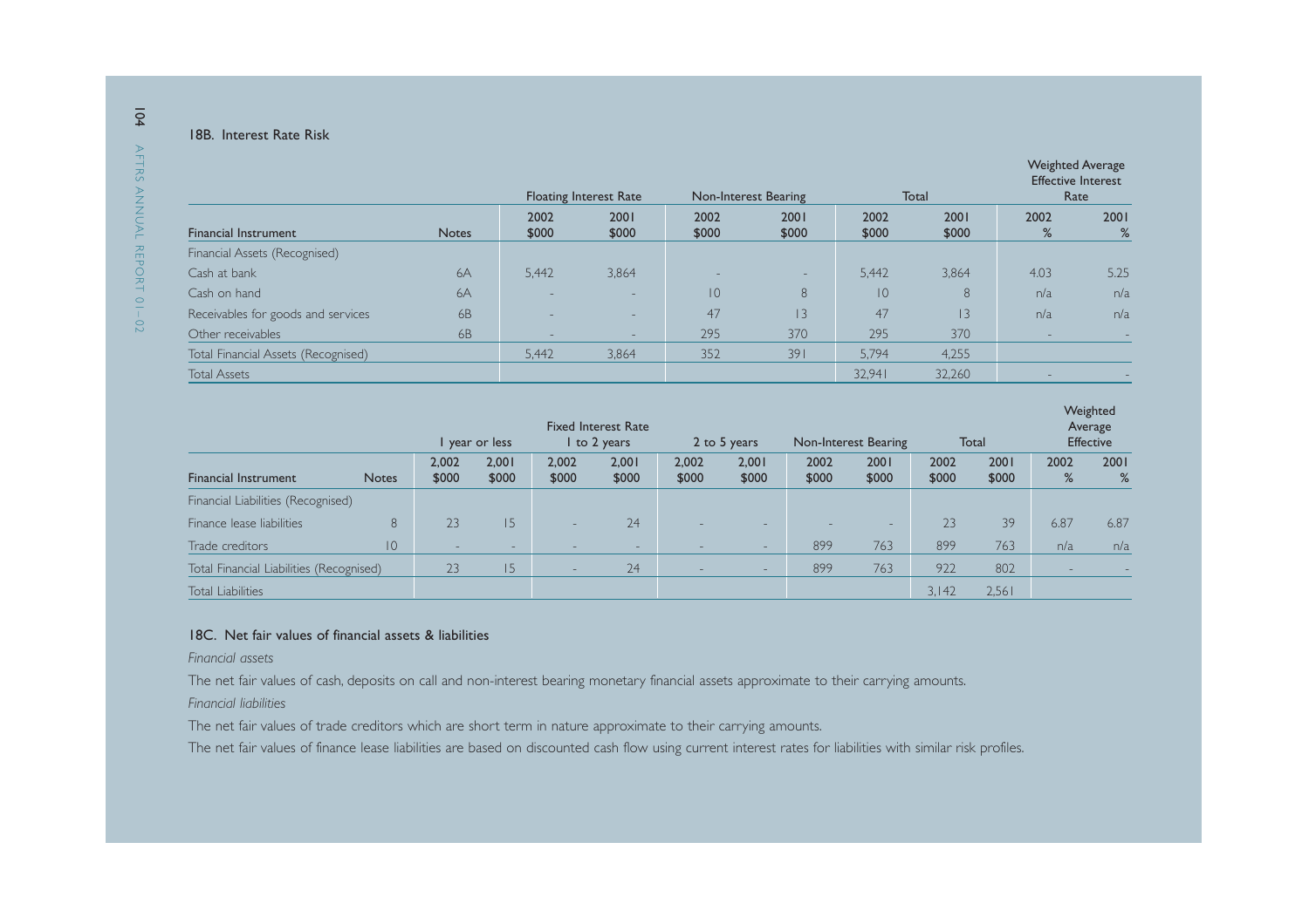### 18B. Interest Rate Risk

| Financial Instrument | Notes | Floating Interest Rate | | Non-Interest Bearing | | Total | | Weighted Average Effective Interest Rate | |
|---|---|---|---|---|---|---|---|---|---|
| | | 2002 $000 | 2001 $000 | 2002 $000 | 2001 $000 | 2002 $000 | 2001 $000 | 2002 % | 2001 % |
| Financial Assets (Recognised) | | | | | | | | | |
| Cash at bank | 6A | 5,442 | 3,864 | - | - | 5,442 | 3,864 | 4.03 | 5.25 |
| Cash on hand | 6A | - | - | 10 | 8 | 10 | 8 | n/a | n/a |
| Receivables for goods and services | 6B | - | - | 47 | 13 | 47 | 13 | n/a | n/a |
| Other receivables | 6B | - | - | 295 | 370 | 295 | 370 | - | - |
| Total Financial Assets (Recognised) | | 5,442 | 3,864 | 352 | 391 | 5,794 | 4,255 | | |
| Total Assets | | | | | | 32,941 | 32,260 | - | - |

| Financial Instrument | Notes | Fixed Interest Rate 1 year or less | | Fixed Interest Rate 1 to 2 years | | Fixed Interest Rate 2 to 5 years | | Non-Interest Bearing | | Total | | Weighted Average Effective | |
|---|---|---|---|---|---|---|---|---|---|---|---|---|---|
| | | 2,002 $000 | 2,001 $000 | 2,002 $000 | 2,001 $000 | 2,002 $000 | 2,001 $000 | 2002 $000 | 2001 $000 | 2002 $000 | 2001 $000 | 2002 % | 2001 % |
| Financial Liabilities (Recognised) | | | | | | | | | | | | | |
| Finance lease liabilities | 8 | 23 | 15 | - | 24 | - | - | - | - | 23 | 39 | 6.87 | 6.87 |
| Trade creditors | 10 | - | - | - | - | - | - | 899 | 763 | 899 | 763 | n/a | n/a |
| Total Financial Liabilities (Recognised) | | 23 | 15 | - | 24 | - | - | 899 | 763 | 922 | 802 | - | - |
| Total Liabilities | | | | | | | | | | 3,142 | 2,561 | | |

### 18C. Net fair values of financial assets & liabilities

*Financial assets*

The net fair values of cash, deposits on call and non-interest bearing monetary financial assets approximate to their carrying amounts.

*Financial liabilities*

The net fair values of trade creditors which are short term in nature approximate to their carrying amounts.

The net fair values of finance lease liabilities are based on discounted cash flow using current interest rates for liabilities with similar risk profiles.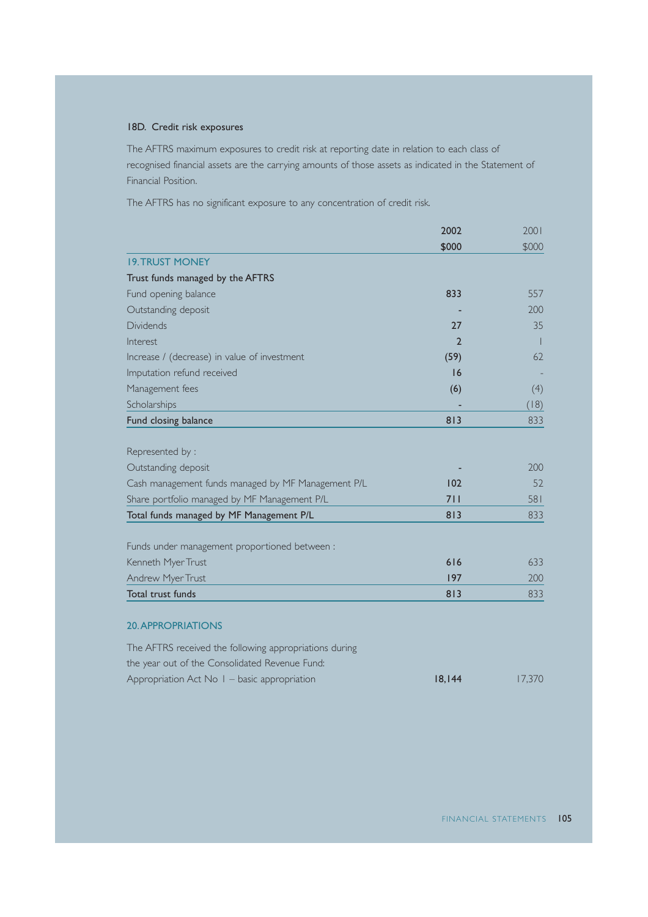### 18D. Credit risk exposures

The AFTRS maximum exposures to credit risk at reporting date in relation to each class of recognised financial assets are the carrying amounts of those assets as indicated in the Statement of Financial Position.

The AFTRS has no significant exposure to any concentration of credit risk.

| | 2002 | 2001 |
|---|---|---|
| | $000 | $000 |
| **19. TRUST MONEY** | | |
| **Trust funds managed by the AFTRS** | | |
| Fund opening balance | **833** | 557 |
| Outstanding deposit | **-** | 200 |
| Dividends | **27** | 35 |
| Interest | **2** | 1 |
| Increase / (decrease) in value of investment | **(59)** | 62 |
| Imputation refund received | **16** | - |
| Management fees | **(6)** | (4) |
| Scholarships | **-** | (18) |
| **Fund closing balance** | **813** | 833 |
| | | |
| Represented by : | | |
| Outstanding deposit | **-** | 200 |
| Cash management funds managed by MF Management P/L | **102** | 52 |
| Share portfolio managed by MF Management P/L | **711** | 581 |
| **Total funds managed by MF Management P/L** | **813** | 833 |
| | | |
| Funds under management proportioned between : | | |
| Kenneth Myer Trust | **616** | 633 |
| Andrew Myer Trust | **197** | 200 |
| **Total trust funds** | **813** | 833 |
| | | |
| **20. APPROPRIATIONS** | | |
| The AFTRS received the following appropriations during the year out of the Consolidated Revenue Fund: | | |
| Appropriation Act No 1 – basic appropriation | **18,144** | 17,370 |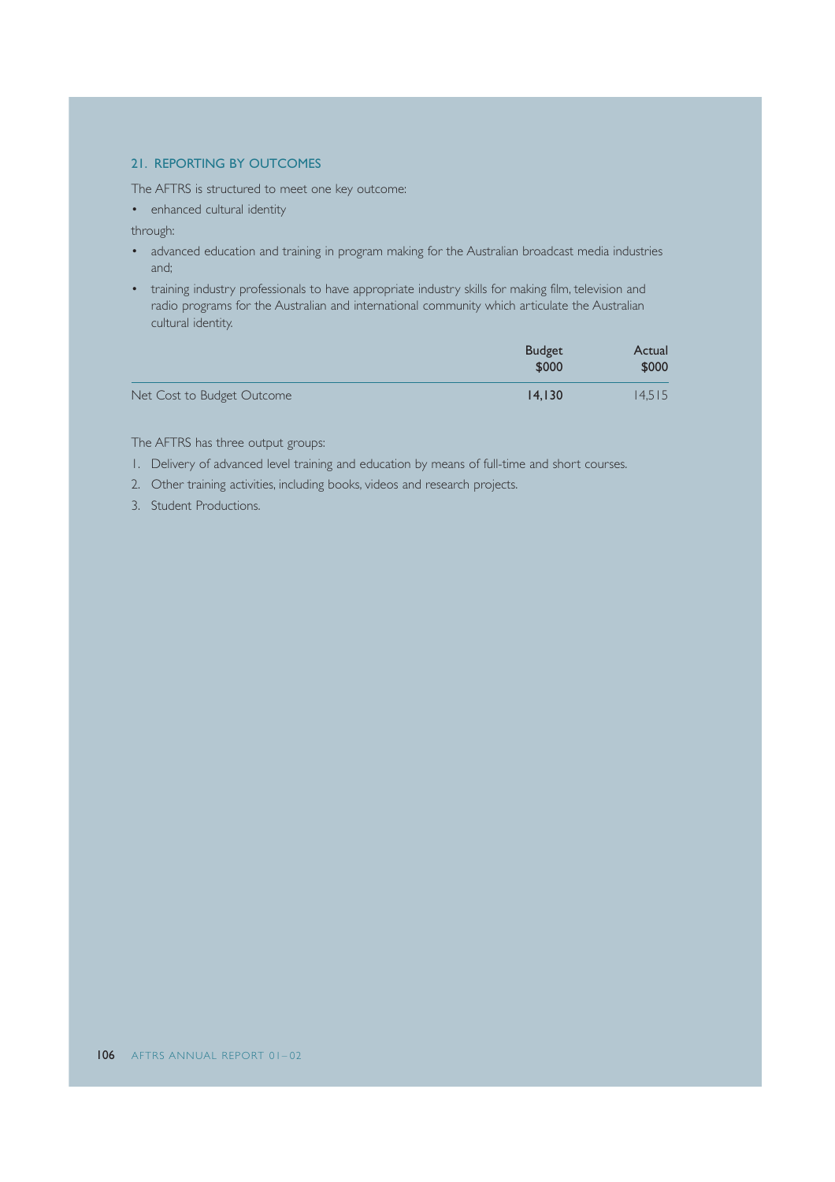## 21. REPORTING BY OUTCOMES

The AFTRS is structured to meet one key outcome:

- enhanced cultural identity

through:

- advanced education and training in program making for the Australian broadcast media industries and;
- training industry professionals to have appropriate industry skills for making film, television and radio programs for the Australian and international community which articulate the Australian cultural identity.

| | Budget $000 | Actual $000 |
|---|---|---|
| Net Cost to Budget Outcome | **14,130** | 14,515 |

The AFTRS has three output groups:

1. Delivery of advanced level training and education by means of full-time and short courses.
2. Other training activities, including books, videos and research projects.
3. Student Productions.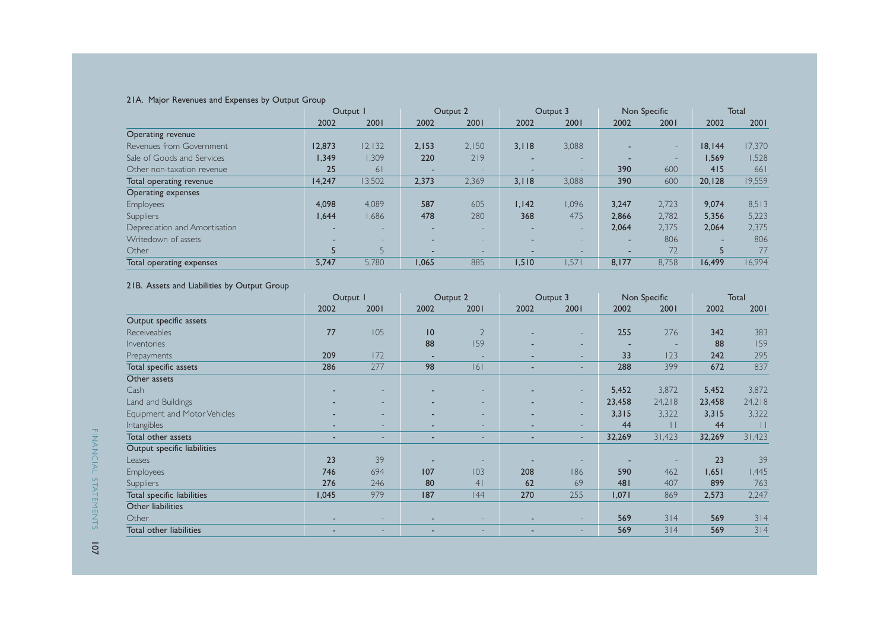### 21A. Major Revenues and Expenses by Output Group

| | Output 1 | | Output 2 | | Output 3 | | Non Specific | | Total | |
|---|---|---|---|---|---|---|---|---|---|---|
| | 2002 | 2001 | 2002 | 2001 | 2002 | 2001 | 2002 | 2001 | 2002 | 2001 |
| **Operating revenue** | | | | | | | | | | |
| Revenues from Government | 12,873 | 12,132 | 2,153 | 2,150 | 3,118 | 3,088 | - | - | 18,144 | 17,370 |
| Sale of Goods and Services | 1,349 | 1,309 | 220 | 219 | - | - | - | - | 1,569 | 1,528 |
| Other non-taxation revenue | 25 | 61 | - | - | - | - | 390 | 600 | 415 | 661 |
| Total operating revenue | 14,247 | 13,502 | 2,373 | 2,369 | 3,118 | 3,088 | 390 | 600 | 20,128 | 19,559 |
| **Operating expenses** | | | | | | | | | | |
| Employees | 4,098 | 4,089 | 587 | 605 | 1,142 | 1,096 | 3,247 | 2,723 | 9,074 | 8,513 |
| Suppliers | 1,644 | 1,686 | 478 | 280 | 368 | 475 | 2,866 | 2,782 | 5,356 | 5,223 |
| Depreciation and Amortisation | - | - | - | - | - | - | 2,064 | 2,375 | 2,064 | 2,375 |
| Writedown of assets | - | - | - | - | - | - | - | 806 | - | 806 |
| Other | 5 | 5 | - | - | - | - | - | 72 | 5 | 77 |
| Total operating expenses | 5,747 | 5,780 | 1,065 | 885 | 1,510 | 1,571 | 8,177 | 8,758 | 16,499 | 16,994 |

### 21B. Assets and Liabilities by Output Group

| | Output 1 | | Output 2 | | Output 3 | | Non Specific | | Total | |
|---|---|---|---|---|---|---|---|---|---|---|
| | 2002 | 2001 | 2002 | 2001 | 2002 | 2001 | 2002 | 2001 | 2002 | 2001 |
| **Output specific assets** | | | | | | | | | | |
| Receiveables | 77 | 105 | 10 | 2 | - | - | 255 | 276 | 342 | 383 |
| Inventories | | | 88 | 159 | - | - | - | - | 88 | 159 |
| Prepayments | 209 | 172 | - | - | - | - | 33 | 123 | 242 | 295 |
| Total specific assets | 286 | 277 | 98 | 161 | - | - | 288 | 399 | 672 | 837 |
| **Other assets** | | | | | | | | | | |
| Cash | - | - | - | - | - | - | 5,452 | 3,872 | 5,452 | 3,872 |
| Land and Buildings | - | - | - | - | - | - | 23,458 | 24,218 | 23,458 | 24,218 |
| Equipment and Motor Vehicles | - | - | - | - | - | - | 3,315 | 3,322 | 3,315 | 3,322 |
| Intangibles | - | - | - | - | - | - | 44 | 11 | 44 | 11 |
| Total other assets | - | - | - | - | - | - | 32,269 | 31,423 | 32,269 | 31,423 |
| **Output specific liabilities** | | | | | | | | | | |
| Leases | 23 | 39 | - | - | - | - | - | - | 23 | 39 |
| Employees | 746 | 694 | 107 | 103 | 208 | 186 | 590 | 462 | 1,651 | 1,445 |
| Suppliers | 276 | 246 | 80 | 41 | 62 | 69 | 481 | 407 | 899 | 763 |
| Total specific liabilities | 1,045 | 979 | 187 | 144 | 270 | 255 | 1,071 | 869 | 2,573 | 2,247 |
| **Other liabilities** | | | | | | | | | | |
| Other | - | - | - | - | - | - | 569 | 314 | 569 | 314 |
| Total other liabilities | - | - | - | - | - | - | 569 | 314 | 569 | 314 |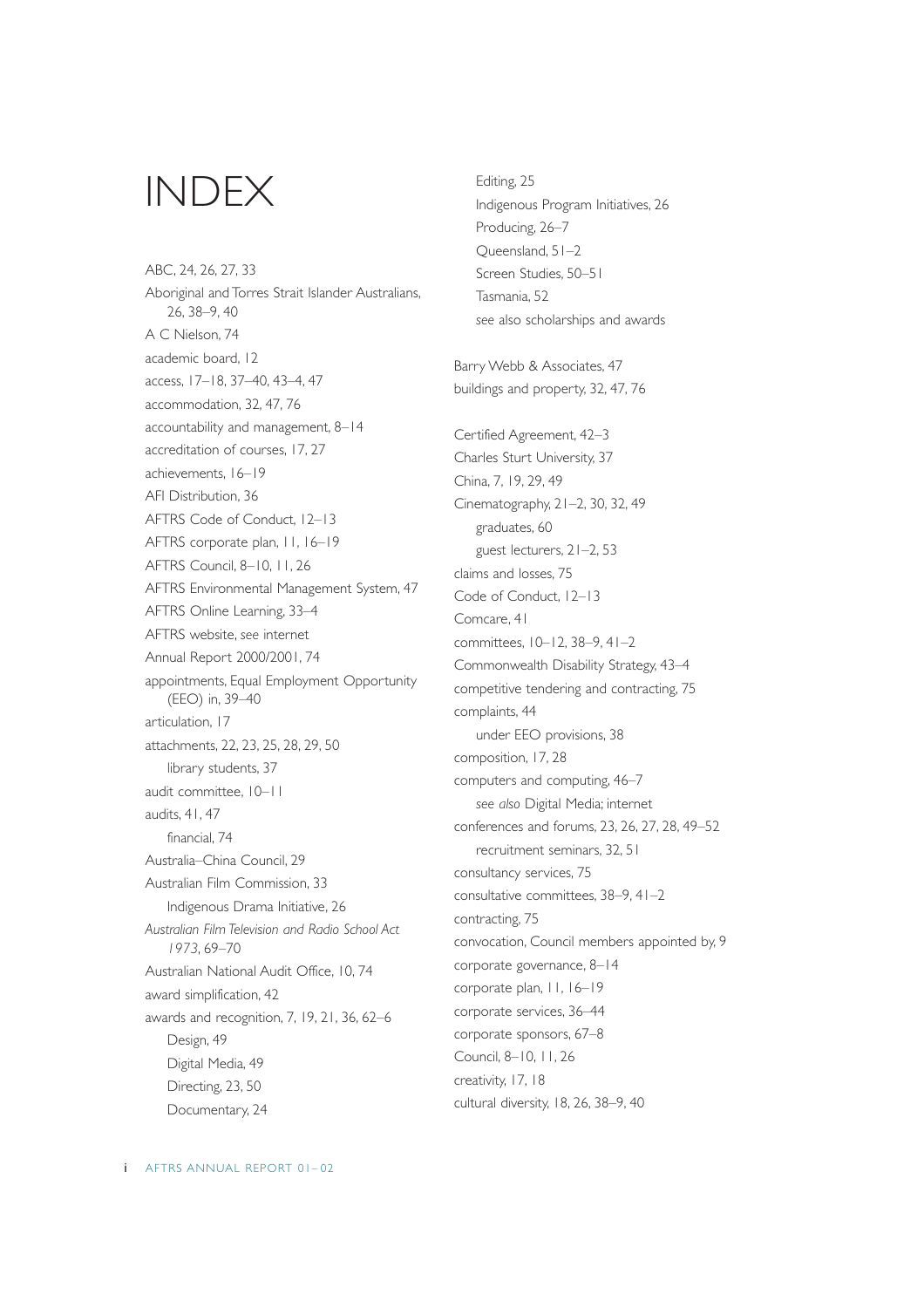# INDEX

ABC, 24, 26, 27, 33
Aboriginal and Torres Strait Islander Australians, 26, 38–9, 40
A C Nielson, 74
academic board, 12
access, 17–18, 37–40, 43–4, 47
accommodation, 32, 47, 76
accountability and management, 8–14
accreditation of courses, 17, 27
achievements, 16–19
AFI Distribution, 36
AFTRS Code of Conduct, 12–13
AFTRS corporate plan, 11, 16–19
AFTRS Council, 8–10, 11, 26
AFTRS Environmental Management System, 47
AFTRS Online Learning, 33–4
AFTRS website, *see* internet
Annual Report 2000/2001, 74
appointments, Equal Employment Opportunity (EEO) in, 39–40
articulation, 17
attachments, 22, 23, 25, 28, 29, 50
  library students, 37
audit committee, 10–11
audits, 41, 47
  financial, 74
Australia–China Council, 29
Australian Film Commission, 33
  Indigenous Drama Initiative, 26
*Australian Film Television and Radio School Act 1973*, 69–70
Australian National Audit Office, 10, 74
award simplification, 42
awards and recognition, 7, 19, 21, 36, 62–6
  Design, 49
  Digital Media, 49
  Directing, 23, 50
  Documentary, 24
  Editing, 25
  Indigenous Program Initiatives, 26
  Producing, 26–7
  Queensland, 51–2
  Screen Studies, 50–51
  Tasmania, 52
  *see* also scholarships and awards

Barry Webb & Associates, 47
buildings and property, 32, 47, 76

Certified Agreement, 42–3
Charles Sturt University, 37
China, 7, 19, 29, 49
Cinematography, 21–2, 30, 32, 49
  graduates, 60
  guest lecturers, 21–2, 53
claims and losses, 75
Code of Conduct, 12–13
Comcare, 41
committees, 10–12, 38–9, 41–2
Commonwealth Disability Strategy, 43–4
competitive tendering and contracting, 75
complaints, 44
  under EEO provisions, 38
composition, 17, 28
computers and computing, 46–7
  *see also* Digital Media; internet
conferences and forums, 23, 26, 27, 28, 49–52
  recruitment seminars, 32, 51
consultancy services, 75
consultative committees, 38–9, 41–2
contracting, 75
convocation, Council members appointed by, 9
corporate governance, 8–14
corporate plan, 11, 16–19
corporate services, 36–44
corporate sponsors, 67–8
Council, 8–10, 11, 26
creativity, 17, 18
cultural diversity, 18, 26, 38–9, 40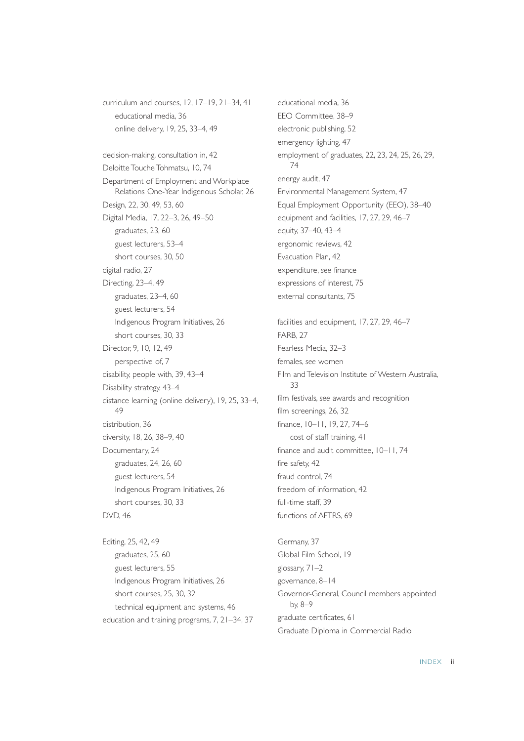curriculum and courses, 12, 17–19, 21–34, 41
- educational media, 36
- online delivery, 19, 25, 33–4, 49

decision-making, consultation in, 42
Deloitte Touche Tohmatsu, 10, 74
Department of Employment and Workplace Relations One-Year Indigenous Scholar, 26
Design, 22, 30, 49, 53, 60
Digital Media, 17, 22–3, 26, 49–50
- graduates, 23, 60
- guest lecturers, 53–4
- short courses, 30, 50

digital radio, 27
Directing, 23–4, 49
- graduates, 23–4, 60
- guest lecturers, 54
- Indigenous Program Initiatives, 26
- short courses, 30, 33

Director, 9, 10, 12, 49
- perspective of, 7

disability, people with, 39, 43–4
Disability strategy, 43–4
distance learning (online delivery), 19, 25, 33–4, 49
distribution, 36
diversity, 18, 26, 38–9, 40
Documentary, 24
- graduates, 24, 26, 60
- guest lecturers, 54
- Indigenous Program Initiatives, 26
- short courses, 30, 33

DVD, 46

Editing, 25, 42, 49
- graduates, 25, 60
- guest lecturers, 55
- Indigenous Program Initiatives, 26
- short courses, 25, 30, 32
- technical equipment and systems, 46

education and training programs, 7, 21–34, 37
educational media, 36
EEO Committee, 38–9
electronic publishing, 52
emergency lighting, 47
employment of graduates, 22, 23, 24, 25, 26, 29, 74
energy audit, 47
Environmental Management System, 47
Equal Employment Opportunity (EEO), 38–40
equipment and facilities, 17, 27, 29, 46–7
equity, 37–40, 43–4
ergonomic reviews, 42
Evacuation Plan, 42
expenditure, *see* finance
expressions of interest, 75
external consultants, 75

facilities and equipment, 17, 27, 29, 46–7
FARB, 27
Fearless Media, 32–3
females, *see* women
Film and Television Institute of Western Australia, 33
film festivals, *see* awards and recognition
film screenings, 26, 32
finance, 10–11, 19, 27, 74–6
- cost of staff training, 41

finance and audit committee, 10–11, 74
fire safety, 42
fraud control, 74
freedom of information, 42
full-time staff, 39
functions of AFTRS, 69

Germany, 37
Global Film School, 19
glossary, 71–2
governance, 8–14
Governor-General, Council members appointed by, 8–9
graduate certificates, 61
Graduate Diploma in Commercial Radio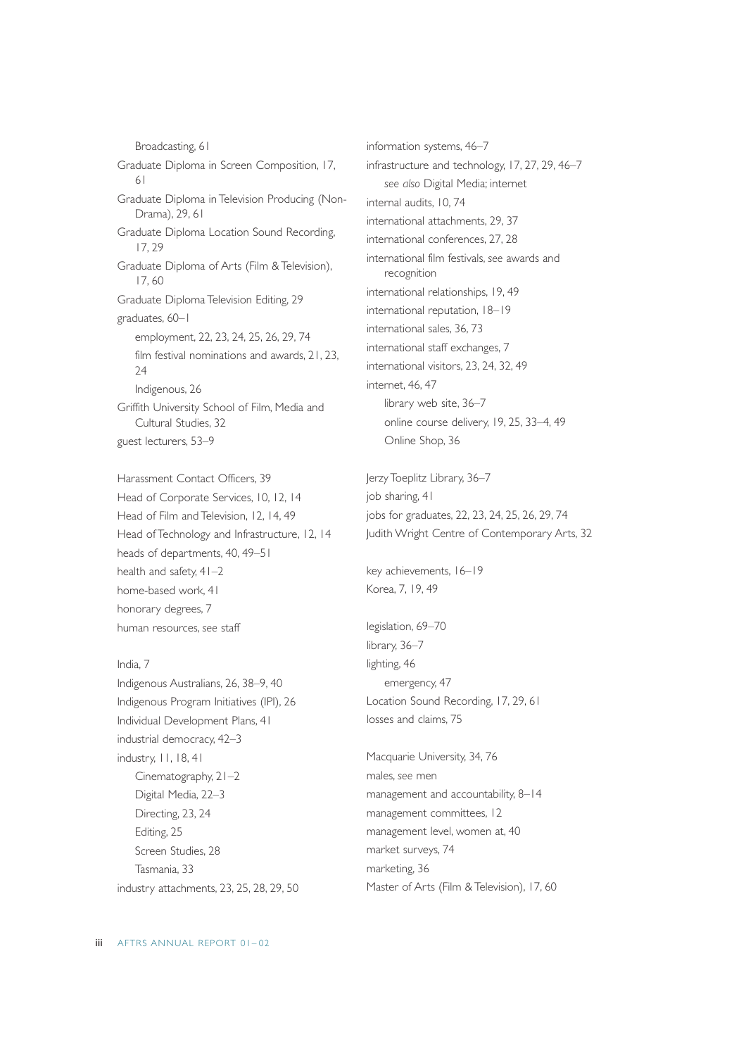Broadcasting, 61

Graduate Diploma in Screen Composition, 17, 61

Graduate Diploma in Television Producing (Non-Drama), 29, 61

Graduate Diploma Location Sound Recording, 17, 29

Graduate Diploma of Arts (Film & Television), 17, 60

Graduate Diploma Television Editing, 29

graduates, 60–1

- employment, 22, 23, 24, 25, 26, 29, 74
- film festival nominations and awards, 21, 23, 24
- Indigenous, 26

Griffith University School of Film, Media and Cultural Studies, 32

guest lecturers, 53–9

Harassment Contact Officers, 39

Head of Corporate Services, 10, 12, 14

Head of Film and Television, 12, 14, 49

Head of Technology and Infrastructure, 12, 14

heads of departments, 40, 49–51

health and safety, 41–2

home-based work, 41

honorary degrees, 7

human resources, *see* staff

India, 7

Indigenous Australians, 26, 38–9, 40

Indigenous Program Initiatives (IPI), 26

Individual Development Plans, 41

industrial democracy, 42–3

industry, 11, 18, 41

- Cinematography, 21–2
- Digital Media, 22–3
- Directing, 23, 24
- Editing, 25
- Screen Studies, 28
- Tasmania, 33

industry attachments, 23, 25, 28, 29, 50

information systems, 46–7

infrastructure and technology, 17, 27, 29, 46–7

- *see also* Digital Media; internet

internal audits, 10, 74

international attachments, 29, 37

international conferences, 27, 28

international film festivals, *see* awards and recognition

international relationships, 19, 49

international reputation, 18–19

international sales, 36, 73

international staff exchanges, 7

international visitors, 23, 24, 32, 49

internet, 46, 47

- library web site, 36–7
- online course delivery, 19, 25, 33–4, 49
- Online Shop, 36

Jerzy Toeplitz Library, 36–7

job sharing, 41

jobs for graduates, 22, 23, 24, 25, 26, 29, 74

Judith Wright Centre of Contemporary Arts, 32

key achievements, 16–19

Korea, 7, 19, 49

legislation, 69–70

library, 36–7

lighting, 46

- emergency, 47

Location Sound Recording, 17, 29, 61

losses and claims, 75

Macquarie University, 34, 76

males, *see* men

management and accountability, 8–14

management committees, 12

management level, women at, 40

market surveys, 74

marketing, 36

Master of Arts (Film & Television), 17, 60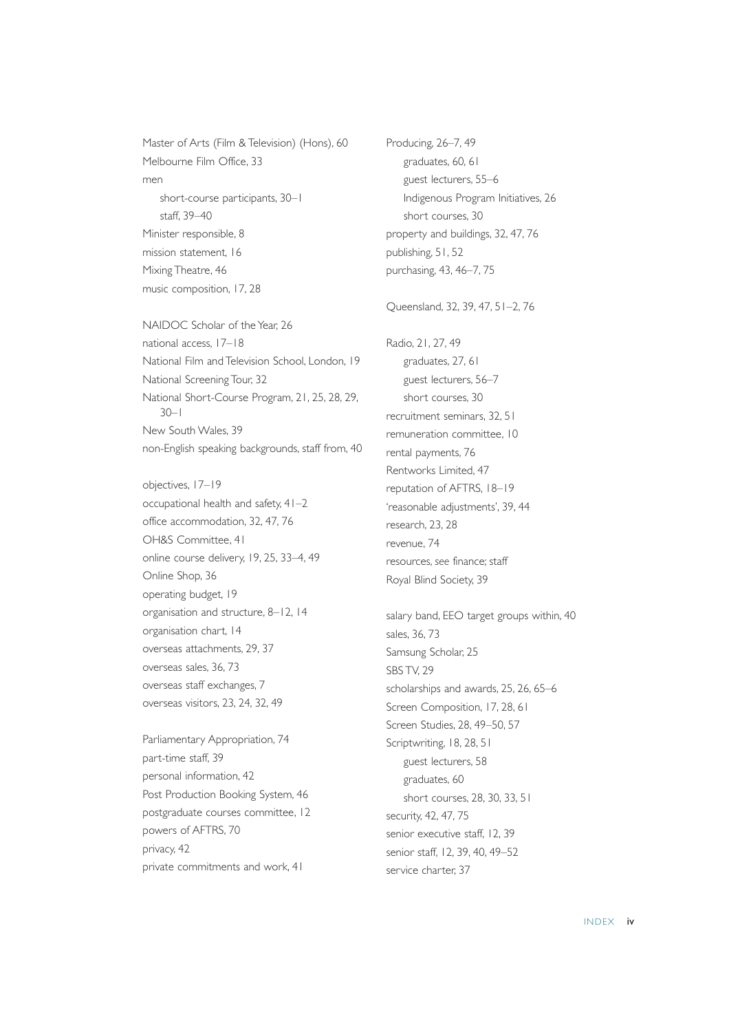Master of Arts (Film & Television) (Hons), 60
Melbourne Film Office, 33
men
  short-course participants, 30–1
  staff, 39–40
Minister responsible, 8
mission statement, 16
Mixing Theatre, 46
music composition, 17, 28

NAIDOC Scholar of the Year, 26
national access, 17–18
National Film and Television School, London, 19
National Screening Tour, 32
National Short-Course Program, 21, 25, 28, 29, 30–1
New South Wales, 39
non-English speaking backgrounds, staff from, 40

objectives, 17–19
occupational health and safety, 41–2
office accommodation, 32, 47, 76
OH&S Committee, 41
online course delivery, 19, 25, 33–4, 49
Online Shop, 36
operating budget, 19
organisation and structure, 8–12, 14
organisation chart, 14
overseas attachments, 29, 37
overseas sales, 36, 73
overseas staff exchanges, 7
overseas visitors, 23, 24, 32, 49

Parliamentary Appropriation, 74
part-time staff, 39
personal information, 42
Post Production Booking System, 46
postgraduate courses committee, 12
powers of AFTRS, 70
privacy, 42
private commitments and work, 41

Producing, 26–7, 49
  graduates, 60, 61
  guest lecturers, 55–6
  Indigenous Program Initiatives, 26
  short courses, 30
property and buildings, 32, 47, 76
publishing, 51, 52
purchasing, 43, 46–7, 75

Queensland, 32, 39, 47, 51–2, 76

Radio, 21, 27, 49
  graduates, 27, 61
  guest lecturers, 56–7
  short courses, 30
recruitment seminars, 32, 51
remuneration committee, 10
rental payments, 76
Rentworks Limited, 47
reputation of AFTRS, 18–19
'reasonable adjustments', 39, 44
research, 23, 28
revenue, 74
resources, *see* finance; staff
Royal Blind Society, 39

salary band, EEO target groups within, 40
sales, 36, 73
Samsung Scholar, 25
SBS TV, 29
scholarships and awards, 25, 26, 65–6
Screen Composition, 17, 28, 61
Screen Studies, 28, 49–50, 57
Scriptwriting, 18, 28, 51
  guest lecturers, 58
  graduates, 60
  short courses, 28, 30, 33, 51
security, 42, 47, 75
senior executive staff, 12, 39
senior staff, 12, 39, 40, 49–52
service charter, 37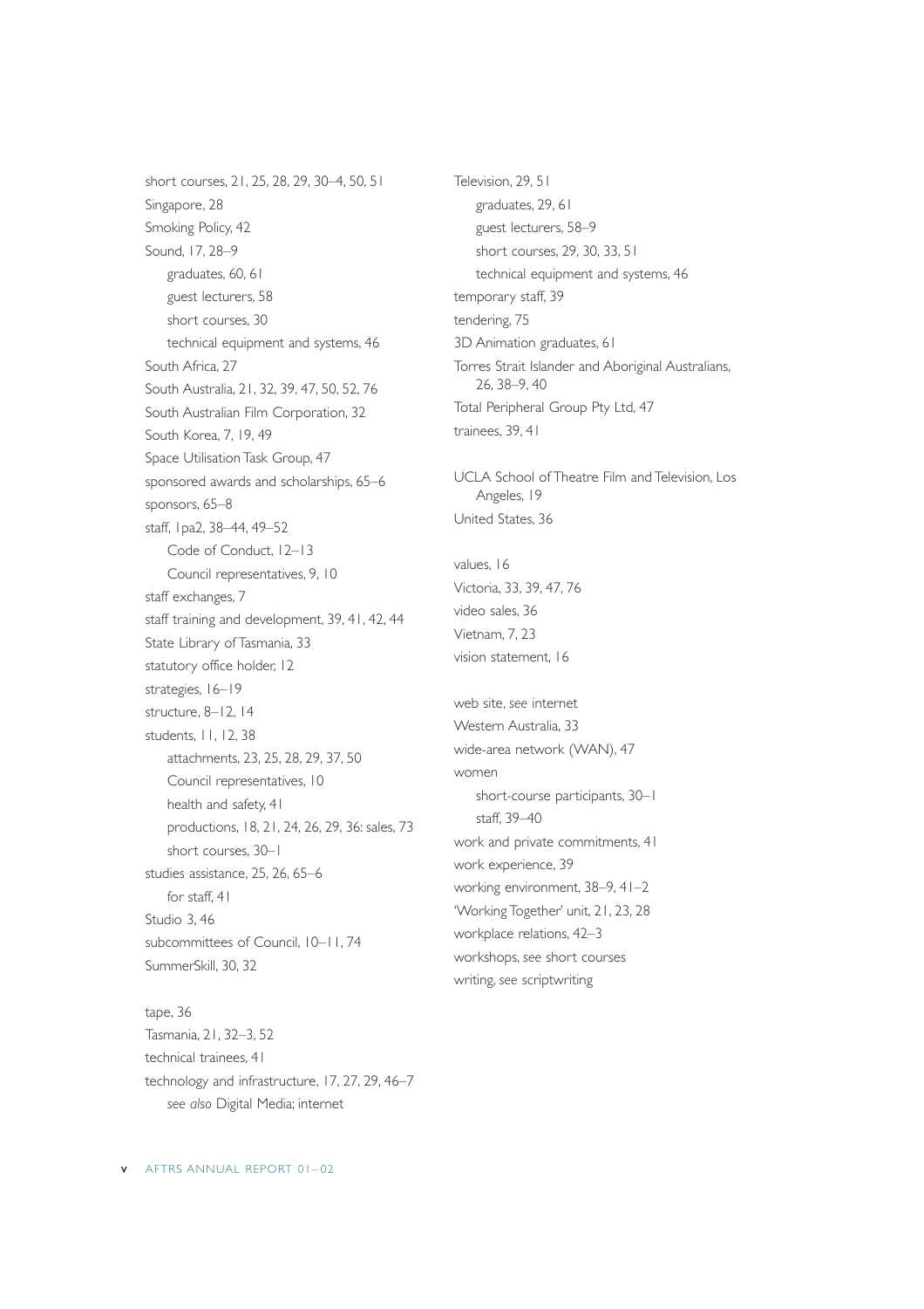short courses, 21, 25, 28, 29, 30–4, 50, 51
Singapore, 28
Smoking Policy, 42
Sound, 17, 28–9
  graduates, 60, 61
  guest lecturers, 58
  short courses, 30
  technical equipment and systems, 46
South Africa, 27
South Australia, 21, 32, 39, 47, 50, 52, 76
South Australian Film Corporation, 32
South Korea, 7, 19, 49
Space Utilisation Task Group, 47
sponsored awards and scholarships, 65–6
sponsors, 65–8
staff, 1pa2, 38–44, 49–52
  Code of Conduct, 12–13
  Council representatives, 9, 10
staff exchanges, 7
staff training and development, 39, 41, 42, 44
State Library of Tasmania, 33
statutory office holder, 12
strategies, 16–19
structure, 8–12, 14
students, 11, 12, 38
  attachments, 23, 25, 28, 29, 37, 50
  Council representatives, 10
  health and safety, 41
  productions, 18, 21, 24, 26, 29, 36: sales, 73
  short courses, 30–1
studies assistance, 25, 26, 65–6
  for staff, 41
Studio 3, 46
subcommittees of Council, 10–11, 74
SummerSkill, 30, 32

tape, 36
Tasmania, 21, 32–3, 52
technical trainees, 41
technology and infrastructure, 17, 27, 29, 46–7
  *see also* Digital Media; internet
Television, 29, 51
  graduates, 29, 61
  guest lecturers, 58–9
  short courses, 29, 30, 33, 51
  technical equipment and systems, 46
temporary staff, 39
tendering, 75
3D Animation graduates, 61
Torres Strait Islander and Aboriginal Australians, 26, 38–9, 40
Total Peripheral Group Pty Ltd, 47
trainees, 39, 41

UCLA School of Theatre Film and Television, Los Angeles, 19
United States, 36

values, 16
Victoria, 33, 39, 47, 76
video sales, 36
Vietnam, 7, 23
vision statement, 16

web site, *see* internet
Western Australia, 33
wide-area network (WAN), 47
women
  short-course participants, 30–1
  staff, 39–40
work and private commitments, 41
work experience, 39
working environment, 38–9, 41–2
'Working Together' unit, 21, 23, 28
workplace relations, 42–3
workshops, *see* short courses
writing, *see* scriptwriting